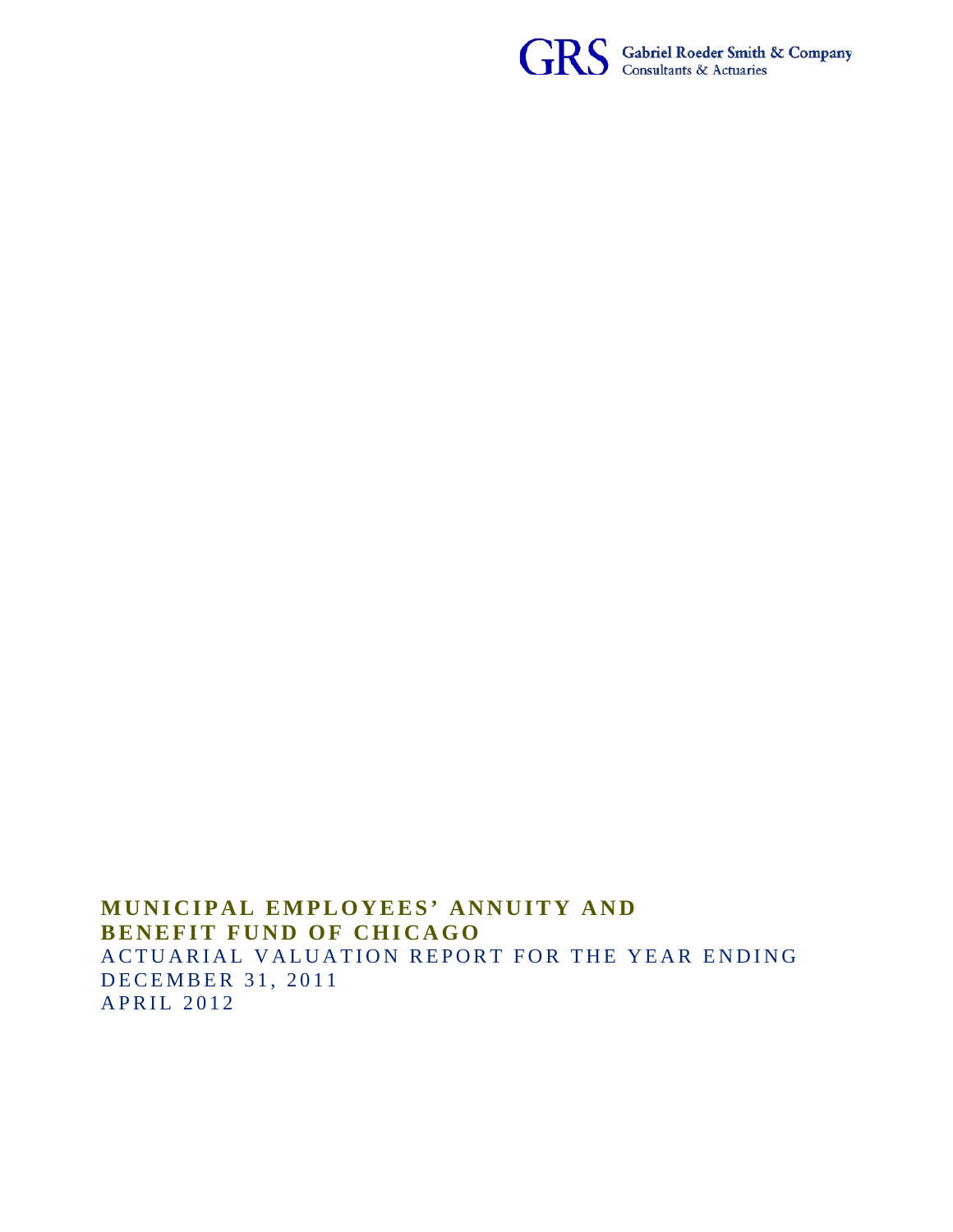GRS Gabriel Roeder Smith & Company
Consultants & Actuaries

# MUNICIPAL EMPLOYEES' ANNUITY AND BENEFIT FUND OF CHICAGO

ACTUARIAL VALUATION REPORT FOR THE YEAR ENDING DECEMBER 31, 2011

APRIL 2012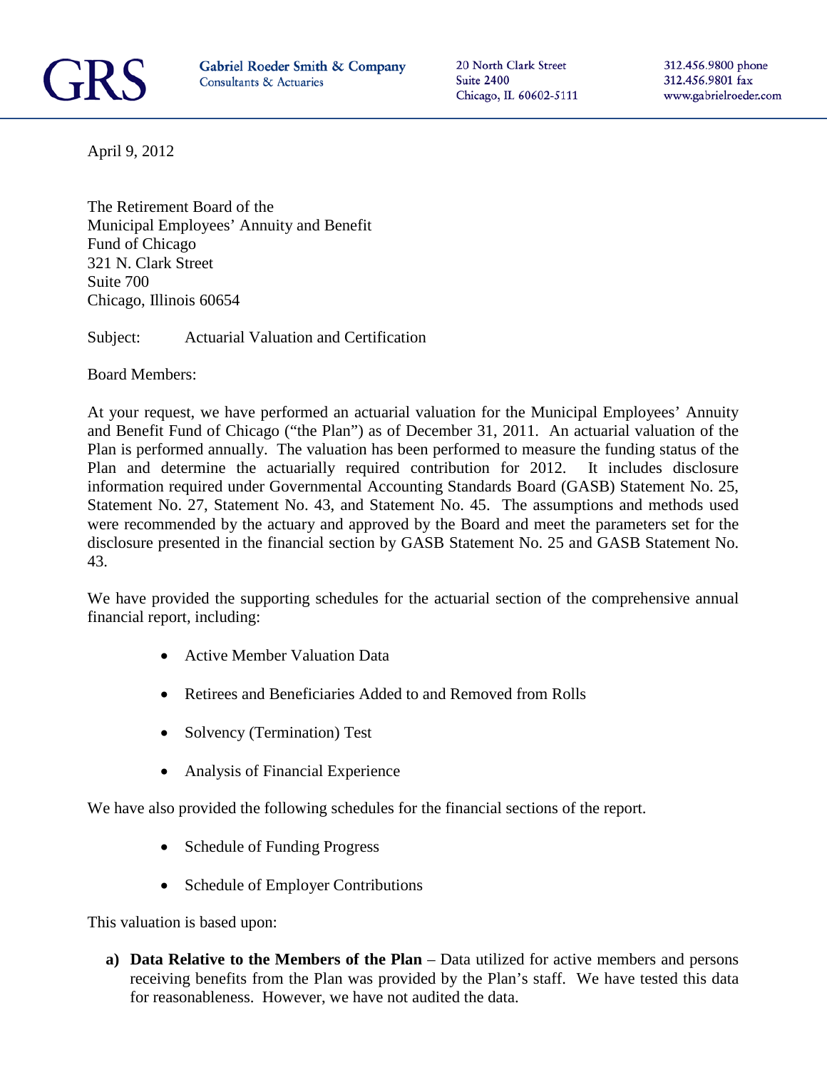GRS Gabriel Roeder Smith & Company
Consultants & Actuaries

20 North Clark Street
Suite 2400
Chicago, IL 60602-5111

312.456.9800 phone
312.456.9801 fax
www.gabrielroeder.com

April 9, 2012

The Retirement Board of the
Municipal Employees' Annuity and Benefit
Fund of Chicago
321 N. Clark Street
Suite 700
Chicago, Illinois 60654

Subject: Actuarial Valuation and Certification

Board Members:

At your request, we have performed an actuarial valuation for the Municipal Employees' Annuity and Benefit Fund of Chicago ("the Plan") as of December 31, 2011. An actuarial valuation of the Plan is performed annually. The valuation has been performed to measure the funding status of the Plan and determine the actuarially required contribution for 2012. It includes disclosure information required under Governmental Accounting Standards Board (GASB) Statement No. 25, Statement No. 27, Statement No. 43, and Statement No. 45. The assumptions and methods used were recommended by the actuary and approved by the Board and meet the parameters set for the disclosure presented in the financial section by GASB Statement No. 25 and GASB Statement No. 43.

We have provided the supporting schedules for the actuarial section of the comprehensive annual financial report, including:

- Active Member Valuation Data
- Retirees and Beneficiaries Added to and Removed from Rolls
- Solvency (Termination) Test
- Analysis of Financial Experience

We have also provided the following schedules for the financial sections of the report.

- Schedule of Funding Progress
- Schedule of Employer Contributions

This valuation is based upon:

a) **Data Relative to the Members of the Plan** – Data utilized for active members and persons receiving benefits from the Plan was provided by the Plan's staff. We have tested this data for reasonableness. However, we have not audited the data.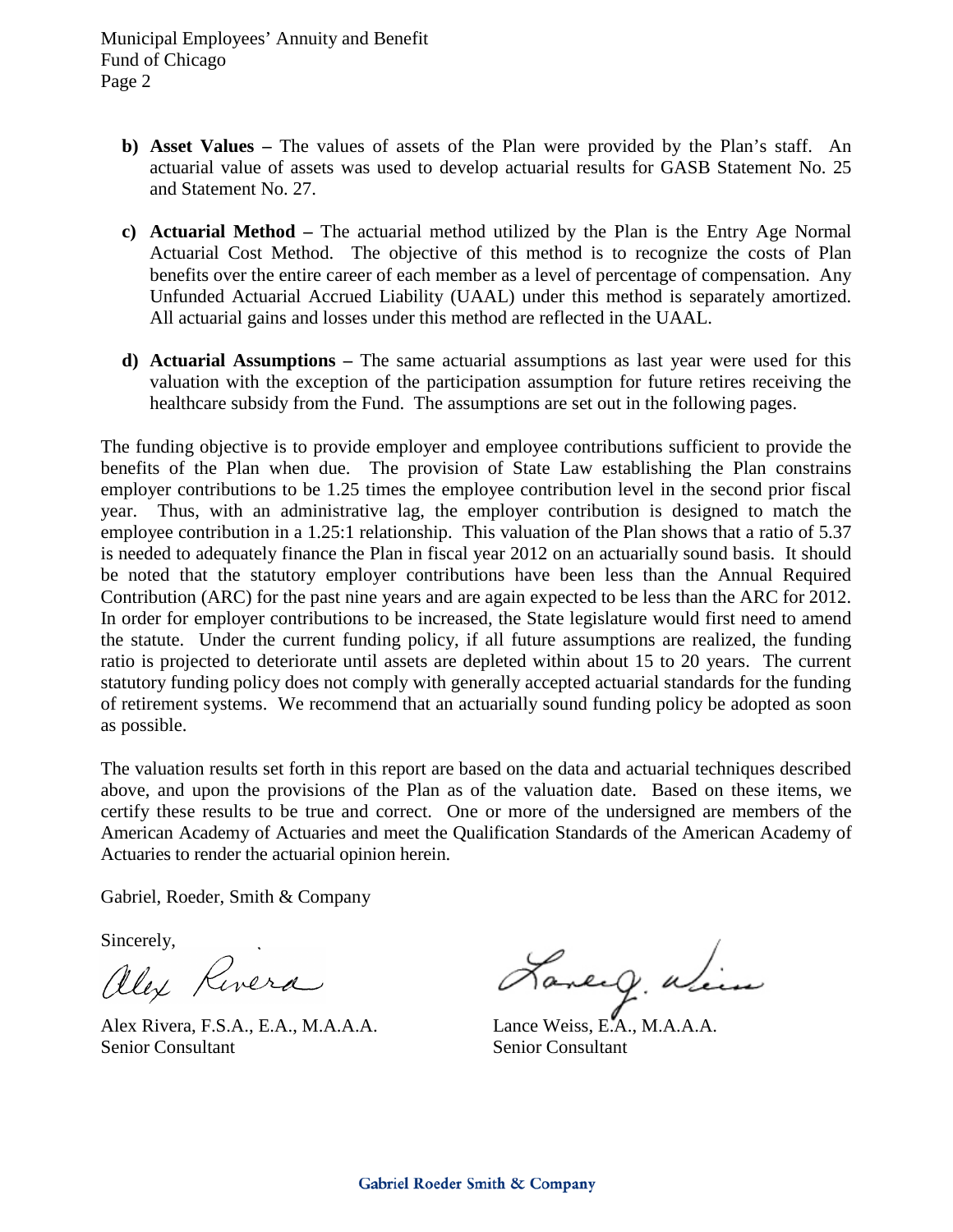- **b) Asset Values –** The values of assets of the Plan were provided by the Plan's staff. An actuarial value of assets was used to develop actuarial results for GASB Statement No. 25 and Statement No. 27.

- **c) Actuarial Method –** The actuarial method utilized by the Plan is the Entry Age Normal Actuarial Cost Method. The objective of this method is to recognize the costs of Plan benefits over the entire career of each member as a level of percentage of compensation. Any Unfunded Actuarial Accrued Liability (UAAL) under this method is separately amortized. All actuarial gains and losses under this method are reflected in the UAAL.

- **d) Actuarial Assumptions –** The same actuarial assumptions as last year were used for this valuation with the exception of the participation assumption for future retires receiving the healthcare subsidy from the Fund. The assumptions are set out in the following pages.

The funding objective is to provide employer and employee contributions sufficient to provide the benefits of the Plan when due. The provision of State Law establishing the Plan constrains employer contributions to be 1.25 times the employee contribution level in the second prior fiscal year. Thus, with an administrative lag, the employer contribution is designed to match the employee contribution in a 1.25:1 relationship. This valuation of the Plan shows that a ratio of 5.37 is needed to adequately finance the Plan in fiscal year 2012 on an actuarially sound basis. It should be noted that the statutory employer contributions have been less than the Annual Required Contribution (ARC) for the past nine years and are again expected to be less than the ARC for 2012. In order for employer contributions to be increased, the State legislature would first need to amend the statute. Under the current funding policy, if all future assumptions are realized, the funding ratio is projected to deteriorate until assets are depleted within about 15 to 20 years. The current statutory funding policy does not comply with generally accepted actuarial standards for the funding of retirement systems. We recommend that an actuarially sound funding policy be adopted as soon as possible.

The valuation results set forth in this report are based on the data and actuarial techniques described above, and upon the provisions of the Plan as of the valuation date. Based on these items, we certify these results to be true and correct. One or more of the undersigned are members of the American Academy of Actuaries and meet the Qualification Standards of the American Academy of Actuaries to render the actuarial opinion herein.

Gabriel, Roeder, Smith & Company

Sincerely,

Alex Rivera, F.S.A., E.A., M.A.A.A.
Senior Consultant

Lance Weiss, E.A., M.A.A.A.
Senior Consultant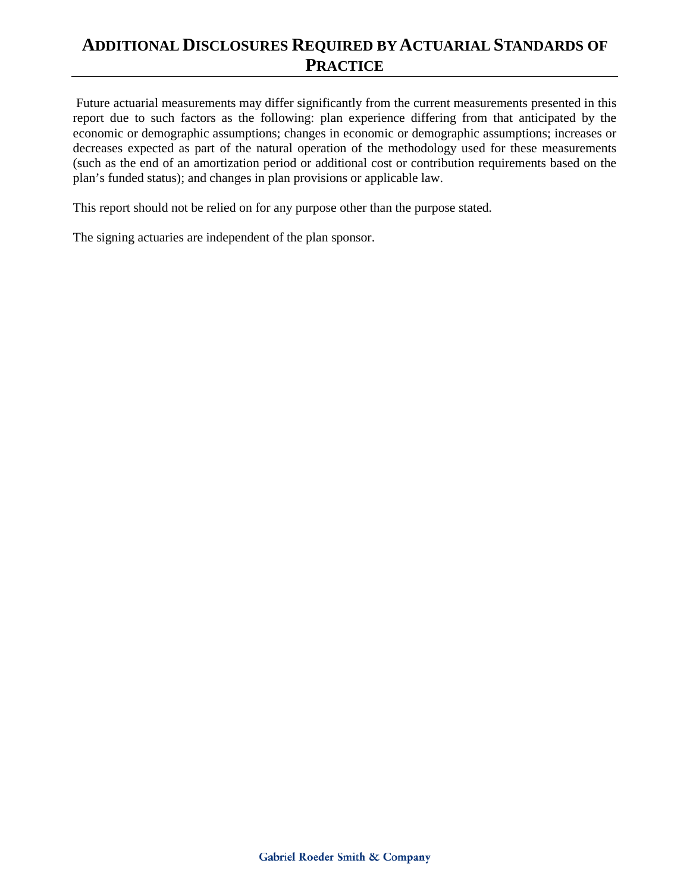# ADDITIONAL DISCLOSURES REQUIRED BY ACTUARIAL STANDARDS OF PRACTICE

Future actuarial measurements may differ significantly from the current measurements presented in this report due to such factors as the following: plan experience differing from that anticipated by the economic or demographic assumptions; changes in economic or demographic assumptions; increases or decreases expected as part of the natural operation of the methodology used for these measurements (such as the end of an amortization period or additional cost or contribution requirements based on the plan's funded status); and changes in plan provisions or applicable law.

This report should not be relied on for any purpose other than the purpose stated.

The signing actuaries are independent of the plan sponsor.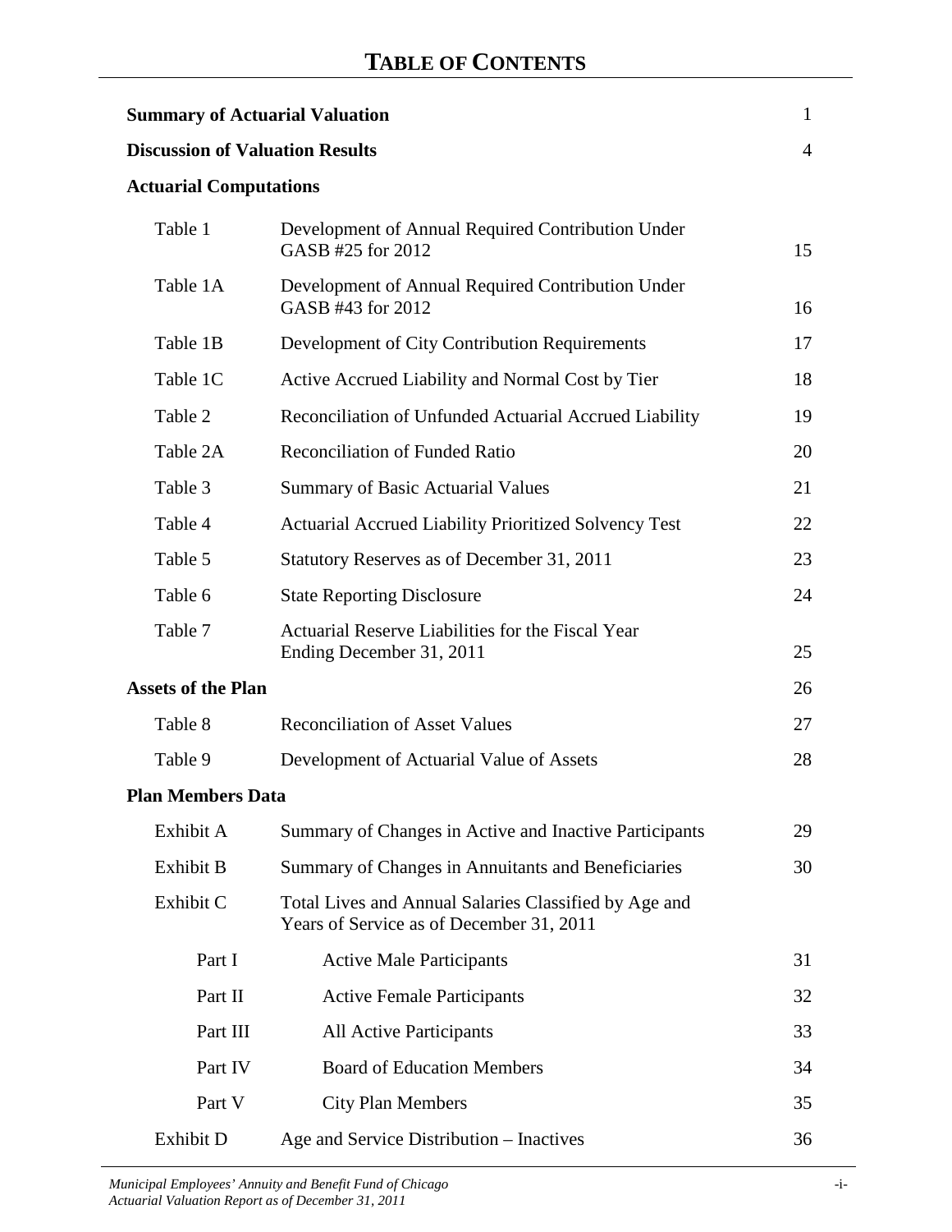# TABLE OF CONTENTS

| | | |
|---|---|---|
| **Summary of Actuarial Valuation** | | 1 |
| **Discussion of Valuation Results** | | 4 |
| **Actuarial Computations** | | |
| Table 1 | Development of Annual Required Contribution Under GASB #25 for 2012 | 15 |
| Table 1A | Development of Annual Required Contribution Under GASB #43 for 2012 | 16 |
| Table 1B | Development of City Contribution Requirements | 17 |
| Table 1C | Active Accrued Liability and Normal Cost by Tier | 18 |
| Table 2 | Reconciliation of Unfunded Actuarial Accrued Liability | 19 |
| Table 2A | Reconciliation of Funded Ratio | 20 |
| Table 3 | Summary of Basic Actuarial Values | 21 |
| Table 4 | Actuarial Accrued Liability Prioritized Solvency Test | 22 |
| Table 5 | Statutory Reserves as of December 31, 2011 | 23 |
| Table 6 | State Reporting Disclosure | 24 |
| Table 7 | Actuarial Reserve Liabilities for the Fiscal Year Ending December 31, 2011 | 25 |
| **Assets of the Plan** | | 26 |
| Table 8 | Reconciliation of Asset Values | 27 |
| Table 9 | Development of Actuarial Value of Assets | 28 |
| **Plan Members Data** | | |
| Exhibit A | Summary of Changes in Active and Inactive Participants | 29 |
| Exhibit B | Summary of Changes in Annuitants and Beneficiaries | 30 |
| Exhibit C | Total Lives and Annual Salaries Classified by Age and Years of Service as of December 31, 2011 | |
| Part I | Active Male Participants | 31 |
| Part II | Active Female Participants | 32 |
| Part III | All Active Participants | 33 |
| Part IV | Board of Education Members | 34 |
| Part V | City Plan Members | 35 |
| Exhibit D | Age and Service Distribution – Inactives | 36 |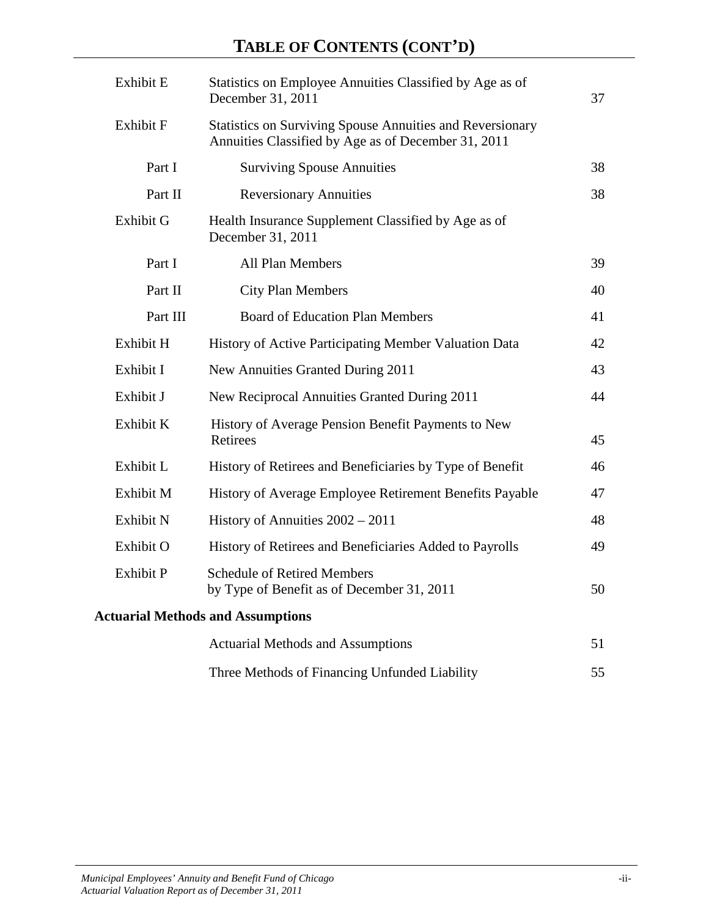# TABLE OF CONTENTS (CONT'D)

| | | |
|---|---|---|
| Exhibit E | Statistics on Employee Annuities Classified by Age as of December 31, 2011 | 37 |
| Exhibit F | Statistics on Surviving Spouse Annuities and Reversionary Annuities Classified by Age as of December 31, 2011 | |
| Part I | Surviving Spouse Annuities | 38 |
| Part II | Reversionary Annuities | 38 |
| Exhibit G | Health Insurance Supplement Classified by Age as of December 31, 2011 | |
| Part I | All Plan Members | 39 |
| Part II | City Plan Members | 40 |
| Part III | Board of Education Plan Members | 41 |
| Exhibit H | History of Active Participating Member Valuation Data | 42 |
| Exhibit I | New Annuities Granted During 2011 | 43 |
| Exhibit J | New Reciprocal Annuities Granted During 2011 | 44 |
| Exhibit K | History of Average Pension Benefit Payments to New Retirees | 45 |
| Exhibit L | History of Retirees and Beneficiaries by Type of Benefit | 46 |
| Exhibit M | History of Average Employee Retirement Benefits Payable | 47 |
| Exhibit N | History of Annuities 2002 – 2011 | 48 |
| Exhibit O | History of Retirees and Beneficiaries Added to Payrolls | 49 |
| Exhibit P | Schedule of Retired Members by Type of Benefit as of December 31, 2011 | 50 |

**Actuarial Methods and Assumptions**

| | | |
|---|---|---|
| | Actuarial Methods and Assumptions | 51 |
| | Three Methods of Financing Unfunded Liability | 55 |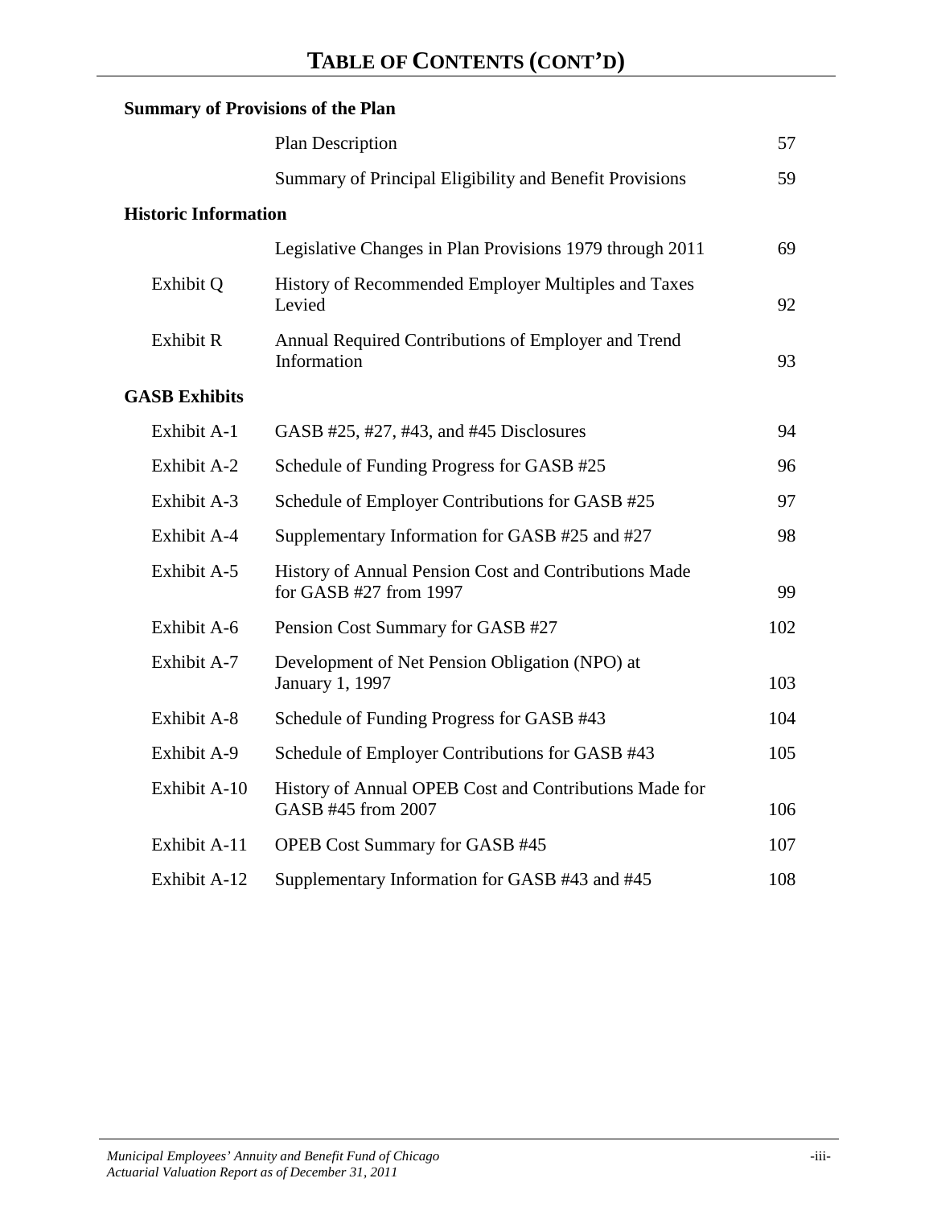# TABLE OF CONTENTS (CONT'D)

| | | |
|---|---|---|
| **Summary of Provisions of the Plan** | | |
| | Plan Description | 57 |
| | Summary of Principal Eligibility and Benefit Provisions | 59 |
| **Historic Information** | | |
| | Legislative Changes in Plan Provisions 1979 through 2011 | 69 |
| Exhibit Q | History of Recommended Employer Multiples and Taxes Levied | 92 |
| Exhibit R | Annual Required Contributions of Employer and Trend Information | 93 |
| **GASB Exhibits** | | |
| Exhibit A-1 | GASB #25, #27, #43, and #45 Disclosures | 94 |
| Exhibit A-2 | Schedule of Funding Progress for GASB #25 | 96 |
| Exhibit A-3 | Schedule of Employer Contributions for GASB #25 | 97 |
| Exhibit A-4 | Supplementary Information for GASB #25 and #27 | 98 |
| Exhibit A-5 | History of Annual Pension Cost and Contributions Made for GASB #27 from 1997 | 99 |
| Exhibit A-6 | Pension Cost Summary for GASB #27 | 102 |
| Exhibit A-7 | Development of Net Pension Obligation (NPO) at January 1, 1997 | 103 |
| Exhibit A-8 | Schedule of Funding Progress for GASB #43 | 104 |
| Exhibit A-9 | Schedule of Employer Contributions for GASB #43 | 105 |
| Exhibit A-10 | History of Annual OPEB Cost and Contributions Made for GASB #45 from 2007 | 106 |
| Exhibit A-11 | OPEB Cost Summary for GASB #45 | 107 |
| Exhibit A-12 | Supplementary Information for GASB #43 and #45 | 108 |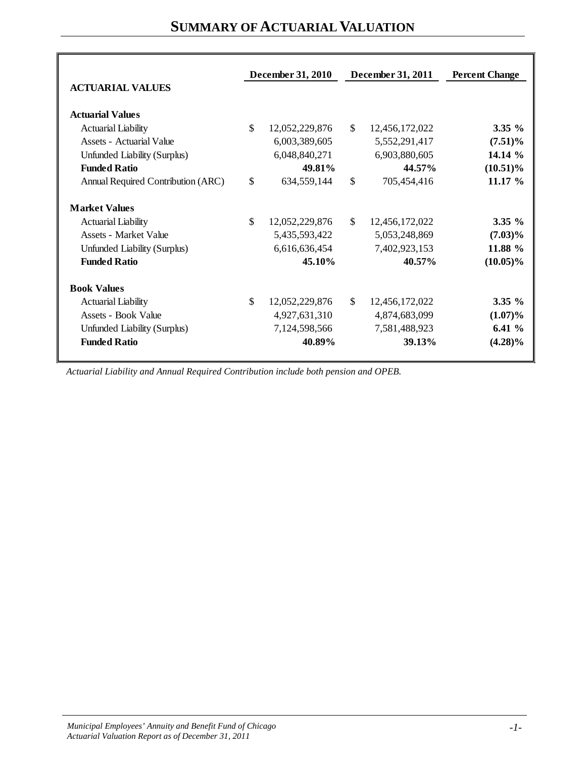# SUMMARY OF ACTUARIAL VALUATION

| ACTUARIAL VALUES | December 31, 2010 | December 31, 2011 | Percent Change |
|---|---|---|---|
| **Actuarial Values** | | | |
| Actuarial Liability | $ 12,052,229,876 | $ 12,456,172,022 | **3.35 %** |
| Assets - Actuarial Value | 6,003,389,605 | 5,552,291,417 | **(7.51)%** |
| Unfunded Liability (Surplus) | 6,048,840,271 | 6,903,880,605 | **14.14 %** |
| **Funded Ratio** | **49.81%** | **44.57%** | **(10.51)%** |
| Annual Required Contribution (ARC) | $ 634,559,144 | $ 705,454,416 | **11.17 %** |
| **Market Values** | | | |
| Actuarial Liability | $ 12,052,229,876 | $ 12,456,172,022 | **3.35 %** |
| Assets - Market Value | 5,435,593,422 | 5,053,248,869 | **(7.03)%** |
| Unfunded Liability (Surplus) | 6,616,636,454 | 7,402,923,153 | **11.88 %** |
| **Funded Ratio** | **45.10%** | **40.57%** | **(10.05)%** |
| **Book Values** | | | |
| Actuarial Liability | $ 12,052,229,876 | $ 12,456,172,022 | **3.35 %** |
| Assets - Book Value | 4,927,631,310 | 4,874,683,099 | **(1.07)%** |
| Unfunded Liability (Surplus) | 7,124,598,566 | 7,581,488,923 | **6.41 %** |
| **Funded Ratio** | **40.89%** | **39.13%** | **(4.28)%** |

*Actuarial Liability and Annual Required Contribution include both pension and OPEB.*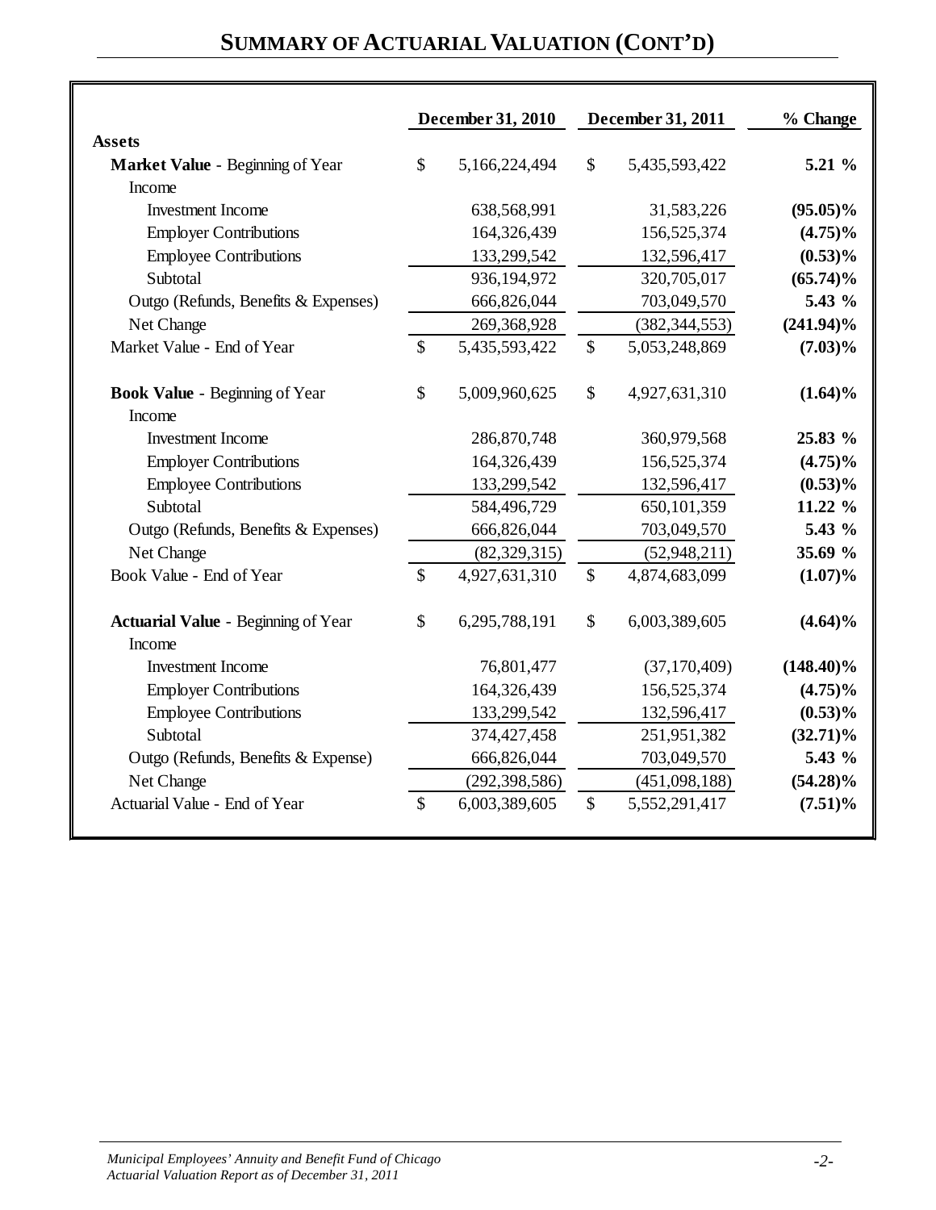## SUMMARY OF ACTUARIAL VALUATION (CONT'D)

| | December 31, 2010 | December 31, 2011 | % Change |
|---|---|---|---|
| **Assets** | | | |
| **Market Value** - Beginning of Year | $ 5,166,224,494 | $ 5,435,593,422 | **5.21 %** |
| Income | | | |
| Investment Income | 638,568,991 | 31,583,226 | **(95.05)%** |
| Employer Contributions | 164,326,439 | 156,525,374 | **(4.75)%** |
| Employee Contributions | 133,299,542 | 132,596,417 | **(0.53)%** |
| Subtotal | 936,194,972 | 320,705,017 | **(65.74)%** |
| Outgo (Refunds, Benefits & Expenses) | 666,826,044 | 703,049,570 | **5.43 %** |
| Net Change | 269,368,928 | (382,344,553) | **(241.94)%** |
| Market Value - End of Year | $ 5,435,593,422 | $ 5,053,248,869 | **(7.03)%** |
| | | | |
| **Book Value** - Beginning of Year | $ 5,009,960,625 | $ 4,927,631,310 | **(1.64)%** |
| Income | | | |
| Investment Income | 286,870,748 | 360,979,568 | **25.83 %** |
| Employer Contributions | 164,326,439 | 156,525,374 | **(4.75)%** |
| Employee Contributions | 133,299,542 | 132,596,417 | **(0.53)%** |
| Subtotal | 584,496,729 | 650,101,359 | **11.22 %** |
| Outgo (Refunds, Benefits & Expenses) | 666,826,044 | 703,049,570 | **5.43 %** |
| Net Change | (82,329,315) | (52,948,211) | **35.69 %** |
| Book Value - End of Year | $ 4,927,631,310 | $ 4,874,683,099 | **(1.07)%** |
| | | | |
| **Actuarial Value** - Beginning of Year | $ 6,295,788,191 | $ 6,003,389,605 | **(4.64)%** |
| Income | | | |
| Investment Income | 76,801,477 | (37,170,409) | **(148.40)%** |
| Employer Contributions | 164,326,439 | 156,525,374 | **(4.75)%** |
| Employee Contributions | 133,299,542 | 132,596,417 | **(0.53)%** |
| Subtotal | 374,427,458 | 251,951,382 | **(32.71)%** |
| Outgo (Refunds, Benefits & Expense) | 666,826,044 | 703,049,570 | **5.43 %** |
| Net Change | (292,398,586) | (451,098,188) | **(54.28)%** |
| Actuarial Value - End of Year | $ 6,003,389,605 | $ 5,552,291,417 | **(7.51)%** |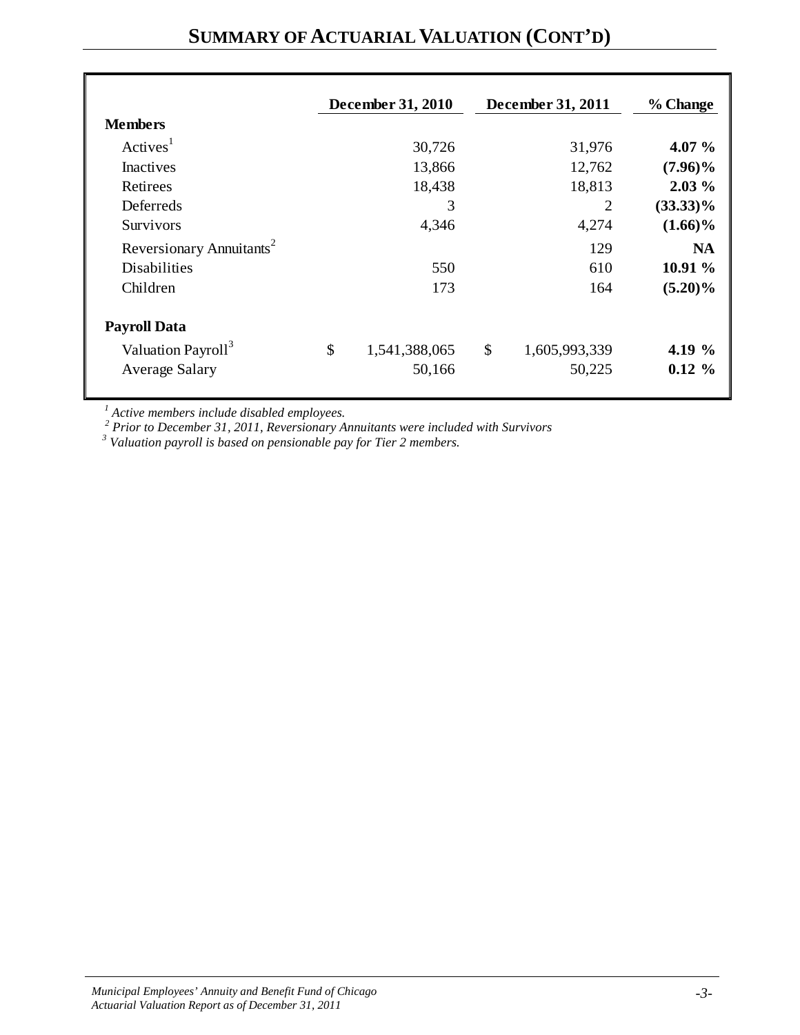## SUMMARY OF ACTUARIAL VALUATION (CONT'D)

| | December 31, 2010 | December 31, 2011 | % Change |
|---|---|---|---|
| **Members** | | | |
| Actives[1] | 30,726 | 31,976 | **4.07 %** |
| Inactives | 13,866 | 12,762 | **(7.96)%** |
| Retirees | 18,438 | 18,813 | **2.03 %** |
| Deferreds | 3 | 2 | **(33.33)%** |
| Survivors | 4,346 | 4,274 | **(1.66)%** |
| Reversionary Annuitants[2] | | 129 | **NA** |
| Disabilities | 550 | 610 | **10.91 %** |
| Children | 173 | 164 | **(5.20)%** |
| **Payroll Data** | | | |
| Valuation Payroll[3] | $ 1,541,388,065 | $ 1,605,993,339 | **4.19 %** |
| Average Salary | 50,166 | 50,225 | **0.12 %** |

*[1] Active members include disabled employees.*
*[2] Prior to December 31, 2011, Reversionary Annuitants were included with Survivors*
*[3] Valuation payroll is based on pensionable pay for Tier 2 members.*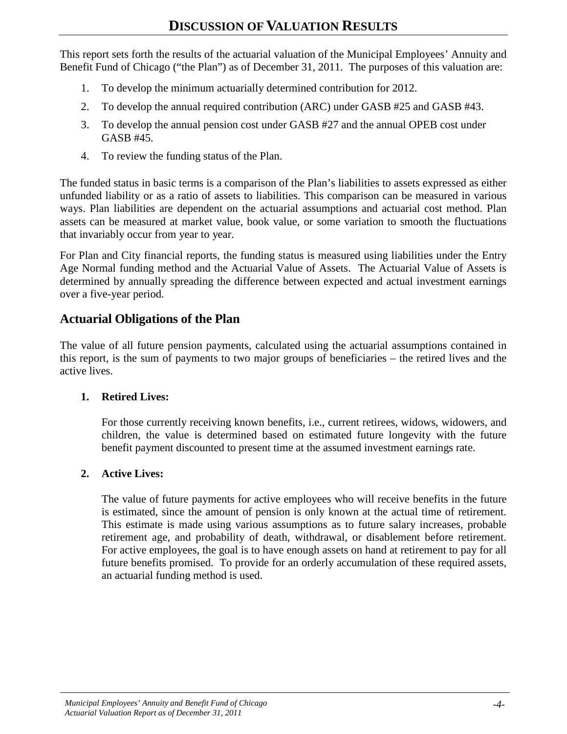# DISCUSSION OF VALUATION RESULTS

This report sets forth the results of the actuarial valuation of the Municipal Employees' Annuity and Benefit Fund of Chicago ("the Plan") as of December 31, 2011. The purposes of this valuation are:

1. To develop the minimum actuarially determined contribution for 2012.
2. To develop the annual required contribution (ARC) under GASB #25 and GASB #43.
3. To develop the annual pension cost under GASB #27 and the annual OPEB cost under GASB #45.
4. To review the funding status of the Plan.

The funded status in basic terms is a comparison of the Plan's liabilities to assets expressed as either unfunded liability or as a ratio of assets to liabilities. This comparison can be measured in various ways. Plan liabilities are dependent on the actuarial assumptions and actuarial cost method. Plan assets can be measured at market value, book value, or some variation to smooth the fluctuations that invariably occur from year to year.

For Plan and City financial reports, the funding status is measured using liabilities under the Entry Age Normal funding method and the Actuarial Value of Assets. The Actuarial Value of Assets is determined by annually spreading the difference between expected and actual investment earnings over a five-year period.

## Actuarial Obligations of the Plan

The value of all future pension payments, calculated using the actuarial assumptions contained in this report, is the sum of payments to two major groups of beneficiaries – the retired lives and the active lives.

1. **Retired Lives:**

   For those currently receiving known benefits, i.e., current retirees, widows, widowers, and children, the value is determined based on estimated future longevity with the future benefit payment discounted to present time at the assumed investment earnings rate.

2. **Active Lives:**

   The value of future payments for active employees who will receive benefits in the future is estimated, since the amount of pension is only known at the actual time of retirement. This estimate is made using various assumptions as to future salary increases, probable retirement age, and probability of death, withdrawal, or disablement before retirement. For active employees, the goal is to have enough assets on hand at retirement to pay for all future benefits promised. To provide for an orderly accumulation of these required assets, an actuarial funding method is used.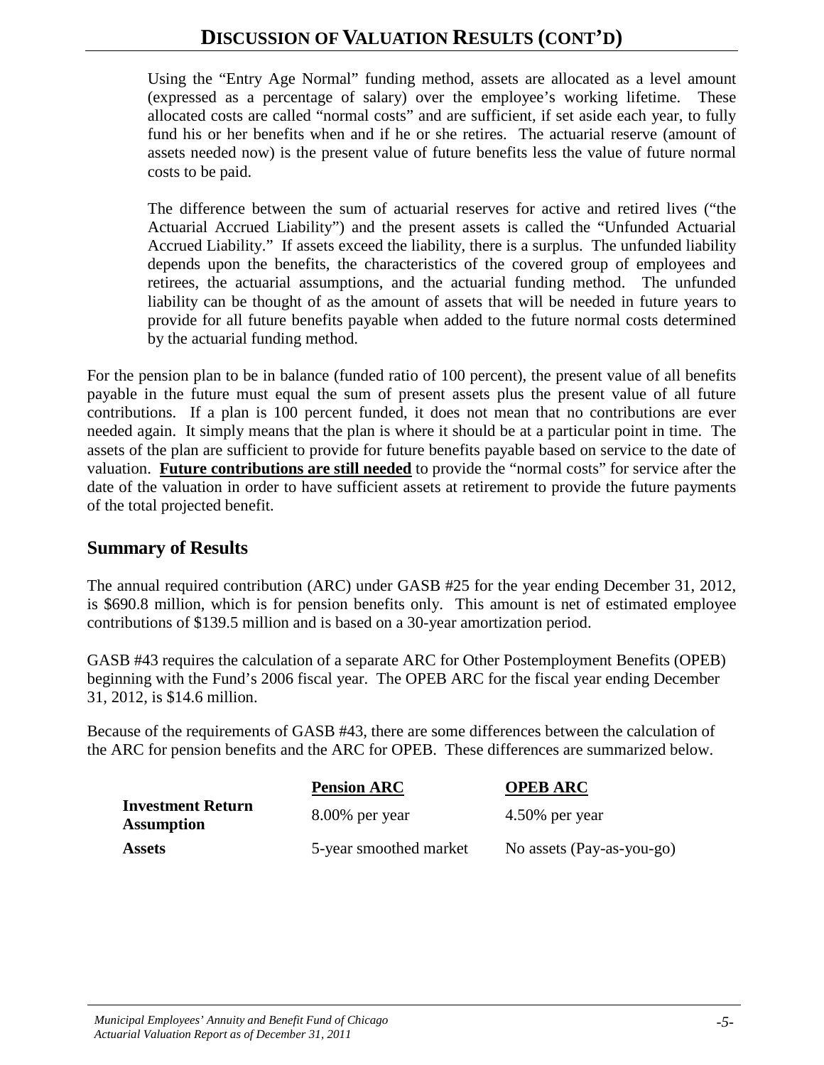# DISCUSSION OF VALUATION RESULTS (CONT'D)

> Using the "Entry Age Normal" funding method, assets are allocated as a level amount (expressed as a percentage of salary) over the employee's working lifetime. These allocated costs are called "normal costs" and are sufficient, if set aside each year, to fully fund his or her benefits when and if he or she retires. The actuarial reserve (amount of assets needed now) is the present value of future benefits less the value of future normal costs to be paid.
>
> The difference between the sum of actuarial reserves for active and retired lives ("the Actuarial Accrued Liability") and the present assets is called the "Unfunded Actuarial Accrued Liability." If assets exceed the liability, there is a surplus. The unfunded liability depends upon the benefits, the characteristics of the covered group of employees and retirees, the actuarial assumptions, and the actuarial funding method. The unfunded liability can be thought of as the amount of assets that will be needed in future years to provide for all future benefits payable when added to the future normal costs determined by the actuarial funding method.

For the pension plan to be in balance (funded ratio of 100 percent), the present value of all benefits payable in the future must equal the sum of present assets plus the present value of all future contributions. If a plan is 100 percent funded, it does not mean that no contributions are ever needed again. It simply means that the plan is where it should be at a particular point in time. The assets of the plan are sufficient to provide for future benefits payable based on service to the date of valuation. **Future contributions are still needed** to provide the "normal costs" for service after the date of the valuation in order to have sufficient assets at retirement to provide the future payments of the total projected benefit.

## Summary of Results

The annual required contribution (ARC) under GASB #25 for the year ending December 31, 2012, is \$690.8 million, which is for pension benefits only. This amount is net of estimated employee contributions of \$139.5 million and is based on a 30-year amortization period.

GASB #43 requires the calculation of a separate ARC for Other Postemployment Benefits (OPEB) beginning with the Fund's 2006 fiscal year. The OPEB ARC for the fiscal year ending December 31, 2012, is \$14.6 million.

Because of the requirements of GASB #43, there are some differences between the calculation of the ARC for pension benefits and the ARC for OPEB. These differences are summarized below.

| | Pension ARC | OPEB ARC |
|---|---|---|
| **Investment Return Assumption** | 8.00% per year | 4.50% per year |
| **Assets** | 5-year smoothed market | No assets (Pay-as-you-go) |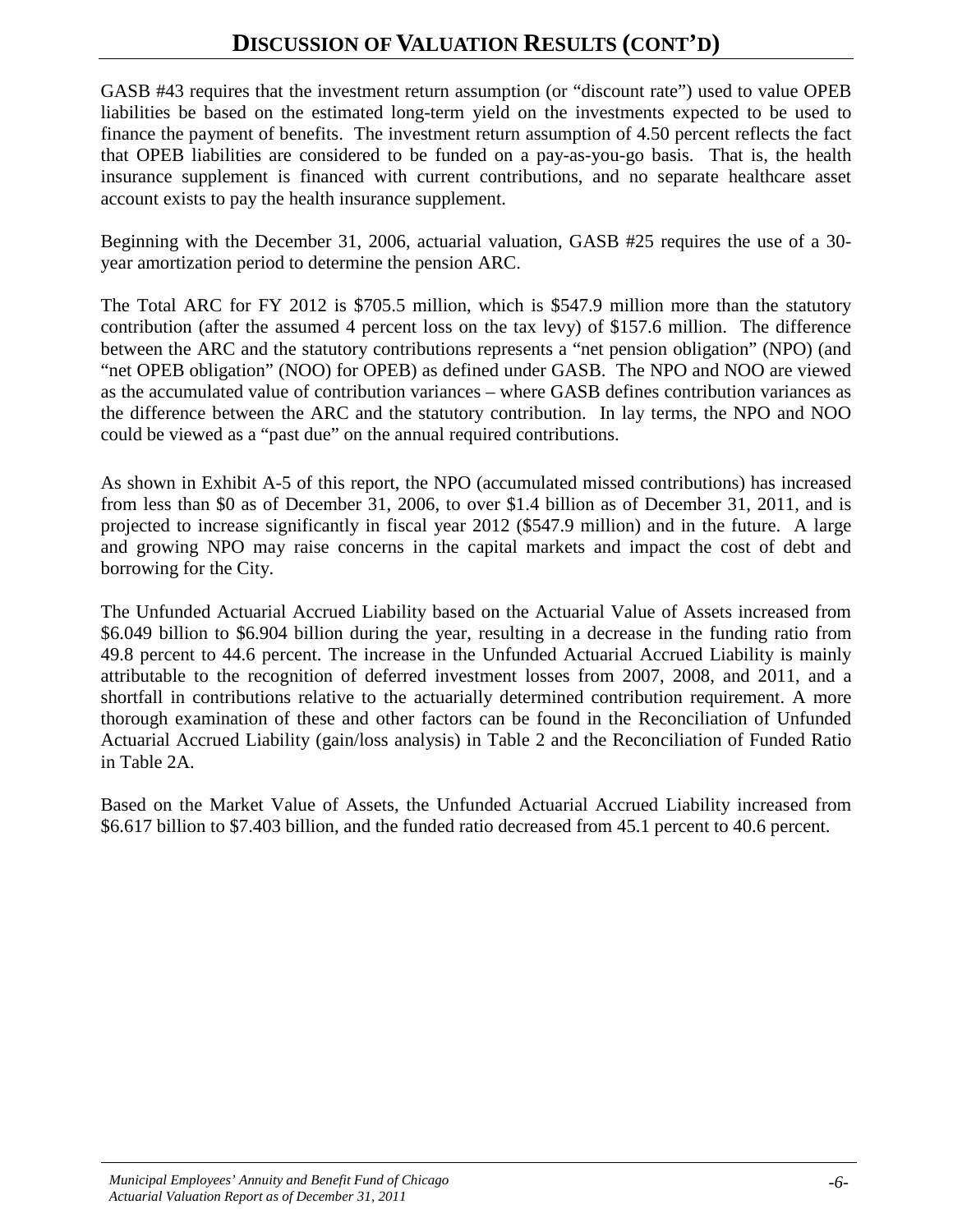# Discussion of Valuation Results (cont'd)

GASB #43 requires that the investment return assumption (or "discount rate") used to value OPEB liabilities be based on the estimated long-term yield on the investments expected to be used to finance the payment of benefits. The investment return assumption of 4.50 percent reflects the fact that OPEB liabilities are considered to be funded on a pay-as-you-go basis. That is, the health insurance supplement is financed with current contributions, and no separate healthcare asset account exists to pay the health insurance supplement.

Beginning with the December 31, 2006, actuarial valuation, GASB #25 requires the use of a 30-year amortization period to determine the pension ARC.

The Total ARC for FY 2012 is $705.5 million, which is $547.9 million more than the statutory contribution (after the assumed 4 percent loss on the tax levy) of $157.6 million. The difference between the ARC and the statutory contributions represents a "net pension obligation" (NPO) (and "net OPEB obligation" (NOO) for OPEB) as defined under GASB. The NPO and NOO are viewed as the accumulated value of contribution variances – where GASB defines contribution variances as the difference between the ARC and the statutory contribution. In lay terms, the NPO and NOO could be viewed as a "past due" on the annual required contributions.

As shown in Exhibit A-5 of this report, the NPO (accumulated missed contributions) has increased from less than $0 as of December 31, 2006, to over $1.4 billion as of December 31, 2011, and is projected to increase significantly in fiscal year 2012 ($547.9 million) and in the future. A large and growing NPO may raise concerns in the capital markets and impact the cost of debt and borrowing for the City.

The Unfunded Actuarial Accrued Liability based on the Actuarial Value of Assets increased from $6.049 billion to $6.904 billion during the year, resulting in a decrease in the funding ratio from 49.8 percent to 44.6 percent. The increase in the Unfunded Actuarial Accrued Liability is mainly attributable to the recognition of deferred investment losses from 2007, 2008, and 2011, and a shortfall in contributions relative to the actuarially determined contribution requirement. A more thorough examination of these and other factors can be found in the Reconciliation of Unfunded Actuarial Accrued Liability (gain/loss analysis) in Table 2 and the Reconciliation of Funded Ratio in Table 2A.

Based on the Market Value of Assets, the Unfunded Actuarial Accrued Liability increased from $6.617 billion to $7.403 billion, and the funded ratio decreased from 45.1 percent to 40.6 percent.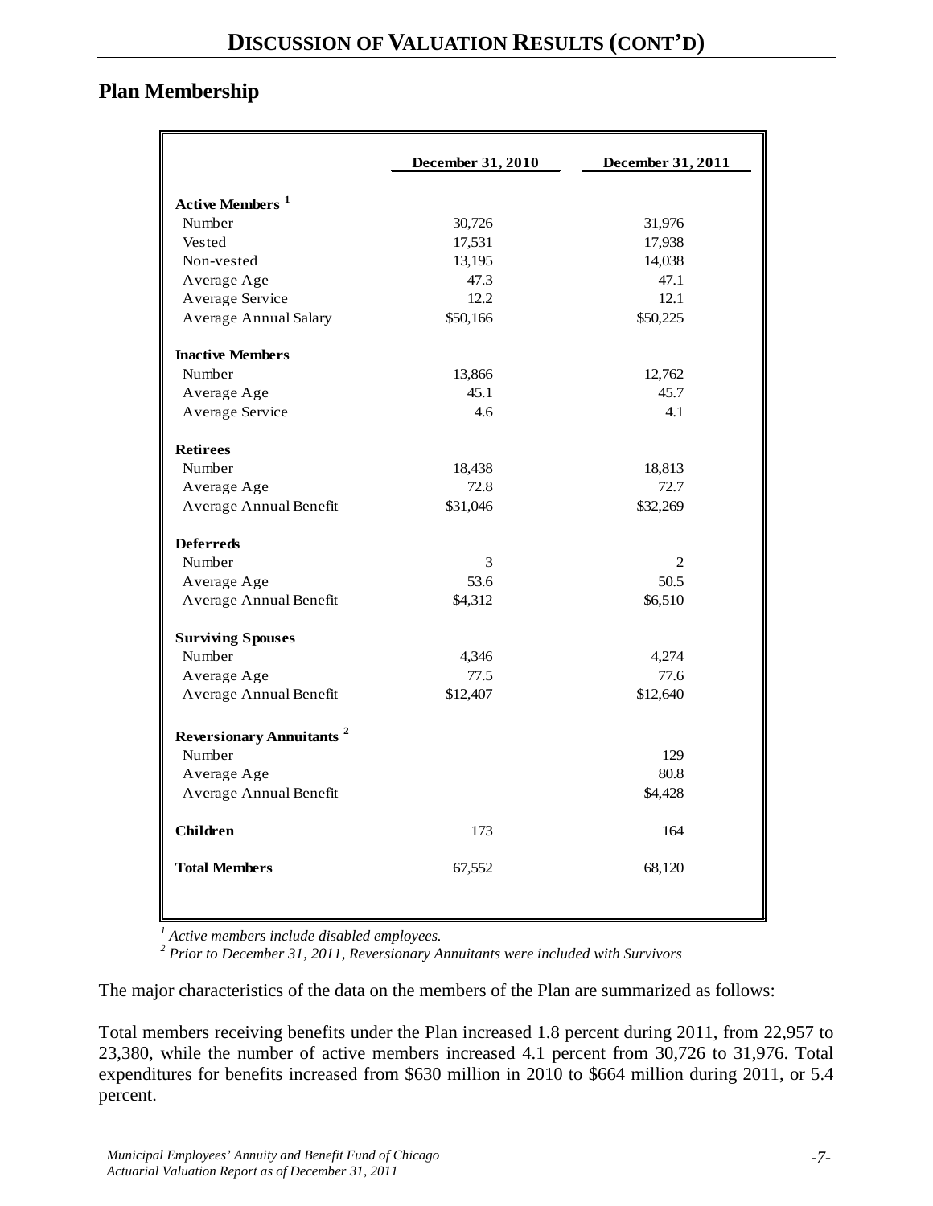## DISCUSSION OF VALUATION RESULTS (CONT'D)

### Plan Membership

| | December 31, 2010 | December 31, 2011 |
|---|---|---|
| **Active Members [1]** | | |
| Number | 30,726 | 31,976 |
| Vested | 17,531 | 17,938 |
| Non-vested | 13,195 | 14,038 |
| Average Age | 47.3 | 47.1 |
| Average Service | 12.2 | 12.1 |
| Average Annual Salary | $50,166 | $50,225 |
| **Inactive Members** | | |
| Number | 13,866 | 12,762 |
| Average Age | 45.1 | 45.7 |
| Average Service | 4.6 | 4.1 |
| **Retirees** | | |
| Number | 18,438 | 18,813 |
| Average Age | 72.8 | 72.7 |
| Average Annual Benefit | $31,046 | $32,269 |
| **Deferreds** | | |
| Number | 3 | 2 |
| Average Age | 53.6 | 50.5 |
| Average Annual Benefit | $4,312 | $6,510 |
| **Surviving Spouses** | | |
| Number | 4,346 | 4,274 |
| Average Age | 77.5 | 77.6 |
| Average Annual Benefit | $12,407 | $12,640 |
| **Reversionary Annuitants [2]** | | |
| Number | | 129 |
| Average Age | | 80.8 |
| Average Annual Benefit | | $4,428 |
| **Children** | 173 | 164 |
| **Total Members** | 67,552 | 68,120 |

*[1] Active members include disabled employees.*
*[2] Prior to December 31, 2011, Reversionary Annuitants were included with Survivors*

The major characteristics of the data on the members of the Plan are summarized as follows:

Total members receiving benefits under the Plan increased 1.8 percent during 2011, from 22,957 to 23,380, while the number of active members increased 4.1 percent from 30,726 to 31,976. Total expenditures for benefits increased from $630 million in 2010 to $664 million during 2011, or 5.4 percent.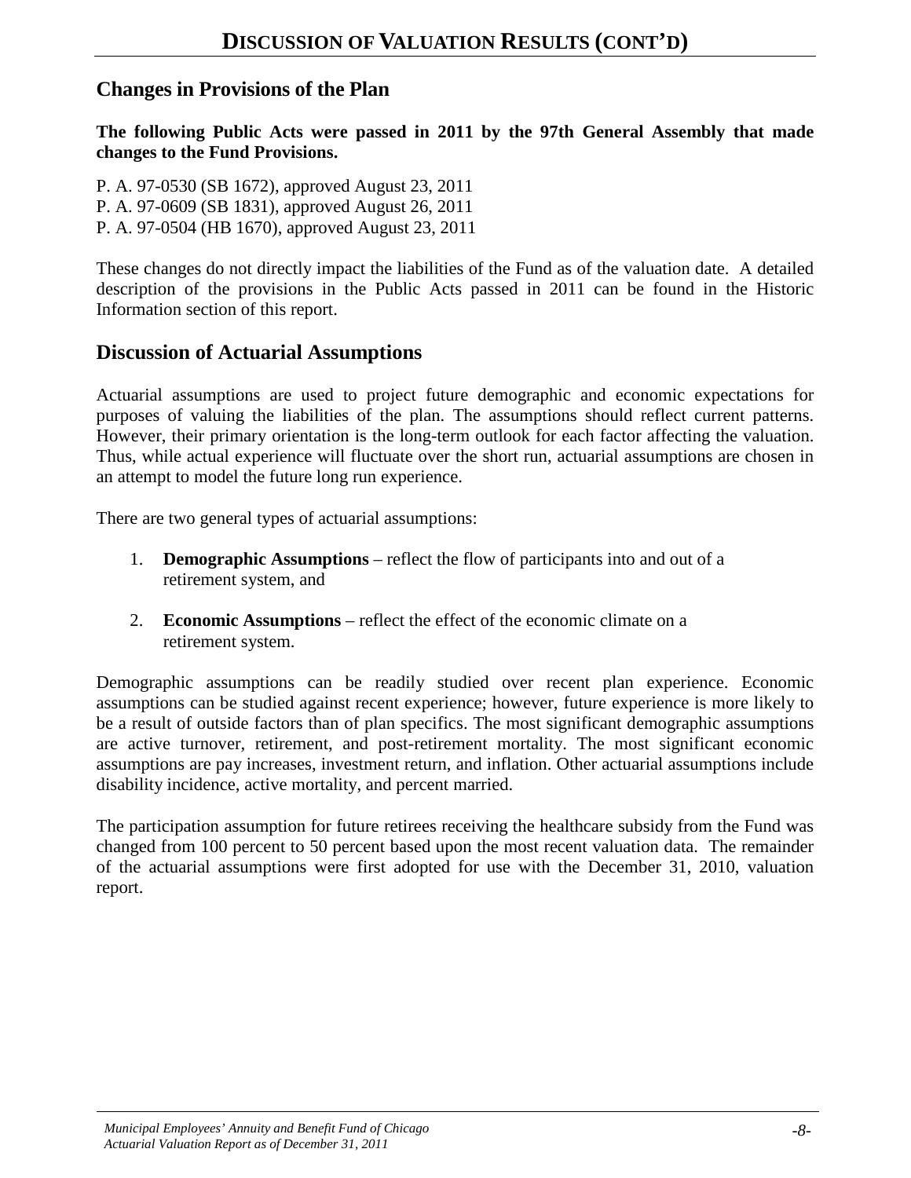# DISCUSSION OF VALUATION RESULTS (CONT'D)

## Changes in Provisions of the Plan

**The following Public Acts were passed in 2011 by the 97th General Assembly that made changes to the Fund Provisions.**

P. A. 97-0530 (SB 1672), approved August 23, 2011
P. A. 97-0609 (SB 1831), approved August 26, 2011
P. A. 97-0504 (HB 1670), approved August 23, 2011

These changes do not directly impact the liabilities of the Fund as of the valuation date. A detailed description of the provisions in the Public Acts passed in 2011 can be found in the Historic Information section of this report.

## Discussion of Actuarial Assumptions

Actuarial assumptions are used to project future demographic and economic expectations for purposes of valuing the liabilities of the plan. The assumptions should reflect current patterns. However, their primary orientation is the long-term outlook for each factor affecting the valuation. Thus, while actual experience will fluctuate over the short run, actuarial assumptions are chosen in an attempt to model the future long run experience.

There are two general types of actuarial assumptions:

1. **Demographic Assumptions** – reflect the flow of participants into and out of a retirement system, and

2. **Economic Assumptions** – reflect the effect of the economic climate on a retirement system.

Demographic assumptions can be readily studied over recent plan experience. Economic assumptions can be studied against recent experience; however, future experience is more likely to be a result of outside factors than of plan specifics. The most significant demographic assumptions are active turnover, retirement, and post-retirement mortality. The most significant economic assumptions are pay increases, investment return, and inflation. Other actuarial assumptions include disability incidence, active mortality, and percent married.

The participation assumption for future retirees receiving the healthcare subsidy from the Fund was changed from 100 percent to 50 percent based upon the most recent valuation data. The remainder of the actuarial assumptions were first adopted for use with the December 31, 2010, valuation report.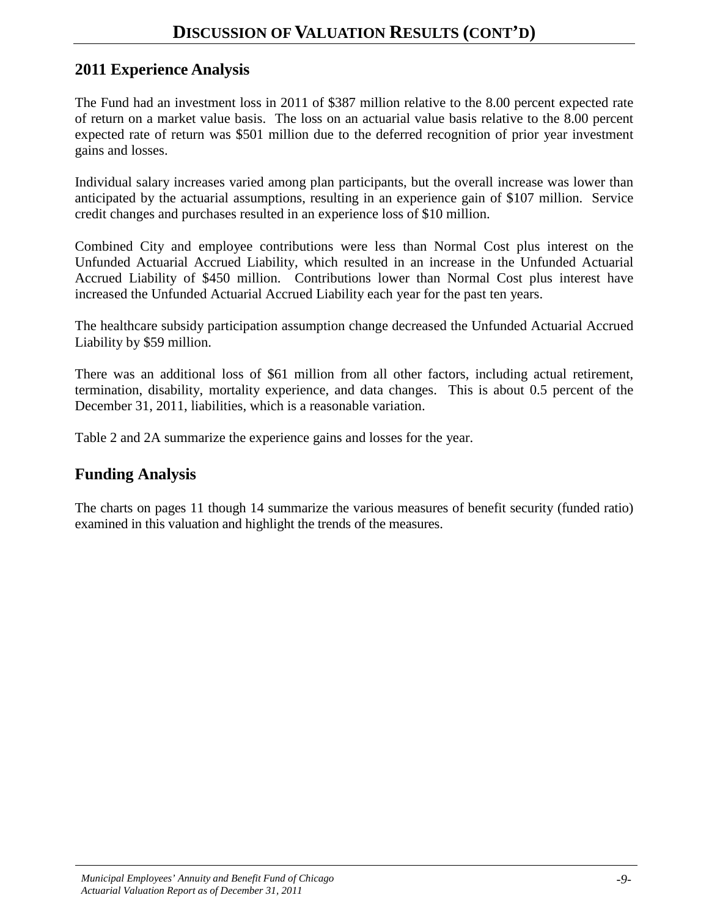# DISCUSSION OF VALUATION RESULTS (CONT'D)

## 2011 Experience Analysis

The Fund had an investment loss in 2011 of $387 million relative to the 8.00 percent expected rate of return on a market value basis. The loss on an actuarial value basis relative to the 8.00 percent expected rate of return was $501 million due to the deferred recognition of prior year investment gains and losses.

Individual salary increases varied among plan participants, but the overall increase was lower than anticipated by the actuarial assumptions, resulting in an experience gain of $107 million. Service credit changes and purchases resulted in an experience loss of $10 million.

Combined City and employee contributions were less than Normal Cost plus interest on the Unfunded Actuarial Accrued Liability, which resulted in an increase in the Unfunded Actuarial Accrued Liability of $450 million. Contributions lower than Normal Cost plus interest have increased the Unfunded Actuarial Accrued Liability each year for the past ten years.

The healthcare subsidy participation assumption change decreased the Unfunded Actuarial Accrued Liability by $59 million.

There was an additional loss of $61 million from all other factors, including actual retirement, termination, disability, mortality experience, and data changes. This is about 0.5 percent of the December 31, 2011, liabilities, which is a reasonable variation.

Table 2 and 2A summarize the experience gains and losses for the year.

## Funding Analysis

The charts on pages 11 though 14 summarize the various measures of benefit security (funded ratio) examined in this valuation and highlight the trends of the measures.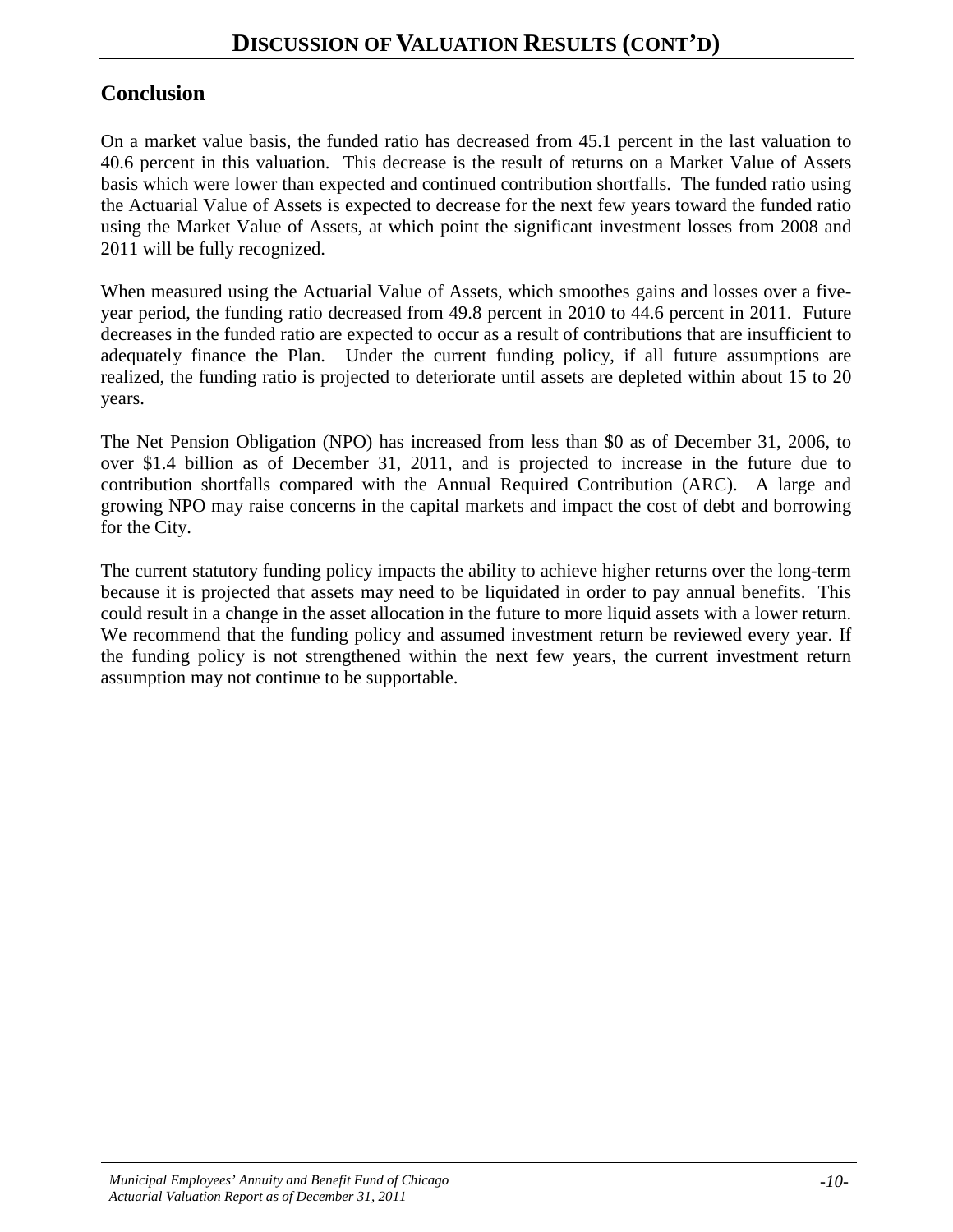## Conclusion

On a market value basis, the funded ratio has decreased from 45.1 percent in the last valuation to 40.6 percent in this valuation. This decrease is the result of returns on a Market Value of Assets basis which were lower than expected and continued contribution shortfalls. The funded ratio using the Actuarial Value of Assets is expected to decrease for the next few years toward the funded ratio using the Market Value of Assets, at which point the significant investment losses from 2008 and 2011 will be fully recognized.

When measured using the Actuarial Value of Assets, which smoothes gains and losses over a five-year period, the funding ratio decreased from 49.8 percent in 2010 to 44.6 percent in 2011. Future decreases in the funded ratio are expected to occur as a result of contributions that are insufficient to adequately finance the Plan. Under the current funding policy, if all future assumptions are realized, the funding ratio is projected to deteriorate until assets are depleted within about 15 to 20 years.

The Net Pension Obligation (NPO) has increased from less than $0 as of December 31, 2006, to over $1.4 billion as of December 31, 2011, and is projected to increase in the future due to contribution shortfalls compared with the Annual Required Contribution (ARC). A large and growing NPO may raise concerns in the capital markets and impact the cost of debt and borrowing for the City.

The current statutory funding policy impacts the ability to achieve higher returns over the long-term because it is projected that assets may need to be liquidated in order to pay annual benefits. This could result in a change in the asset allocation in the future to more liquid assets with a lower return. We recommend that the funding policy and assumed investment return be reviewed every year. If the funding policy is not strengthened within the next few years, the current investment return assumption may not continue to be supportable.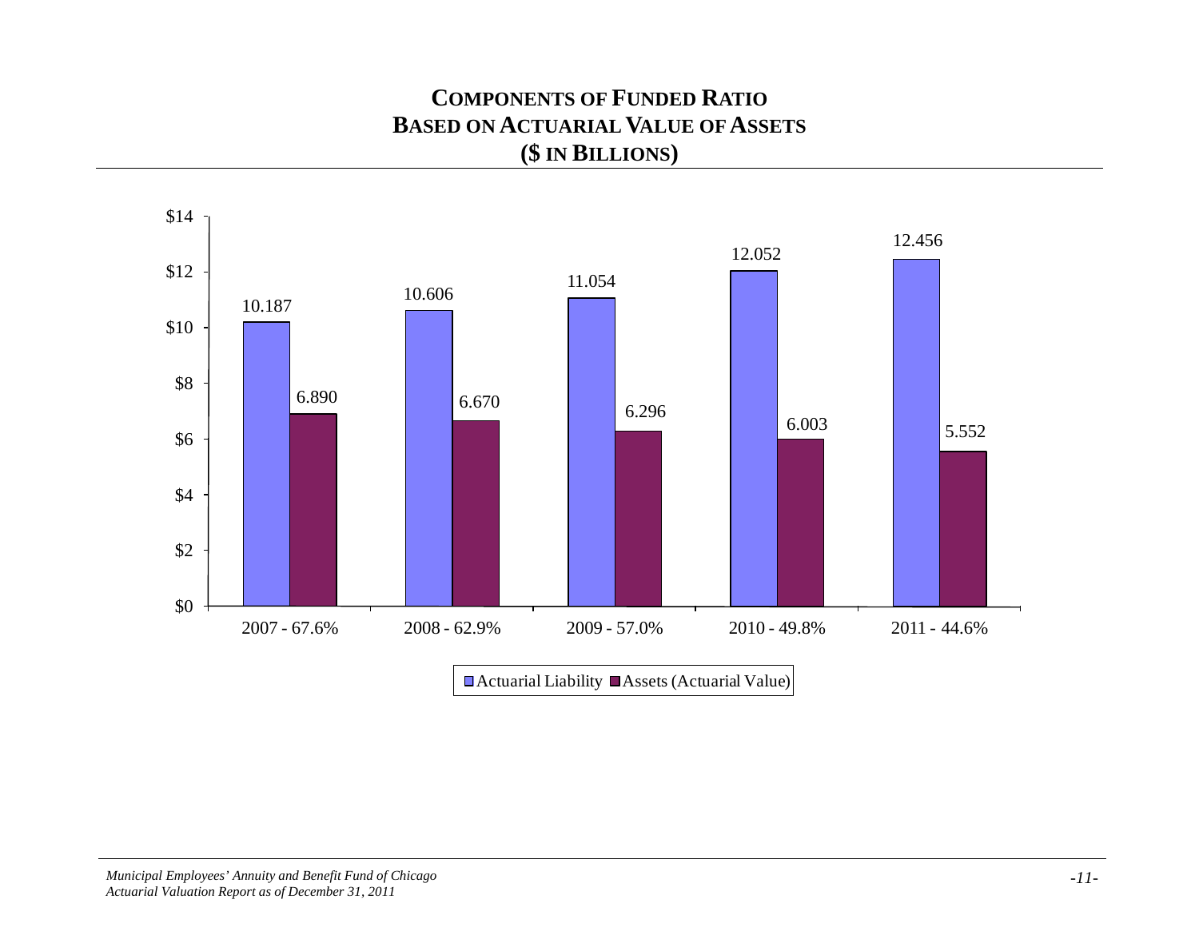## COMPONENTS OF FUNDED RATIO
## BASED ON ACTUARIAL VALUE OF ASSETS
## ($ IN BILLIONS)

| Year - Funded Ratio | Actuarial Liability | Assets (Actuarial Value) |
|---|---|---|
| 2007 - 67.6% | 10.187 | 6.890 |
| 2008 - 62.9% | 10.606 | 6.670 |
| 2009 - 57.0% | 11.054 | 6.296 |
| 2010 - 49.8% | 12.052 | 6.003 |
| 2011 - 44.6% | 12.456 | 5.552 |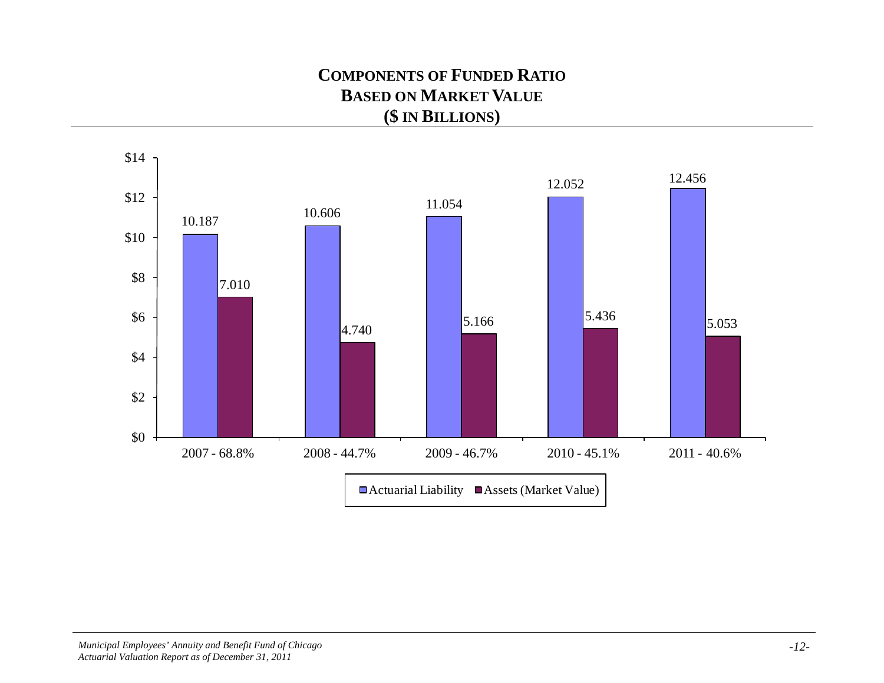# COMPONENTS OF FUNDED RATIO
# BASED ON MARKET VALUE
# ($ IN BILLIONS)

| Year - Funded Ratio | Actuarial Liability | Assets (Market Value) |
|---|---|---|
| 2007 - 68.8% | 10.187 | 7.010 |
| 2008 - 44.7% | 10.606 | 4.740 |
| 2009 - 46.7% | 11.054 | 5.166 |
| 2010 - 45.1% | 12.052 | 5.436 |
| 2011 - 40.6% | 12.456 | 5.053 |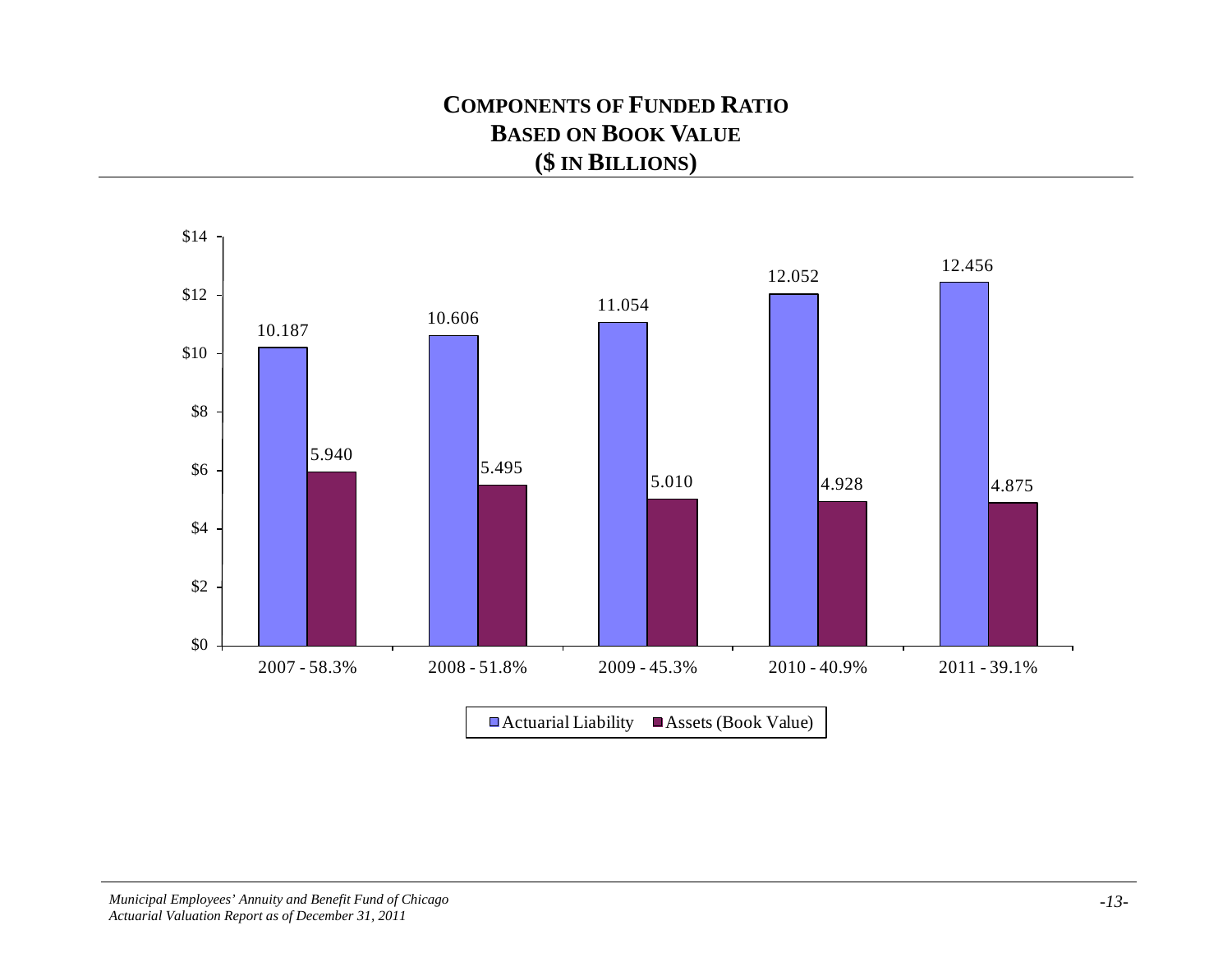# COMPONENTS OF FUNDED RATIO
# BASED ON BOOK VALUE
# ($ IN BILLIONS)

| Year - Funded Ratio | Actuarial Liability | Assets (Book Value) |
|---|---|---|
| 2007 - 58.3% | 10.187 | 5.940 |
| 2008 - 51.8% | 10.606 | 5.495 |
| 2009 - 45.3% | 11.054 | 5.010 |
| 2010 - 40.9% | 12.052 | 4.928 |
| 2011 - 39.1% | 12.456 | 4.875 |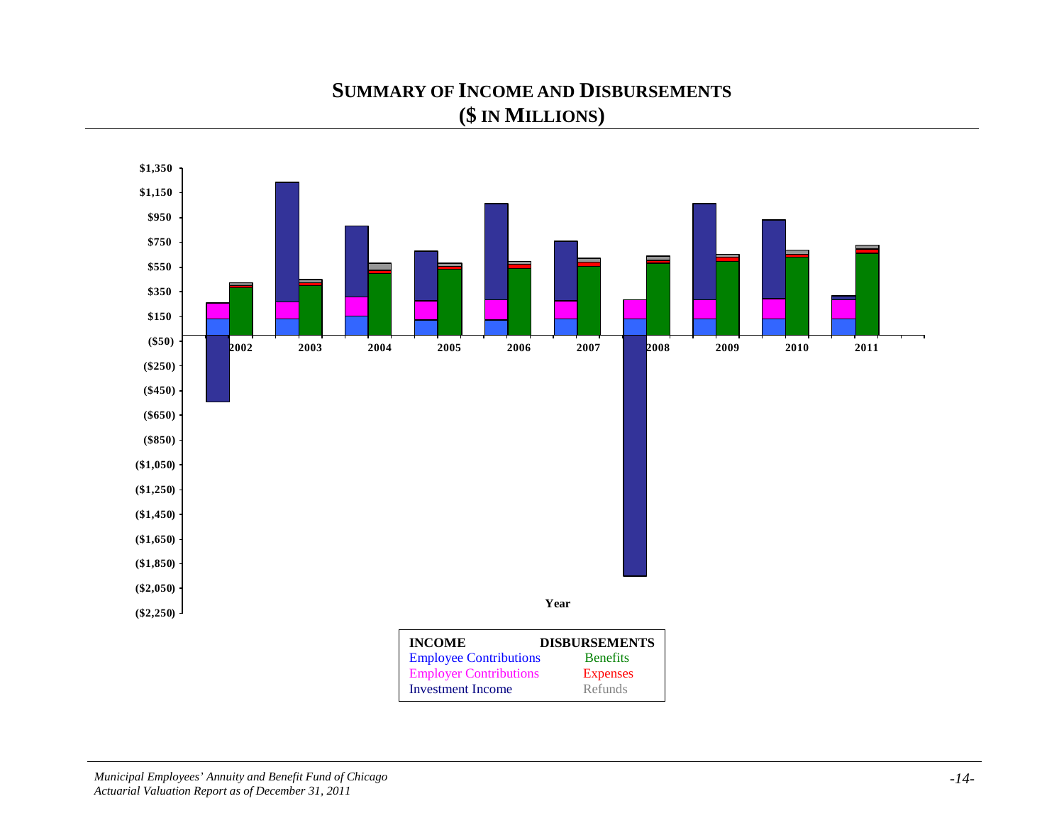# SUMMARY OF INCOME AND DISBURSEMENTS
## ($ IN MILLIONS)

$1,350
$1,150
$950
$750
$550
$350
$150
($50)
($250)
($450)
($650)
($850)
($1,050)
($1,250)
($1,450)
($1,650)
($1,850)
($2,050)
($2,250)

2002 2003 2004 2005 2006 2007 2008 2009 2010 2011

Year

| INCOME | DISBURSEMENTS |
|---|---|
| Employee Contributions | Benefits |
| Employer Contributions | Expenses |
| Investment Income | Refunds |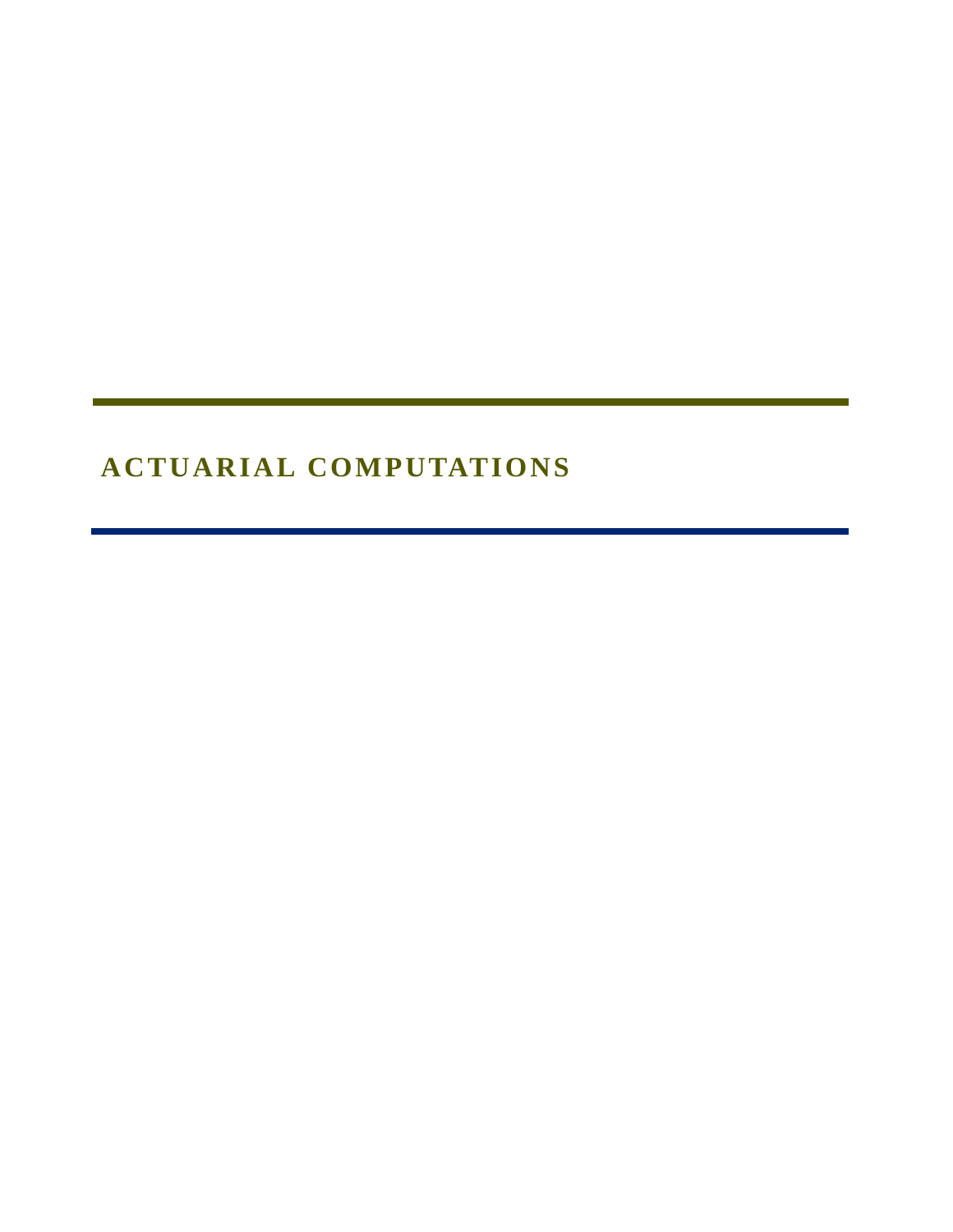# ACTUARIAL COMPUTATIONS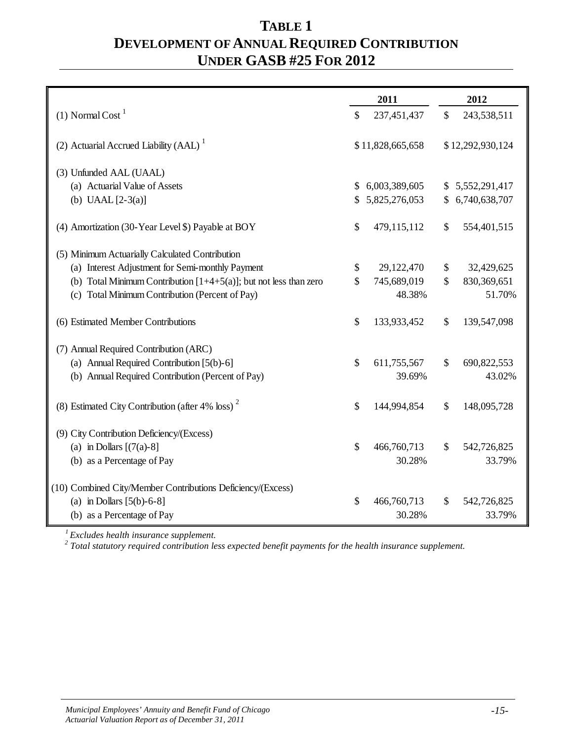# TABLE 1
# DEVELOPMENT OF ANNUAL REQUIRED CONTRIBUTION UNDER GASB #25 FOR 2012

| | 2011 | 2012 |
|---|---|---|
| (1) Normal Cost [1] | $ 237,451,437 | $ 243,538,511 |
| (2) Actuarial Accrued Liability (AAL) [1] | $ 11,828,665,658 | $ 12,292,930,124 |
| (3) Unfunded AAL (UAAL) | | |
| (a) Actuarial Value of Assets | $ 6,003,389,605 | $ 5,552,291,417 |
| (b) UAAL [2-3(a)] | $ 5,825,276,053 | $ 6,740,638,707 |
| (4) Amortization (30-Year Level $) Payable at BOY | $ 479,115,112 | $ 554,401,515 |
| (5) Minimum Actuarially Calculated Contribution | | |
| (a) Interest Adjustment for Semi-monthly Payment | $ 29,122,470 | $ 32,429,625 |
| (b) Total Minimum Contribution [1+4+5(a)]; but not less than zero | $ 745,689,019 | $ 830,369,651 |
| (c) Total Minimum Contribution (Percent of Pay) | 48.38% | 51.70% |
| (6) Estimated Member Contributions | $ 133,933,452 | $ 139,547,098 |
| (7) Annual Required Contribution (ARC) | | |
| (a) Annual Required Contribution [5(b)-6] | $ 611,755,567 | $ 690,822,553 |
| (b) Annual Required Contribution (Percent of Pay) | 39.69% | 43.02% |
| (8) Estimated City Contribution (after 4% loss) [2] | $ 144,994,854 | $ 148,095,728 |
| (9) City Contribution Deficiency/(Excess) | | |
| (a) in Dollars [(7(a)-8] | $ 466,760,713 | $ 542,726,825 |
| (b) as a Percentage of Pay | 30.28% | 33.79% |
| (10) Combined City/Member Contributions Deficiency/(Excess) | | |
| (a) in Dollars [5(b)-6-8] | $ 466,760,713 | $ 542,726,825 |
| (b) as a Percentage of Pay | 30.28% | 33.79% |

*[1] Excludes health insurance supplement.*

*[2] Total statutory required contribution less expected benefit payments for the health insurance supplement.*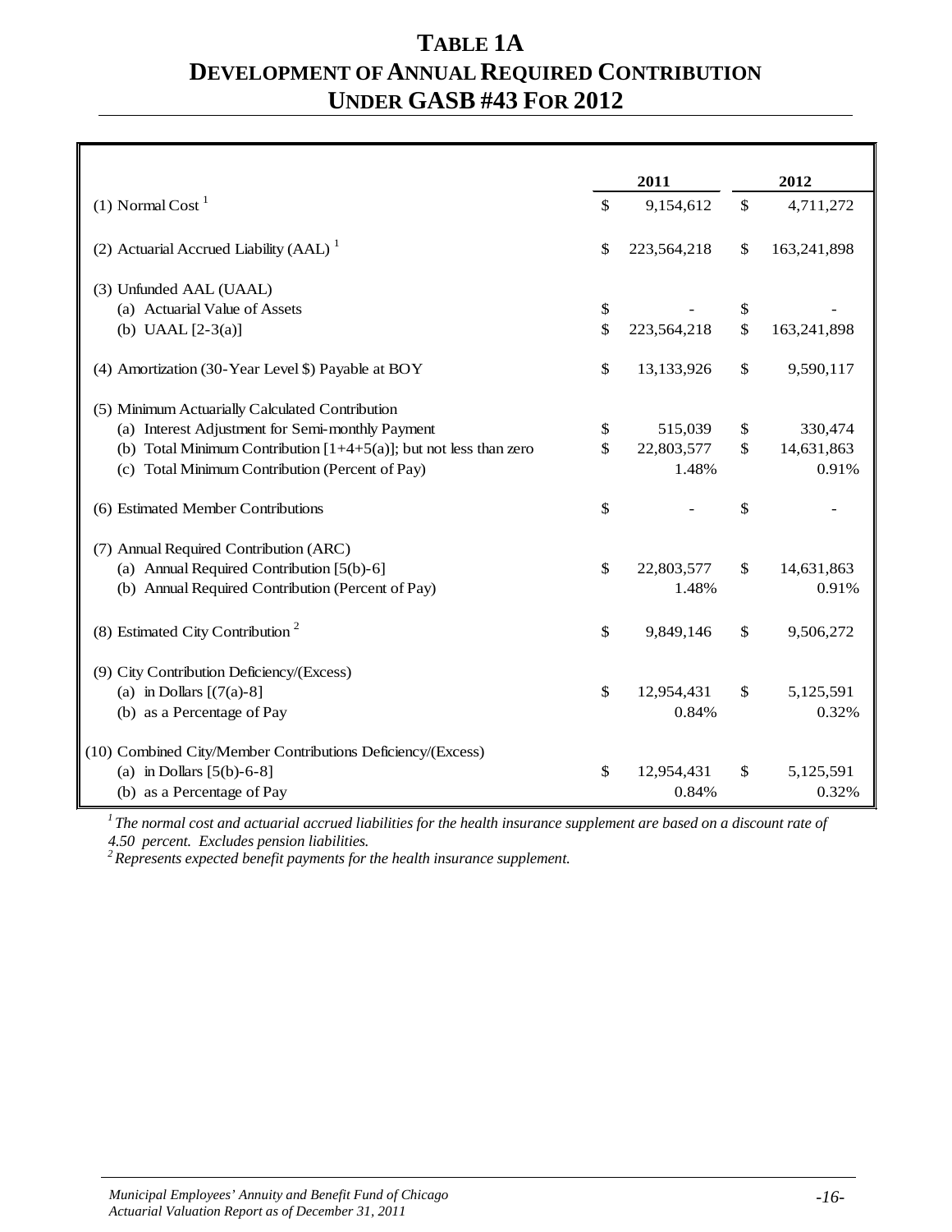# TABLE 1A
# DEVELOPMENT OF ANNUAL REQUIRED CONTRIBUTION UNDER GASB #43 FOR 2012

| | 2011 | 2012 |
|---|---|---|
| (1) Normal Cost [1] | $ 9,154,612 | $ 4,711,272 |
| (2) Actuarial Accrued Liability (AAL) [1] | $ 223,564,218 | $ 163,241,898 |
| (3) Unfunded AAL (UAAL) | | |
| (a) Actuarial Value of Assets | $ - | $ - |
| (b) UAAL [2-3(a)] | $ 223,564,218 | $ 163,241,898 |
| (4) Amortization (30-Year Level $) Payable at BOY | $ 13,133,926 | $ 9,590,117 |
| (5) Minimum Actuarially Calculated Contribution | | |
| (a) Interest Adjustment for Semi-monthly Payment | $ 515,039 | $ 330,474 |
| (b) Total Minimum Contribution [1+4+5(a)]; but not less than zero | $ 22,803,577 | $ 14,631,863 |
| (c) Total Minimum Contribution (Percent of Pay) | 1.48% | 0.91% |
| (6) Estimated Member Contributions | $ - | $ - |
| (7) Annual Required Contribution (ARC) | | |
| (a) Annual Required Contribution [5(b)-6] | $ 22,803,577 | $ 14,631,863 |
| (b) Annual Required Contribution (Percent of Pay) | 1.48% | 0.91% |
| (8) Estimated City Contribution [2] | $ 9,849,146 | $ 9,506,272 |
| (9) City Contribution Deficiency/(Excess) | | |
| (a) in Dollars [(7(a)-8] | $ 12,954,431 | $ 5,125,591 |
| (b) as a Percentage of Pay | 0.84% | 0.32% |
| (10) Combined City/Member Contributions Deficiency/(Excess) | | |
| (a) in Dollars [5(b)-6-8] | $ 12,954,431 | $ 5,125,591 |
| (b) as a Percentage of Pay | 0.84% | 0.32% |

*[1] The normal cost and actuarial accrued liabilities for the health insurance supplement are based on a discount rate of 4.50 percent. Excludes pension liabilities.*

*[2] Represents expected benefit payments for the health insurance supplement.*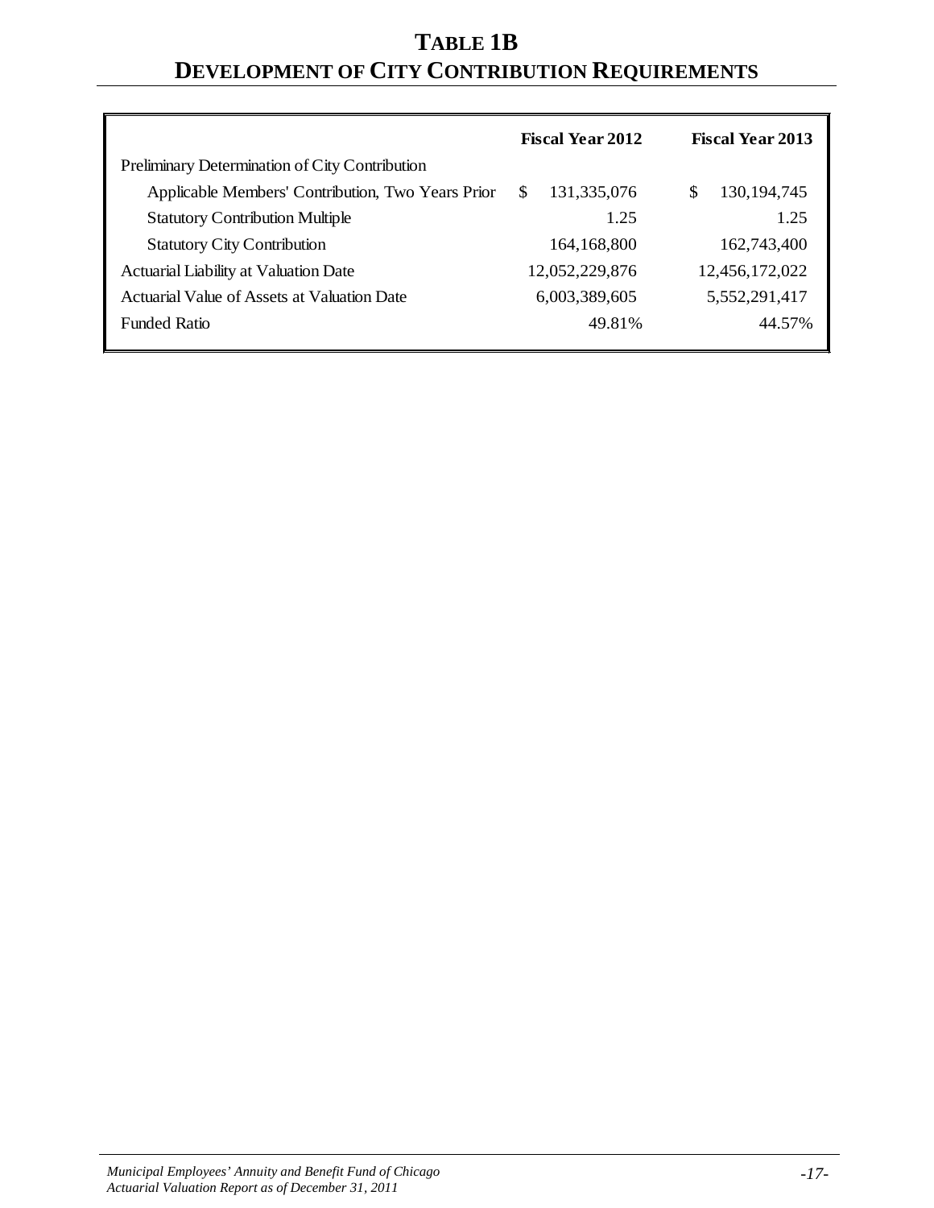# TABLE 1B
# DEVELOPMENT OF CITY CONTRIBUTION REQUIREMENTS

| | Fiscal Year 2012 | Fiscal Year 2013 |
|---|---|---|
| Preliminary Determination of City Contribution | | |
| Applicable Members' Contribution, Two Years Prior | $ 131,335,076 | $ 130,194,745 |
| Statutory Contribution Multiple | 1.25 | 1.25 |
| Statutory City Contribution | 164,168,800 | 162,743,400 |
| Actuarial Liability at Valuation Date | 12,052,229,876 | 12,456,172,022 |
| Actuarial Value of Assets at Valuation Date | 6,003,389,605 | 5,552,291,417 |
| Funded Ratio | 49.81% | 44.57% |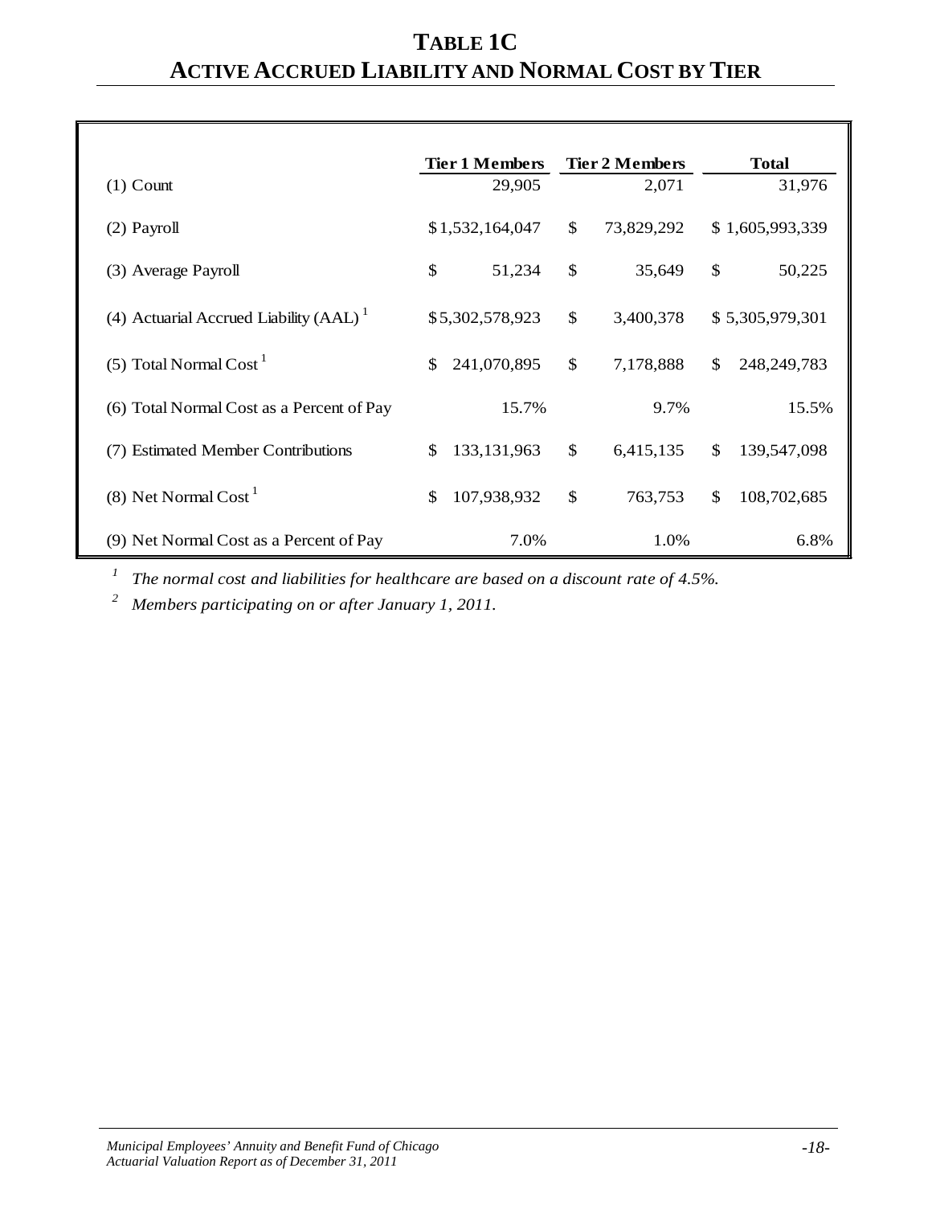# TABLE 1C
# ACTIVE ACCRUED LIABILITY AND NORMAL COST BY TIER

| | Tier 1 Members | Tier 2 Members | Total |
|---|---|---|---|
| (1) Count | 29,905 | 2,071 | 31,976 |
| (2) Payroll | $ 1,532,164,047 | $ 73,829,292 | $ 1,605,993,339 |
| (3) Average Payroll | $ 51,234 | $ 35,649 | $ 50,225 |
| (4) Actuarial Accrued Liability (AAL) [1] | $ 5,302,578,923 | $ 3,400,378 | $ 5,305,979,301 |
| (5) Total Normal Cost [1] | $ 241,070,895 | $ 7,178,888 | $ 248,249,783 |
| (6) Total Normal Cost as a Percent of Pay | 15.7% | 9.7% | 15.5% |
| (7) Estimated Member Contributions | $ 133,131,963 | $ 6,415,135 | $ 139,547,098 |
| (8) Net Normal Cost [1] | $ 107,938,932 | $ 763,753 | $ 108,702,685 |
| (9) Net Normal Cost as a Percent of Pay | 7.0% | 1.0% | 6.8% |

[1] *The normal cost and liabilities for healthcare are based on a discount rate of 4.5%.*

[2] *Members participating on or after January 1, 2011.*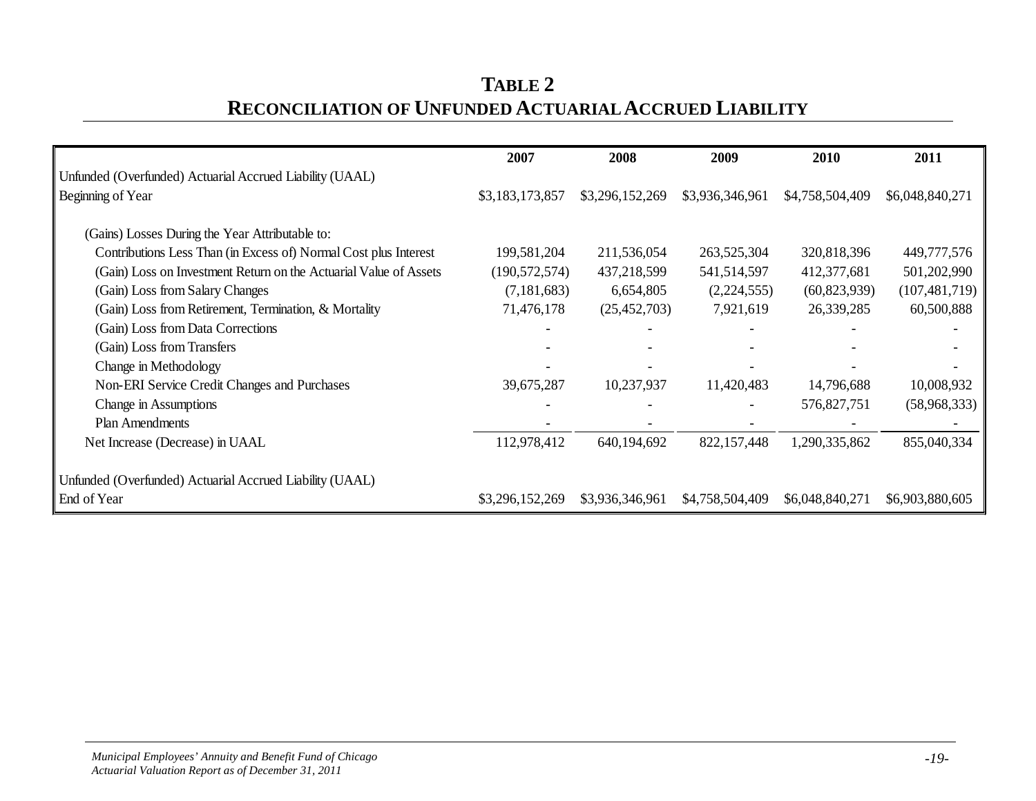# TABLE 2
## RECONCILIATION OF UNFUNDED ACTUARIAL ACCRUED LIABILITY

| | 2007 | 2008 | 2009 | 2010 | 2011 |
|---|---|---|---|---|---|
| Unfunded (Overfunded) Actuarial Accrued Liability (UAAL) | | | | | |
| Beginning of Year | $3,183,173,857 | $3,296,152,269 | $3,936,346,961 | $4,758,504,409 | $6,048,840,271 |
| (Gains) Losses During the Year Attributable to: | | | | | |
| Contributions Less Than (in Excess of) Normal Cost plus Interest | 199,581,204 | 211,536,054 | 263,525,304 | 320,818,396 | 449,777,576 |
| (Gain) Loss on Investment Return on the Actuarial Value of Assets | (190,572,574) | 437,218,599 | 541,514,597 | 412,377,681 | 501,202,990 |
| (Gain) Loss from Salary Changes | (7,181,683) | 6,654,805 | (2,224,555) | (60,823,939) | (107,481,719) |
| (Gain) Loss from Retirement, Termination, & Mortality | 71,476,178 | (25,452,703) | 7,921,619 | 26,339,285 | 60,500,888 |
| (Gain) Loss from Data Corrections | - | - | - | - | - |
| (Gain) Loss from Transfers | - | - | - | - | - |
| Change in Methodology | - | - | - | - | - |
| Non-ERI Service Credit Changes and Purchases | 39,675,287 | 10,237,937 | 11,420,483 | 14,796,688 | 10,008,932 |
| Change in Assumptions | - | - | - | 576,827,751 | (58,968,333) |
| Plan Amendments | - | - | - | - | - |
| Net Increase (Decrease) in UAAL | 112,978,412 | 640,194,692 | 822,157,448 | 1,290,335,862 | 855,040,334 |
| Unfunded (Overfunded) Actuarial Accrued Liability (UAAL) | | | | | |
| End of Year | $3,296,152,269 | $3,936,346,961 | $4,758,504,409 | $6,048,840,271 | $6,903,880,605 |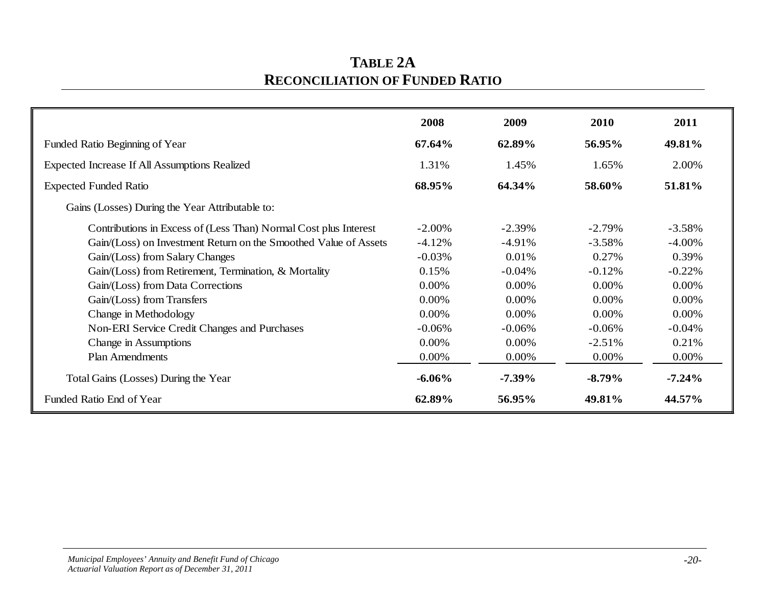# TABLE 2A
## RECONCILIATION OF FUNDED RATIO

| | 2008 | 2009 | 2010 | 2011 |
|---|---|---|---|---|
| Funded Ratio Beginning of Year | **67.64%** | **62.89%** | **56.95%** | **49.81%** |
| Expected Increase If All Assumptions Realized | 1.31% | 1.45% | 1.65% | 2.00% |
| Expected Funded Ratio | **68.95%** | **64.34%** | **58.60%** | **51.81%** |
| Gains (Losses) During the Year Attributable to: | | | | |
| Contributions in Excess of (Less Than) Normal Cost plus Interest | -2.00% | -2.39% | -2.79% | -3.58% |
| Gain/(Loss) on Investment Return on the Smoothed Value of Assets | -4.12% | -4.91% | -3.58% | -4.00% |
| Gain/(Loss) from Salary Changes | -0.03% | 0.01% | 0.27% | 0.39% |
| Gain/(Loss) from Retirement, Termination, & Mortality | 0.15% | -0.04% | -0.12% | -0.22% |
| Gain/(Loss) from Data Corrections | 0.00% | 0.00% | 0.00% | 0.00% |
| Gain/(Loss) from Transfers | 0.00% | 0.00% | 0.00% | 0.00% |
| Change in Methodology | 0.00% | 0.00% | 0.00% | 0.00% |
| Non-ERI Service Credit Changes and Purchases | -0.06% | -0.06% | -0.06% | -0.04% |
| Change in Assumptions | 0.00% | 0.00% | -2.51% | 0.21% |
| Plan Amendments | 0.00% | 0.00% | 0.00% | 0.00% |
| Total Gains (Losses) During the Year | **-6.06%** | **-7.39%** | **-8.79%** | **-7.24%** |
| Funded Ratio End of Year | **62.89%** | **56.95%** | **49.81%** | **44.57%** |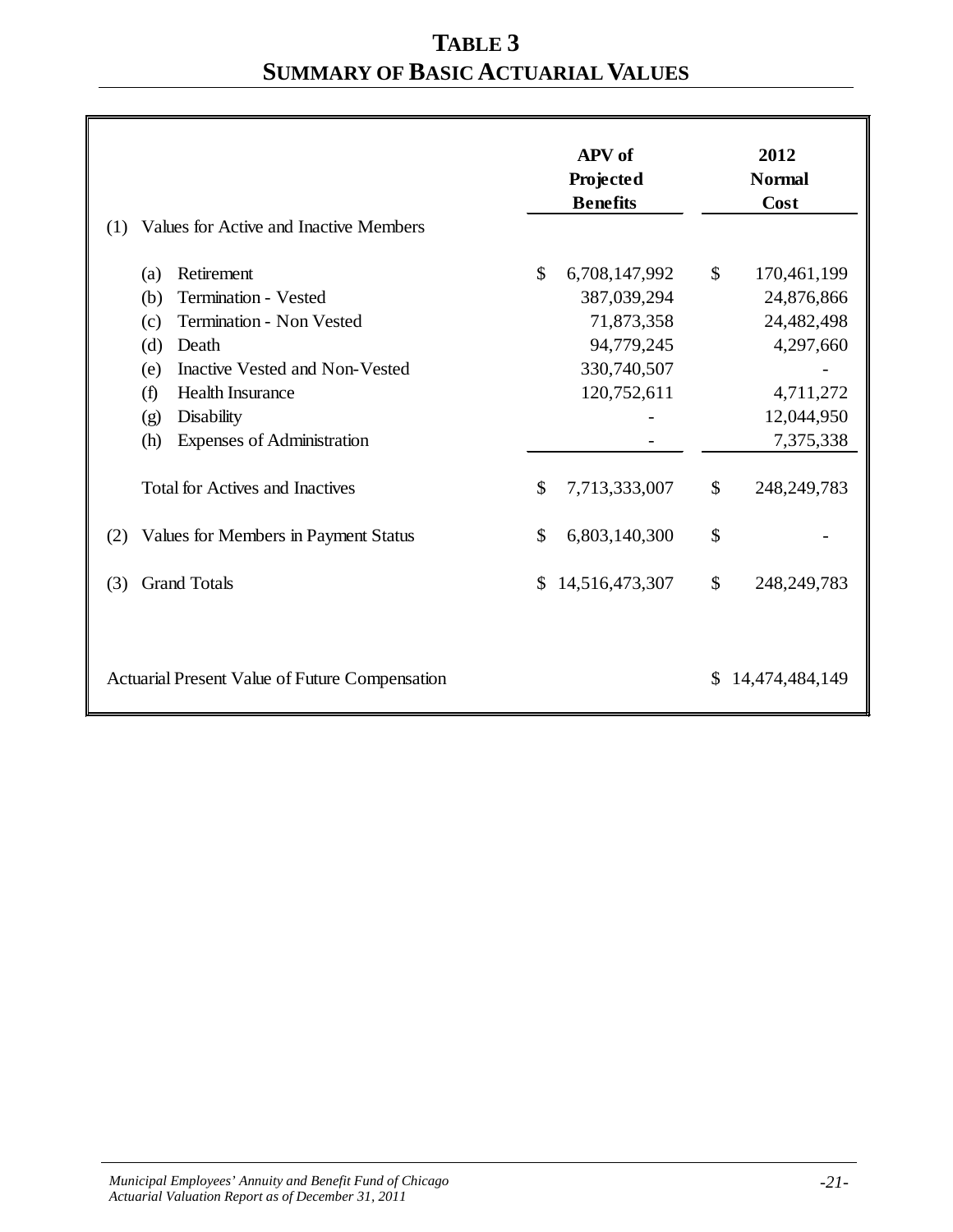# TABLE 3
## SUMMARY OF BASIC ACTUARIAL VALUES

| | APV of Projected Benefits | 2012 Normal Cost |
|---|---|---|
| (1) Values for Active and Inactive Members | | |
| (a) Retirement | $ 6,708,147,992 | $ 170,461,199 |
| (b) Termination - Vested | 387,039,294 | 24,876,866 |
| (c) Termination - Non Vested | 71,873,358 | 24,482,498 |
| (d) Death | 94,779,245 | 4,297,660 |
| (e) Inactive Vested and Non-Vested | 330,740,507 | - |
| (f) Health Insurance | 120,752,611 | 4,711,272 |
| (g) Disability | - | 12,044,950 |
| (h) Expenses of Administration | - | 7,375,338 |
| Total for Actives and Inactives | $ 7,713,333,007 | $ 248,249,783 |
| (2) Values for Members in Payment Status | $ 6,803,140,300 | $ - |
| (3) Grand Totals | $ 14,516,473,307 | $ 248,249,783 |
| Actuarial Present Value of Future Compensation | | $ 14,474,484,149 |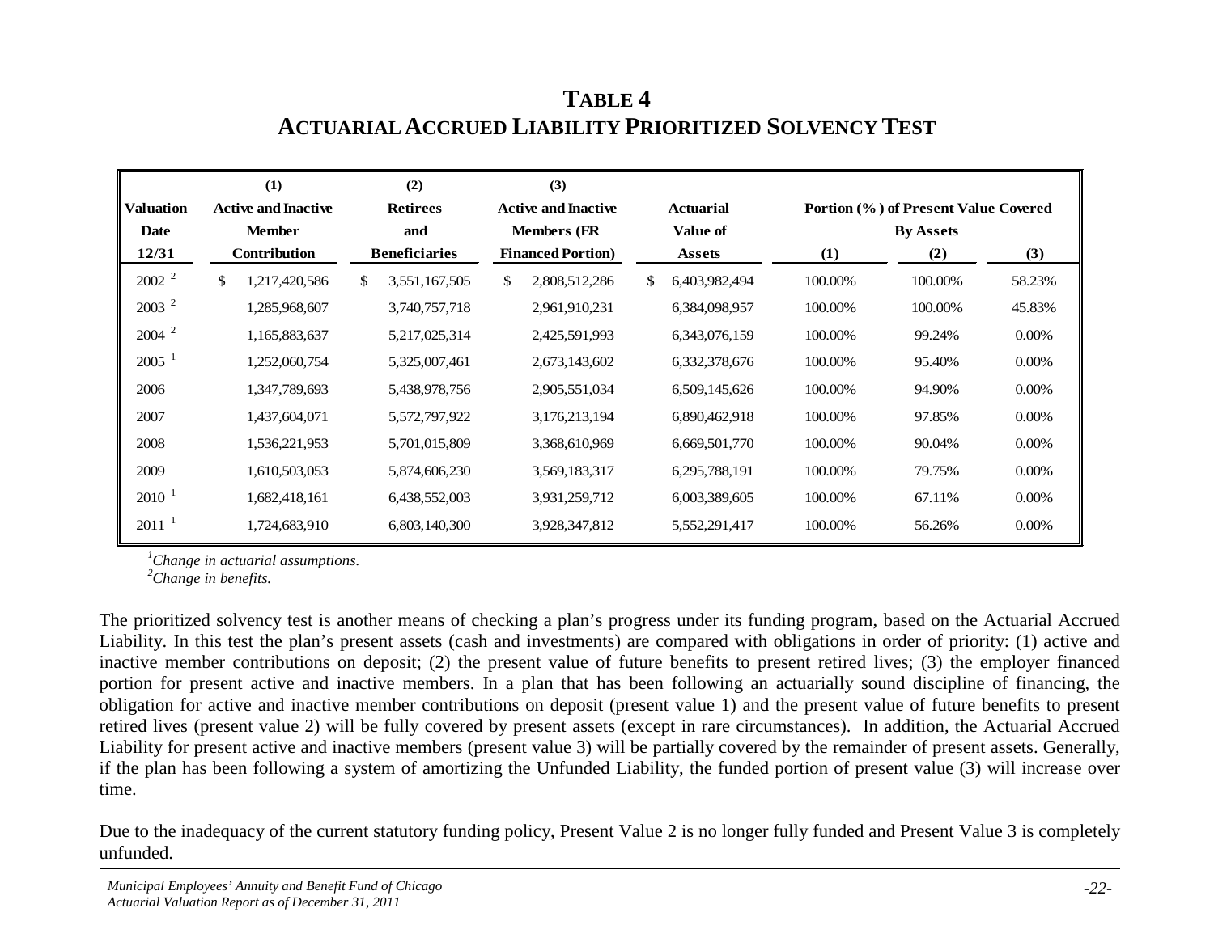# TABLE 4
## ACTUARIAL ACCRUED LIABILITY PRIORITIZED SOLVENCY TEST

| Valuation Date 12/31 | (1) Active and Inactive Member Contribution | (2) Retirees and Beneficiaries | (3) Active and Inactive Members (ER Financed Portion) | Actuarial Value of Assets | Portion (%) of Present Value Covered By Assets (1) | (2) | (3) |
|---|---|---|---|---|---|---|---|
| 2002 [2] | $ 1,217,420,586 | $ 3,551,167,505 | $ 2,808,512,286 | $ 6,403,982,494 | 100.00% | 100.00% | 58.23% |
| 2003 [2] | 1,285,968,607 | 3,740,757,718 | 2,961,910,231 | 6,384,098,957 | 100.00% | 100.00% | 45.83% |
| 2004 [2] | 1,165,883,637 | 5,217,025,314 | 2,425,591,993 | 6,343,076,159 | 100.00% | 99.24% | 0.00% |
| 2005 [1] | 1,252,060,754 | 5,325,007,461 | 2,673,143,602 | 6,332,378,676 | 100.00% | 95.40% | 0.00% |
| 2006 | 1,347,789,693 | 5,438,978,756 | 2,905,551,034 | 6,509,145,626 | 100.00% | 94.90% | 0.00% |
| 2007 | 1,437,604,071 | 5,572,797,922 | 3,176,213,194 | 6,890,462,918 | 100.00% | 97.85% | 0.00% |
| 2008 | 1,536,221,953 | 5,701,015,809 | 3,368,610,969 | 6,669,501,770 | 100.00% | 90.04% | 0.00% |
| 2009 | 1,610,503,053 | 5,874,606,230 | 3,569,183,317 | 6,295,788,191 | 100.00% | 79.75% | 0.00% |
| 2010 [1] | 1,682,418,161 | 6,438,552,003 | 3,931,259,712 | 6,003,389,605 | 100.00% | 67.11% | 0.00% |
| 2011 [1] | 1,724,683,910 | 6,803,140,300 | 3,928,347,812 | 5,552,291,417 | 100.00% | 56.26% | 0.00% |

*[1]Change in actuarial assumptions.*
*[2]Change in benefits.*

The prioritized solvency test is another means of checking a plan's progress under its funding program, based on the Actuarial Accrued Liability. In this test the plan's present assets (cash and investments) are compared with obligations in order of priority: (1) active and inactive member contributions on deposit; (2) the present value of future benefits to present retired lives; (3) the employer financed portion for present active and inactive members. In a plan that has been following an actuarially sound discipline of financing, the obligation for active and inactive member contributions on deposit (present value 1) and the present value of future benefits to present retired lives (present value 2) will be fully covered by present assets (except in rare circumstances). In addition, the Actuarial Accrued Liability for present active and inactive members (present value 3) will be partially covered by the remainder of present assets. Generally, if the plan has been following a system of amortizing the Unfunded Liability, the funded portion of present value (3) will increase over time.

Due to the inadequacy of the current statutory funding policy, Present Value 2 is no longer fully funded and Present Value 3 is completely unfunded.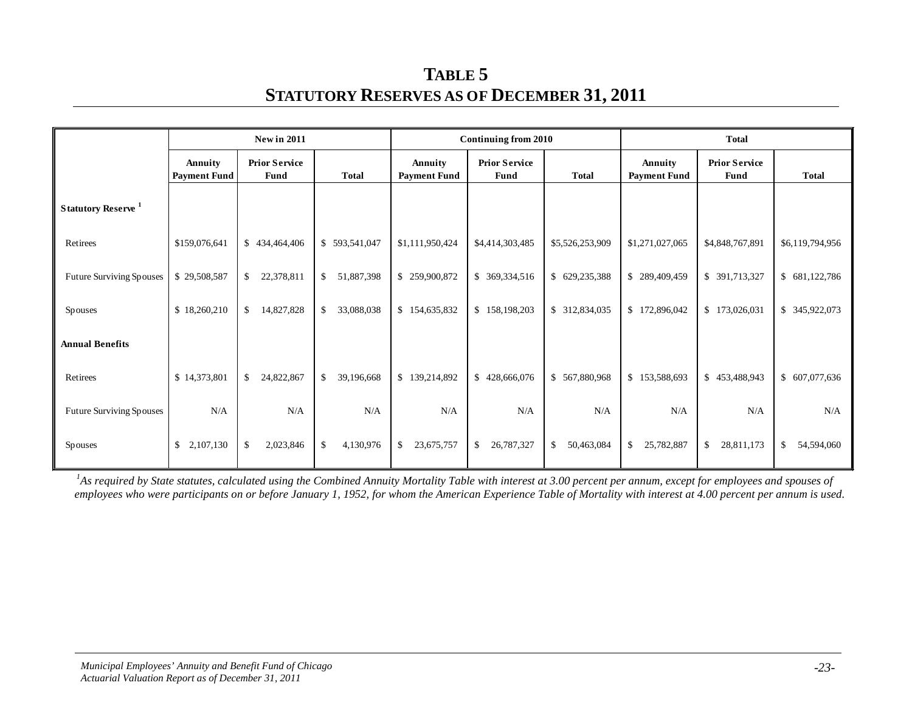# TABLE 5
## STATUTORY RESERVES AS OF DECEMBER 31, 2011

| | New in 2011 | | | Continuing from 2010 | | | Total | | |
|---|---|---|---|---|---|---|---|---|---|
| | Annuity Payment Fund | Prior Service Fund | Total | Annuity Payment Fund | Prior Service Fund | Total | Annuity Payment Fund | Prior Service Fund | Total |
| **Statutory Reserve [1]** | | | | | | | | | |
| Retirees | $159,076,641 | $ 434,464,406 | $ 593,541,047 | $1,111,950,424 | $4,414,303,485 | $5,526,253,909 | $1,271,027,065 | $4,848,767,891 | $6,119,794,956 |
| Future Surviving Spouses | $ 29,508,587 | $ 22,378,811 | $ 51,887,398 | $ 259,900,872 | $ 369,334,516 | $ 629,235,388 | $ 289,409,459 | $ 391,713,327 | $ 681,122,786 |
| Spouses | $ 18,260,210 | $ 14,827,828 | $ 33,088,038 | $ 154,635,832 | $ 158,198,203 | $ 312,834,035 | $ 172,896,042 | $ 173,026,031 | $ 345,922,073 |
| **Annual Benefits** | | | | | | | | | |
| Retirees | $ 14,373,801 | $ 24,822,867 | $ 39,196,668 | $ 139,214,892 | $ 428,666,076 | $ 567,880,968 | $ 153,588,693 | $ 453,488,943 | $ 607,077,636 |
| Future Surviving Spouses | N/A | N/A | N/A | N/A | N/A | N/A | N/A | N/A | N/A |
| Spouses | $ 2,107,130 | $ 2,023,846 | $ 4,130,976 | $ 23,675,757 | $ 26,787,327 | $ 50,463,084 | $ 25,782,887 | $ 28,811,173 | $ 54,594,060 |

*[1]As required by State statutes, calculated using the Combined Annuity Mortality Table with interest at 3.00 percent per annum, except for employees and spouses of employees who were participants on or before January 1, 1952, for whom the American Experience Table of Mortality with interest at 4.00 percent per annum is used.*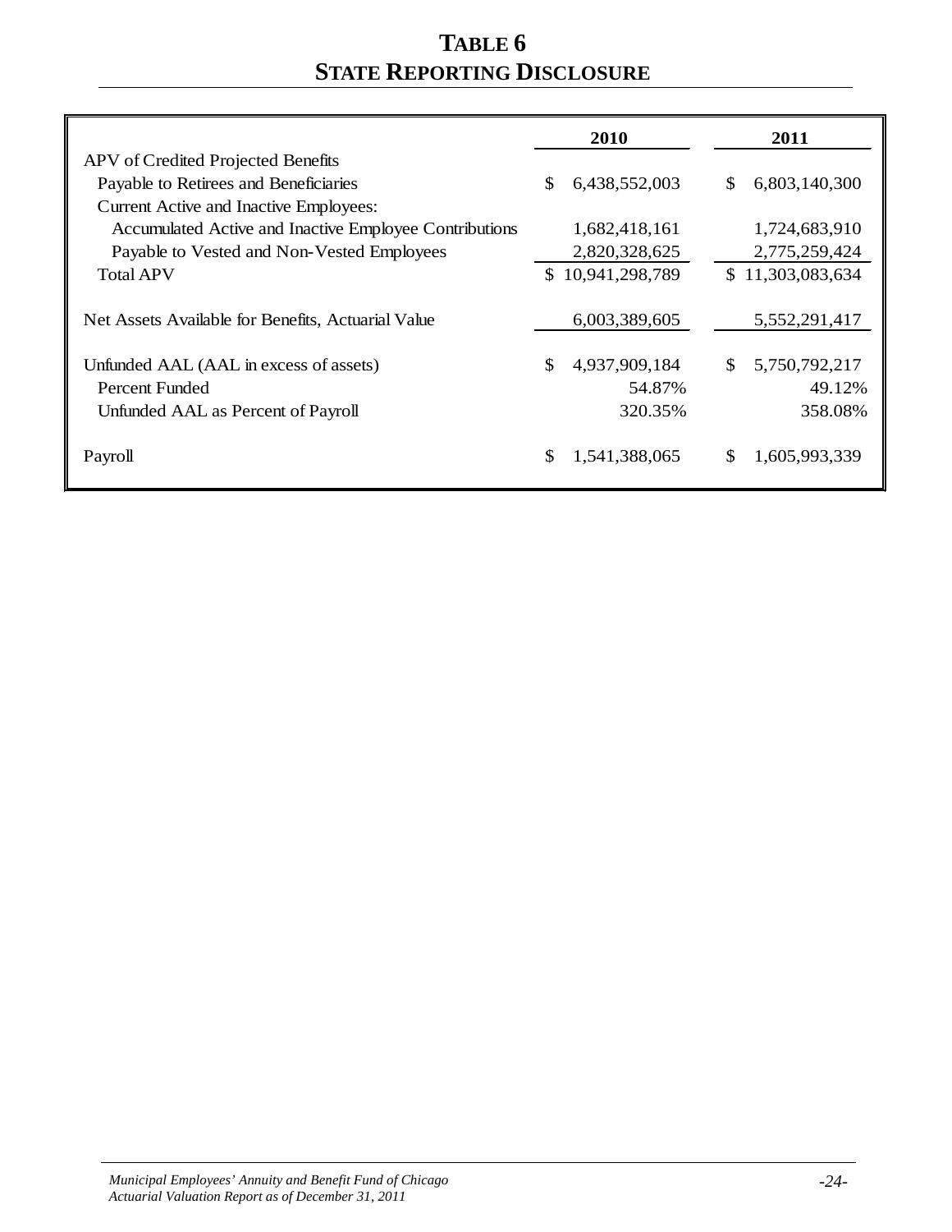# TABLE 6
# STATE REPORTING DISCLOSURE

| | 2010 | 2011 |
|---|---|---|
| APV of Credited Projected Benefits | | |
| Payable to Retirees and Beneficiaries | $ 6,438,552,003 | $ 6,803,140,300 |
| Current Active and Inactive Employees: | | |
| Accumulated Active and Inactive Employee Contributions | 1,682,418,161 | 1,724,683,910 |
| Payable to Vested and Non-Vested Employees | 2,820,328,625 | 2,775,259,424 |
| Total APV | $ 10,941,298,789 | $ 11,303,083,634 |
| Net Assets Available for Benefits, Actuarial Value | 6,003,389,605 | 5,552,291,417 |
| Unfunded AAL (AAL in excess of assets) | $ 4,937,909,184 | $ 5,750,792,217 |
| Percent Funded | 54.87% | 49.12% |
| Unfunded AAL as Percent of Payroll | 320.35% | 358.08% |
| Payroll | $ 1,541,388,065 | $ 1,605,993,339 |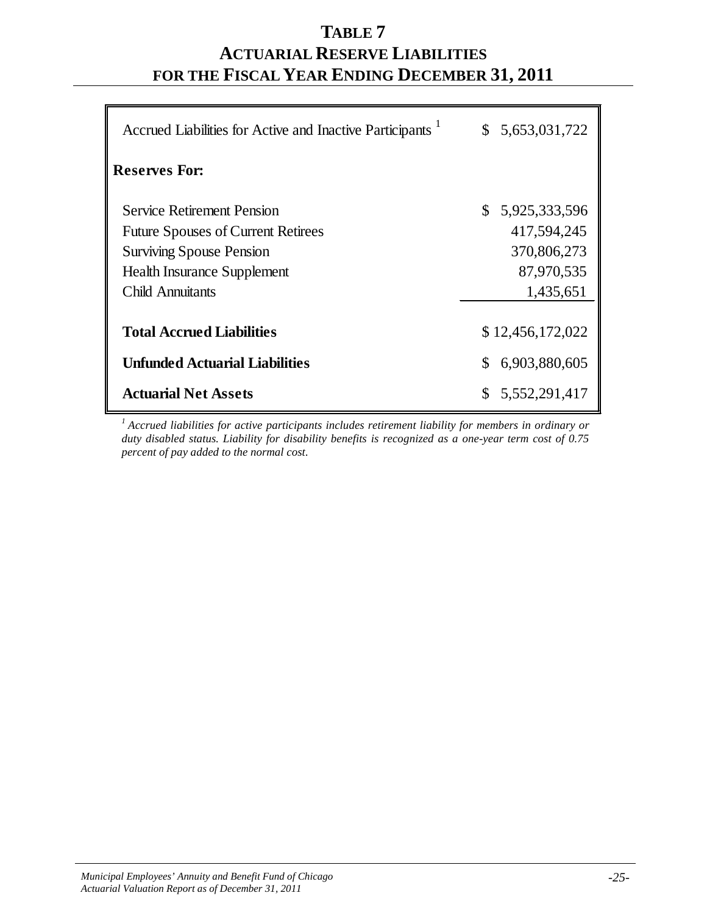# TABLE 7
# ACTUARIAL RESERVE LIABILITIES
# FOR THE FISCAL YEAR ENDING DECEMBER 31, 2011

| | |
|---|---|
| Accrued Liabilities for Active and Inactive Participants [1] | $ 5,653,031,722 |
| **Reserves For:** | |
| Service Retirement Pension | $ 5,925,333,596 |
| Future Spouses of Current Retirees | 417,594,245 |
| Surviving Spouse Pension | 370,806,273 |
| Health Insurance Supplement | 87,970,535 |
| Child Annuitants | 1,435,651 |
| **Total Accrued Liabilities** | $ 12,456,172,022 |
| **Unfunded Actuarial Liabilities** | $ 6,903,880,605 |
| **Actuarial Net Assets** | $ 5,552,291,417 |

*[1] Accrued liabilities for active participants includes retirement liability for members in ordinary or duty disabled status. Liability for disability benefits is recognized as a one-year term cost of 0.75 percent of pay added to the normal cost.*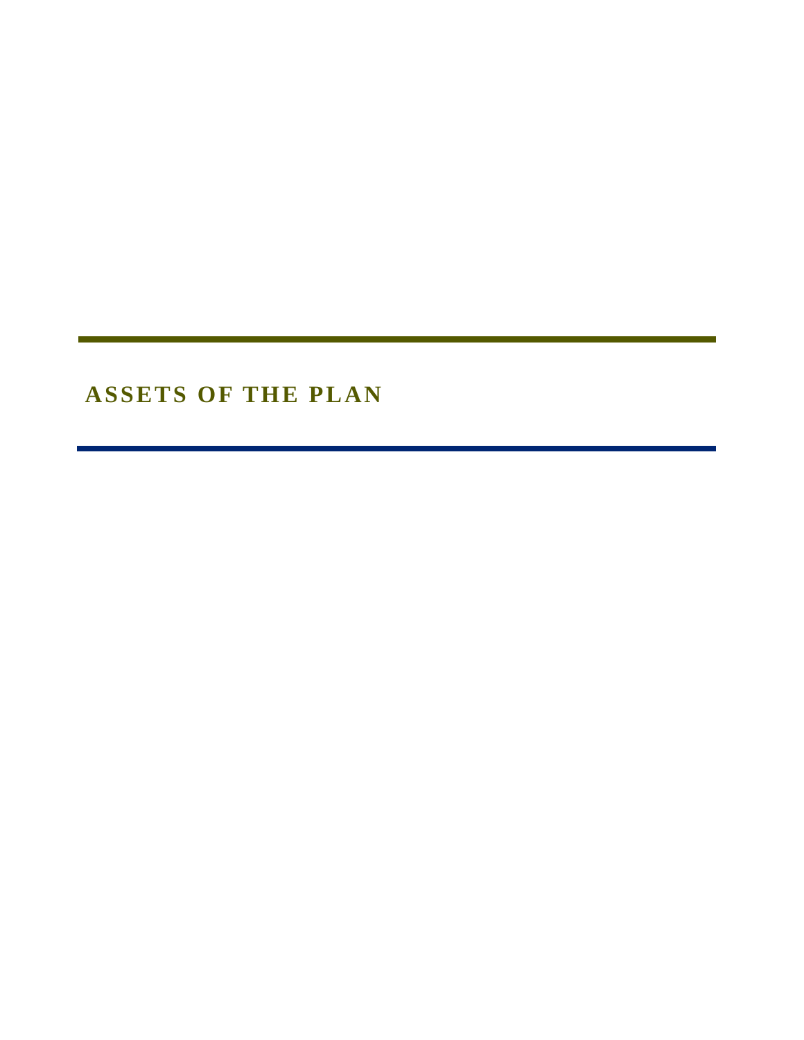# ASSETS OF THE PLAN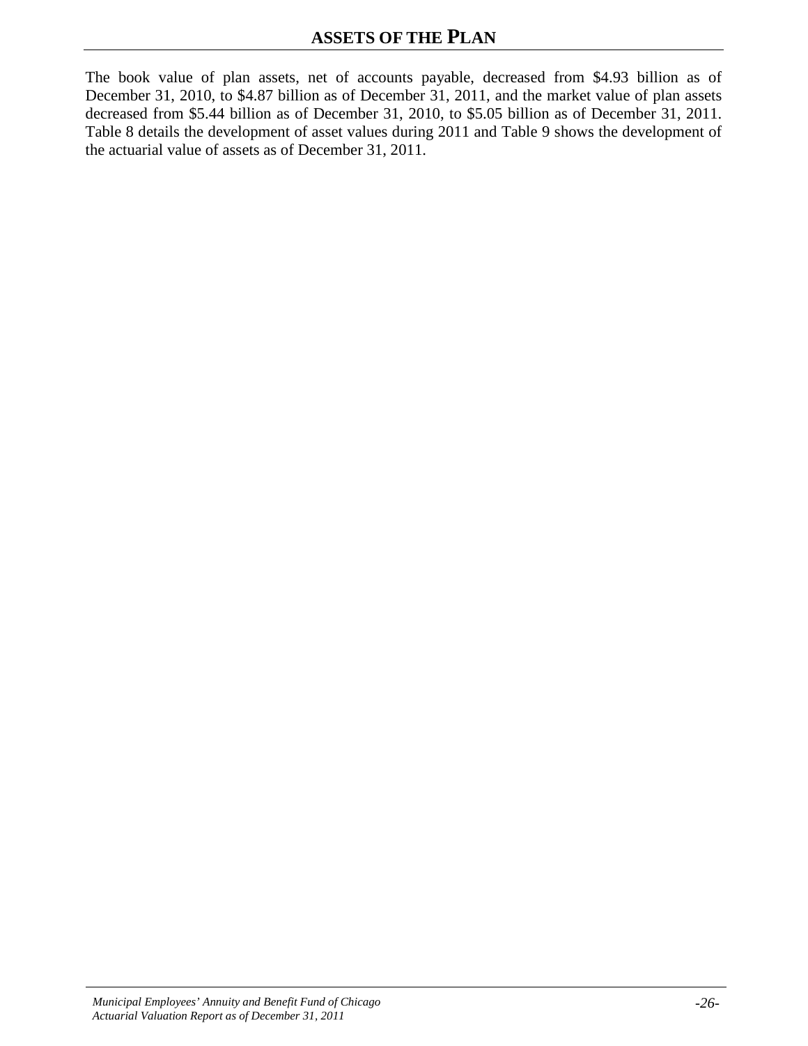## ASSETS OF THE PLAN

The book value of plan assets, net of accounts payable, decreased from $4.93 billion as of December 31, 2010, to $4.87 billion as of December 31, 2011, and the market value of plan assets decreased from $5.44 billion as of December 31, 2010, to $5.05 billion as of December 31, 2011. Table 8 details the development of asset values during 2011 and Table 9 shows the development of the actuarial value of assets as of December 31, 2011.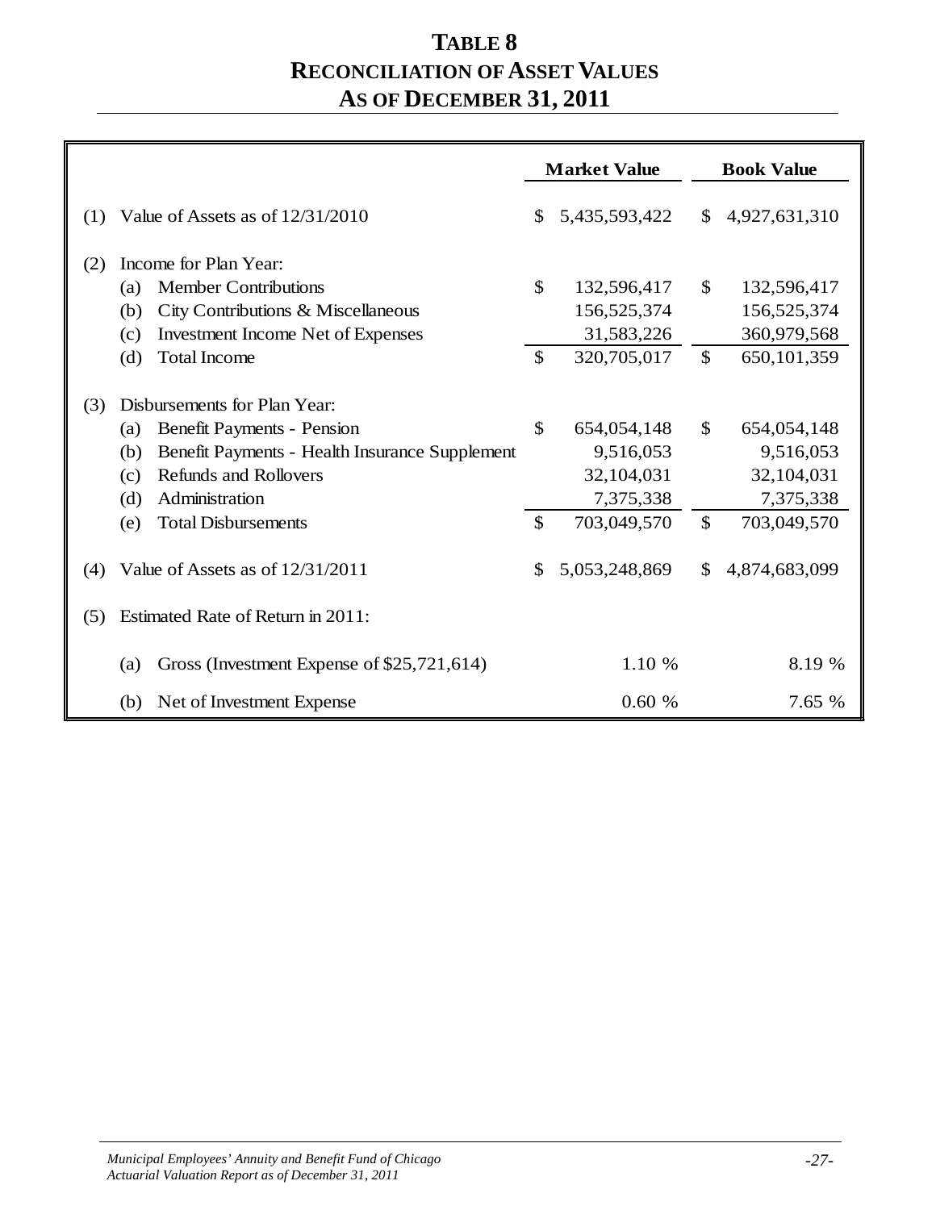# TABLE 8
# RECONCILIATION OF ASSET VALUES
# AS OF DECEMBER 31, 2011

| | | Market Value | Book Value |
|---|---|---|---|
| (1) | Value of Assets as of 12/31/2010 | $ 5,435,593,422 | $ 4,927,631,310 |
| (2) | Income for Plan Year: | | |
| | (a) Member Contributions | $ 132,596,417 | $ 132,596,417 |
| | (b) City Contributions & Miscellaneous | 156,525,374 | 156,525,374 |
| | (c) Investment Income Net of Expenses | 31,583,226 | 360,979,568 |
| | (d) Total Income | $ 320,705,017 | $ 650,101,359 |
| (3) | Disbursements for Plan Year: | | |
| | (a) Benefit Payments - Pension | $ 654,054,148 | $ 654,054,148 |
| | (b) Benefit Payments - Health Insurance Supplement | 9,516,053 | 9,516,053 |
| | (c) Refunds and Rollovers | 32,104,031 | 32,104,031 |
| | (d) Administration | 7,375,338 | 7,375,338 |
| | (e) Total Disbursements | $ 703,049,570 | $ 703,049,570 |
| (4) | Value of Assets as of 12/31/2011 | $ 5,053,248,869 | $ 4,874,683,099 |
| (5) | Estimated Rate of Return in 2011: | | |
| | (a) Gross (Investment Expense of $25,721,614) | 1.10 % | 8.19 % |
| | (b) Net of Investment Expense | 0.60 % | 7.65 % |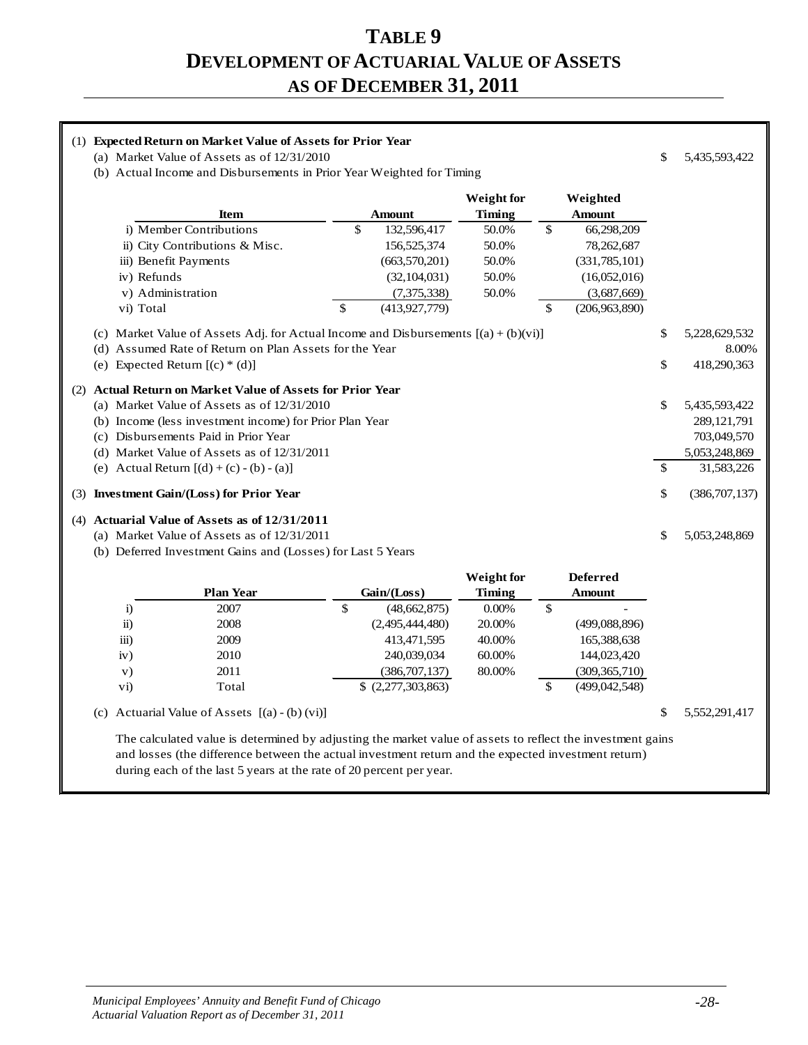# TABLE 9
# DEVELOPMENT OF ACTUARIAL VALUE OF ASSETS AS OF DECEMBER 31, 2011

**(1) Expected Return on Market Value of Assets for Prior Year**

(a) Market Value of Assets as of 12/31/2010 — $ 5,435,593,422

(b) Actual Income and Disbursements in Prior Year Weighted for Timing

| Item | Amount | Weight for Timing | Weighted Amount |
|---|---|---|---|
| i) Member Contributions | $ 132,596,417 | 50.0% | $ 66,298,209 |
| ii) City Contributions & Misc. | 156,525,374 | 50.0% | 78,262,687 |
| iii) Benefit Payments | (663,570,201) | 50.0% | (331,785,101) |
| iv) Refunds | (32,104,031) | 50.0% | (16,052,016) |
| v) Administration | (7,375,338) | 50.0% | (3,687,669) |
| vi) Total | $ (413,927,779) | | $ (206,963,890) |

| | |
|---|---|
| (c) Market Value of Assets Adj. for Actual Income and Disbursements [(a) + (b)(vi)] | $ 5,228,629,532 |
| (d) Assumed Rate of Return on Plan Assets for the Year | 8.00% |
| (e) Expected Return [(c) * (d)] | $ 418,290,363 |

**(2) Actual Return on Market Value of Assets for Prior Year**

| | |
|---|---|
| (a) Market Value of Assets as of 12/31/2010 | $ 5,435,593,422 |
| (b) Income (less investment income) for Prior Plan Year | 289,121,791 |
| (c) Disbursements Paid in Prior Year | 703,049,570 |
| (d) Market Value of Assets as of 12/31/2011 | 5,053,248,869 |
| (e) Actual Return [(d) + (c) - (b) - (a)] | $ 31,583,226 |

**(3) Investment Gain/(Loss) for Prior Year** — $ (386,707,137)

**(4) Actuarial Value of Assets as of 12/31/2011**

(a) Market Value of Assets as of 12/31/2011 — $ 5,053,248,869

(b) Deferred Investment Gains and (Losses) for Last 5 Years

| | Plan Year | Gain/(Loss) | Weight for Timing | Deferred Amount |
|---|---|---|---|---|
| i) | 2007 | $ (48,662,875) | 0.00% | $ - |
| ii) | 2008 | (2,495,444,480) | 20.00% | (499,088,896) |
| iii) | 2009 | 413,471,595 | 40.00% | 165,388,638 |
| iv) | 2010 | 240,039,034 | 60.00% | 144,023,420 |
| v) | 2011 | (386,707,137) | 80.00% | (309,365,710) |
| vi) | Total | $ (2,277,303,863) | | $ (499,042,548) |

(c) Actuarial Value of Assets [(a) - (b) (vi)] — $ 5,552,291,417

The calculated value is determined by adjusting the market value of assets to reflect the investment gains and losses (the difference between the actual investment return and the expected investment return) during each of the last 5 years at the rate of 20 percent per year.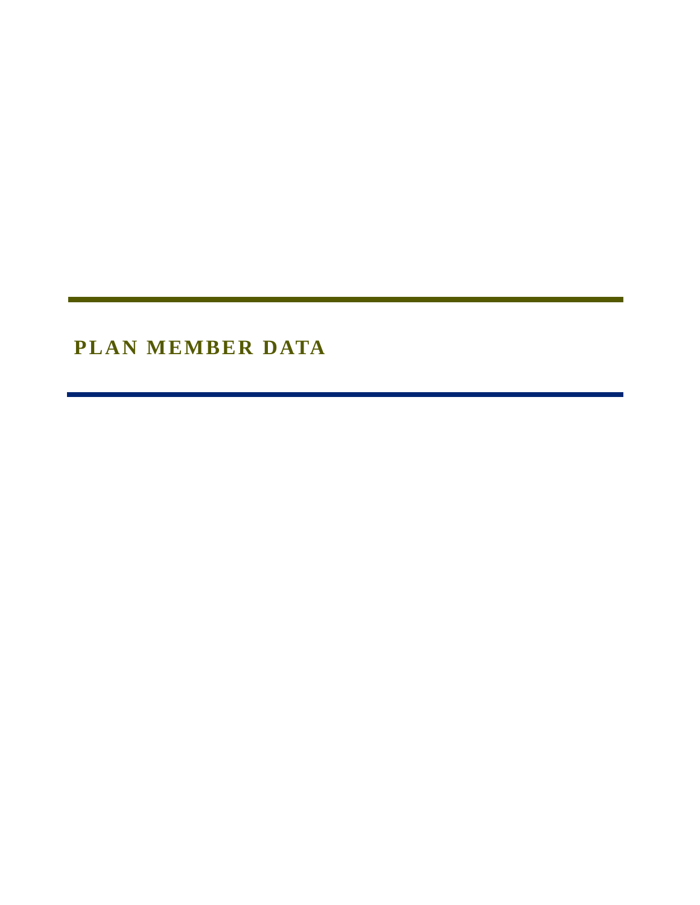# PLAN MEMBER DATA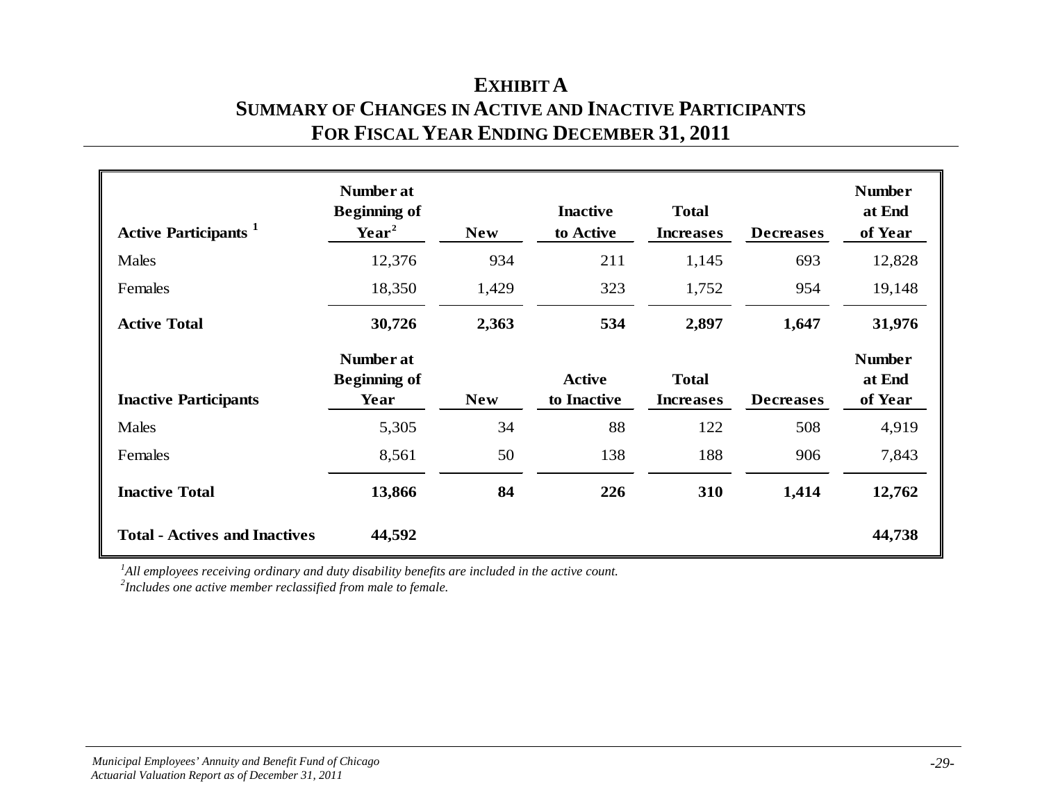# EXHIBIT A
## SUMMARY OF CHANGES IN ACTIVE AND INACTIVE PARTICIPANTS
## FOR FISCAL YEAR ENDING DECEMBER 31, 2011

| Active Participants [1] | Number at Beginning of Year[2] | New | Inactive to Active | Total Increases | Decreases | Number at End of Year |
|---|---|---|---|---|---|---|
| Males | 12,376 | 934 | 211 | 1,145 | 693 | 12,828 |
| Females | 18,350 | 1,429 | 323 | 1,752 | 954 | 19,148 |
| **Active Total** | **30,726** | **2,363** | **534** | **2,897** | **1,647** | **31,976** |
| **Inactive Participants** | **Number at Beginning of Year** | **New** | **Active to Inactive** | **Total Increases** | **Decreases** | **Number at End of Year** |
| Males | 5,305 | 34 | 88 | 122 | 508 | 4,919 |
| Females | 8,561 | 50 | 138 | 188 | 906 | 7,843 |
| **Inactive Total** | **13,866** | **84** | **226** | **310** | **1,414** | **12,762** |
| **Total - Actives and Inactives** | **44,592** | | | | | **44,738** |

*[1]All employees receiving ordinary and duty disability benefits are included in the active count.*
*[2]Includes one active member reclassified from male to female.*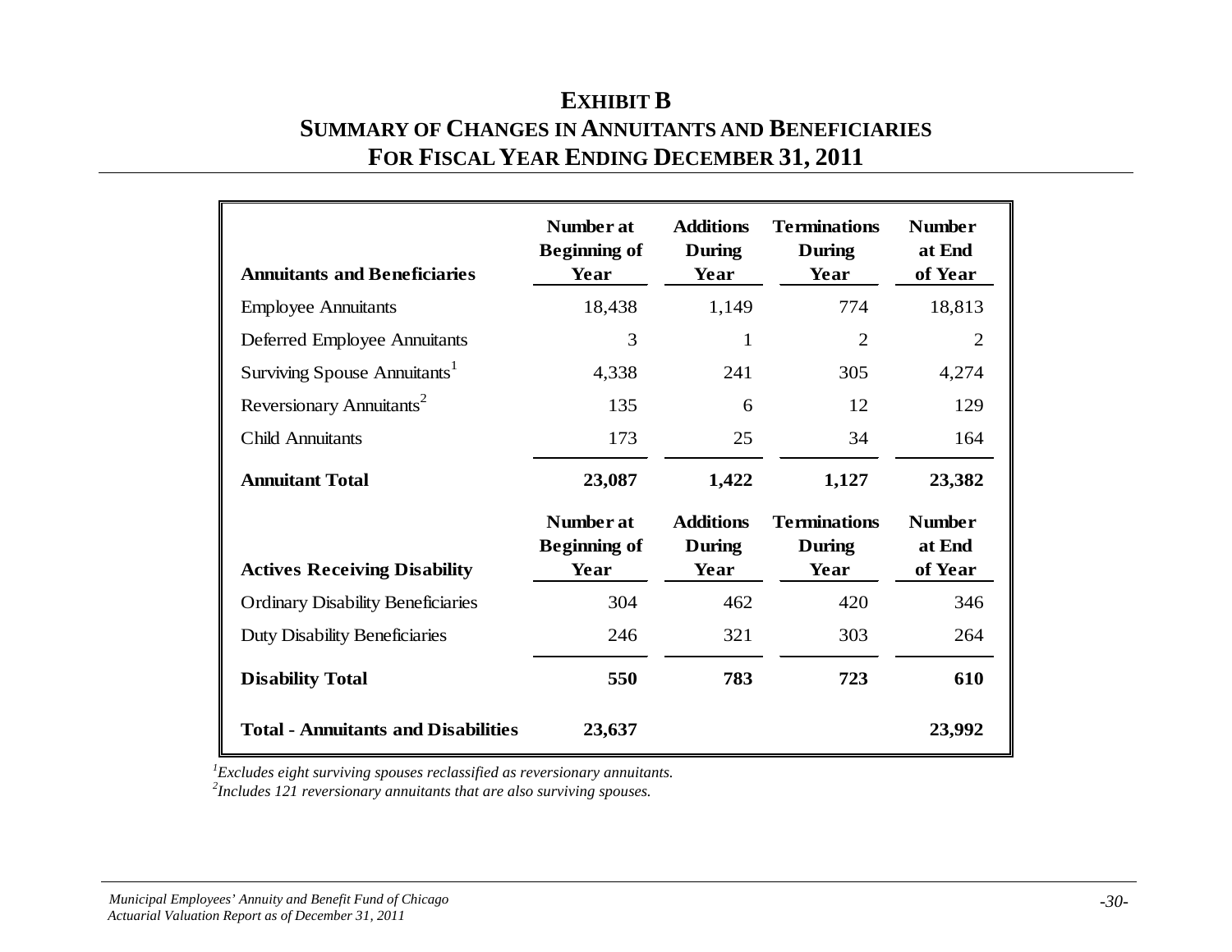# EXHIBIT B
## SUMMARY OF CHANGES IN ANNUITANTS AND BENEFICIARIES
## FOR FISCAL YEAR ENDING DECEMBER 31, 2011

| Annuitants and Beneficiaries | Number at Beginning of Year | Additions During Year | Terminations During Year | Number at End of Year |
|---|---|---|---|---|
| Employee Annuitants | 18,438 | 1,149 | 774 | 18,813 |
| Deferred Employee Annuitants | 3 | 1 | 2 | 2 |
| Surviving Spouse Annuitants[1] | 4,338 | 241 | 305 | 4,274 |
| Reversionary Annuitants[2] | 135 | 6 | 12 | 129 |
| Child Annuitants | 173 | 25 | 34 | 164 |
| **Annuitant Total** | **23,087** | **1,422** | **1,127** | **23,382** |
| **Actives Receiving Disability** | **Number at Beginning of Year** | **Additions During Year** | **Terminations During Year** | **Number at End of Year** |
| Ordinary Disability Beneficiaries | 304 | 462 | 420 | 346 |
| Duty Disability Beneficiaries | 246 | 321 | 303 | 264 |
| **Disability Total** | **550** | **783** | **723** | **610** |
| **Total - Annuitants and Disabilities** | **23,637** | | | **23,992** |

*[1]Excludes eight surviving spouses reclassified as reversionary annuitants.*
*[2]Includes 121 reversionary annuitants that are also surviving spouses.*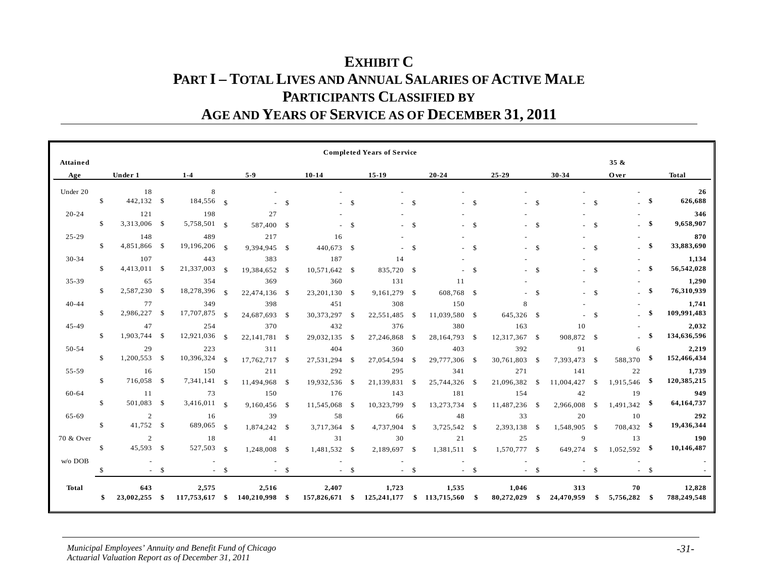# EXHIBIT C

## PART I – TOTAL LIVES AND ANNUAL SALARIES OF ACTIVE MALE PARTICIPANTS CLASSIFIED BY AGE AND YEARS OF SERVICE AS OF DECEMBER 31, 2011

| Attained Age | Completed Years of Service: Under 1 | 1-4 | 5-9 | 10-14 | 15-19 | 20-24 | 25-29 | 30-34 | 35 & Over | Total |
|---|---|---|---|---|---|---|---|---|---|---|
| Under 20 | 18 | 8 | - | - | - | - | - | - | - | **26** |
| | $ 442,132 | $ 184,556 | $ - | $ - | $ - | $ - | $ - | $ - | $ - | **$ 626,688** |
| 20-24 | 121 | 198 | 27 | - | - | - | - | - | - | **346** |
| | $ 3,313,006 | $ 5,758,501 | $ 587,400 | $ - | $ - | $ - | $ - | $ - | $ - | **$ 9,658,907** |
| 25-29 | 148 | 489 | 217 | 16 | - | - | - | - | - | **870** |
| | $ 4,851,866 | $ 19,196,206 | $ 9,394,945 | $ 440,673 | $ - | $ - | $ - | $ - | $ - | **$ 33,883,690** |
| 30-34 | 107 | 443 | 383 | 187 | 14 | - | - | - | - | **1,134** |
| | $ 4,413,011 | $ 21,337,003 | $ 19,384,652 | $ 10,571,642 | $ 835,720 | $ - | $ - | $ - | $ - | **$ 56,542,028** |
| 35-39 | 65 | 354 | 369 | 360 | 131 | 11 | - | - | - | **1,290** |
| | $ 2,587,230 | $ 18,278,396 | $ 22,474,136 | $ 23,201,130 | $ 9,161,279 | $ 608,768 | $ - | $ - | $ - | **$ 76,310,939** |
| 40-44 | 77 | 349 | 398 | 451 | 308 | 150 | 8 | - | - | **1,741** |
| | $ 2,986,227 | $ 17,707,875 | $ 24,687,693 | $ 30,373,297 | $ 22,551,485 | $ 11,039,580 | $ 645,326 | $ - | $ - | **$ 109,991,483** |
| 45-49 | 47 | 254 | 370 | 432 | 376 | 380 | 163 | 10 | - | **2,032** |
| | $ 1,903,744 | $ 12,921,036 | $ 22,141,781 | $ 29,032,135 | $ 27,246,868 | $ 28,164,793 | $ 12,317,367 | $ 908,872 | $ - | **$ 134,636,596** |
| 50-54 | 29 | 223 | 311 | 404 | 360 | 403 | 392 | 91 | 6 | **2,219** |
| | $ 1,200,553 | $ 10,396,324 | $ 17,762,717 | $ 27,531,294 | $ 27,054,594 | $ 29,777,306 | $ 30,761,803 | $ 7,393,473 | $ 588,370 | **$ 152,466,434** |
| 55-59 | 16 | 150 | 211 | 292 | 295 | 341 | 271 | 141 | 22 | **1,739** |
| | $ 716,058 | $ 7,341,141 | $ 11,494,968 | $ 19,932,536 | $ 21,139,831 | $ 25,744,326 | $ 21,096,382 | $ 11,004,427 | $ 1,915,546 | **$ 120,385,215** |
| 60-64 | 11 | 73 | 150 | 176 | 143 | 181 | 154 | 42 | 19 | **949** |
| | $ 501,083 | $ 3,416,011 | $ 9,160,456 | $ 11,545,068 | $ 10,323,799 | $ 13,273,734 | $ 11,487,236 | $ 2,966,008 | $ 1,491,342 | **$ 64,164,737** |
| 65-69 | 2 | 16 | 39 | 58 | 66 | 48 | 33 | 20 | 10 | **292** |
| | $ 41,752 | $ 689,065 | $ 1,874,242 | $ 3,717,364 | $ 4,737,904 | $ 3,725,542 | $ 2,393,138 | $ 1,548,905 | $ 708,432 | **$ 19,436,344** |
| 70 & Over | 2 | 18 | 41 | 31 | 30 | 21 | 25 | 9 | 13 | **190** |
| | $ 45,593 | $ 527,503 | $ 1,248,008 | $ 1,481,532 | $ 2,189,697 | $ 1,381,511 | $ 1,570,777 | $ 649,274 | $ 1,052,592 | **$ 10,146,487** |
| w/o DOB | - | - | - | - | - | - | - | - | - | - |
| | $ - | $ - | $ - | $ - | $ - | $ - | $ - | $ - | $ - | $ - |
| **Total** | **643** | **2,575** | **2,516** | **2,407** | **1,723** | **1,535** | **1,046** | **313** | **70** | **12,828** |
| | **$ 23,002,255** | **$ 117,753,617** | **$ 140,210,998** | **$ 157,826,671** | **$ 125,241,177** | **$ 113,715,560** | **$ 80,272,029** | **$ 24,470,959** | **$ 5,756,282** | **$ 788,249,548** |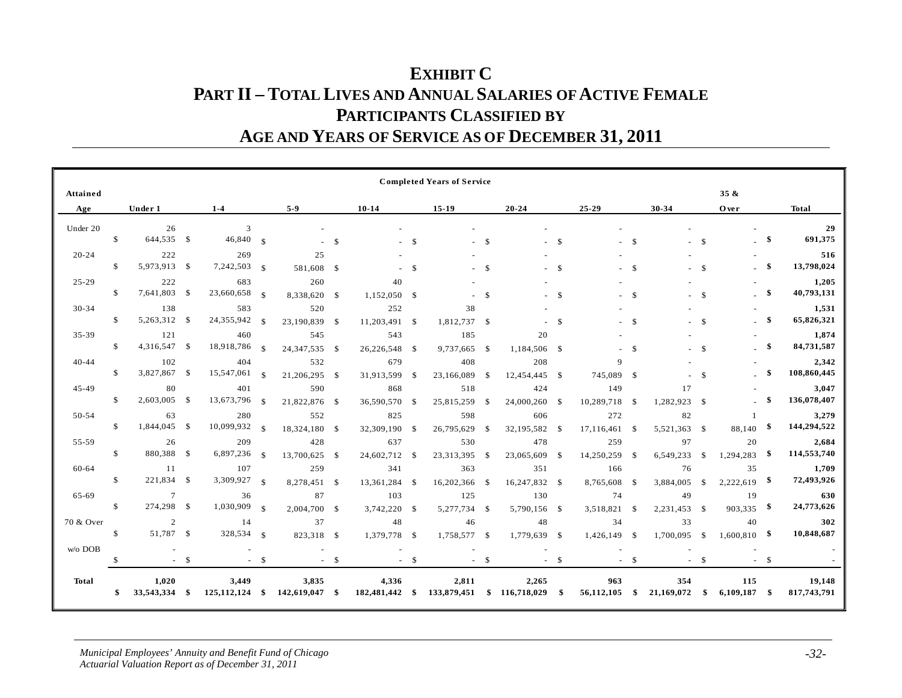# EXHIBIT C

## PART II – TOTAL LIVES AND ANNUAL SALARIES OF ACTIVE FEMALE PARTICIPANTS CLASSIFIED BY AGE AND YEARS OF SERVICE AS OF DECEMBER 31, 2011

| Attained Age | Under 1 | 1-4 | 5-9 | 10-14 | 15-19 | 20-24 | 25-29 | 30-34 | 35 & Over | Total |
|---|---|---|---|---|---|---|---|---|---|---|
| Under 20 | 26 | 3 | - | - | - | - | - | - | - | **29** |
| | $ 644,535 | $ 46,840 | $ - | $ - | $ - | $ - | $ - | $ - | $ - | **$ 691,375** |
| 20-24 | 222 | 269 | 25 | - | - | - | - | - | - | **516** |
| | $ 5,973,913 | $ 7,242,503 | $ 581,608 | $ - | $ - | $ - | $ - | $ - | $ - | **$ 13,798,024** |
| 25-29 | 222 | 683 | 260 | 40 | - | - | - | - | - | **1,205** |
| | $ 7,641,803 | $ 23,660,658 | $ 8,338,620 | $ 1,152,050 | $ - | $ - | $ - | $ - | $ - | **$ 40,793,131** |
| 30-34 | 138 | 583 | 520 | 252 | 38 | - | - | - | - | **1,531** |
| | $ 5,263,312 | $ 24,355,942 | $ 23,190,839 | $ 11,203,491 | $ 1,812,737 | $ - | $ - | $ - | $ - | **$ 65,826,321** |
| 35-39 | 121 | 460 | 545 | 543 | 185 | 20 | - | - | - | **1,874** |
| | $ 4,316,547 | $ 18,918,786 | $ 24,347,535 | $ 26,226,548 | $ 9,737,665 | $ 1,184,506 | $ - | $ - | $ - | **$ 84,731,587** |
| 40-44 | 102 | 404 | 532 | 679 | 408 | 208 | 9 | - | - | **2,342** |
| | $ 3,827,867 | $ 15,547,061 | $ 21,206,295 | $ 31,913,599 | $ 23,166,089 | $ 12,454,445 | $ 745,089 | $ - | $ - | **$ 108,860,445** |
| 45-49 | 80 | 401 | 590 | 868 | 518 | 424 | 149 | 17 | - | **3,047** |
| | $ 2,603,005 | $ 13,673,796 | $ 21,822,876 | $ 36,590,570 | $ 25,815,259 | $ 24,000,260 | $ 10,289,718 | $ 1,282,923 | $ - | **$ 136,078,407** |
| 50-54 | 63 | 280 | 552 | 825 | 598 | 606 | 272 | 82 | 1 | **3,279** |
| | $ 1,844,045 | $ 10,099,932 | $ 18,324,180 | $ 32,309,190 | $ 26,795,629 | $ 32,195,582 | $ 17,116,461 | $ 5,521,363 | $ 88,140 | **$ 144,294,522** |
| 55-59 | 26 | 209 | 428 | 637 | 530 | 478 | 259 | 97 | 20 | **2,684** |
| | $ 880,388 | $ 6,897,236 | $ 13,700,625 | $ 24,602,712 | $ 23,313,395 | $ 23,065,609 | $ 14,250,259 | $ 6,549,233 | $ 1,294,283 | **$ 114,553,740** |
| 60-64 | 11 | 107 | 259 | 341 | 363 | 351 | 166 | 76 | 35 | **1,709** |
| | $ 221,834 | $ 3,309,927 | $ 8,278,451 | $ 13,361,284 | $ 16,202,366 | $ 16,247,832 | $ 8,765,608 | $ 3,884,005 | $ 2,222,619 | **$ 72,493,926** |
| 65-69 | 7 | 36 | 87 | 103 | 125 | 130 | 74 | 49 | 19 | **630** |
| | $ 274,298 | $ 1,030,909 | $ 2,004,700 | $ 3,742,220 | $ 5,277,734 | $ 5,790,156 | $ 3,518,821 | $ 2,231,453 | $ 903,335 | **$ 24,773,626** |
| 70 & Over | 2 | 14 | 37 | 48 | 46 | 48 | 34 | 33 | 40 | **302** |
| | $ 51,787 | $ 328,534 | $ 823,318 | $ 1,379,778 | $ 1,758,577 | $ 1,779,639 | $ 1,426,149 | $ 1,700,095 | $ 1,600,810 | **$ 10,848,687** |
| w/o DOB | - | - | - | - | - | - | - | - | - | - |
| | $ - | $ - | $ - | $ - | $ - | $ - | $ - | $ - | $ - | $ - |
| **Total** | **1,020** | **3,449** | **3,835** | **4,336** | **2,811** | **2,265** | **963** | **354** | **115** | **19,148** |
| | **$ 33,543,334** | **$ 125,112,124** | **$ 142,619,047** | **$ 182,481,442** | **$ 133,879,451** | **$ 116,718,029** | **$ 56,112,105** | **$ 21,169,072** | **$ 6,109,187** | **$ 817,743,791** |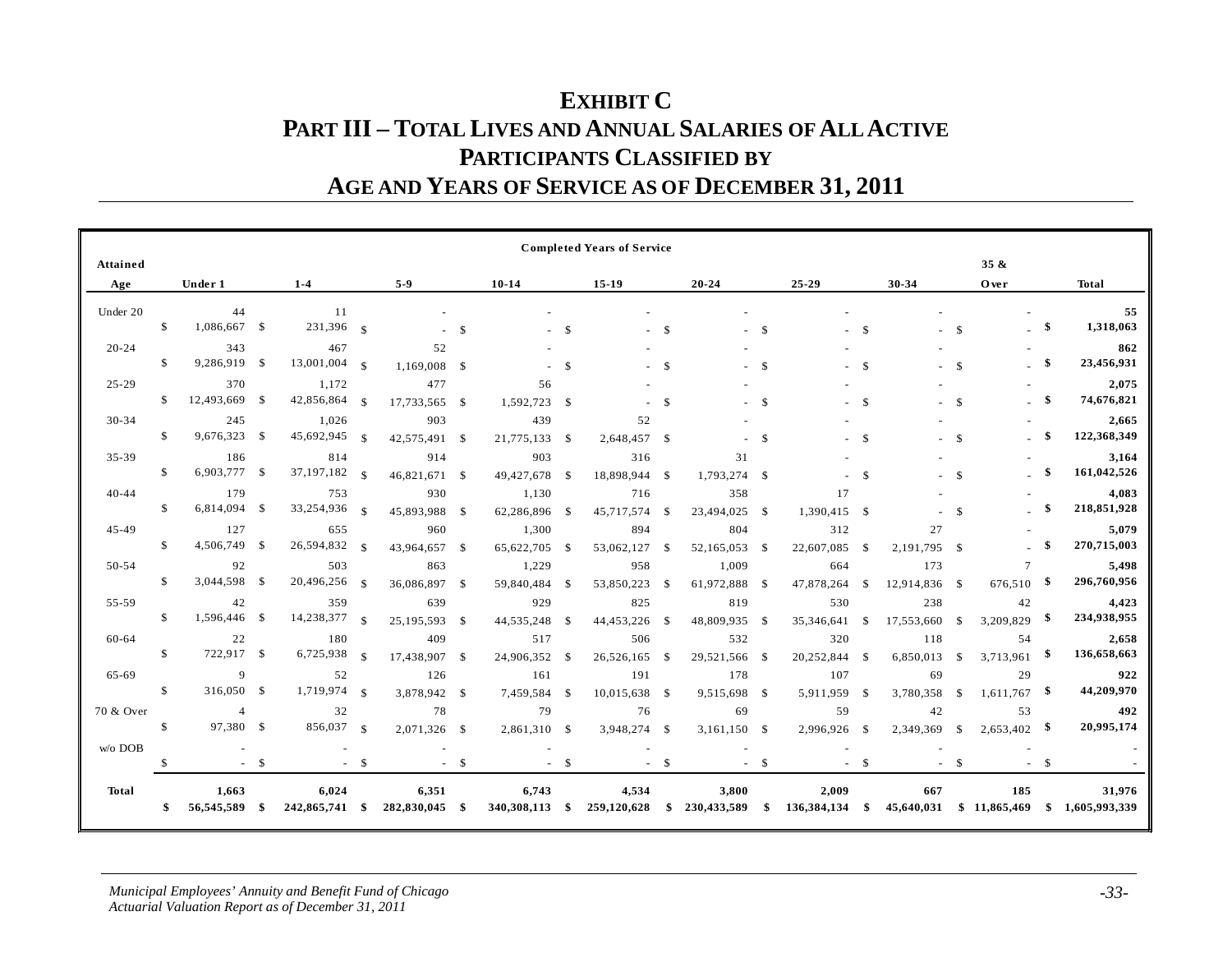# EXHIBIT C
## PART III – TOTAL LIVES AND ANNUAL SALARIES OF ALL ACTIVE PARTICIPANTS CLASSIFIED BY AGE AND YEARS OF SERVICE AS OF DECEMBER 31, 2011

| Attained Age | Under 1 | 1-4 | 5-9 | 10-14 | 15-19 | 20-24 | 25-29 | 30-34 | 35 & Over | Total |
|---|---|---|---|---|---|---|---|---|---|---|
| | **Completed Years of Service** | | | | | | | | | |
| Under 20 | 44 | 11 | - | - | - | - | - | - | - | **55** |
| | $ 1,086,667 | $ 231,396 | $ - | $ - | $ - | $ - | $ - | $ - | $ - | **$ 1,318,063** |
| 20-24 | 343 | 467 | 52 | - | - | - | - | - | - | **862** |
| | $ 9,286,919 | $ 13,001,004 | $ 1,169,008 | $ - | $ - | $ - | $ - | $ - | $ - | **$ 23,456,931** |
| 25-29 | 370 | 1,172 | 477 | 56 | - | - | - | - | - | **2,075** |
| | $ 12,493,669 | $ 42,856,864 | $ 17,733,565 | $ 1,592,723 | $ - | $ - | $ - | $ - | $ - | **$ 74,676,821** |
| 30-34 | 245 | 1,026 | 903 | 439 | 52 | - | - | - | - | **2,665** |
| | $ 9,676,323 | $ 45,692,945 | $ 42,575,491 | $ 21,775,133 | $ 2,648,457 | $ - | $ - | $ - | $ - | **$ 122,368,349** |
| 35-39 | 186 | 814 | 914 | 903 | 316 | 31 | - | - | - | **3,164** |
| | $ 6,903,777 | $ 37,197,182 | $ 46,821,671 | $ 49,427,678 | $ 18,898,944 | $ 1,793,274 | $ - | $ - | $ - | **$ 161,042,526** |
| 40-44 | 179 | 753 | 930 | 1,130 | 716 | 358 | 17 | - | - | **4,083** |
| | $ 6,814,094 | $ 33,254,936 | $ 45,893,988 | $ 62,286,896 | $ 45,717,574 | $ 23,494,025 | $ 1,390,415 | $ - | $ - | **$ 218,851,928** |
| 45-49 | 127 | 655 | 960 | 1,300 | 894 | 804 | 312 | 27 | - | **5,079** |
| | $ 4,506,749 | $ 26,594,832 | $ 43,964,657 | $ 65,622,705 | $ 53,062,127 | $ 52,165,053 | $ 22,607,085 | $ 2,191,795 | $ - | **$ 270,715,003** |
| 50-54 | 92 | 503 | 863 | 1,229 | 958 | 1,009 | 664 | 173 | 7 | **5,498** |
| | $ 3,044,598 | $ 20,496,256 | $ 36,086,897 | $ 59,840,484 | $ 53,850,223 | $ 61,972,888 | $ 47,878,264 | $ 12,914,836 | $ 676,510 | **$ 296,760,956** |
| 55-59 | 42 | 359 | 639 | 929 | 825 | 819 | 530 | 238 | 42 | **4,423** |
| | $ 1,596,446 | $ 14,238,377 | $ 25,195,593 | $ 44,535,248 | $ 44,453,226 | $ 48,809,935 | $ 35,346,641 | $ 17,553,660 | $ 3,209,829 | **$ 234,938,955** |
| 60-64 | 22 | 180 | 409 | 517 | 506 | 532 | 320 | 118 | 54 | **2,658** |
| | $ 722,917 | $ 6,725,938 | $ 17,438,907 | $ 24,906,352 | $ 26,526,165 | $ 29,521,566 | $ 20,252,844 | $ 6,850,013 | $ 3,713,961 | **$ 136,658,663** |
| 65-69 | 9 | 52 | 126 | 161 | 191 | 178 | 107 | 69 | 29 | **922** |
| | $ 316,050 | $ 1,719,974 | $ 3,878,942 | $ 7,459,584 | $ 10,015,638 | $ 9,515,698 | $ 5,911,959 | $ 3,780,358 | $ 1,611,767 | **$ 44,209,970** |
| 70 & Over | 4 | 32 | 78 | 79 | 76 | 69 | 59 | 42 | 53 | **492** |
| | $ 97,380 | $ 856,037 | $ 2,071,326 | $ 2,861,310 | $ 3,948,274 | $ 3,161,150 | $ 2,996,926 | $ 2,349,369 | $ 2,653,402 | **$ 20,995,174** |
| w/o DOB | - | - | - | - | - | - | - | - | - | - |
| | $ - | $ - | $ - | $ - | $ - | $ - | $ - | $ - | $ - | $ - |
| **Total** | **1,663** | **6,024** | **6,351** | **6,743** | **4,534** | **3,800** | **2,009** | **667** | **185** | **31,976** |
| | **$ 56,545,589** | **$ 242,865,741** | **$ 282,830,045** | **$ 340,308,113** | **$ 259,120,628** | **$ 230,433,589** | **$ 136,384,134** | **$ 45,640,031** | **$ 11,865,469** | **$ 1,605,993,339** |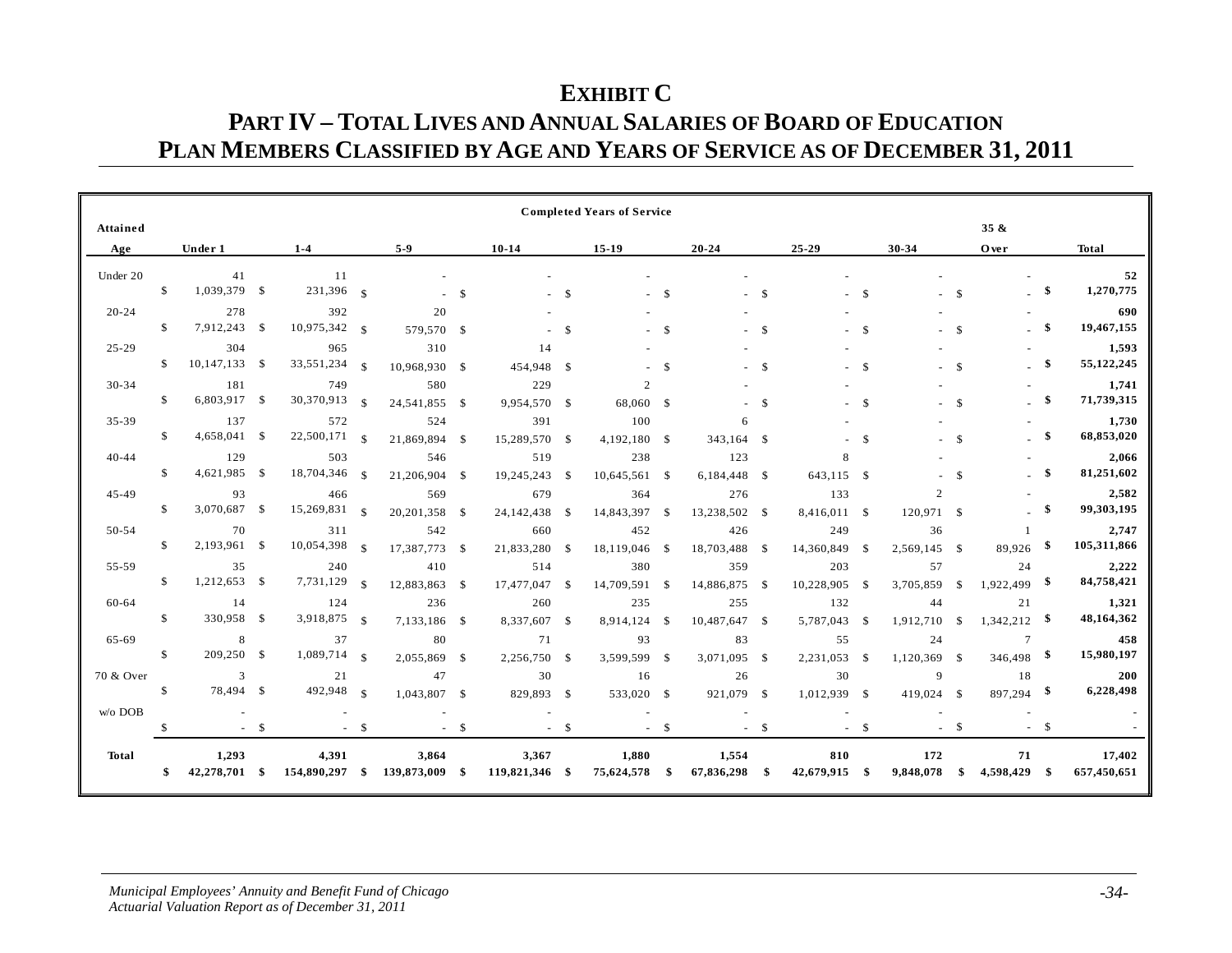# EXHIBIT C

## PART IV – TOTAL LIVES AND ANNUAL SALARIES OF BOARD OF EDUCATION PLAN MEMBERS CLASSIFIED BY AGE AND YEARS OF SERVICE AS OF DECEMBER 31, 2011

| Attained Age | Completed Years of Service: Under 1 | 1-4 | 5-9 | 10-14 | 15-19 | 20-24 | 25-29 | 30-34 | 35 & Over | Total |
|---|---|---|---|---|---|---|---|---|---|---|
| Under 20 | 41 | 11 | - | - | - | - | - | - | - | **52** |
| | $ 1,039,379 | $ 231,396 | $ - | $ - | $ - | $ - | $ - | $ - | $ - | **$ 1,270,775** |
| 20-24 | 278 | 392 | 20 | - | - | - | - | - | - | **690** |
| | $ 7,912,243 | $ 10,975,342 | $ 579,570 | $ - | $ - | $ - | $ - | $ - | $ - | **$ 19,467,155** |
| 25-29 | 304 | 965 | 310 | 14 | - | - | - | - | - | **1,593** |
| | $ 10,147,133 | $ 33,551,234 | $ 10,968,930 | $ 454,948 | $ - | $ - | $ - | $ - | $ - | **$ 55,122,245** |
| 30-34 | 181 | 749 | 580 | 229 | 2 | - | - | - | - | **1,741** |
| | $ 6,803,917 | $ 30,370,913 | $ 24,541,855 | $ 9,954,570 | $ 68,060 | $ - | $ - | $ - | $ - | **$ 71,739,315** |
| 35-39 | 137 | 572 | 524 | 391 | 100 | 6 | - | - | - | **1,730** |
| | $ 4,658,041 | $ 22,500,171 | $ 21,869,894 | $ 15,289,570 | $ 4,192,180 | $ 343,164 | $ - | $ - | $ - | **$ 68,853,020** |
| 40-44 | 129 | 503 | 546 | 519 | 238 | 123 | 8 | - | - | **2,066** |
| | $ 4,621,985 | $ 18,704,346 | $ 21,206,904 | $ 19,245,243 | $ 10,645,561 | $ 6,184,448 | $ 643,115 | $ - | $ - | **$ 81,251,602** |
| 45-49 | 93 | 466 | 569 | 679 | 364 | 276 | 133 | 2 | - | **2,582** |
| | $ 3,070,687 | $ 15,269,831 | $ 20,201,358 | $ 24,142,438 | $ 14,843,397 | $ 13,238,502 | $ 8,416,011 | $ 120,971 | $ - | **$ 99,303,195** |
| 50-54 | 70 | 311 | 542 | 660 | 452 | 426 | 249 | 36 | 1 | **2,747** |
| | $ 2,193,961 | $ 10,054,398 | $ 17,387,773 | $ 21,833,280 | $ 18,119,046 | $ 18,703,488 | $ 14,360,849 | $ 2,569,145 | $ 89,926 | **$ 105,311,866** |
| 55-59 | 35 | 240 | 410 | 514 | 380 | 359 | 203 | 57 | 24 | **2,222** |
| | $ 1,212,653 | $ 7,731,129 | $ 12,883,863 | $ 17,477,047 | $ 14,709,591 | $ 14,886,875 | $ 10,228,905 | $ 3,705,859 | $ 1,922,499 | **$ 84,758,421** |
| 60-64 | 14 | 124 | 236 | 260 | 235 | 255 | 132 | 44 | 21 | **1,321** |
| | $ 330,958 | $ 3,918,875 | $ 7,133,186 | $ 8,337,607 | $ 8,914,124 | $ 10,487,647 | $ 5,787,043 | $ 1,912,710 | $ 1,342,212 | **$ 48,164,362** |
| 65-69 | 8 | 37 | 80 | 71 | 93 | 83 | 55 | 24 | 7 | **458** |
| | $ 209,250 | $ 1,089,714 | $ 2,055,869 | $ 2,256,750 | $ 3,599,599 | $ 3,071,095 | $ 2,231,053 | $ 1,120,369 | $ 346,498 | **$ 15,980,197** |
| 70 & Over | 3 | 21 | 47 | 30 | 16 | 26 | 30 | 9 | 18 | **200** |
| | $ 78,494 | $ 492,948 | $ 1,043,807 | $ 829,893 | $ 533,020 | $ 921,079 | $ 1,012,939 | $ 419,024 | $ 897,294 | **$ 6,228,498** |
| w/o DOB | - | - | - | - | - | - | - | - | - | - |
| | $ - | $ - | $ - | $ - | $ - | $ - | $ - | $ - | $ - | $ - |
| **Total** | **1,293** | **4,391** | **3,864** | **3,367** | **1,880** | **1,554** | **810** | **172** | **71** | **17,402** |
| | **$ 42,278,701** | **$ 154,890,297** | **$ 139,873,009** | **$ 119,821,346** | **$ 75,624,578** | **$ 67,836,298** | **$ 42,679,915** | **$ 9,848,078** | **$ 4,598,429** | **$ 657,450,651** |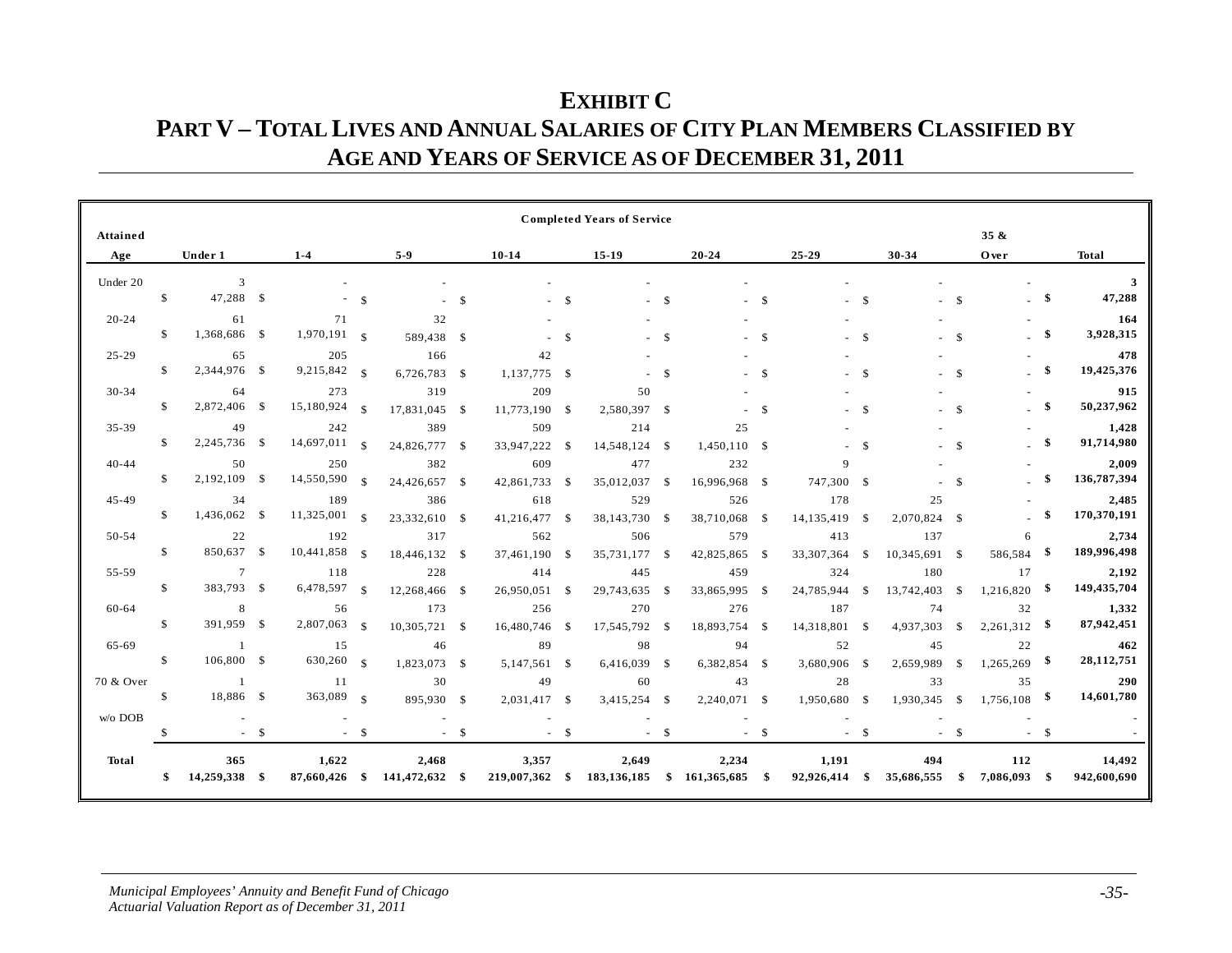# EXHIBIT C

## PART V – TOTAL LIVES AND ANNUAL SALARIES OF CITY PLAN MEMBERS CLASSIFIED BY AGE AND YEARS OF SERVICE AS OF DECEMBER 31, 2011

| Attained Age | Completed Years of Service | | | | | | | | | |
|---|---|---|---|---|---|---|---|---|---|---|
| | Under 1 | 1-4 | 5-9 | 10-14 | 15-19 | 20-24 | 25-29 | 30-34 | 35 & Over | Total |
| Under 20 | 3 | - | - | - | - | - | - | - | - | **3** |
| | $ 47,288 | $ - | $ - | $ - | $ - | $ - | $ - | $ - | $ - | **$ 47,288** |
| 20-24 | 61 | 71 | 32 | - | - | - | - | - | - | **164** |
| | $ 1,368,686 | $ 1,970,191 | $ 589,438 | $ - | $ - | $ - | $ - | $ - | $ - | **$ 3,928,315** |
| 25-29 | 65 | 205 | 166 | 42 | - | - | - | - | - | **478** |
| | $ 2,344,976 | $ 9,215,842 | $ 6,726,783 | $ 1,137,775 | $ - | $ - | $ - | $ - | $ - | **$ 19,425,376** |
| 30-34 | 64 | 273 | 319 | 209 | 50 | - | - | - | - | **915** |
| | $ 2,872,406 | $ 15,180,924 | $ 17,831,045 | $ 11,773,190 | $ 2,580,397 | $ - | $ - | $ - | $ - | **$ 50,237,962** |
| 35-39 | 49 | 242 | 389 | 509 | 214 | 25 | - | - | - | **1,428** |
| | $ 2,245,736 | $ 14,697,011 | $ 24,826,777 | $ 33,947,222 | $ 14,548,124 | $ 1,450,110 | $ - | $ - | $ - | **$ 91,714,980** |
| 40-44 | 50 | 250 | 382 | 609 | 477 | 232 | 9 | - | - | **2,009** |
| | $ 2,192,109 | $ 14,550,590 | $ 24,426,657 | $ 42,861,733 | $ 35,012,037 | $ 16,996,968 | $ 747,300 | $ - | $ - | **$ 136,787,394** |
| 45-49 | 34 | 189 | 386 | 618 | 529 | 526 | 178 | 25 | - | **2,485** |
| | $ 1,436,062 | $ 11,325,001 | $ 23,332,610 | $ 41,216,477 | $ 38,143,730 | $ 38,710,068 | $ 14,135,419 | $ 2,070,824 | $ - | **$ 170,370,191** |
| 50-54 | 22 | 192 | 317 | 562 | 506 | 579 | 413 | 137 | 6 | **2,734** |
| | $ 850,637 | $ 10,441,858 | $ 18,446,132 | $ 37,461,190 | $ 35,731,177 | $ 42,825,865 | $ 33,307,364 | $ 10,345,691 | $ 586,584 | **$ 189,996,498** |
| 55-59 | 7 | 118 | 228 | 414 | 445 | 459 | 324 | 180 | 17 | **2,192** |
| | $ 383,793 | $ 6,478,597 | $ 12,268,466 | $ 26,950,051 | $ 29,743,635 | $ 33,865,995 | $ 24,785,944 | $ 13,742,403 | $ 1,216,820 | **$ 149,435,704** |
| 60-64 | 8 | 56 | 173 | 256 | 270 | 276 | 187 | 74 | 32 | **1,332** |
| | $ 391,959 | $ 2,807,063 | $ 10,305,721 | $ 16,480,746 | $ 17,545,792 | $ 18,893,754 | $ 14,318,801 | $ 4,937,303 | $ 2,261,312 | **$ 87,942,451** |
| 65-69 | 1 | 15 | 46 | 89 | 98 | 94 | 52 | 45 | 22 | **462** |
| | $ 106,800 | $ 630,260 | $ 1,823,073 | $ 5,147,561 | $ 6,416,039 | $ 6,382,854 | $ 3,680,906 | $ 2,659,989 | $ 1,265,269 | **$ 28,112,751** |
| 70 & Over | 1 | 11 | 30 | 49 | 60 | 43 | 28 | 33 | 35 | **290** |
| | $ 18,886 | $ 363,089 | $ 895,930 | $ 2,031,417 | $ 3,415,254 | $ 2,240,071 | $ 1,950,680 | $ 1,930,345 | $ 1,756,108 | **$ 14,601,780** |
| w/o DOB | - | - | - | - | - | - | - | - | - | - |
| | $ - | $ - | $ - | $ - | $ - | $ - | $ - | $ - | $ - | $ - |
| **Total** | **365** | **1,622** | **2,468** | **3,357** | **2,649** | **2,234** | **1,191** | **494** | **112** | **14,492** |
| | **$ 14,259,338** | **$ 87,660,426** | **$ 141,472,632** | **$ 219,007,362** | **$ 183,136,185** | **$ 161,365,685** | **$ 92,926,414** | **$ 35,686,555** | **$ 7,086,093** | **$ 942,600,690** |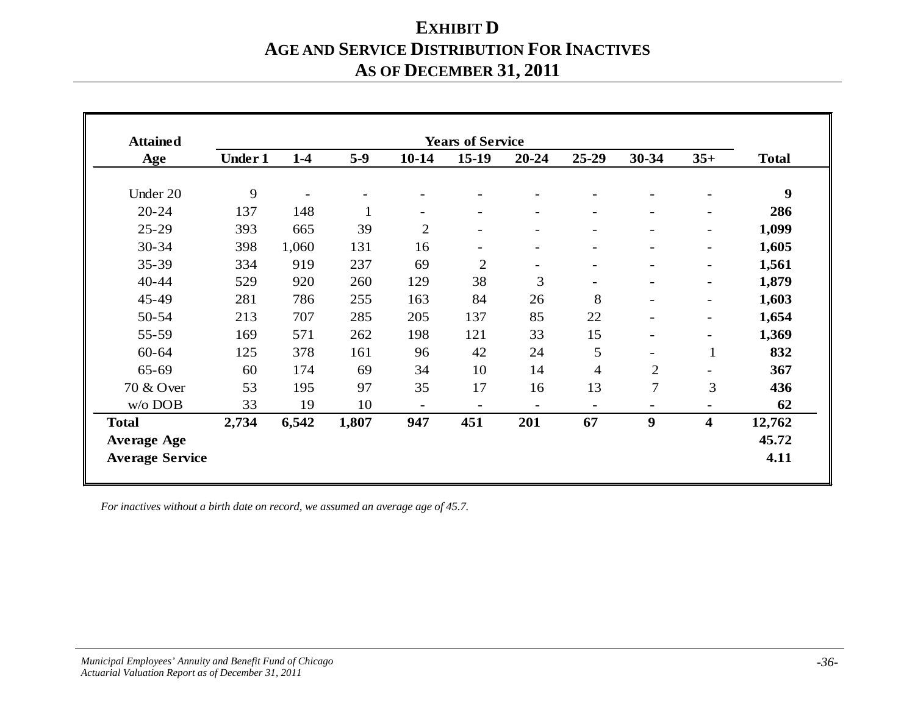# EXHIBIT D
## AGE AND SERVICE DISTRIBUTION FOR INACTIVES
## AS OF DECEMBER 31, 2011

| Attained Age | Years of Service | | | | | | | | | Total |
|---|---|---|---|---|---|---|---|---|---|---|
| | Under 1 | 1-4 | 5-9 | 10-14 | 15-19 | 20-24 | 25-29 | 30-34 | 35+ | |
| Under 20 | 9 | - | - | - | - | - | - | - | - | **9** |
| 20-24 | 137 | 148 | 1 | - | - | - | - | - | - | **286** |
| 25-29 | 393 | 665 | 39 | 2 | - | - | - | - | - | **1,099** |
| 30-34 | 398 | 1,060 | 131 | 16 | - | - | - | - | - | **1,605** |
| 35-39 | 334 | 919 | 237 | 69 | 2 | - | - | - | - | **1,561** |
| 40-44 | 529 | 920 | 260 | 129 | 38 | 3 | - | - | - | **1,879** |
| 45-49 | 281 | 786 | 255 | 163 | 84 | 26 | 8 | - | - | **1,603** |
| 50-54 | 213 | 707 | 285 | 205 | 137 | 85 | 22 | - | - | **1,654** |
| 55-59 | 169 | 571 | 262 | 198 | 121 | 33 | 15 | - | - | **1,369** |
| 60-64 | 125 | 378 | 161 | 96 | 42 | 24 | 5 | - | 1 | **832** |
| 65-69 | 60 | 174 | 69 | 34 | 10 | 14 | 4 | 2 | - | **367** |
| 70 & Over | 53 | 195 | 97 | 35 | 17 | 16 | 13 | 7 | 3 | **436** |
| w/o DOB | 33 | 19 | 10 | - | - | - | - | - | - | **62** |
| **Total** | **2,734** | **6,542** | **1,807** | **947** | **451** | **201** | **67** | **9** | **4** | **12,762** |
| **Average Age** | | | | | | | | | | **45.72** |
| **Average Service** | | | | | | | | | | **4.11** |

*For inactives without a birth date on record, we assumed an average age of 45.7.*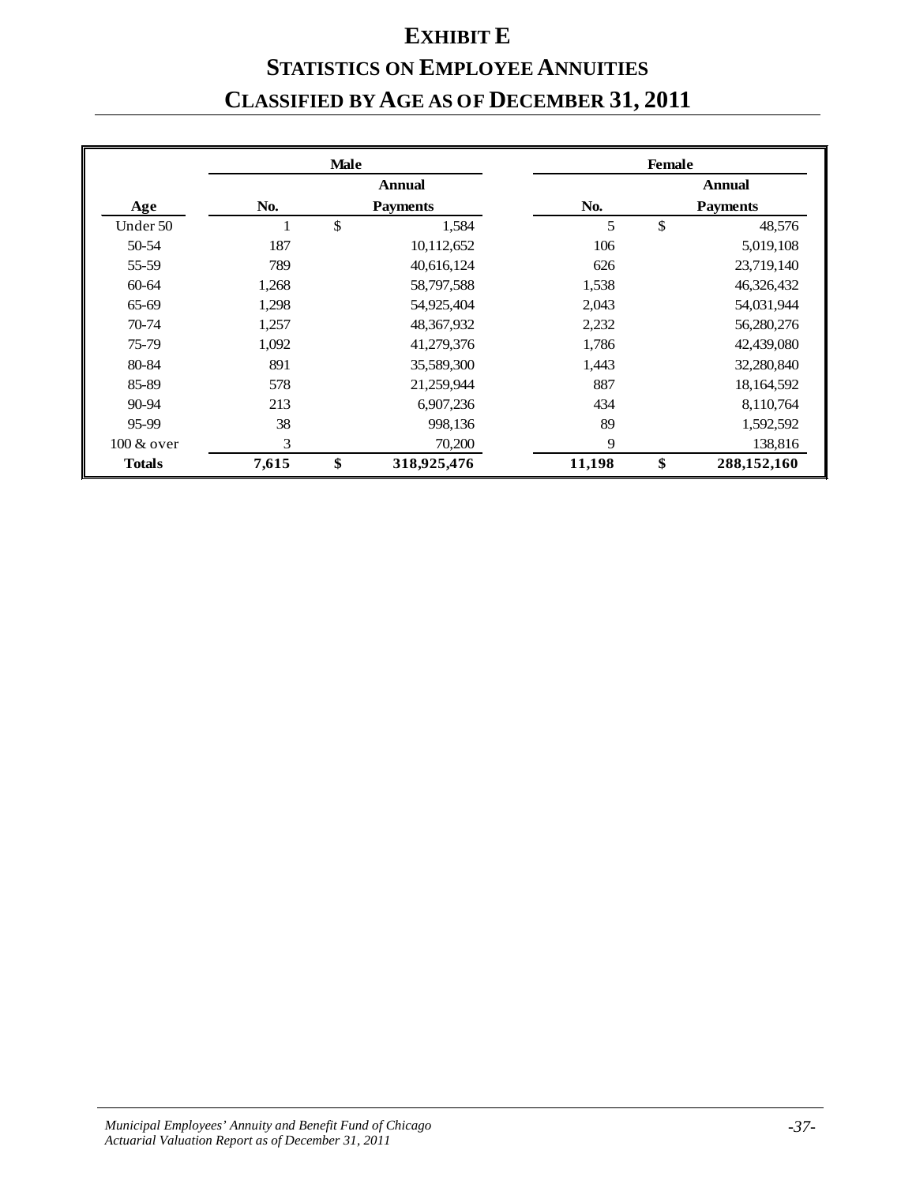# EXHIBIT E

# STATISTICS ON EMPLOYEE ANNUITIES

# CLASSIFIED BY AGE AS OF DECEMBER 31, 2011

| | Male | | Female | |
|---|---|---|---|---|
| **Age** | **No.** | **Annual Payments** | **No.** | **Annual Payments** |
| Under 50 | 1 | $ 1,584 | 5 | $ 48,576 |
| 50-54 | 187 | 10,112,652 | 106 | 5,019,108 |
| 55-59 | 789 | 40,616,124 | 626 | 23,719,140 |
| 60-64 | 1,268 | 58,797,588 | 1,538 | 46,326,432 |
| 65-69 | 1,298 | 54,925,404 | 2,043 | 54,031,944 |
| 70-74 | 1,257 | 48,367,932 | 2,232 | 56,280,276 |
| 75-79 | 1,092 | 41,279,376 | 1,786 | 42,439,080 |
| 80-84 | 891 | 35,589,300 | 1,443 | 32,280,840 |
| 85-89 | 578 | 21,259,944 | 887 | 18,164,592 |
| 90-94 | 213 | 6,907,236 | 434 | 8,110,764 |
| 95-99 | 38 | 998,136 | 89 | 1,592,592 |
| 100 & over | 3 | 70,200 | 9 | 138,816 |
| **Totals** | **7,615** | **$ 318,925,476** | **11,198** | **$ 288,152,160** |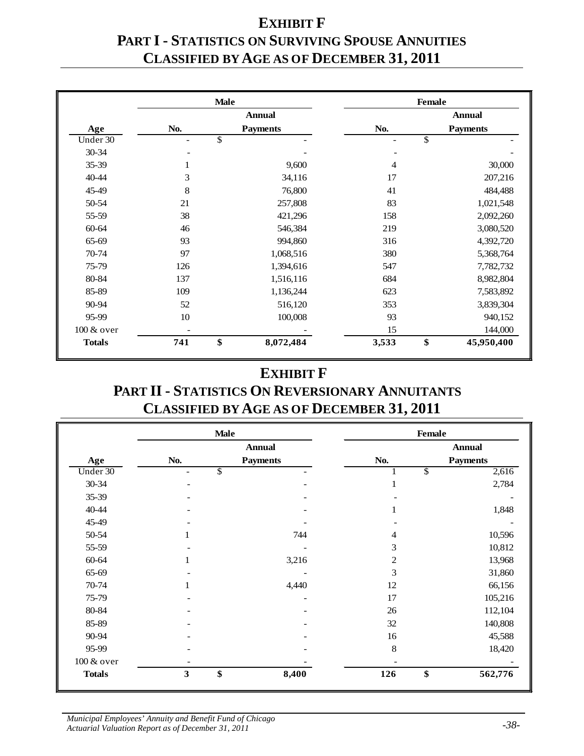# EXHIBIT F

## PART I - STATISTICS ON SURVIVING SPOUSE ANNUITIES CLASSIFIED BY AGE AS OF DECEMBER 31, 2011

| | Male | | Female | |
|---|---|---|---|---|
| | | Annual | | Annual |
| Age | No. | Payments | No. | Payments |
| Under 30 | - | $ - | - | $ - |
| 30-34 | - | - | - | - |
| 35-39 | 1 | 9,600 | 4 | 30,000 |
| 40-44 | 3 | 34,116 | 17 | 207,216 |
| 45-49 | 8 | 76,800 | 41 | 484,488 |
| 50-54 | 21 | 257,808 | 83 | 1,021,548 |
| 55-59 | 38 | 421,296 | 158 | 2,092,260 |
| 60-64 | 46 | 546,384 | 219 | 3,080,520 |
| 65-69 | 93 | 994,860 | 316 | 4,392,720 |
| 70-74 | 97 | 1,068,516 | 380 | 5,368,764 |
| 75-79 | 126 | 1,394,616 | 547 | 7,782,732 |
| 80-84 | 137 | 1,516,116 | 684 | 8,982,804 |
| 85-89 | 109 | 1,136,244 | 623 | 7,583,892 |
| 90-94 | 52 | 516,120 | 353 | 3,839,304 |
| 95-99 | 10 | 100,008 | 93 | 940,152 |
| 100 & over | - | - | 15 | 144,000 |
| **Totals** | **741** | **$ 8,072,484** | **3,533** | **$ 45,950,400** |

# EXHIBIT F

## PART II - STATISTICS ON REVERSIONARY ANNUITANTS CLASSIFIED BY AGE AS OF DECEMBER 31, 2011

| | Male | | Female | |
|---|---|---|---|---|
| | | Annual | | Annual |
| Age | No. | Payments | No. | Payments |
| Under 30 | - | $ - | 1 | $ 2,616 |
| 30-34 | - | - | 1 | 2,784 |
| 35-39 | - | - | - | - |
| 40-44 | - | - | 1 | 1,848 |
| 45-49 | - | - | - | - |
| 50-54 | 1 | 744 | 4 | 10,596 |
| 55-59 | - | - | 3 | 10,812 |
| 60-64 | 1 | 3,216 | 2 | 13,968 |
| 65-69 | - | - | 3 | 31,860 |
| 70-74 | 1 | 4,440 | 12 | 66,156 |
| 75-79 | - | - | 17 | 105,216 |
| 80-84 | - | - | 26 | 112,104 |
| 85-89 | - | - | 32 | 140,808 |
| 90-94 | - | - | 16 | 45,588 |
| 95-99 | - | - | 8 | 18,420 |
| 100 & over | - | - | - | - |
| **Totals** | **3** | **$ 8,400** | **126** | **$ 562,776** |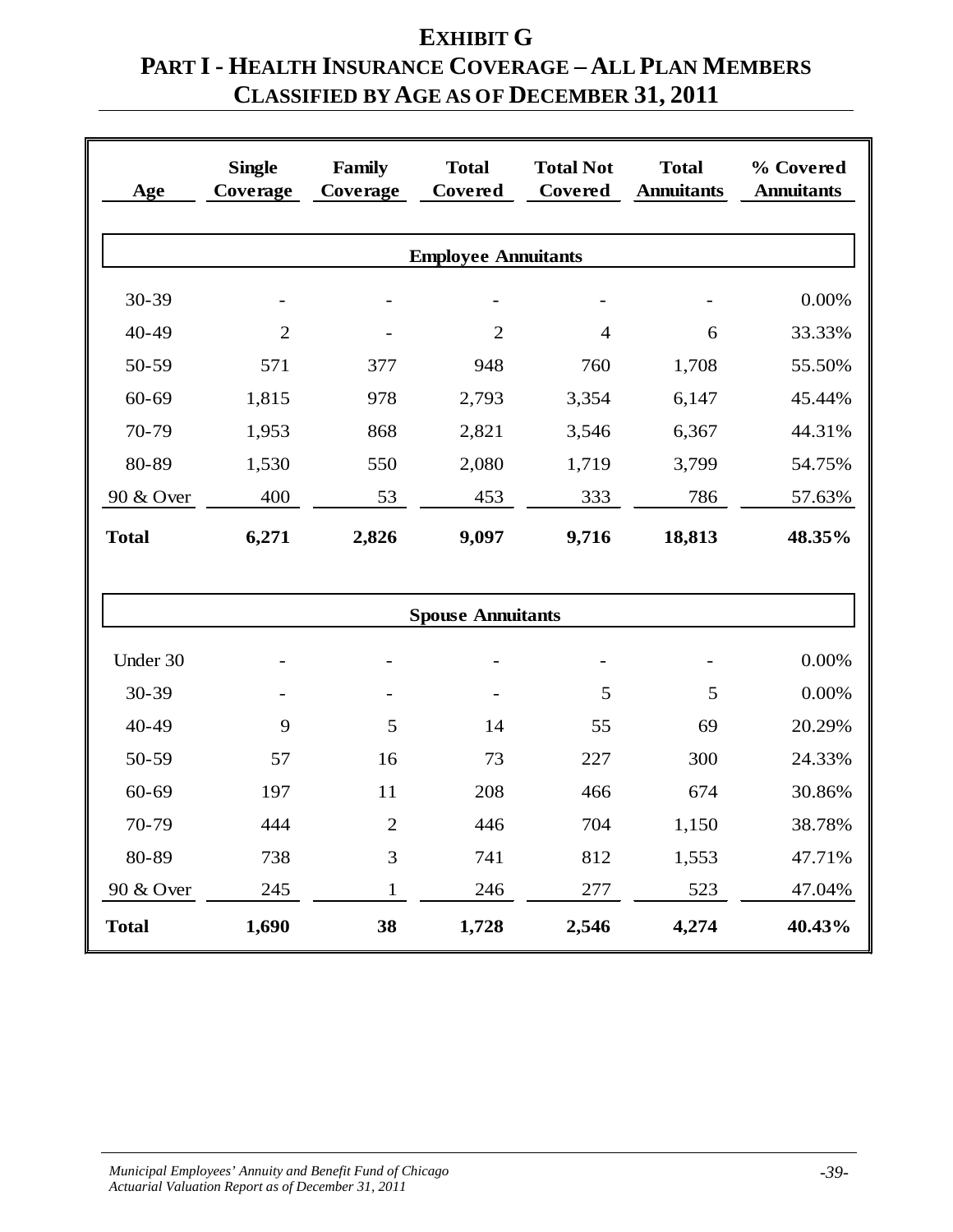# EXHIBIT G

## PART I - HEALTH INSURANCE COVERAGE – ALL PLAN MEMBERS CLASSIFIED BY AGE AS OF DECEMBER 31, 2011

| Age | Single Coverage | Family Coverage | Total Covered | Total Not Covered | Total Annuitants | % Covered Annuitants |
|---|---|---|---|---|---|---|
| **Employee Annuitants** | | | | | | |
| 30-39 | - | - | - | - | - | 0.00% |
| 40-49 | 2 | - | 2 | 4 | 6 | 33.33% |
| 50-59 | 571 | 377 | 948 | 760 | 1,708 | 55.50% |
| 60-69 | 1,815 | 978 | 2,793 | 3,354 | 6,147 | 45.44% |
| 70-79 | 1,953 | 868 | 2,821 | 3,546 | 6,367 | 44.31% |
| 80-89 | 1,530 | 550 | 2,080 | 1,719 | 3,799 | 54.75% |
| 90 & Over | 400 | 53 | 453 | 333 | 786 | 57.63% |
| **Total** | **6,271** | **2,826** | **9,097** | **9,716** | **18,813** | **48.35%** |
| **Spouse Annuitants** | | | | | | |
| Under 30 | - | - | - | - | - | 0.00% |
| 30-39 | - | - | - | 5 | 5 | 0.00% |
| 40-49 | 9 | 5 | 14 | 55 | 69 | 20.29% |
| 50-59 | 57 | 16 | 73 | 227 | 300 | 24.33% |
| 60-69 | 197 | 11 | 208 | 466 | 674 | 30.86% |
| 70-79 | 444 | 2 | 446 | 704 | 1,150 | 38.78% |
| 80-89 | 738 | 3 | 741 | 812 | 1,553 | 47.71% |
| 90 & Over | 245 | 1 | 246 | 277 | 523 | 47.04% |
| **Total** | **1,690** | **38** | **1,728** | **2,546** | **4,274** | **40.43%** |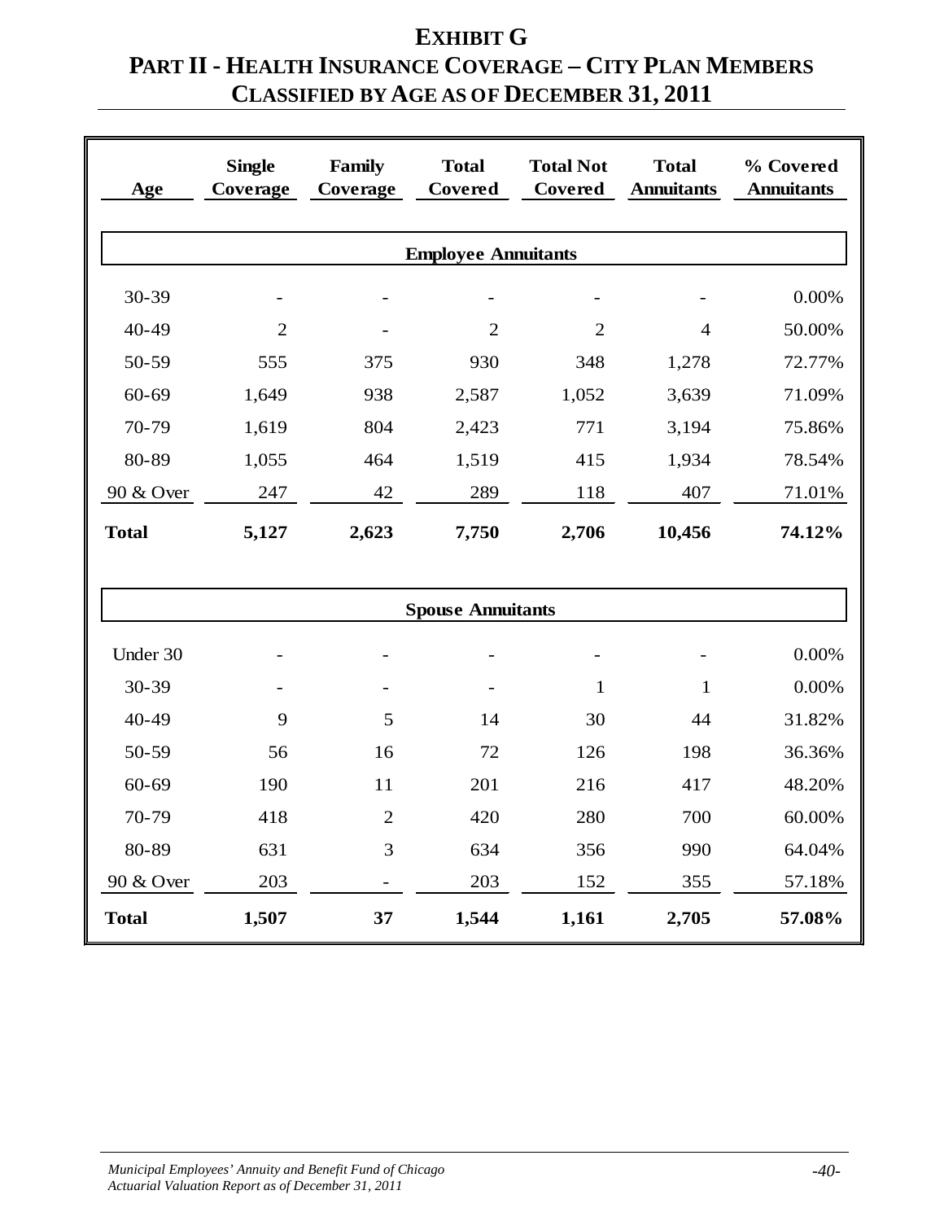# EXHIBIT G
# PART II - HEALTH INSURANCE COVERAGE – CITY PLAN MEMBERS CLASSIFIED BY AGE AS OF DECEMBER 31, 2011

| Age | Single Coverage | Family Coverage | Total Covered | Total Not Covered | Total Annuitants | % Covered Annuitants |
|---|---|---|---|---|---|---|
| **Employee Annuitants** | | | | | | |
| 30-39 | - | - | - | - | - | 0.00% |
| 40-49 | 2 | - | 2 | 2 | 4 | 50.00% |
| 50-59 | 555 | 375 | 930 | 348 | 1,278 | 72.77% |
| 60-69 | 1,649 | 938 | 2,587 | 1,052 | 3,639 | 71.09% |
| 70-79 | 1,619 | 804 | 2,423 | 771 | 3,194 | 75.86% |
| 80-89 | 1,055 | 464 | 1,519 | 415 | 1,934 | 78.54% |
| 90 & Over | 247 | 42 | 289 | 118 | 407 | 71.01% |
| **Total** | **5,127** | **2,623** | **7,750** | **2,706** | **10,456** | **74.12%** |
| **Spouse Annuitants** | | | | | | |
| Under 30 | - | - | - | - | - | 0.00% |
| 30-39 | - | - | - | 1 | 1 | 0.00% |
| 40-49 | 9 | 5 | 14 | 30 | 44 | 31.82% |
| 50-59 | 56 | 16 | 72 | 126 | 198 | 36.36% |
| 60-69 | 190 | 11 | 201 | 216 | 417 | 48.20% |
| 70-79 | 418 | 2 | 420 | 280 | 700 | 60.00% |
| 80-89 | 631 | 3 | 634 | 356 | 990 | 64.04% |
| 90 & Over | 203 | - | 203 | 152 | 355 | 57.18% |
| **Total** | **1,507** | **37** | **1,544** | **1,161** | **2,705** | **57.08%** |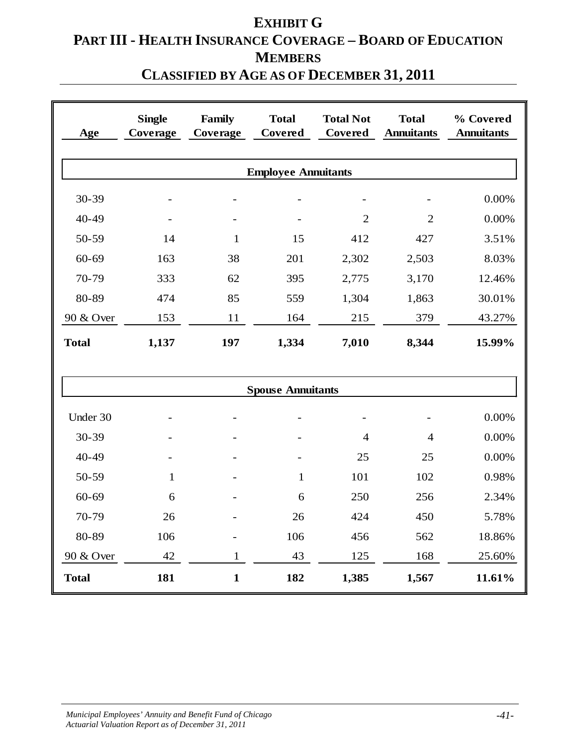# EXHIBIT G

## PART III - HEALTH INSURANCE COVERAGE – BOARD OF EDUCATION MEMBERS

## CLASSIFIED BY AGE AS OF DECEMBER 31, 2011

| Age | Single Coverage | Family Coverage | Total Covered | Total Not Covered | Total Annuitants | % Covered Annuitants |
|---|---|---|---|---|---|---|
| **Employee Annuitants** | | | | | | |
| 30-39 | - | - | - | - | - | 0.00% |
| 40-49 | - | - | - | 2 | 2 | 0.00% |
| 50-59 | 14 | 1 | 15 | 412 | 427 | 3.51% |
| 60-69 | 163 | 38 | 201 | 2,302 | 2,503 | 8.03% |
| 70-79 | 333 | 62 | 395 | 2,775 | 3,170 | 12.46% |
| 80-89 | 474 | 85 | 559 | 1,304 | 1,863 | 30.01% |
| 90 & Over | 153 | 11 | 164 | 215 | 379 | 43.27% |
| **Total** | **1,137** | **197** | **1,334** | **7,010** | **8,344** | **15.99%** |
| **Spouse Annuitants** | | | | | | |
| Under 30 | - | - | - | - | - | 0.00% |
| 30-39 | - | - | - | 4 | 4 | 0.00% |
| 40-49 | - | - | - | 25 | 25 | 0.00% |
| 50-59 | 1 | - | 1 | 101 | 102 | 0.98% |
| 60-69 | 6 | - | 6 | 250 | 256 | 2.34% |
| 70-79 | 26 | - | 26 | 424 | 450 | 5.78% |
| 80-89 | 106 | - | 106 | 456 | 562 | 18.86% |
| 90 & Over | 42 | 1 | 43 | 125 | 168 | 25.60% |
| **Total** | **181** | **1** | **182** | **1,385** | **1,567** | **11.61%** |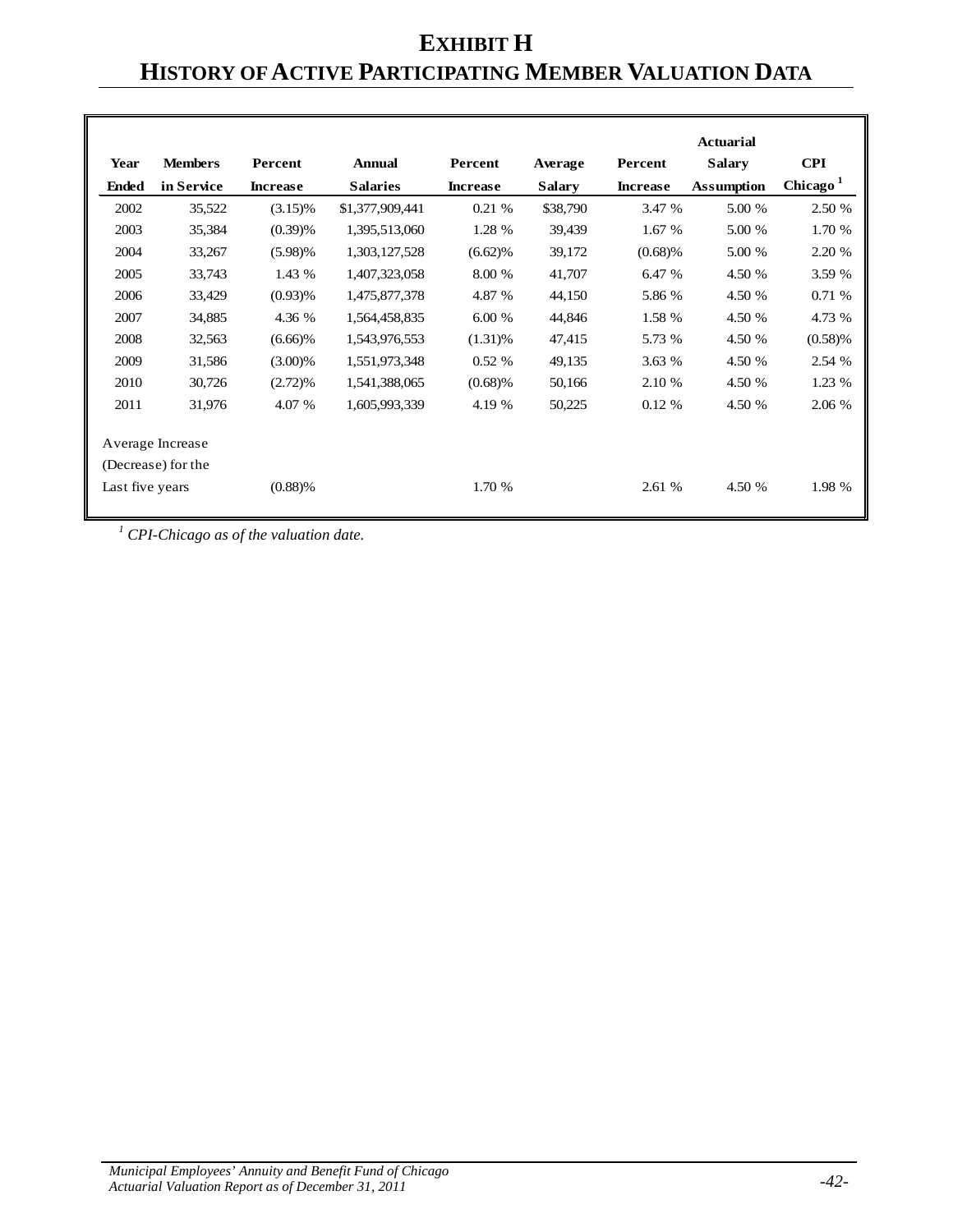# EXHIBIT H
# HISTORY OF ACTIVE PARTICIPATING MEMBER VALUATION DATA

| Year Ended | Members in Service | Percent Increase | Annual Salaries | Percent Increase | Average Salary | Percent Increase | Actuarial Salary Assumption | CPI Chicago [1] |
|---|---|---|---|---|---|---|---|---|
| 2002 | 35,522 | (3.15)% | $1,377,909,441 | 0.21 % | $38,790 | 3.47 % | 5.00 % | 2.50 % |
| 2003 | 35,384 | (0.39)% | 1,395,513,060 | 1.28 % | 39,439 | 1.67 % | 5.00 % | 1.70 % |
| 2004 | 33,267 | (5.98)% | 1,303,127,528 | (6.62)% | 39,172 | (0.68)% | 5.00 % | 2.20 % |
| 2005 | 33,743 | 1.43 % | 1,407,323,058 | 8.00 % | 41,707 | 6.47 % | 4.50 % | 3.59 % |
| 2006 | 33,429 | (0.93)% | 1,475,877,378 | 4.87 % | 44,150 | 5.86 % | 4.50 % | 0.71 % |
| 2007 | 34,885 | 4.36 % | 1,564,458,835 | 6.00 % | 44,846 | 1.58 % | 4.50 % | 4.73 % |
| 2008 | 32,563 | (6.66)% | 1,543,976,553 | (1.31)% | 47,415 | 5.73 % | 4.50 % | (0.58)% |
| 2009 | 31,586 | (3.00)% | 1,551,973,348 | 0.52 % | 49,135 | 3.63 % | 4.50 % | 2.54 % |
| 2010 | 30,726 | (2.72)% | 1,541,388,065 | (0.68)% | 50,166 | 2.10 % | 4.50 % | 1.23 % |
| 2011 | 31,976 | 4.07 % | 1,605,993,339 | 4.19 % | 50,225 | 0.12 % | 4.50 % | 2.06 % |
| Average Increase (Decrease) for the Last five years | | (0.88)% | | 1.70 % | | 2.61 % | 4.50 % | 1.98 % |

[1] *CPI-Chicago as of the valuation date.*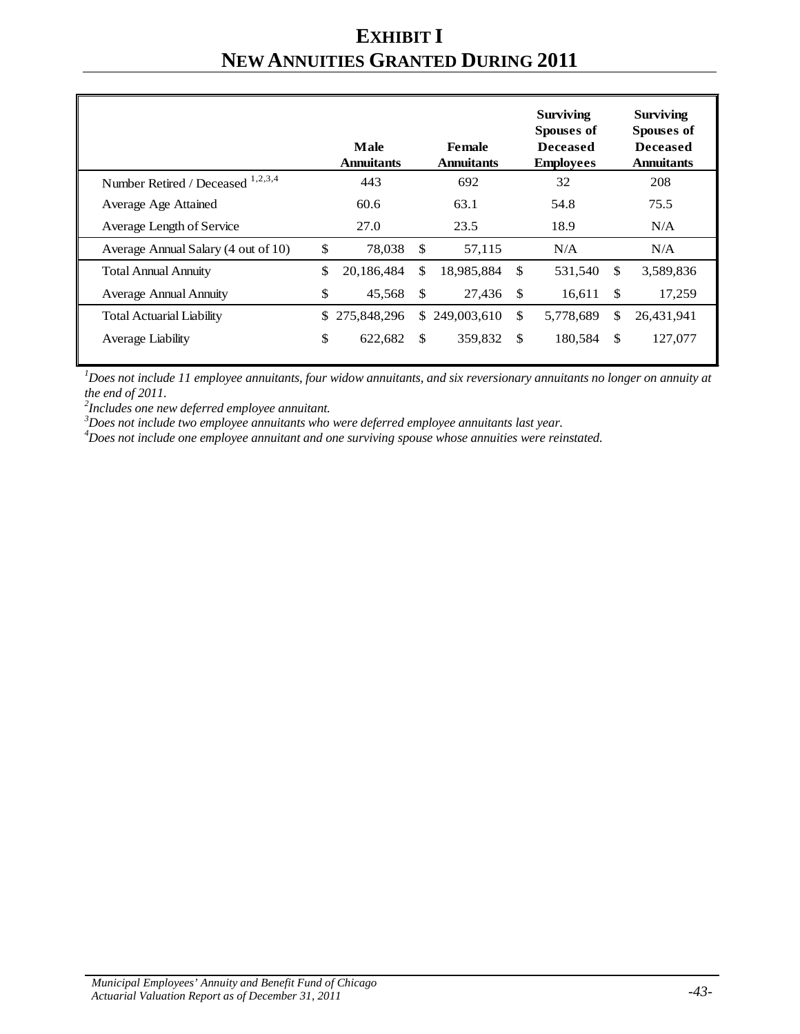# EXHIBIT I
# NEW ANNUITIES GRANTED DURING 2011

| | Male Annuitants | Female Annuitants | Surviving Spouses of Deceased Employees | Surviving Spouses of Deceased Annuitants |
|---|---|---|---|---|
| Number Retired / Deceased [1,2,3,4] | 443 | 692 | 32 | 208 |
| Average Age Attained | 60.6 | 63.1 | 54.8 | 75.5 |
| Average Length of Service | 27.0 | 23.5 | 18.9 | N/A |
| Average Annual Salary (4 out of 10) | $ 78,038 | $ 57,115 | N/A | N/A |
| Total Annual Annuity | $ 20,186,484 | $ 18,985,884 | $ 531,540 | $ 3,589,836 |
| Average Annual Annuity | $ 45,568 | $ 27,436 | $ 16,611 | $ 17,259 |
| Total Actuarial Liability | $ 275,848,296 | $ 249,003,610 | $ 5,778,689 | $ 26,431,941 |
| Average Liability | $ 622,682 | $ 359,832 | $ 180,584 | $ 127,077 |

*[1]Does not include 11 employee annuitants, four widow annuitants, and six reversionary annuitants no longer on annuity at the end of 2011.*

*[2]Includes one new deferred employee annuitant.*

*[3]Does not include two employee annuitants who were deferred employee annuitants last year.*

*[4]Does not include one employee annuitant and one surviving spouse whose annuities were reinstated.*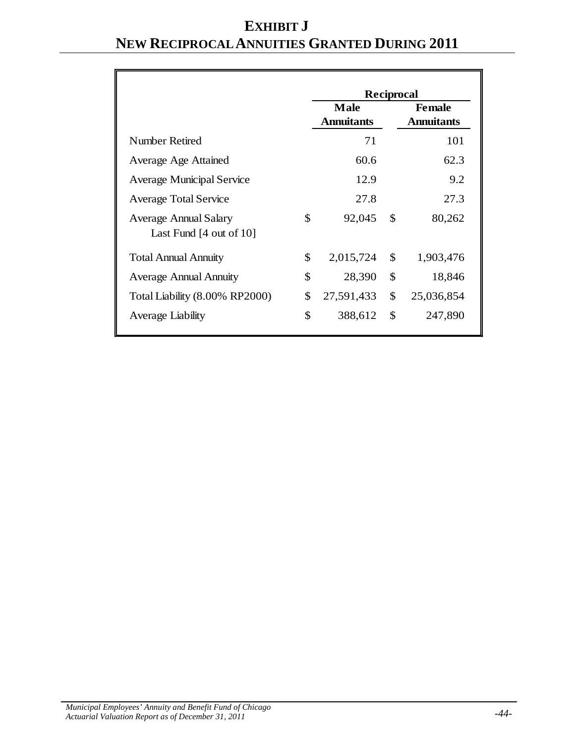# EXHIBIT J
# NEW RECIPROCAL ANNUITIES GRANTED DURING 2011

| | Reciprocal | |
|---|---|---|
| | **Male Annuitants** | **Female Annuitants** |
| Number Retired | 71 | 101 |
| Average Age Attained | 60.6 | 62.3 |
| Average Municipal Service | 12.9 | 9.2 |
| Average Total Service | 27.8 | 27.3 |
| Average Annual Salary Last Fund [4 out of 10] | $ 92,045 | $ 80,262 |
| Total Annual Annuity | $ 2,015,724 | $ 1,903,476 |
| Average Annual Annuity | $ 28,390 | $ 18,846 |
| Total Liability (8.00% RP2000) | $ 27,591,433 | $ 25,036,854 |
| Average Liability | $ 388,612 | $ 247,890 |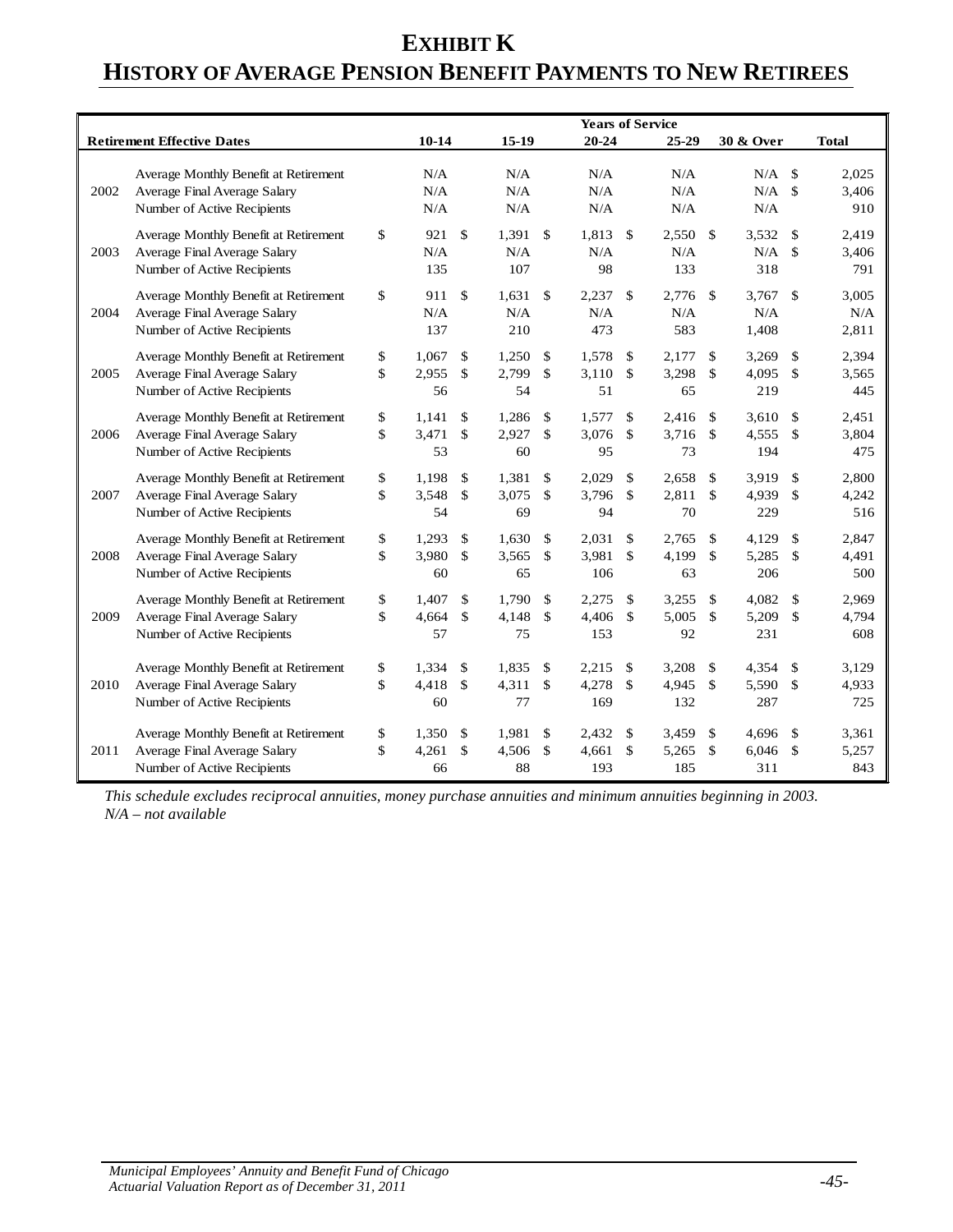# EXHIBIT K

# HISTORY OF AVERAGE PENSION BENEFIT PAYMENTS TO NEW RETIREES

| Retirement Effective Dates | | Years of Service 10-14 | 15-19 | 20-24 | 25-29 | 30 & Over | Total |
|---|---|---|---|---|---|---|---|
| 2002 | Average Monthly Benefit at Retirement | N/A | N/A | N/A | N/A | N/A | $ 2,025 |
| | Average Final Average Salary | N/A | N/A | N/A | N/A | N/A | $ 3,406 |
| | Number of Active Recipients | N/A | N/A | N/A | N/A | N/A | 910 |
| 2003 | Average Monthly Benefit at Retirement | $ 921 | $ 1,391 | $ 1,813 | $ 2,550 | $ 3,532 | $ 2,419 |
| | Average Final Average Salary | N/A | N/A | N/A | N/A | N/A | $ 3,406 |
| | Number of Active Recipients | 135 | 107 | 98 | 133 | 318 | 791 |
| 2004 | Average Monthly Benefit at Retirement | $ 911 | $ 1,631 | $ 2,237 | $ 2,776 | $ 3,767 | $ 3,005 |
| | Average Final Average Salary | N/A | N/A | N/A | N/A | N/A | N/A |
| | Number of Active Recipients | 137 | 210 | 473 | 583 | 1,408 | 2,811 |
| 2005 | Average Monthly Benefit at Retirement | $ 1,067 | $ 1,250 | $ 1,578 | $ 2,177 | $ 3,269 | $ 2,394 |
| | Average Final Average Salary | $ 2,955 | $ 2,799 | $ 3,110 | $ 3,298 | $ 4,095 | $ 3,565 |
| | Number of Active Recipients | 56 | 54 | 51 | 65 | 219 | 445 |
| 2006 | Average Monthly Benefit at Retirement | $ 1,141 | $ 1,286 | $ 1,577 | $ 2,416 | $ 3,610 | $ 2,451 |
| | Average Final Average Salary | $ 3,471 | $ 2,927 | $ 3,076 | $ 3,716 | $ 4,555 | $ 3,804 |
| | Number of Active Recipients | 53 | 60 | 95 | 73 | 194 | 475 |
| 2007 | Average Monthly Benefit at Retirement | $ 1,198 | $ 1,381 | $ 2,029 | $ 2,658 | $ 3,919 | $ 2,800 |
| | Average Final Average Salary | $ 3,548 | $ 3,075 | $ 3,796 | $ 2,811 | $ 4,939 | $ 4,242 |
| | Number of Active Recipients | 54 | 69 | 94 | 70 | 229 | 516 |
| 2008 | Average Monthly Benefit at Retirement | $ 1,293 | $ 1,630 | $ 2,031 | $ 2,765 | $ 4,129 | $ 2,847 |
| | Average Final Average Salary | $ 3,980 | $ 3,565 | $ 3,981 | $ 4,199 | $ 5,285 | $ 4,491 |
| | Number of Active Recipients | 60 | 65 | 106 | 63 | 206 | 500 |
| 2009 | Average Monthly Benefit at Retirement | $ 1,407 | $ 1,790 | $ 2,275 | $ 3,255 | $ 4,082 | $ 2,969 |
| | Average Final Average Salary | $ 4,664 | $ 4,148 | $ 4,406 | $ 5,005 | $ 5,209 | $ 4,794 |
| | Number of Active Recipients | 57 | 75 | 153 | 92 | 231 | 608 |
| 2010 | Average Monthly Benefit at Retirement | $ 1,334 | $ 1,835 | $ 2,215 | $ 3,208 | $ 4,354 | $ 3,129 |
| | Average Final Average Salary | $ 4,418 | $ 4,311 | $ 4,278 | $ 4,945 | $ 5,590 | $ 4,933 |
| | Number of Active Recipients | 60 | 77 | 169 | 132 | 287 | 725 |
| 2011 | Average Monthly Benefit at Retirement | $ 1,350 | $ 1,981 | $ 2,432 | $ 3,459 | $ 4,696 | $ 3,361 |
| | Average Final Average Salary | $ 4,261 | $ 4,506 | $ 4,661 | $ 5,265 | $ 6,046 | $ 5,257 |
| | Number of Active Recipients | 66 | 88 | 193 | 185 | 311 | 843 |

*This schedule excludes reciprocal annuities, money purchase annuities and minimum annuities beginning in 2003.*
*N/A – not available*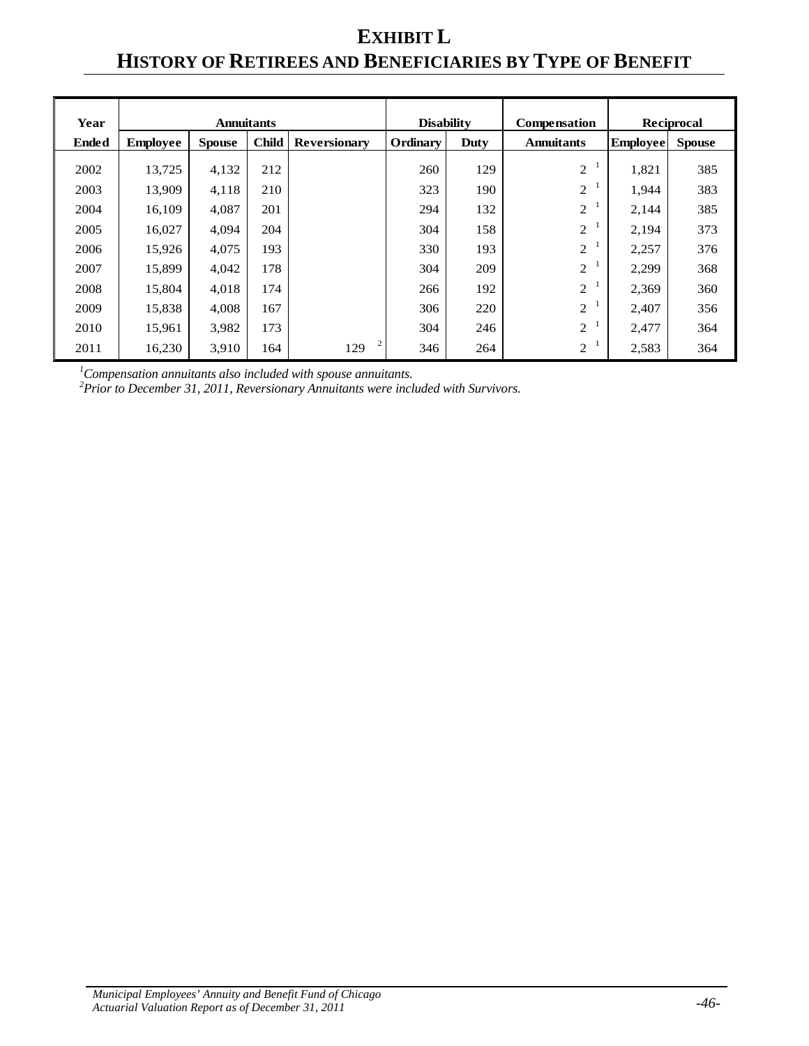# EXHIBIT L
# HISTORY OF RETIREES AND BENEFICIARIES BY TYPE OF BENEFIT

| Year | Annuitants | | | | Disability | | Compensation | Reciprocal | |
|---|---|---|---|---|---|---|---|---|---|
| Ended | Employee | Spouse | Child | Reversionary | Ordinary | Duty | Annuitants | Employee | Spouse |
| 2002 | 13,725 | 4,132 | 212 | | 260 | 129 | 2 [1] | 1,821 | 385 |
| 2003 | 13,909 | 4,118 | 210 | | 323 | 190 | 2 [1] | 1,944 | 383 |
| 2004 | 16,109 | 4,087 | 201 | | 294 | 132 | 2 [1] | 2,144 | 385 |
| 2005 | 16,027 | 4,094 | 204 | | 304 | 158 | 2 [1] | 2,194 | 373 |
| 2006 | 15,926 | 4,075 | 193 | | 330 | 193 | 2 [1] | 2,257 | 376 |
| 2007 | 15,899 | 4,042 | 178 | | 304 | 209 | 2 [1] | 2,299 | 368 |
| 2008 | 15,804 | 4,018 | 174 | | 266 | 192 | 2 [1] | 2,369 | 360 |
| 2009 | 15,838 | 4,008 | 167 | | 306 | 220 | 2 [1] | 2,407 | 356 |
| 2010 | 15,961 | 3,982 | 173 | | 304 | 246 | 2 [1] | 2,477 | 364 |
| 2011 | 16,230 | 3,910 | 164 | 129 [2] | 346 | 264 | 2 [1] | 2,583 | 364 |

*[1]Compensation annuitants also included with spouse annuitants.*
*[2]Prior to December 31, 2011, Reversionary Annuitants were included with Survivors.*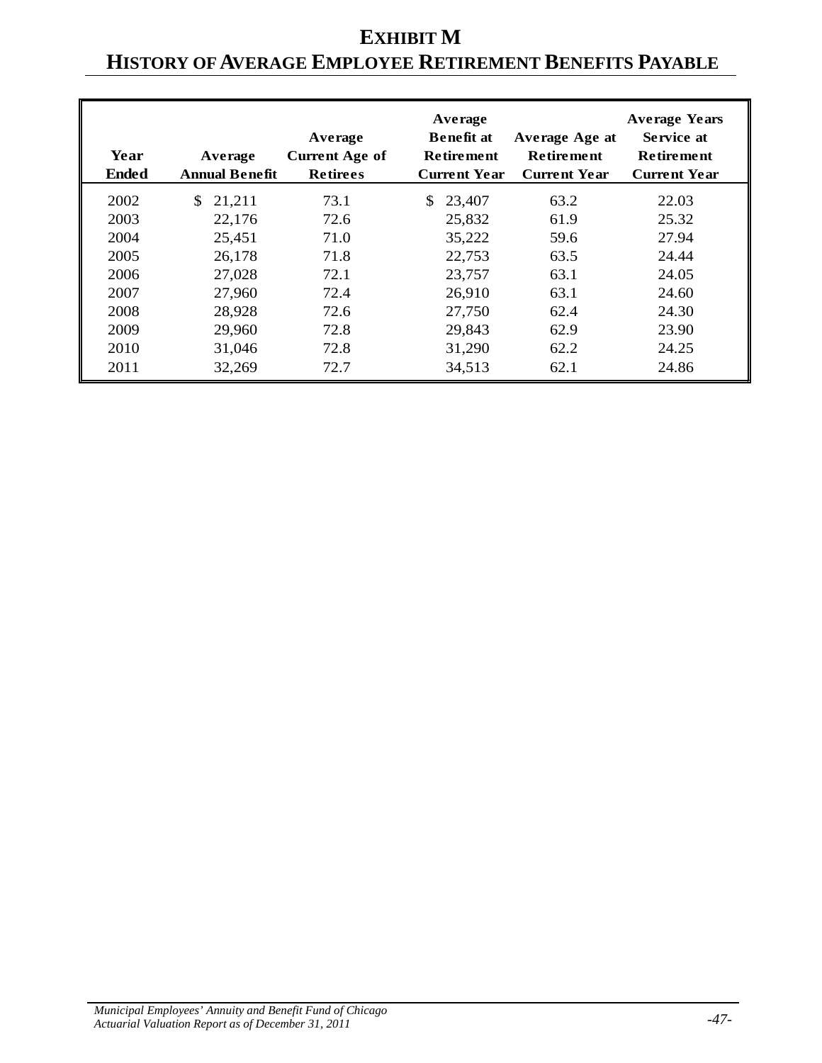# EXHIBIT M
## HISTORY OF AVERAGE EMPLOYEE RETIREMENT BENEFITS PAYABLE

| Year Ended | Average Annual Benefit | Average Current Age of Retirees | Average Benefit at Retirement Current Year | Average Age at Retirement Current Year | Average Years Service at Retirement Current Year |
|---|---|---|---|---|---|
| 2002 | $ 21,211 | 73.1 | $ 23,407 | 63.2 | 22.03 |
| 2003 | 22,176 | 72.6 | 25,832 | 61.9 | 25.32 |
| 2004 | 25,451 | 71.0 | 35,222 | 59.6 | 27.94 |
| 2005 | 26,178 | 71.8 | 22,753 | 63.5 | 24.44 |
| 2006 | 27,028 | 72.1 | 23,757 | 63.1 | 24.05 |
| 2007 | 27,960 | 72.4 | 26,910 | 63.1 | 24.60 |
| 2008 | 28,928 | 72.6 | 27,750 | 62.4 | 24.30 |
| 2009 | 29,960 | 72.8 | 29,843 | 62.9 | 23.90 |
| 2010 | 31,046 | 72.8 | 31,290 | 62.2 | 24.25 |
| 2011 | 32,269 | 72.7 | 34,513 | 62.1 | 24.86 |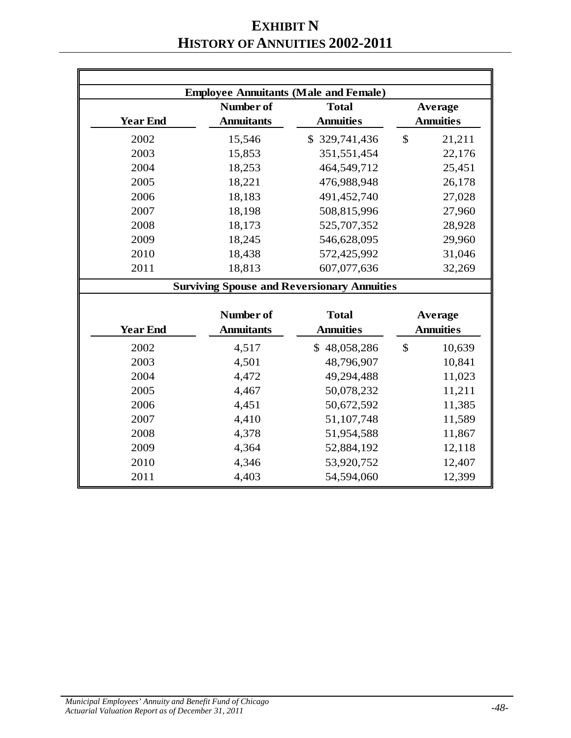# EXHIBIT N
# HISTORY OF ANNUITIES 2002-2011

**Employee Annuitants (Male and Female)**

| Year End | Number of Annuitants | Total Annuities | Average Annuities |
|---|---|---|---|
| 2002 | 15,546 | $ 329,741,436 | $ 21,211 |
| 2003 | 15,853 | 351,551,454 | 22,176 |
| 2004 | 18,253 | 464,549,712 | 25,451 |
| 2005 | 18,221 | 476,988,948 | 26,178 |
| 2006 | 18,183 | 491,452,740 | 27,028 |
| 2007 | 18,198 | 508,815,996 | 27,960 |
| 2008 | 18,173 | 525,707,352 | 28,928 |
| 2009 | 18,245 | 546,628,095 | 29,960 |
| 2010 | 18,438 | 572,425,992 | 31,046 |
| 2011 | 18,813 | 607,077,636 | 32,269 |

**Surviving Spouse and Reversionary Annuities**

| Year End | Number of Annuitants | Total Annuities | Average Annuities |
|---|---|---|---|
| 2002 | 4,517 | $ 48,058,286 | $ 10,639 |
| 2003 | 4,501 | 48,796,907 | 10,841 |
| 2004 | 4,472 | 49,294,488 | 11,023 |
| 2005 | 4,467 | 50,078,232 | 11,211 |
| 2006 | 4,451 | 50,672,592 | 11,385 |
| 2007 | 4,410 | 51,107,748 | 11,589 |
| 2008 | 4,378 | 51,954,588 | 11,867 |
| 2009 | 4,364 | 52,884,192 | 12,118 |
| 2010 | 4,346 | 53,920,752 | 12,407 |
| 2011 | 4,403 | 54,594,060 | 12,399 |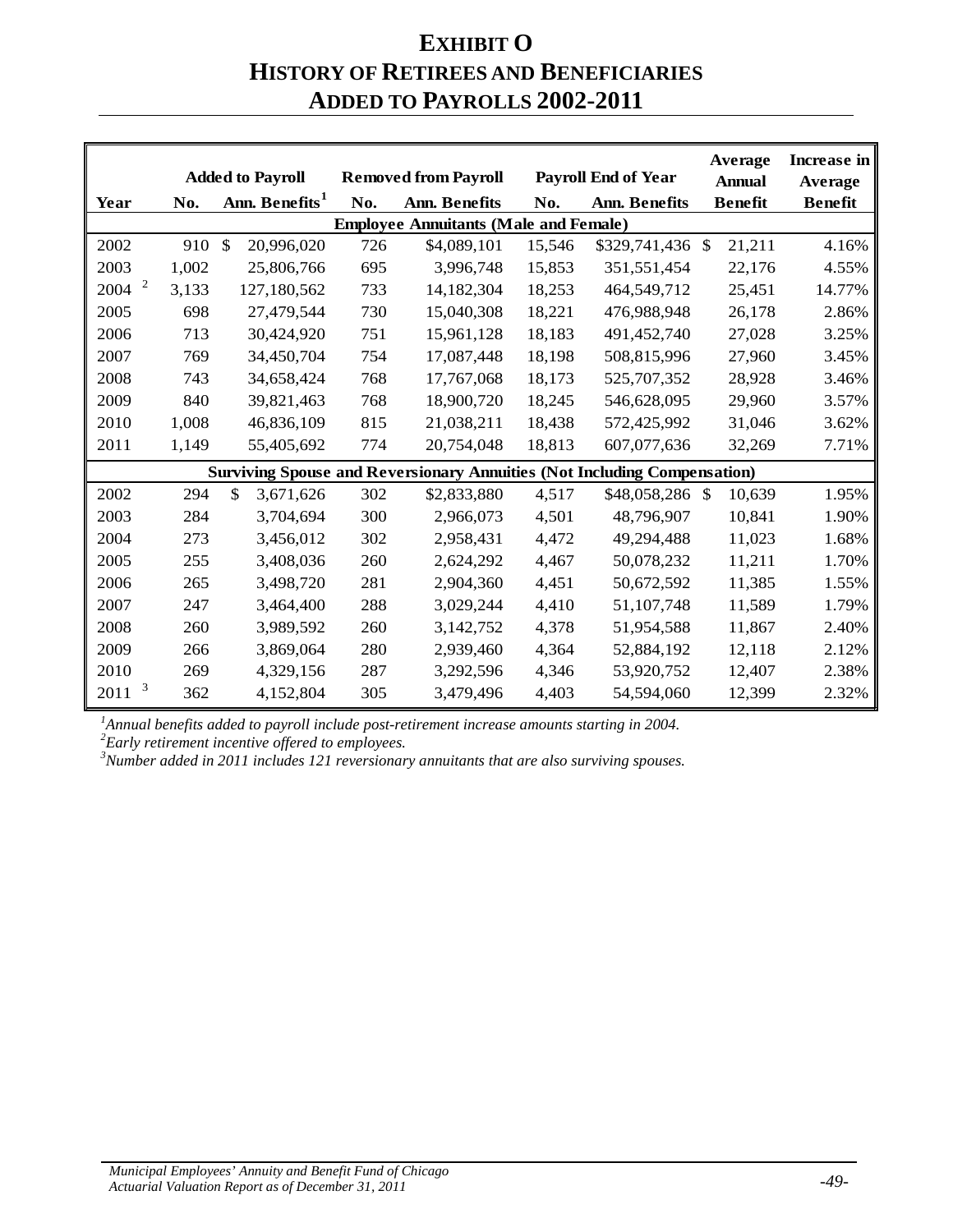# EXHIBIT O
# HISTORY OF RETIREES AND BENEFICIARIES ADDED TO PAYROLLS 2002-2011

| Year | Added to Payroll No. | Added to Payroll Ann. Benefits[1] | Removed from Payroll No. | Removed from Payroll Ann. Benefits | Payroll End of Year No. | Payroll End of Year Ann. Benefits | Average Annual Benefit | Increase in Average Benefit |
|---|---|---|---|---|---|---|---|---|
| **Employee Annuitants (Male and Female)** | | | | | | | | |
| 2002 | 910 | $ 20,996,020 | 726 | $4,089,101 | 15,546 | $329,741,436 | $ 21,211 | 4.16% |
| 2003 | 1,002 | 25,806,766 | 695 | 3,996,748 | 15,853 | 351,551,454 | 22,176 | 4.55% |
| 2004 [2] | 3,133 | 127,180,562 | 733 | 14,182,304 | 18,253 | 464,549,712 | 25,451 | 14.77% |
| 2005 | 698 | 27,479,544 | 730 | 15,040,308 | 18,221 | 476,988,948 | 26,178 | 2.86% |
| 2006 | 713 | 30,424,920 | 751 | 15,961,128 | 18,183 | 491,452,740 | 27,028 | 3.25% |
| 2007 | 769 | 34,450,704 | 754 | 17,087,448 | 18,198 | 508,815,996 | 27,960 | 3.45% |
| 2008 | 743 | 34,658,424 | 768 | 17,767,068 | 18,173 | 525,707,352 | 28,928 | 3.46% |
| 2009 | 840 | 39,821,463 | 768 | 18,900,720 | 18,245 | 546,628,095 | 29,960 | 3.57% |
| 2010 | 1,008 | 46,836,109 | 815 | 21,038,211 | 18,438 | 572,425,992 | 31,046 | 3.62% |
| 2011 | 1,149 | 55,405,692 | 774 | 20,754,048 | 18,813 | 607,077,636 | 32,269 | 7.71% |
| **Surviving Spouse and Reversionary Annuities (Not Including Compensation)** | | | | | | | | |
| 2002 | 294 | $ 3,671,626 | 302 | $2,833,880 | 4,517 | $48,058,286 | $ 10,639 | 1.95% |
| 2003 | 284 | 3,704,694 | 300 | 2,966,073 | 4,501 | 48,796,907 | 10,841 | 1.90% |
| 2004 | 273 | 3,456,012 | 302 | 2,958,431 | 4,472 | 49,294,488 | 11,023 | 1.68% |
| 2005 | 255 | 3,408,036 | 260 | 2,624,292 | 4,467 | 50,078,232 | 11,211 | 1.70% |
| 2006 | 265 | 3,498,720 | 281 | 2,904,360 | 4,451 | 50,672,592 | 11,385 | 1.55% |
| 2007 | 247 | 3,464,400 | 288 | 3,029,244 | 4,410 | 51,107,748 | 11,589 | 1.79% |
| 2008 | 260 | 3,989,592 | 260 | 3,142,752 | 4,378 | 51,954,588 | 11,867 | 2.40% |
| 2009 | 266 | 3,869,064 | 280 | 2,939,460 | 4,364 | 52,884,192 | 12,118 | 2.12% |
| 2010 | 269 | 4,329,156 | 287 | 3,292,596 | 4,346 | 53,920,752 | 12,407 | 2.38% |
| 2011 [3] | 362 | 4,152,804 | 305 | 3,479,496 | 4,403 | 54,594,060 | 12,399 | 2.32% |

*[1]Annual benefits added to payroll include post-retirement increase amounts starting in 2004.*
*[2]Early retirement incentive offered to employees.*
*[3]Number added in 2011 includes 121 reversionary annuitants that are also surviving spouses.*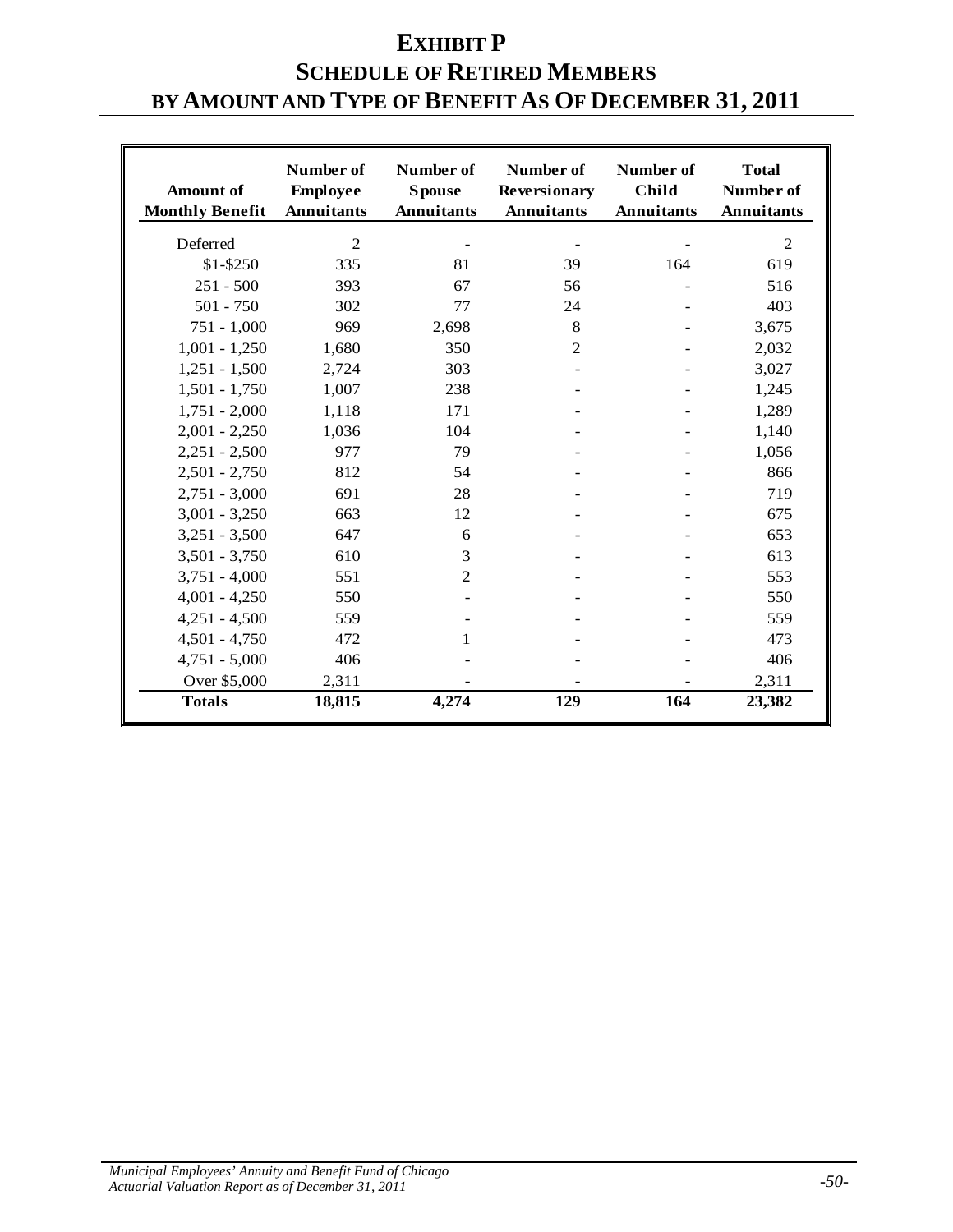# EXHIBIT P
# SCHEDULE OF RETIRED MEMBERS BY AMOUNT AND TYPE OF BENEFIT AS OF DECEMBER 31, 2011

| Amount of Monthly Benefit | Number of Employee Annuitants | Number of Spouse Annuitants | Number of Reversionary Annuitants | Number of Child Annuitants | Total Number of Annuitants |
|---|---|---|---|---|---|
| Deferred | 2 | - | - | - | 2 |
| $1-$250 | 335 | 81 | 39 | 164 | 619 |
| 251 - 500 | 393 | 67 | 56 | - | 516 |
| 501 - 750 | 302 | 77 | 24 | - | 403 |
| 751 - 1,000 | 969 | 2,698 | 8 | - | 3,675 |
| 1,001 - 1,250 | 1,680 | 350 | 2 | - | 2,032 |
| 1,251 - 1,500 | 2,724 | 303 | - | - | 3,027 |
| 1,501 - 1,750 | 1,007 | 238 | - | - | 1,245 |
| 1,751 - 2,000 | 1,118 | 171 | - | - | 1,289 |
| 2,001 - 2,250 | 1,036 | 104 | - | - | 1,140 |
| 2,251 - 2,500 | 977 | 79 | - | - | 1,056 |
| 2,501 - 2,750 | 812 | 54 | - | - | 866 |
| 2,751 - 3,000 | 691 | 28 | - | - | 719 |
| 3,001 - 3,250 | 663 | 12 | - | - | 675 |
| 3,251 - 3,500 | 647 | 6 | - | - | 653 |
| 3,501 - 3,750 | 610 | 3 | - | - | 613 |
| 3,751 - 4,000 | 551 | 2 | - | - | 553 |
| 4,001 - 4,250 | 550 | - | - | - | 550 |
| 4,251 - 4,500 | 559 | - | - | - | 559 |
| 4,501 - 4,750 | 472 | 1 | - | - | 473 |
| 4,751 - 5,000 | 406 | - | - | - | 406 |
| Over $5,000 | 2,311 | - | - | - | 2,311 |
| **Totals** | **18,815** | **4,274** | **129** | **164** | **23,382** |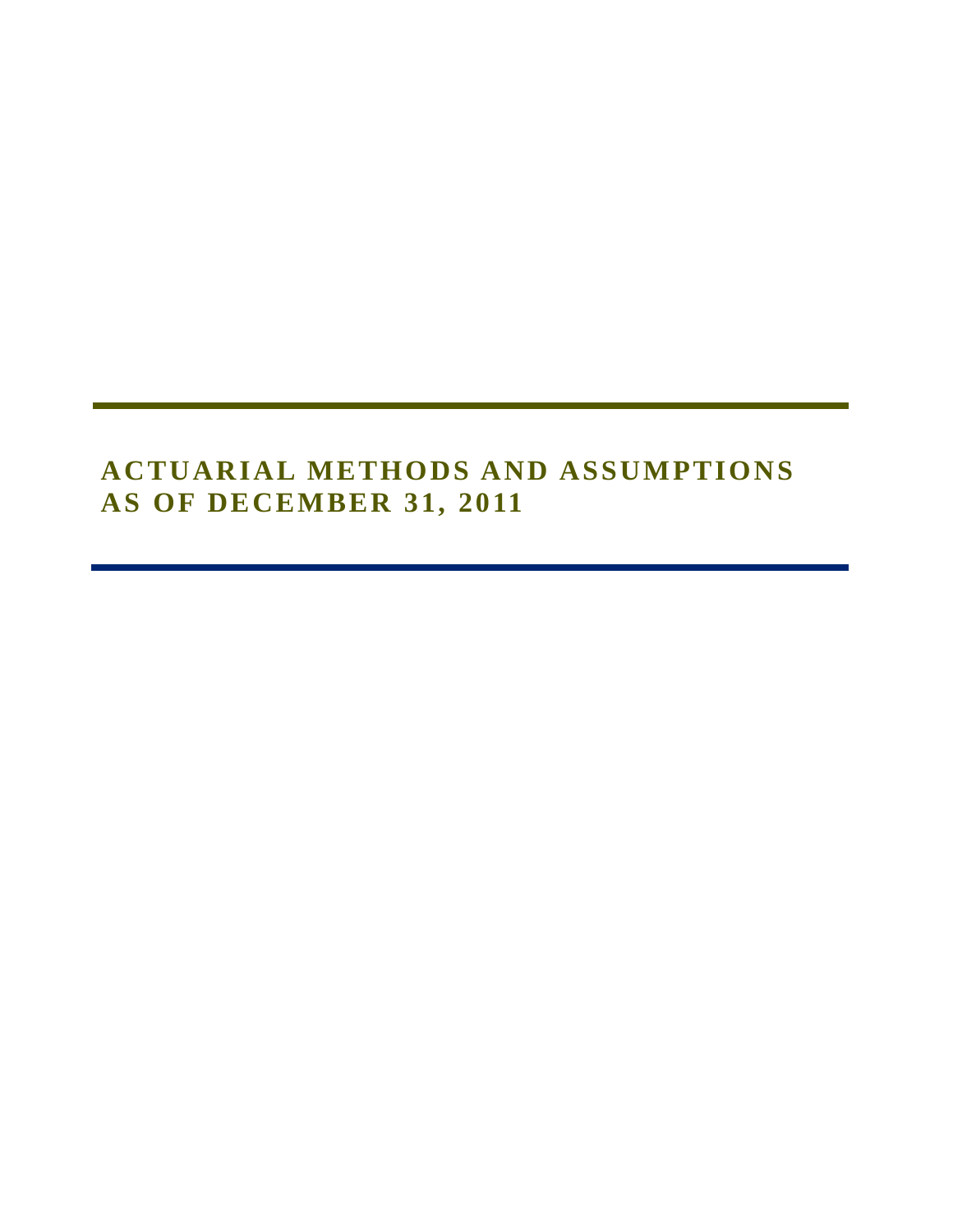# ACTUARIAL METHODS AND ASSUMPTIONS AS OF DECEMBER 31, 2011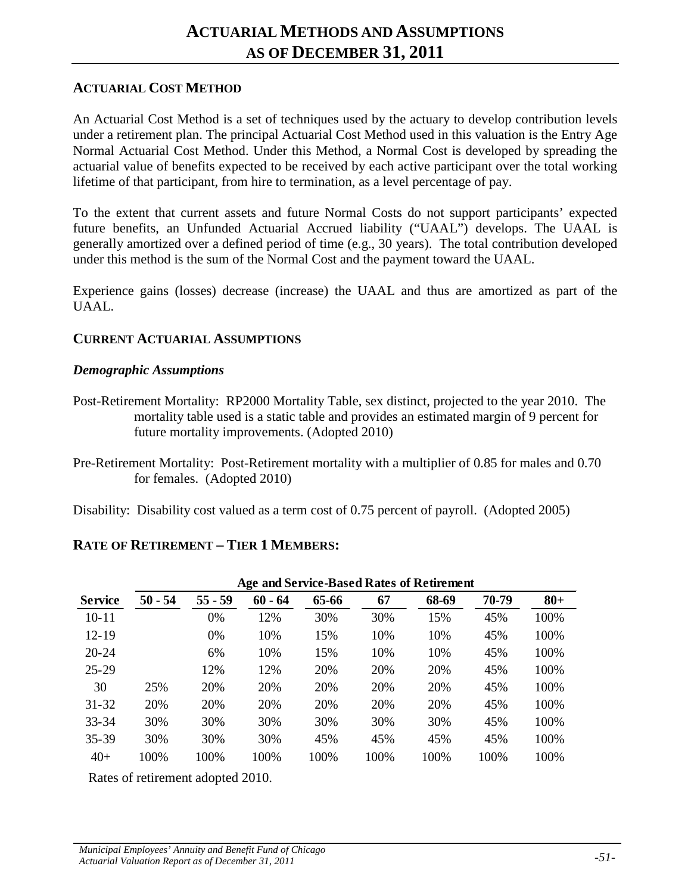# ACTUARIAL METHODS AND ASSUMPTIONS AS OF DECEMBER 31, 2011

## ACTUARIAL COST METHOD

An Actuarial Cost Method is a set of techniques used by the actuary to develop contribution levels under a retirement plan. The principal Actuarial Cost Method used in this valuation is the Entry Age Normal Actuarial Cost Method. Under this Method, a Normal Cost is developed by spreading the actuarial value of benefits expected to be received by each active participant over the total working lifetime of that participant, from hire to termination, as a level percentage of pay.

To the extent that current assets and future Normal Costs do not support participants' expected future benefits, an Unfunded Actuarial Accrued liability ("UAAL") develops. The UAAL is generally amortized over a defined period of time (e.g., 30 years). The total contribution developed under this method is the sum of the Normal Cost and the payment toward the UAAL.

Experience gains (losses) decrease (increase) the UAAL and thus are amortized as part of the UAAL.

## CURRENT ACTUARIAL ASSUMPTIONS

### *Demographic Assumptions*

Post-Retirement Mortality: RP2000 Mortality Table, sex distinct, projected to the year 2010. The mortality table used is a static table and provides an estimated margin of 9 percent for future mortality improvements. (Adopted 2010)

Pre-Retirement Mortality: Post-Retirement mortality with a multiplier of 0.85 for males and 0.70 for females. (Adopted 2010)

Disability: Disability cost valued as a term cost of 0.75 percent of payroll. (Adopted 2005)

## RATE OF RETIREMENT – TIER 1 MEMBERS:

| | Age and Service-Based Rates of Retirement | | | | | | | |
|---|---|---|---|---|---|---|---|---|
| **Service** | **50 - 54** | **55 - 59** | **60 - 64** | **65-66** | **67** | **68-69** | **70-79** | **80+** |
| 10-11 | | 0% | 12% | 30% | 30% | 15% | 45% | 100% |
| 12-19 | | 0% | 10% | 15% | 10% | 10% | 45% | 100% |
| 20-24 | | 6% | 10% | 15% | 10% | 10% | 45% | 100% |
| 25-29 | | 12% | 12% | 20% | 20% | 20% | 45% | 100% |
| 30 | 25% | 20% | 20% | 20% | 20% | 20% | 45% | 100% |
| 31-32 | 20% | 20% | 20% | 20% | 20% | 20% | 45% | 100% |
| 33-34 | 30% | 30% | 30% | 30% | 30% | 30% | 45% | 100% |
| 35-39 | 30% | 30% | 30% | 45% | 45% | 45% | 45% | 100% |
| 40+ | 100% | 100% | 100% | 100% | 100% | 100% | 100% | 100% |

Rates of retirement adopted 2010.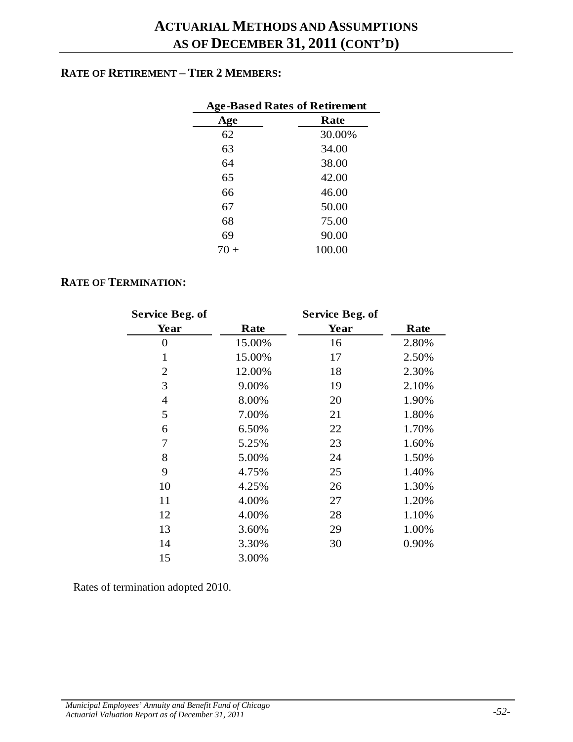# Actuarial Methods and Assumptions as of December 31, 2011 (Cont'd)

## Rate of Retirement – Tier 2 Members:

| Age-Based Rates of Retirement | |
|---|---|
| **Age** | **Rate** |
| 62 | 30.00% |
| 63 | 34.00 |
| 64 | 38.00 |
| 65 | 42.00 |
| 66 | 46.00 |
| 67 | 50.00 |
| 68 | 75.00 |
| 69 | 90.00 |
| 70 + | 100.00 |

## Rate of Termination:

| Service Beg. of Year | Rate | Service Beg. of Year | Rate |
|---|---|---|---|
| 0 | 15.00% | 16 | 2.80% |
| 1 | 15.00% | 17 | 2.50% |
| 2 | 12.00% | 18 | 2.30% |
| 3 | 9.00% | 19 | 2.10% |
| 4 | 8.00% | 20 | 1.90% |
| 5 | 7.00% | 21 | 1.80% |
| 6 | 6.50% | 22 | 1.70% |
| 7 | 5.25% | 23 | 1.60% |
| 8 | 5.00% | 24 | 1.50% |
| 9 | 4.75% | 25 | 1.40% |
| 10 | 4.25% | 26 | 1.30% |
| 11 | 4.00% | 27 | 1.20% |
| 12 | 4.00% | 28 | 1.10% |
| 13 | 3.60% | 29 | 1.00% |
| 14 | 3.30% | 30 | 0.90% |
| 15 | 3.00% | | |

Rates of termination adopted 2010.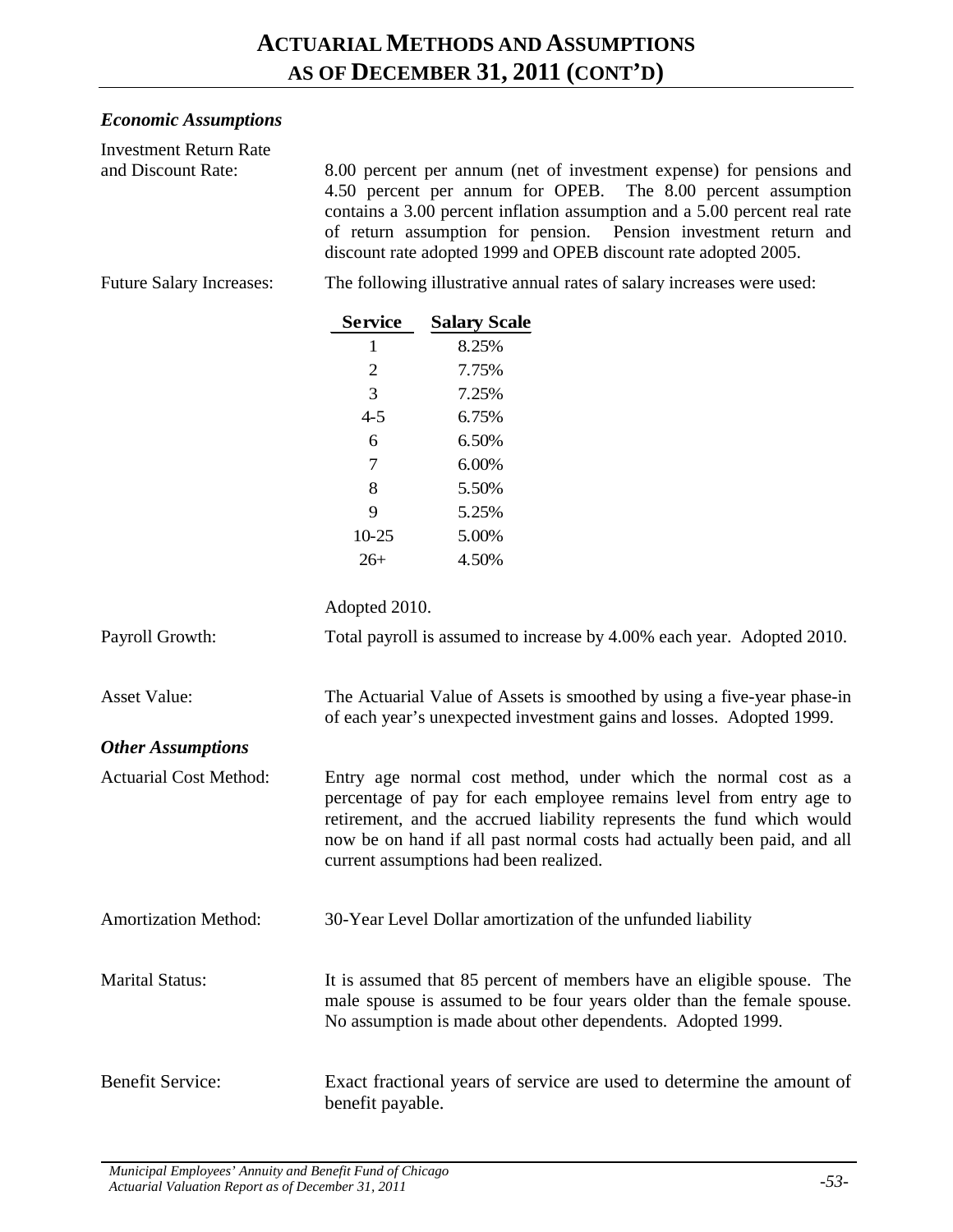# ACTUARIAL METHODS AND ASSUMPTIONS AS OF DECEMBER 31, 2011 (CONT'D)

### *Economic Assumptions*

**Investment Return Rate and Discount Rate:** 8.00 percent per annum (net of investment expense) for pensions and 4.50 percent per annum for OPEB. The 8.00 percent assumption contains a 3.00 percent inflation assumption and a 5.00 percent real rate of return assumption for pension. Pension investment return and discount rate adopted 1999 and OPEB discount rate adopted 2005.

**Future Salary Increases:** The following illustrative annual rates of salary increases were used:

| Service | Salary Scale |
|---|---|
| 1 | 8.25% |
| 2 | 7.75% |
| 3 | 7.25% |
| 4-5 | 6.75% |
| 6 | 6.50% |
| 7 | 6.00% |
| 8 | 5.50% |
| 9 | 5.25% |
| 10-25 | 5.00% |
| 26+ | 4.50% |

Adopted 2010.

**Payroll Growth:** Total payroll is assumed to increase by 4.00% each year. Adopted 2010.

**Asset Value:** The Actuarial Value of Assets is smoothed by using a five-year phase-in of each year's unexpected investment gains and losses. Adopted 1999.

### *Other Assumptions*

**Actuarial Cost Method:** Entry age normal cost method, under which the normal cost as a percentage of pay for each employee remains level from entry age to retirement, and the accrued liability represents the fund which would now be on hand if all past normal costs had actually been paid, and all current assumptions had been realized.

**Amortization Method:** 30-Year Level Dollar amortization of the unfunded liability

**Marital Status:** It is assumed that 85 percent of members have an eligible spouse. The male spouse is assumed to be four years older than the female spouse. No assumption is made about other dependents. Adopted 1999.

**Benefit Service:** Exact fractional years of service are used to determine the amount of benefit payable.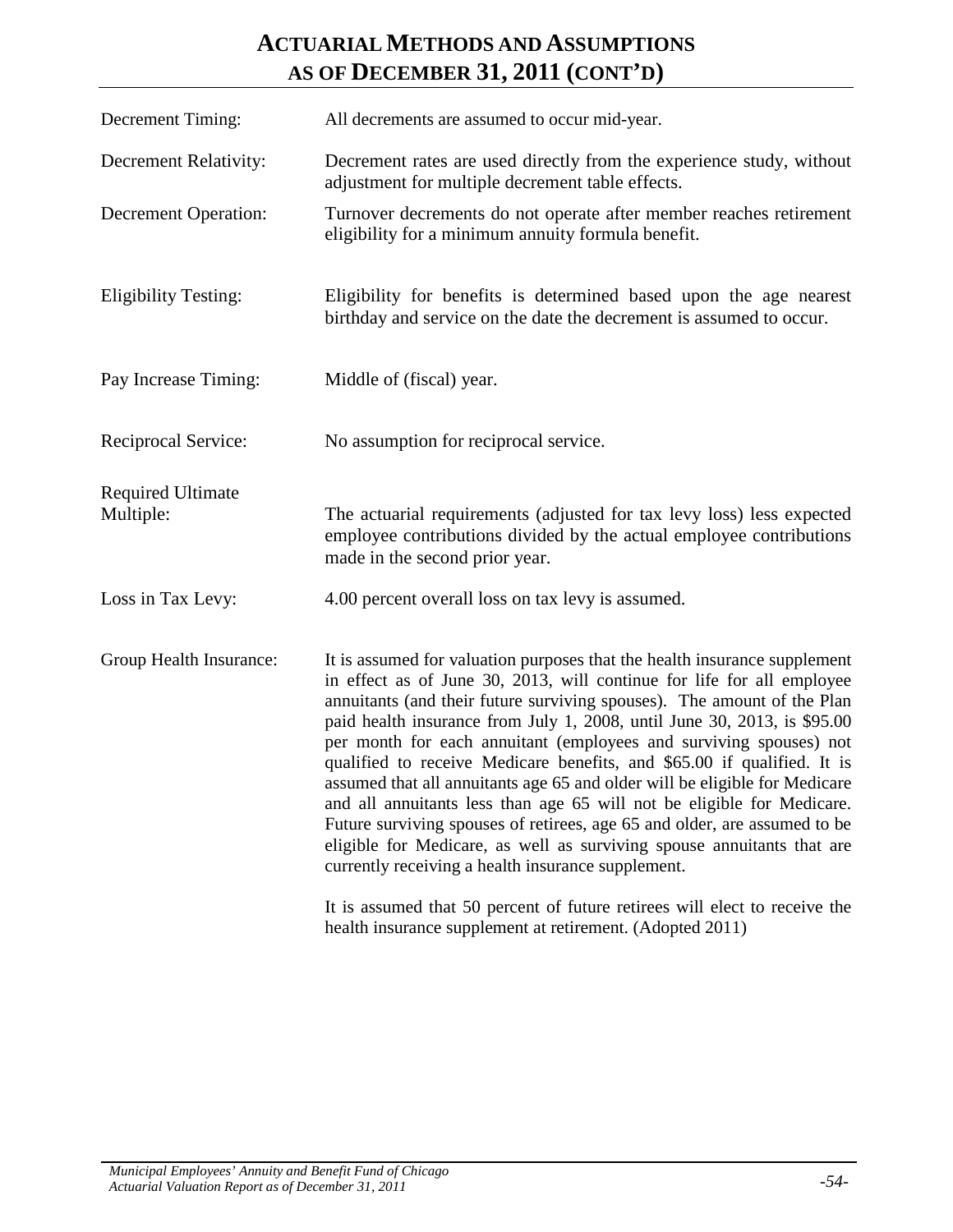# ACTUARIAL METHODS AND ASSUMPTIONS AS OF DECEMBER 31, 2011 (CONT'D)

| | |
|---|---|
| Decrement Timing: | All decrements are assumed to occur mid-year. |
| Decrement Relativity: | Decrement rates are used directly from the experience study, without adjustment for multiple decrement table effects. |
| Decrement Operation: | Turnover decrements do not operate after member reaches retirement eligibility for a minimum annuity formula benefit. |
| Eligibility Testing: | Eligibility for benefits is determined based upon the age nearest birthday and service on the date the decrement is assumed to occur. |
| Pay Increase Timing: | Middle of (fiscal) year. |
| Reciprocal Service: | No assumption for reciprocal service. |
| Required Ultimate Multiple: | The actuarial requirements (adjusted for tax levy loss) less expected employee contributions divided by the actual employee contributions made in the second prior year. |
| Loss in Tax Levy: | 4.00 percent overall loss on tax levy is assumed. |
| Group Health Insurance: | It is assumed for valuation purposes that the health insurance supplement in effect as of June 30, 2013, will continue for life for all employee annuitants (and their future surviving spouses). The amount of the Plan paid health insurance from July 1, 2008, until June 30, 2013, is $95.00 per month for each annuitant (employees and surviving spouses) not qualified to receive Medicare benefits, and $65.00 if qualified. It is assumed that all annuitants age 65 and older will be eligible for Medicare and all annuitants less than age 65 will not be eligible for Medicare. Future surviving spouses of retirees, age 65 and older, are assumed to be eligible for Medicare, as well as surviving spouse annuitants that are currently receiving a health insurance supplement.<br><br>It is assumed that 50 percent of future retirees will elect to receive the health insurance supplement at retirement. (Adopted 2011) |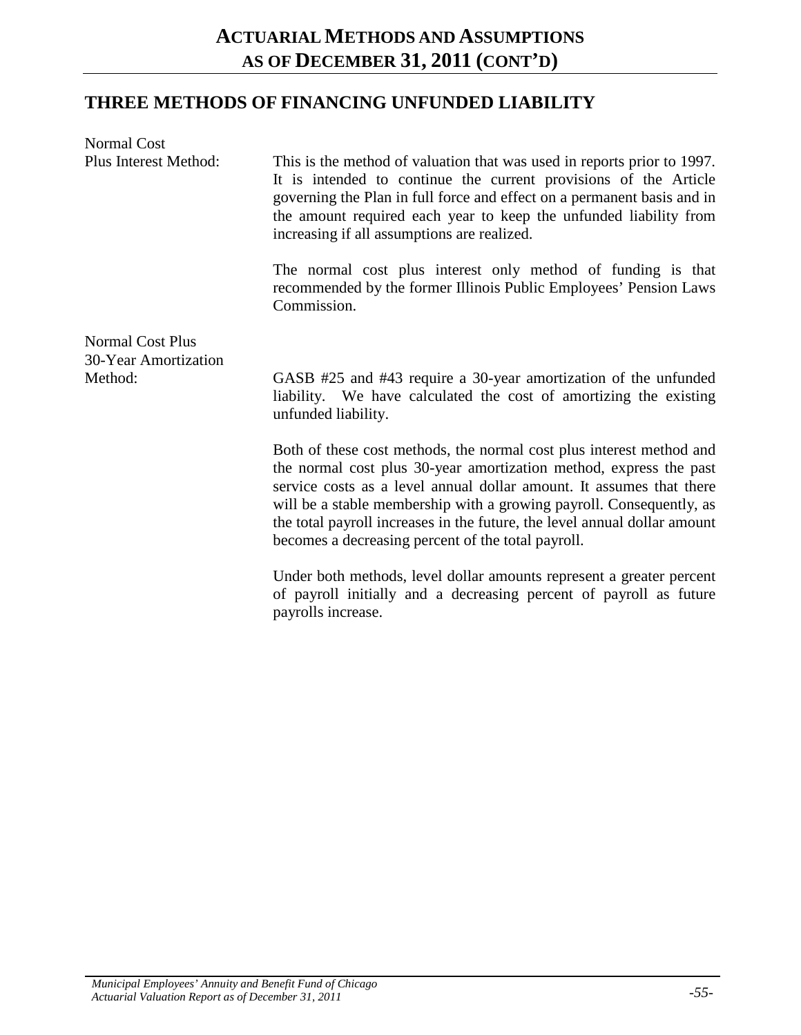# ACTUARIAL METHODS AND ASSUMPTIONS AS OF DECEMBER 31, 2011 (CONT'D)

## THREE METHODS OF FINANCING UNFUNDED LIABILITY

**Normal Cost Plus Interest Method:**

This is the method of valuation that was used in reports prior to 1997. It is intended to continue the current provisions of the Article governing the Plan in full force and effect on a permanent basis and in the amount required each year to keep the unfunded liability from increasing if all assumptions are realized.

The normal cost plus interest only method of funding is that recommended by the former Illinois Public Employees' Pension Laws Commission.

**Normal Cost Plus 30-Year Amortization Method:**

GASB #25 and #43 require a 30-year amortization of the unfunded liability. We have calculated the cost of amortizing the existing unfunded liability.

Both of these cost methods, the normal cost plus interest method and the normal cost plus 30-year amortization method, express the past service costs as a level annual dollar amount. It assumes that there will be a stable membership with a growing payroll. Consequently, as the total payroll increases in the future, the level annual dollar amount becomes a decreasing percent of the total payroll.

Under both methods, level dollar amounts represent a greater percent of payroll initially and a decreasing percent of payroll as future payrolls increase.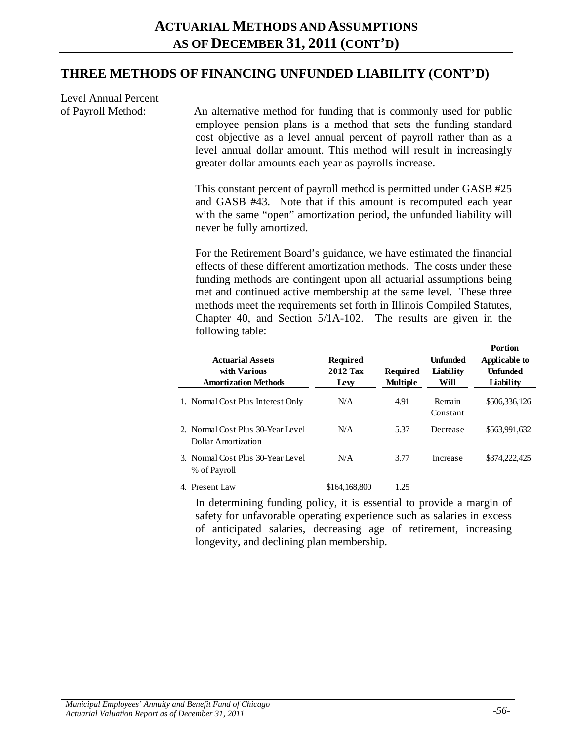# ACTUARIAL METHODS AND ASSUMPTIONS AS OF DECEMBER 31, 2011 (CONT'D)

## THREE METHODS OF FINANCING UNFUNDED LIABILITY (CONT'D)

**Level Annual Percent of Payroll Method:** An alternative method for funding that is commonly used for public employee pension plans is a method that sets the funding standard cost objective as a level annual percent of payroll rather than as a level annual dollar amount. This method will result in increasingly greater dollar amounts each year as payrolls increase.

This constant percent of payroll method is permitted under GASB #25 and GASB #43. Note that if this amount is recomputed each year with the same "open" amortization period, the unfunded liability will never be fully amortized.

For the Retirement Board's guidance, we have estimated the financial effects of these different amortization methods. The costs under these funding methods are contingent upon all actuarial assumptions being met and continued active membership at the same level. These three methods meet the requirements set forth in Illinois Compiled Statutes, Chapter 40, and Section 5/1A-102. The results are given in the following table:

| Actuarial Assets with Various Amortization Methods | Required 2012 Tax Levy | Required Multiple | Unfunded Liability Will | Portion Applicable to Unfunded Liability |
|---|---|---|---|---|
| 1. Normal Cost Plus Interest Only | N/A | 4.91 | Remain Constant | $506,336,126 |
| 2. Normal Cost Plus 30-Year Level Dollar Amortization | N/A | 5.37 | Decrease | $563,991,632 |
| 3. Normal Cost Plus 30-Year Level % of Payroll | N/A | 3.77 | Increase | $374,222,425 |
| 4. Present Law | $164,168,800 | 1.25 | | |

In determining funding policy, it is essential to provide a margin of safety for unfavorable operating experience such as salaries in excess of anticipated salaries, decreasing age of retirement, increasing longevity, and declining plan membership.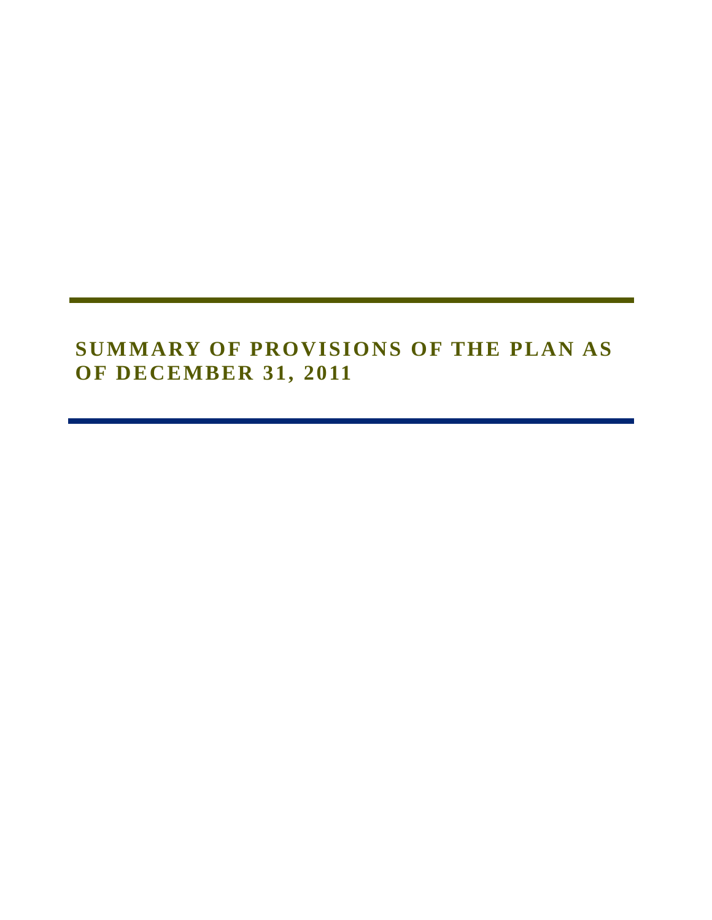# SUMMARY OF PROVISIONS OF THE PLAN AS OF DECEMBER 31, 2011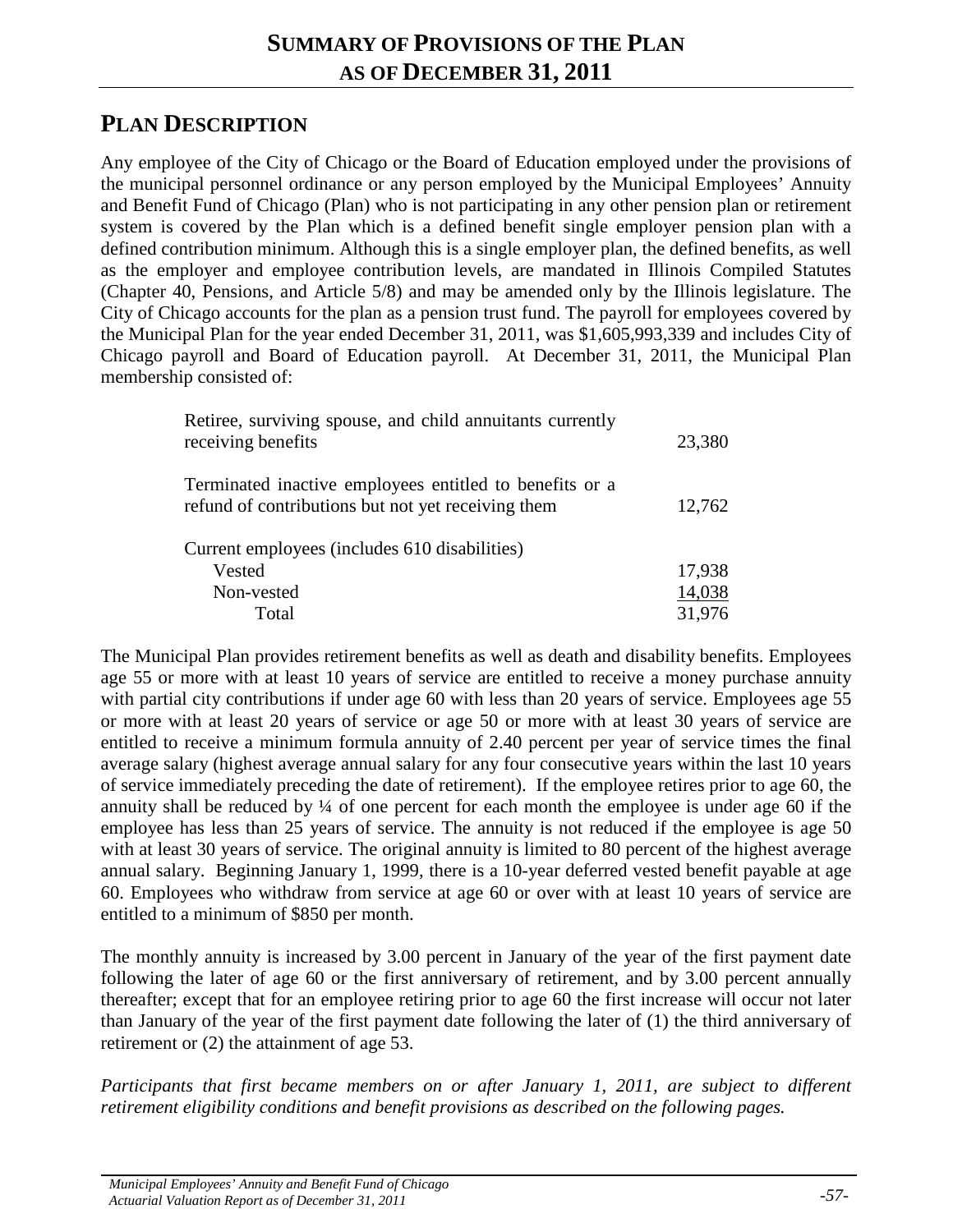# SUMMARY OF PROVISIONS OF THE PLAN AS OF DECEMBER 31, 2011

## PLAN DESCRIPTION

Any employee of the City of Chicago or the Board of Education employed under the provisions of the municipal personnel ordinance or any person employed by the Municipal Employees' Annuity and Benefit Fund of Chicago (Plan) who is not participating in any other pension plan or retirement system is covered by the Plan which is a defined benefit single employer pension plan with a defined contribution minimum. Although this is a single employer plan, the defined benefits, as well as the employer and employee contribution levels, are mandated in Illinois Compiled Statutes (Chapter 40, Pensions, and Article 5/8) and may be amended only by the Illinois legislature. The City of Chicago accounts for the plan as a pension trust fund. The payroll for employees covered by the Municipal Plan for the year ended December 31, 2011, was $1,605,993,339 and includes City of Chicago payroll and Board of Education payroll. At December 31, 2011, the Municipal Plan membership consisted of:

| | |
|---|---|
| Retiree, surviving spouse, and child annuitants currently receiving benefits | 23,380 |
| Terminated inactive employees entitled to benefits or a refund of contributions but not yet receiving them | 12,762 |
| Current employees (includes 610 disabilities) | |
| Vested | 17,938 |
| Non-vested | 14,038 |
| Total | 31,976 |

The Municipal Plan provides retirement benefits as well as death and disability benefits. Employees age 55 or more with at least 10 years of service are entitled to receive a money purchase annuity with partial city contributions if under age 60 with less than 20 years of service. Employees age 55 or more with at least 20 years of service or age 50 or more with at least 30 years of service are entitled to receive a minimum formula annuity of 2.40 percent per year of service times the final average salary (highest average annual salary for any four consecutive years within the last 10 years of service immediately preceding the date of retirement). If the employee retires prior to age 60, the annuity shall be reduced by ¼ of one percent for each month the employee is under age 60 if the employee has less than 25 years of service. The annuity is not reduced if the employee is age 50 with at least 30 years of service. The original annuity is limited to 80 percent of the highest average annual salary. Beginning January 1, 1999, there is a 10-year deferred vested benefit payable at age 60. Employees who withdraw from service at age 60 or over with at least 10 years of service are entitled to a minimum of $850 per month.

The monthly annuity is increased by 3.00 percent in January of the year of the first payment date following the later of age 60 or the first anniversary of retirement, and by 3.00 percent annually thereafter; except that for an employee retiring prior to age 60 the first increase will occur not later than January of the year of the first payment date following the later of (1) the third anniversary of retirement or (2) the attainment of age 53.

*Participants that first became members on or after January 1, 2011, are subject to different retirement eligibility conditions and benefit provisions as described on the following pages.*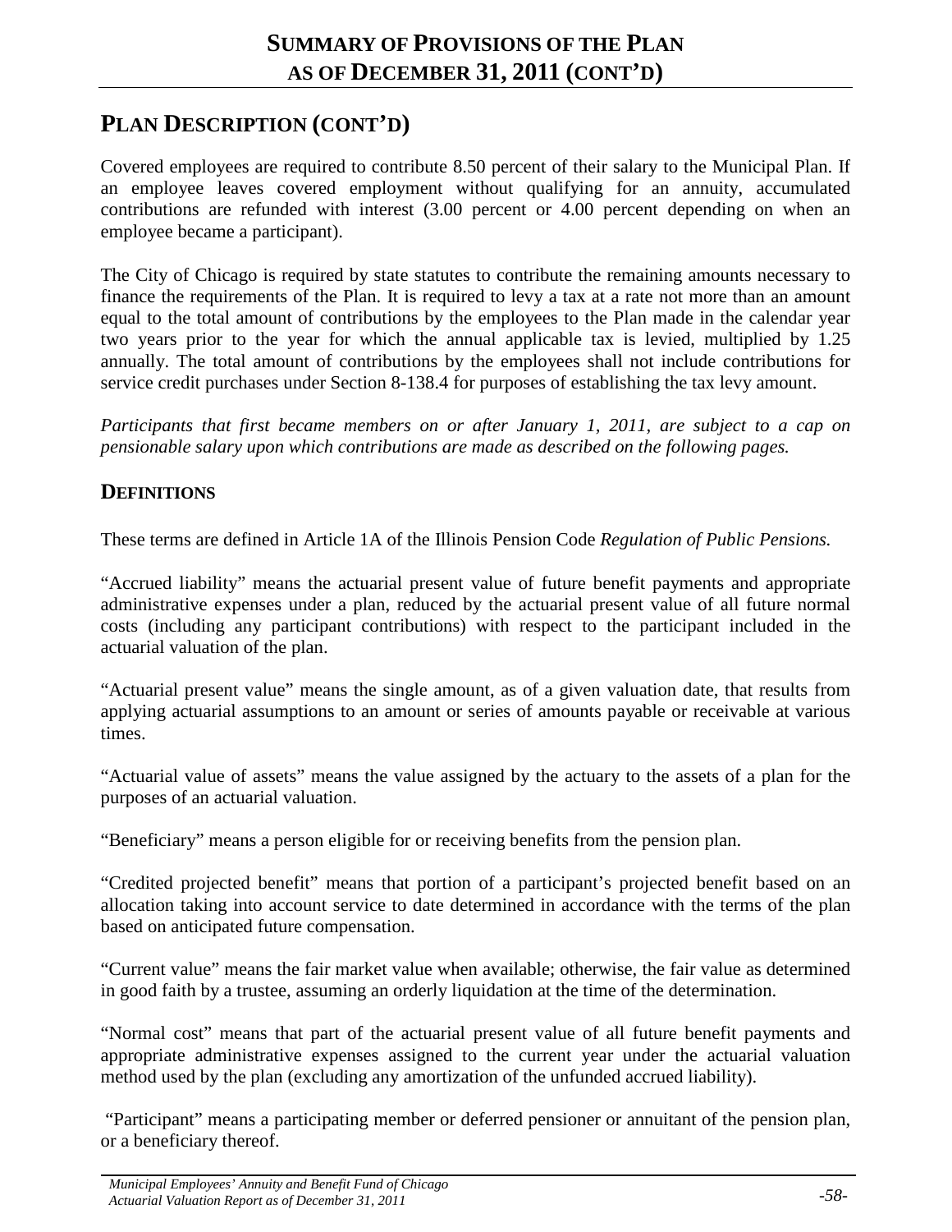## Plan Description (cont'd)

Covered employees are required to contribute 8.50 percent of their salary to the Municipal Plan. If an employee leaves covered employment without qualifying for an annuity, accumulated contributions are refunded with interest (3.00 percent or 4.00 percent depending on when an employee became a participant).

The City of Chicago is required by state statutes to contribute the remaining amounts necessary to finance the requirements of the Plan. It is required to levy a tax at a rate not more than an amount equal to the total amount of contributions by the employees to the Plan made in the calendar year two years prior to the year for which the annual applicable tax is levied, multiplied by 1.25 annually. The total amount of contributions by the employees shall not include contributions for service credit purchases under Section 8-138.4 for purposes of establishing the tax levy amount.

*Participants that first became members on or after January 1, 2011, are subject to a cap on pensionable salary upon which contributions are made as described on the following pages.*

## Definitions

These terms are defined in Article 1A of the Illinois Pension Code *Regulation of Public Pensions.*

"Accrued liability" means the actuarial present value of future benefit payments and appropriate administrative expenses under a plan, reduced by the actuarial present value of all future normal costs (including any participant contributions) with respect to the participant included in the actuarial valuation of the plan.

"Actuarial present value" means the single amount, as of a given valuation date, that results from applying actuarial assumptions to an amount or series of amounts payable or receivable at various times.

"Actuarial value of assets" means the value assigned by the actuary to the assets of a plan for the purposes of an actuarial valuation.

"Beneficiary" means a person eligible for or receiving benefits from the pension plan.

"Credited projected benefit" means that portion of a participant's projected benefit based on an allocation taking into account service to date determined in accordance with the terms of the plan based on anticipated future compensation.

"Current value" means the fair market value when available; otherwise, the fair value as determined in good faith by a trustee, assuming an orderly liquidation at the time of the determination.

"Normal cost" means that part of the actuarial present value of all future benefit payments and appropriate administrative expenses assigned to the current year under the actuarial valuation method used by the plan (excluding any amortization of the unfunded accrued liability).

"Participant" means a participating member or deferred pensioner or annuitant of the pension plan, or a beneficiary thereof.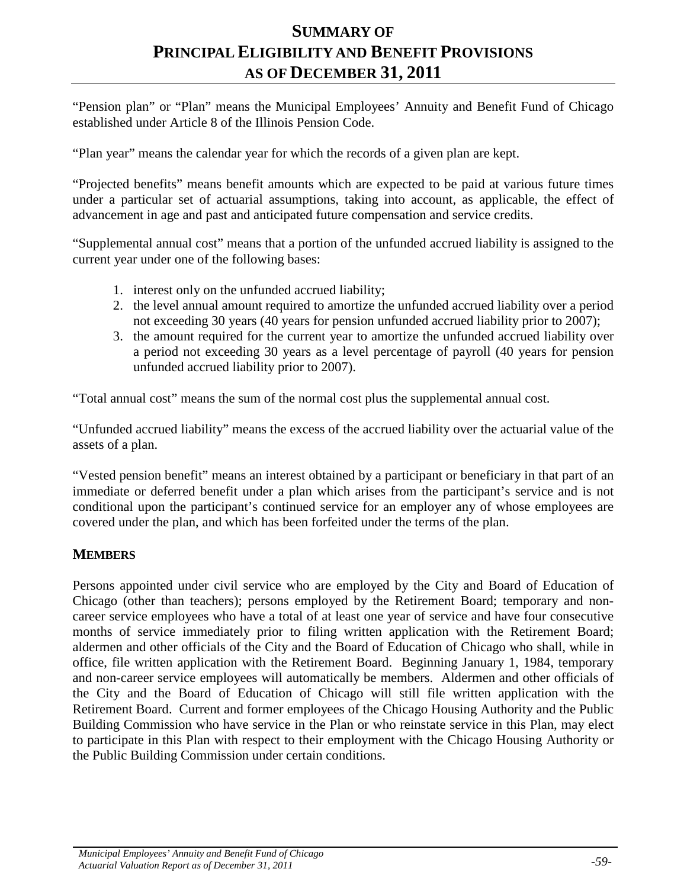# SUMMARY OF PRINCIPAL ELIGIBILITY AND BENEFIT PROVISIONS AS OF DECEMBER 31, 2011

"Pension plan" or "Plan" means the Municipal Employees' Annuity and Benefit Fund of Chicago established under Article 8 of the Illinois Pension Code.

"Plan year" means the calendar year for which the records of a given plan are kept.

"Projected benefits" means benefit amounts which are expected to be paid at various future times under a particular set of actuarial assumptions, taking into account, as applicable, the effect of advancement in age and past and anticipated future compensation and service credits.

"Supplemental annual cost" means that a portion of the unfunded accrued liability is assigned to the current year under one of the following bases:

1. interest only on the unfunded accrued liability;
2. the level annual amount required to amortize the unfunded accrued liability over a period not exceeding 30 years (40 years for pension unfunded accrued liability prior to 2007);
3. the amount required for the current year to amortize the unfunded accrued liability over a period not exceeding 30 years as a level percentage of payroll (40 years for pension unfunded accrued liability prior to 2007).

"Total annual cost" means the sum of the normal cost plus the supplemental annual cost.

"Unfunded accrued liability" means the excess of the accrued liability over the actuarial value of the assets of a plan.

"Vested pension benefit" means an interest obtained by a participant or beneficiary in that part of an immediate or deferred benefit under a plan which arises from the participant's service and is not conditional upon the participant's continued service for an employer any of whose employees are covered under the plan, and which has been forfeited under the terms of the plan.

## MEMBERS

Persons appointed under civil service who are employed by the City and Board of Education of Chicago (other than teachers); persons employed by the Retirement Board; temporary and non-career service employees who have a total of at least one year of service and have four consecutive months of service immediately prior to filing written application with the Retirement Board; aldermen and other officials of the City and the Board of Education of Chicago who shall, while in office, file written application with the Retirement Board. Beginning January 1, 1984, temporary and non-career service employees will automatically be members. Aldermen and other officials of the City and the Board of Education of Chicago will still file written application with the Retirement Board. Current and former employees of the Chicago Housing Authority and the Public Building Commission who have service in the Plan or who reinstate service in this Plan, may elect to participate in this Plan with respect to their employment with the Chicago Housing Authority or the Public Building Commission under certain conditions.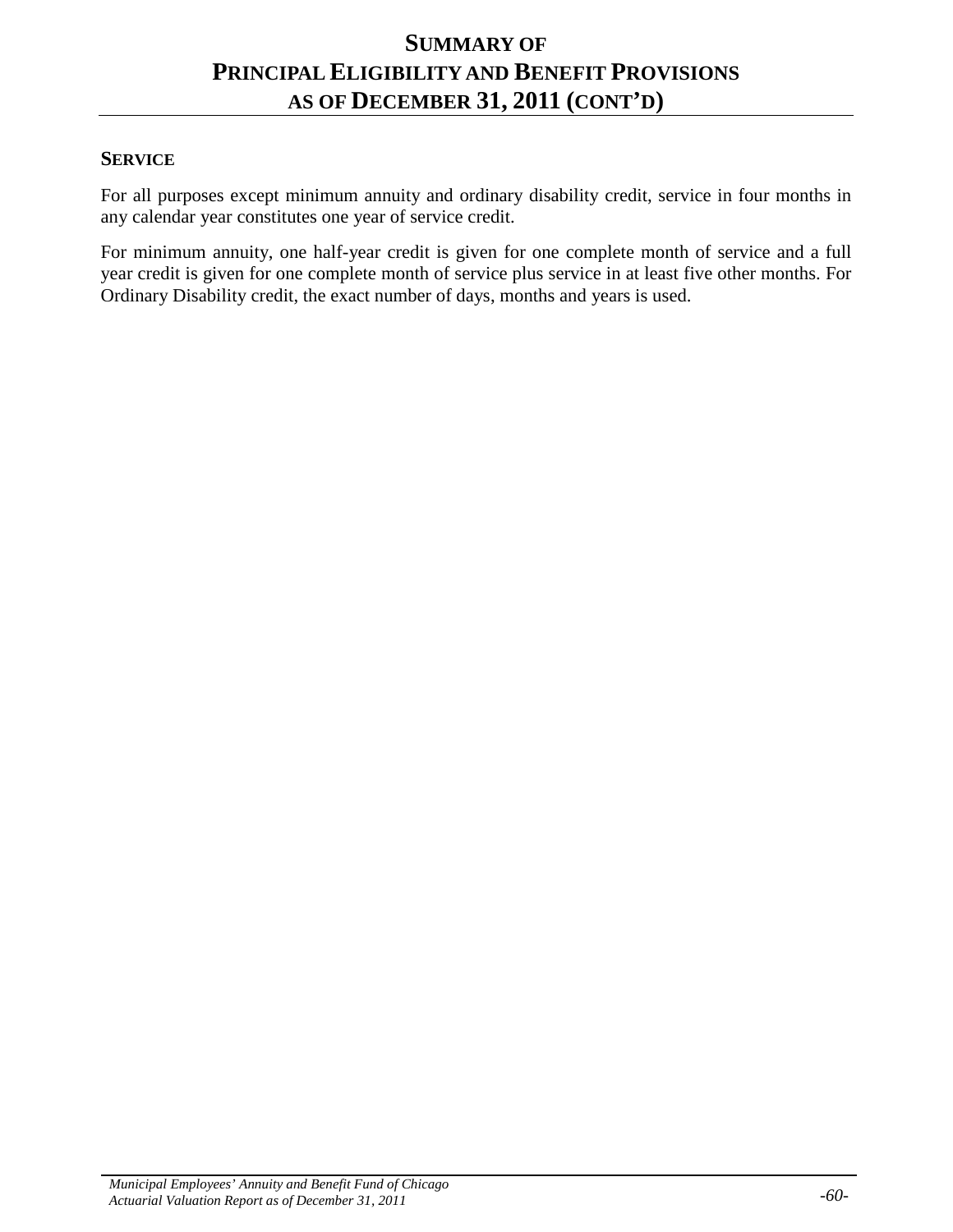# SUMMARY OF PRINCIPAL ELIGIBILITY AND BENEFIT PROVISIONS AS OF DECEMBER 31, 2011 (CONT'D)

## SERVICE

For all purposes except minimum annuity and ordinary disability credit, service in four months in any calendar year constitutes one year of service credit.

For minimum annuity, one half-year credit is given for one complete month of service and a full year credit is given for one complete month of service plus service in at least five other months. For Ordinary Disability credit, the exact number of days, months and years is used.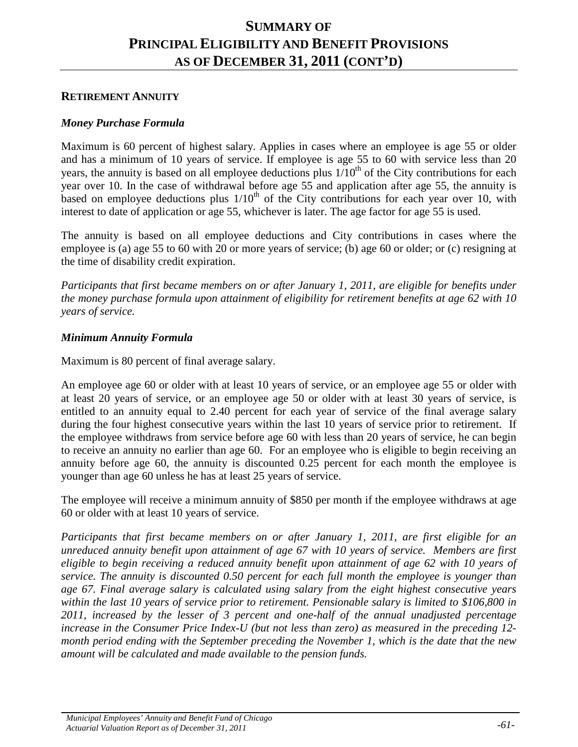# SUMMARY OF PRINCIPAL ELIGIBILITY AND BENEFIT PROVISIONS AS OF DECEMBER 31, 2011 (CONT'D)

## RETIREMENT ANNUITY

### *Money Purchase Formula*

Maximum is 60 percent of highest salary. Applies in cases where an employee is age 55 or older and has a minimum of 10 years of service. If employee is age 55 to 60 with service less than 20 years, the annuity is based on all employee deductions plus $1/10^{th}$ of the City contributions for each year over 10. In the case of withdrawal before age 55 and application after age 55, the annuity is based on employee deductions plus $1/10^{th}$ of the City contributions for each year over 10, with interest to date of application or age 55, whichever is later. The age factor for age 55 is used.

The annuity is based on all employee deductions and City contributions in cases where the employee is (a) age 55 to 60 with 20 or more years of service; (b) age 60 or older; or (c) resigning at the time of disability credit expiration.

*Participants that first became members on or after January 1, 2011, are eligible for benefits under the money purchase formula upon attainment of eligibility for retirement benefits at age 62 with 10 years of service.*

### *Minimum Annuity Formula*

Maximum is 80 percent of final average salary.

An employee age 60 or older with at least 10 years of service, or an employee age 55 or older with at least 20 years of service, or an employee age 50 or older with at least 30 years of service, is entitled to an annuity equal to 2.40 percent for each year of service of the final average salary during the four highest consecutive years within the last 10 years of service prior to retirement. If the employee withdraws from service before age 60 with less than 20 years of service, he can begin to receive an annuity no earlier than age 60. For an employee who is eligible to begin receiving an annuity before age 60, the annuity is discounted 0.25 percent for each month the employee is younger than age 60 unless he has at least 25 years of service.

The employee will receive a minimum annuity of $850 per month if the employee withdraws at age 60 or older with at least 10 years of service.

*Participants that first became members on or after January 1, 2011, are first eligible for an unreduced annuity benefit upon attainment of age 67 with 10 years of service. Members are first eligible to begin receiving a reduced annuity benefit upon attainment of age 62 with 10 years of service. The annuity is discounted 0.50 percent for each full month the employee is younger than age 67. Final average salary is calculated using salary from the eight highest consecutive years within the last 10 years of service prior to retirement. Pensionable salary is limited to $106,800 in 2011, increased by the lesser of 3 percent and one-half of the annual unadjusted percentage increase in the Consumer Price Index-U (but not less than zero) as measured in the preceding 12-month period ending with the September preceding the November 1, which is the date that the new amount will be calculated and made available to the pension funds.*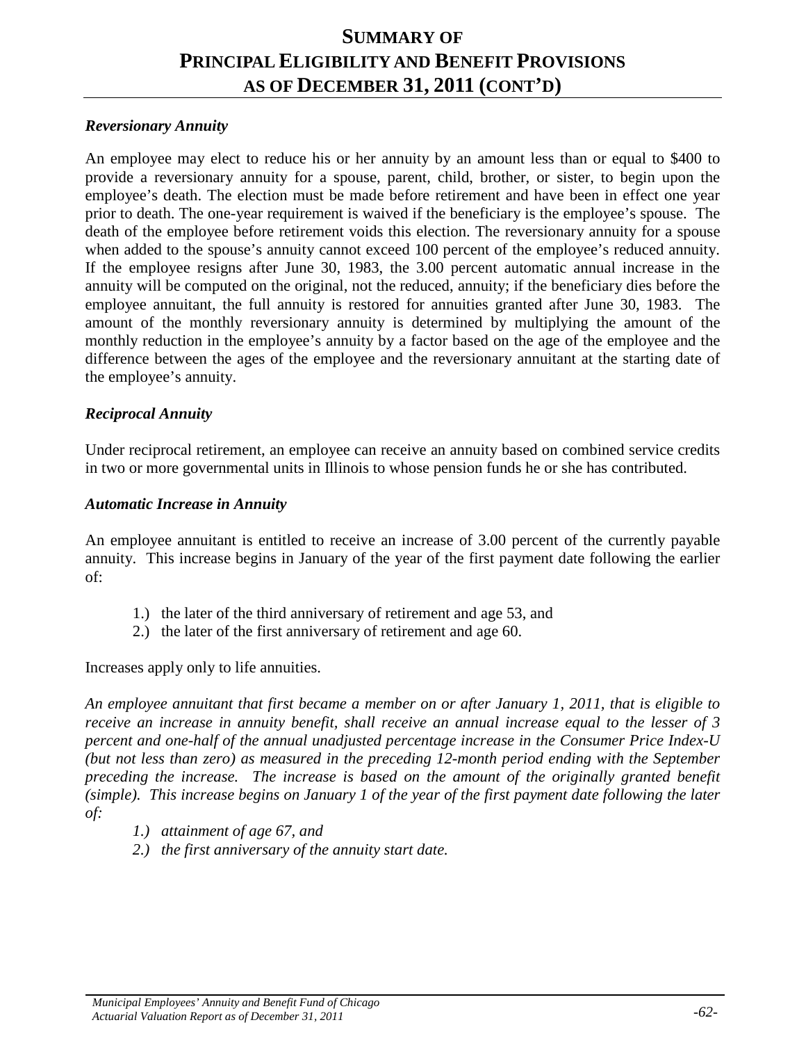# Summary of Principal Eligibility and Benefit Provisions as of December 31, 2011 (Cont'd)

***Reversionary Annuity***

An employee may elect to reduce his or her annuity by an amount less than or equal to $400 to provide a reversionary annuity for a spouse, parent, child, brother, or sister, to begin upon the employee's death. The election must be made before retirement and have been in effect one year prior to death. The one-year requirement is waived if the beneficiary is the employee's spouse. The death of the employee before retirement voids this election. The reversionary annuity for a spouse when added to the spouse's annuity cannot exceed 100 percent of the employee's reduced annuity. If the employee resigns after June 30, 1983, the 3.00 percent automatic annual increase in the annuity will be computed on the original, not the reduced, annuity; if the beneficiary dies before the employee annuitant, the full annuity is restored for annuities granted after June 30, 1983. The amount of the monthly reversionary annuity is determined by multiplying the amount of the monthly reduction in the employee's annuity by a factor based on the age of the employee and the difference between the ages of the employee and the reversionary annuitant at the starting date of the employee's annuity.

***Reciprocal Annuity***

Under reciprocal retirement, an employee can receive an annuity based on combined service credits in two or more governmental units in Illinois to whose pension funds he or she has contributed.

***Automatic Increase in Annuity***

An employee annuitant is entitled to receive an increase of 3.00 percent of the currently payable annuity. This increase begins in January of the year of the first payment date following the earlier of:

1.) the later of the third anniversary of retirement and age 53, and
2.) the later of the first anniversary of retirement and age 60.

Increases apply only to life annuities.

*An employee annuitant that first became a member on or after January 1, 2011, that is eligible to receive an increase in annuity benefit, shall receive an annual increase equal to the lesser of 3 percent and one-half of the annual unadjusted percentage increase in the Consumer Price Index-U (but not less than zero) as measured in the preceding 12-month period ending with the September preceding the increase. The increase is based on the amount of the originally granted benefit (simple). This increase begins on January 1 of the year of the first payment date following the later of:*

*1.) attainment of age 67, and*
*2.) the first anniversary of the annuity start date.*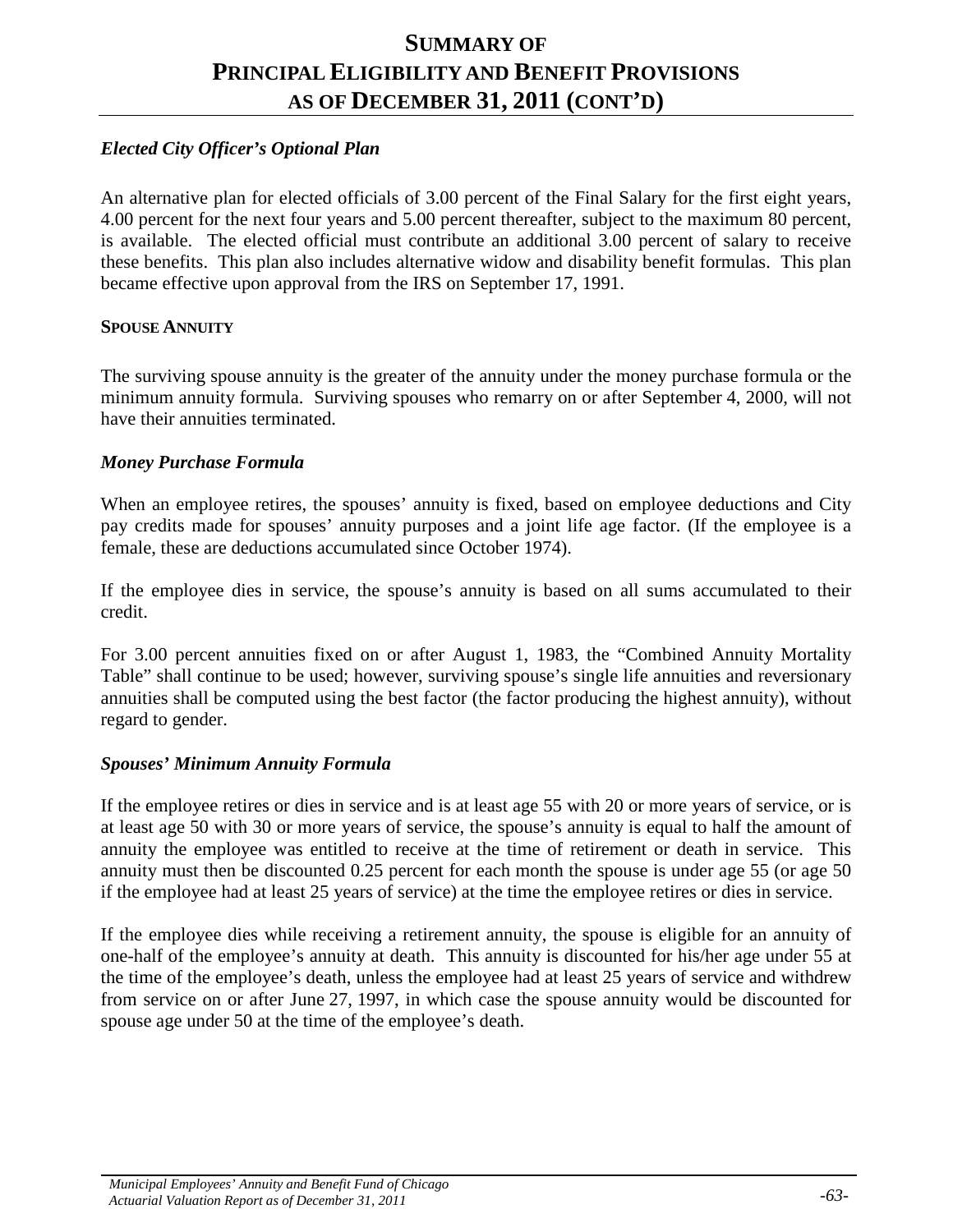# Summary of Principal Eligibility and Benefit Provisions as of December 31, 2011 (Cont'd)

***Elected City Officer's Optional Plan***

An alternative plan for elected officials of 3.00 percent of the Final Salary for the first eight years, 4.00 percent for the next four years and 5.00 percent thereafter, subject to the maximum 80 percent, is available. The elected official must contribute an additional 3.00 percent of salary to receive these benefits. This plan also includes alternative widow and disability benefit formulas. This plan became effective upon approval from the IRS on September 17, 1991.

**SPOUSE ANNUITY**

The surviving spouse annuity is the greater of the annuity under the money purchase formula or the minimum annuity formula. Surviving spouses who remarry on or after September 4, 2000, will not have their annuities terminated.

***Money Purchase Formula***

When an employee retires, the spouses' annuity is fixed, based on employee deductions and City pay credits made for spouses' annuity purposes and a joint life age factor. (If the employee is a female, these are deductions accumulated since October 1974).

If the employee dies in service, the spouse's annuity is based on all sums accumulated to their credit.

For 3.00 percent annuities fixed on or after August 1, 1983, the "Combined Annuity Mortality Table" shall continue to be used; however, surviving spouse's single life annuities and reversionary annuities shall be computed using the best factor (the factor producing the highest annuity), without regard to gender.

***Spouses' Minimum Annuity Formula***

If the employee retires or dies in service and is at least age 55 with 20 or more years of service, or is at least age 50 with 30 or more years of service, the spouse's annuity is equal to half the amount of annuity the employee was entitled to receive at the time of retirement or death in service. This annuity must then be discounted 0.25 percent for each month the spouse is under age 55 (or age 50 if the employee had at least 25 years of service) at the time the employee retires or dies in service.

If the employee dies while receiving a retirement annuity, the spouse is eligible for an annuity of one-half of the employee's annuity at death. This annuity is discounted for his/her age under 55 at the time of the employee's death, unless the employee had at least 25 years of service and withdrew from service on or after June 27, 1997, in which case the spouse annuity would be discounted for spouse age under 50 at the time of the employee's death.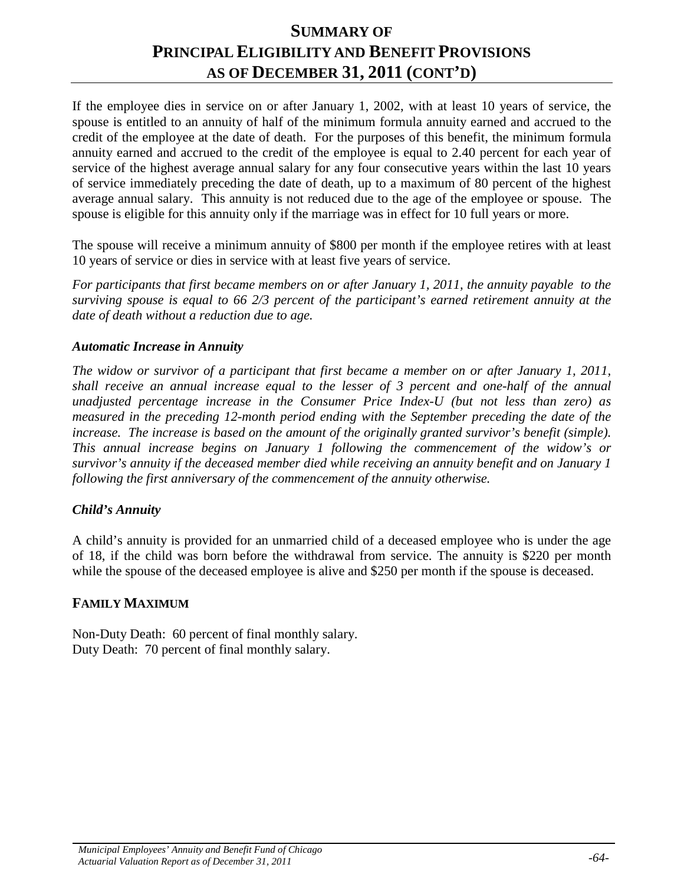# SUMMARY OF PRINCIPAL ELIGIBILITY AND BENEFIT PROVISIONS AS OF DECEMBER 31, 2011 (CONT'D)

If the employee dies in service on or after January 1, 2002, with at least 10 years of service, the spouse is entitled to an annuity of half of the minimum formula annuity earned and accrued to the credit of the employee at the date of death. For the purposes of this benefit, the minimum formula annuity earned and accrued to the credit of the employee is equal to 2.40 percent for each year of service of the highest average annual salary for any four consecutive years within the last 10 years of service immediately preceding the date of death, up to a maximum of 80 percent of the highest average annual salary. This annuity is not reduced due to the age of the employee or spouse. The spouse is eligible for this annuity only if the marriage was in effect for 10 full years or more.

The spouse will receive a minimum annuity of $800 per month if the employee retires with at least 10 years of service or dies in service with at least five years of service.

*For participants that first became members on or after January 1, 2011, the annuity payable to the surviving spouse is equal to 66 2/3 percent of the participant's earned retirement annuity at the date of death without a reduction due to age.*

### *Automatic Increase in Annuity*

*The widow or survivor of a participant that first became a member on or after January 1, 2011, shall receive an annual increase equal to the lesser of 3 percent and one-half of the annual unadjusted percentage increase in the Consumer Price Index-U (but not less than zero) as measured in the preceding 12-month period ending with the September preceding the date of the increase. The increase is based on the amount of the originally granted survivor's benefit (simple). This annual increase begins on January 1 following the commencement of the widow's or survivor's annuity if the deceased member died while receiving an annuity benefit and on January 1 following the first anniversary of the commencement of the annuity otherwise.*

### *Child's Annuity*

A child's annuity is provided for an unmarried child of a deceased employee who is under the age of 18, if the child was born before the withdrawal from service. The annuity is $220 per month while the spouse of the deceased employee is alive and $250 per month if the spouse is deceased.

## FAMILY MAXIMUM

Non-Duty Death: 60 percent of final monthly salary.
Duty Death: 70 percent of final monthly salary.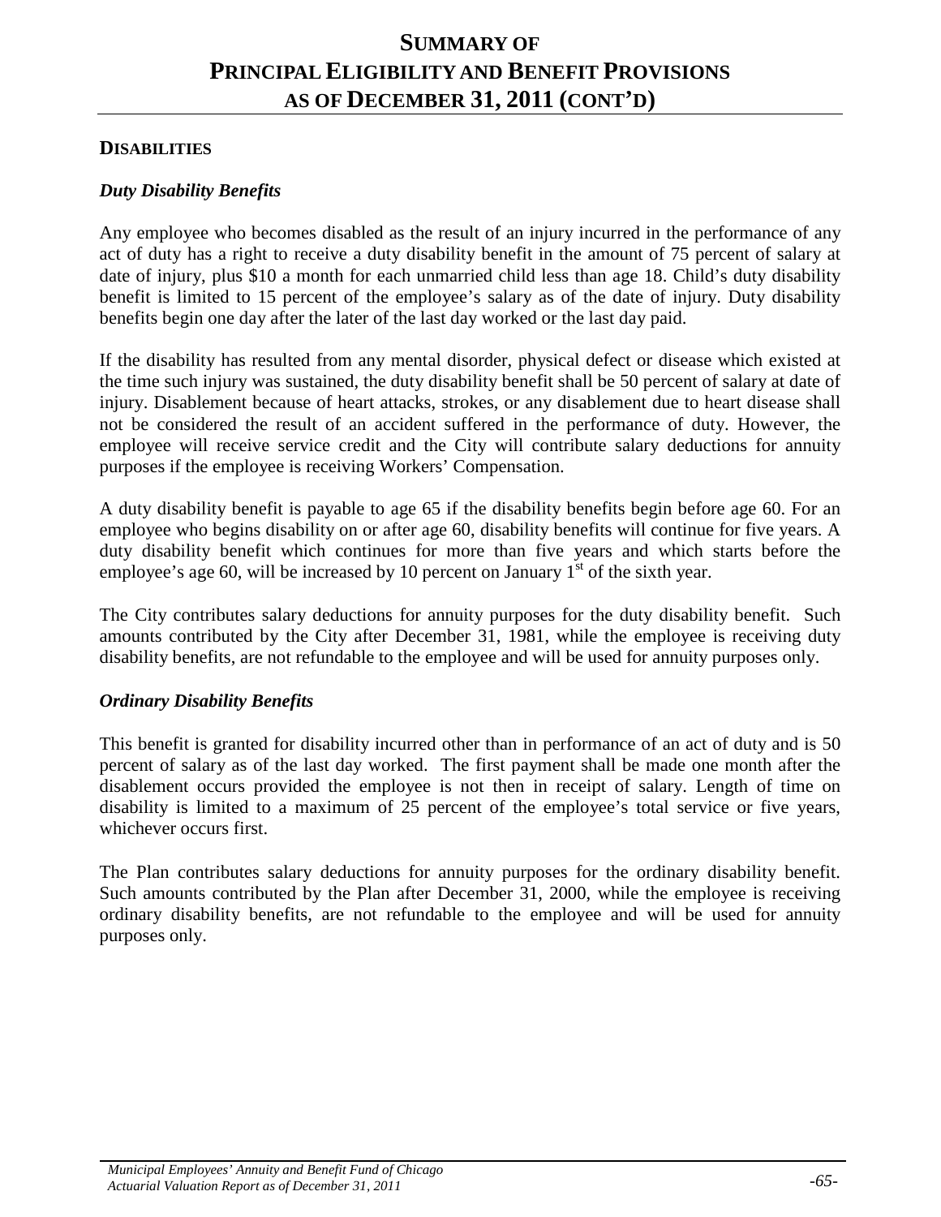# Summary of Principal Eligibility and Benefit Provisions as of December 31, 2011 (Cont'd)

## Disabilities

### *Duty Disability Benefits*

Any employee who becomes disabled as the result of an injury incurred in the performance of any act of duty has a right to receive a duty disability benefit in the amount of 75 percent of salary at date of injury, plus $10 a month for each unmarried child less than age 18. Child's duty disability benefit is limited to 15 percent of the employee's salary as of the date of injury. Duty disability benefits begin one day after the later of the last day worked or the last day paid.

If the disability has resulted from any mental disorder, physical defect or disease which existed at the time such injury was sustained, the duty disability benefit shall be 50 percent of salary at date of injury. Disablement because of heart attacks, strokes, or any disablement due to heart disease shall not be considered the result of an accident suffered in the performance of duty. However, the employee will receive service credit and the City will contribute salary deductions for annuity purposes if the employee is receiving Workers' Compensation.

A duty disability benefit is payable to age 65 if the disability benefits begin before age 60. For an employee who begins disability on or after age 60, disability benefits will continue for five years. A duty disability benefit which continues for more than five years and which starts before the employee's age 60, will be increased by 10 percent on January 1st of the sixth year.

The City contributes salary deductions for annuity purposes for the duty disability benefit. Such amounts contributed by the City after December 31, 1981, while the employee is receiving duty disability benefits, are not refundable to the employee and will be used for annuity purposes only.

### *Ordinary Disability Benefits*

This benefit is granted for disability incurred other than in performance of an act of duty and is 50 percent of salary as of the last day worked. The first payment shall be made one month after the disablement occurs provided the employee is not then in receipt of salary. Length of time on disability is limited to a maximum of 25 percent of the employee's total service or five years, whichever occurs first.

The Plan contributes salary deductions for annuity purposes for the ordinary disability benefit. Such amounts contributed by the Plan after December 31, 2000, while the employee is receiving ordinary disability benefits, are not refundable to the employee and will be used for annuity purposes only.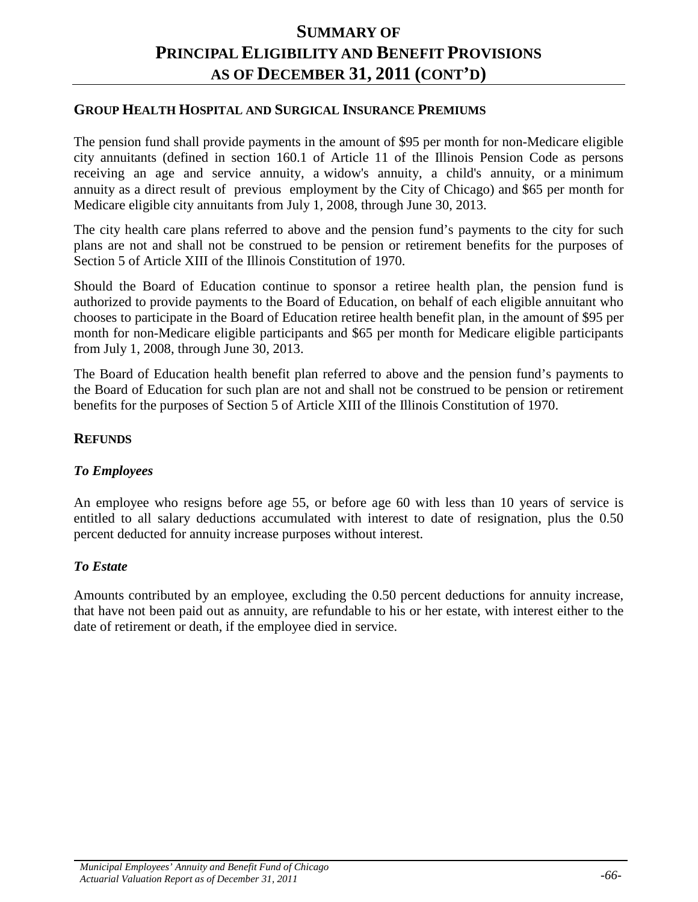# SUMMARY OF PRINCIPAL ELIGIBILITY AND BENEFIT PROVISIONS AS OF DECEMBER 31, 2011 (CONT'D)

## GROUP HEALTH HOSPITAL AND SURGICAL INSURANCE PREMIUMS

The pension fund shall provide payments in the amount of $95 per month for non-Medicare eligible city annuitants (defined in section 160.1 of Article 11 of the Illinois Pension Code as persons receiving an age and service annuity, a widow's annuity, a child's annuity, or a minimum annuity as a direct result of previous employment by the City of Chicago) and $65 per month for Medicare eligible city annuitants from July 1, 2008, through June 30, 2013.

The city health care plans referred to above and the pension fund's payments to the city for such plans are not and shall not be construed to be pension or retirement benefits for the purposes of Section 5 of Article XIII of the Illinois Constitution of 1970.

Should the Board of Education continue to sponsor a retiree health plan, the pension fund is authorized to provide payments to the Board of Education, on behalf of each eligible annuitant who chooses to participate in the Board of Education retiree health benefit plan, in the amount of $95 per month for non-Medicare eligible participants and $65 per month for Medicare eligible participants from July 1, 2008, through June 30, 2013.

The Board of Education health benefit plan referred to above and the pension fund's payments to the Board of Education for such plan are not and shall not be construed to be pension or retirement benefits for the purposes of Section 5 of Article XIII of the Illinois Constitution of 1970.

## REFUNDS

### *To Employees*

An employee who resigns before age 55, or before age 60 with less than 10 years of service is entitled to all salary deductions accumulated with interest to date of resignation, plus the 0.50 percent deducted for annuity increase purposes without interest.

### *To Estate*

Amounts contributed by an employee, excluding the 0.50 percent deductions for annuity increase, that have not been paid out as annuity, are refundable to his or her estate, with interest either to the date of retirement or death, if the employee died in service.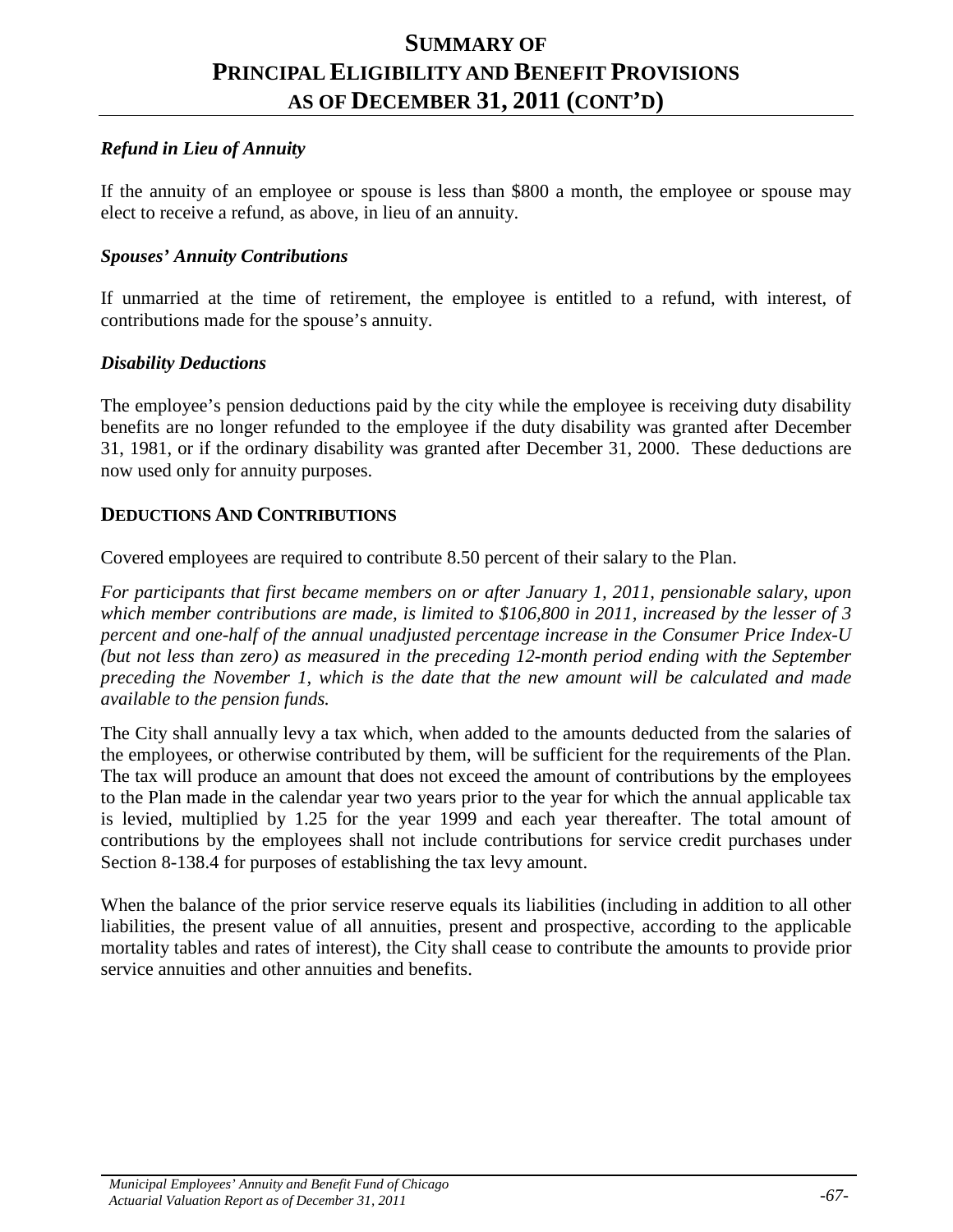# SUMMARY OF PRINCIPAL ELIGIBILITY AND BENEFIT PROVISIONS AS OF DECEMBER 31, 2011 (CONT'D)

***Refund in Lieu of Annuity***

If the annuity of an employee or spouse is less than $800 a month, the employee or spouse may elect to receive a refund, as above, in lieu of an annuity.

***Spouses' Annuity Contributions***

If unmarried at the time of retirement, the employee is entitled to a refund, with interest, of contributions made for the spouse's annuity.

***Disability Deductions***

The employee's pension deductions paid by the city while the employee is receiving duty disability benefits are no longer refunded to the employee if the duty disability was granted after December 31, 1981, or if the ordinary disability was granted after December 31, 2000. These deductions are now used only for annuity purposes.

## DEDUCTIONS AND CONTRIBUTIONS

Covered employees are required to contribute 8.50 percent of their salary to the Plan.

*For participants that first became members on or after January 1, 2011, pensionable salary, upon which member contributions are made, is limited to $106,800 in 2011, increased by the lesser of 3 percent and one-half of the annual unadjusted percentage increase in the Consumer Price Index-U (but not less than zero) as measured in the preceding 12-month period ending with the September preceding the November 1, which is the date that the new amount will be calculated and made available to the pension funds.*

The City shall annually levy a tax which, when added to the amounts deducted from the salaries of the employees, or otherwise contributed by them, will be sufficient for the requirements of the Plan. The tax will produce an amount that does not exceed the amount of contributions by the employees to the Plan made in the calendar year two years prior to the year for which the annual applicable tax is levied, multiplied by 1.25 for the year 1999 and each year thereafter. The total amount of contributions by the employees shall not include contributions for service credit purchases under Section 8-138.4 for purposes of establishing the tax levy amount.

When the balance of the prior service reserve equals its liabilities (including in addition to all other liabilities, the present value of all annuities, present and prospective, according to the applicable mortality tables and rates of interest), the City shall cease to contribute the amounts to provide prior service annuities and other annuities and benefits.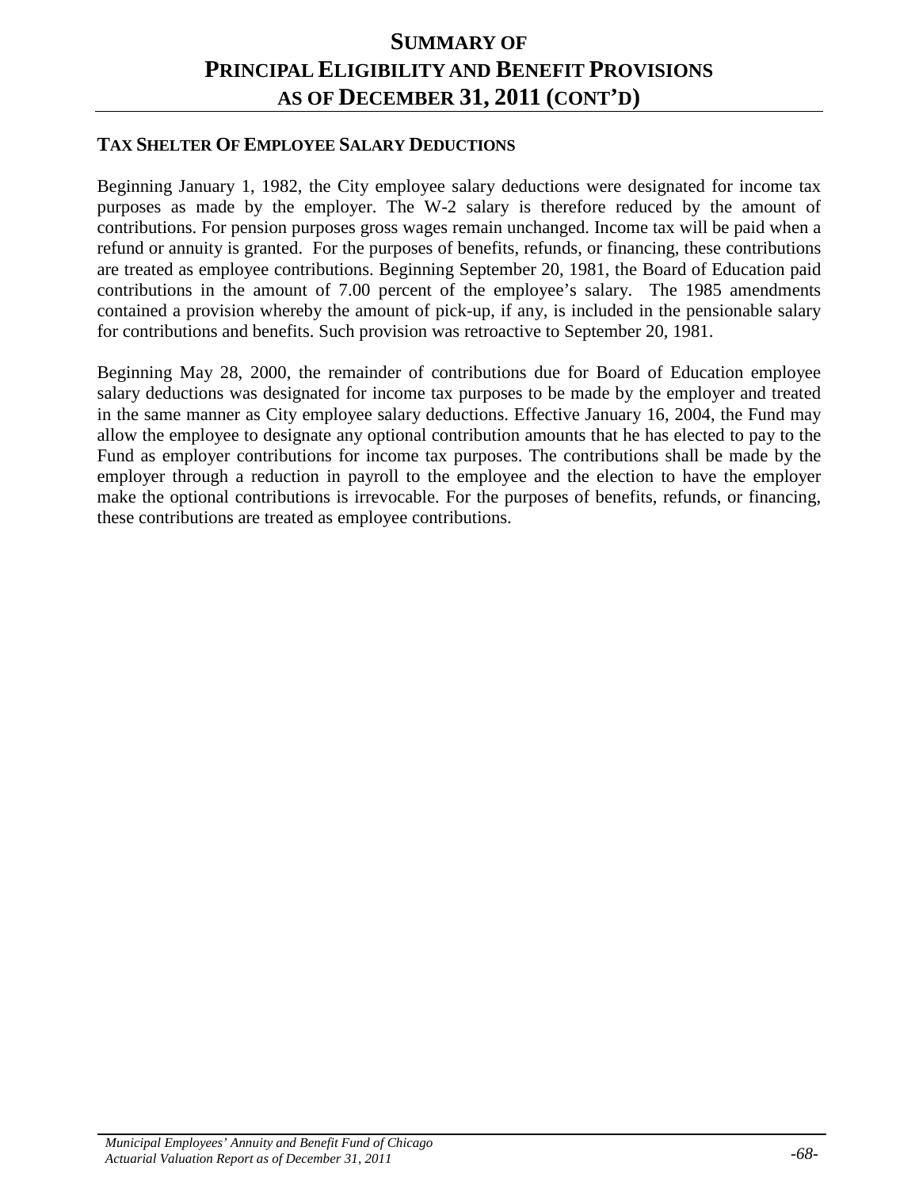# SUMMARY OF PRINCIPAL ELIGIBILITY AND BENEFIT PROVISIONS AS OF DECEMBER 31, 2011 (CONT'D)

## TAX SHELTER OF EMPLOYEE SALARY DEDUCTIONS

Beginning January 1, 1982, the City employee salary deductions were designated for income tax purposes as made by the employer. The W-2 salary is therefore reduced by the amount of contributions. For pension purposes gross wages remain unchanged. Income tax will be paid when a refund or annuity is granted. For the purposes of benefits, refunds, or financing, these contributions are treated as employee contributions. Beginning September 20, 1981, the Board of Education paid contributions in the amount of 7.00 percent of the employee's salary. The 1985 amendments contained a provision whereby the amount of pick-up, if any, is included in the pensionable salary for contributions and benefits. Such provision was retroactive to September 20, 1981.

Beginning May 28, 2000, the remainder of contributions due for Board of Education employee salary deductions was designated for income tax purposes to be made by the employer and treated in the same manner as City employee salary deductions. Effective January 16, 2004, the Fund may allow the employee to designate any optional contribution amounts that he has elected to pay to the Fund as employer contributions for income tax purposes. The contributions shall be made by the employer through a reduction in payroll to the employee and the election to have the employer make the optional contributions is irrevocable. For the purposes of benefits, refunds, or financing, these contributions are treated as employee contributions.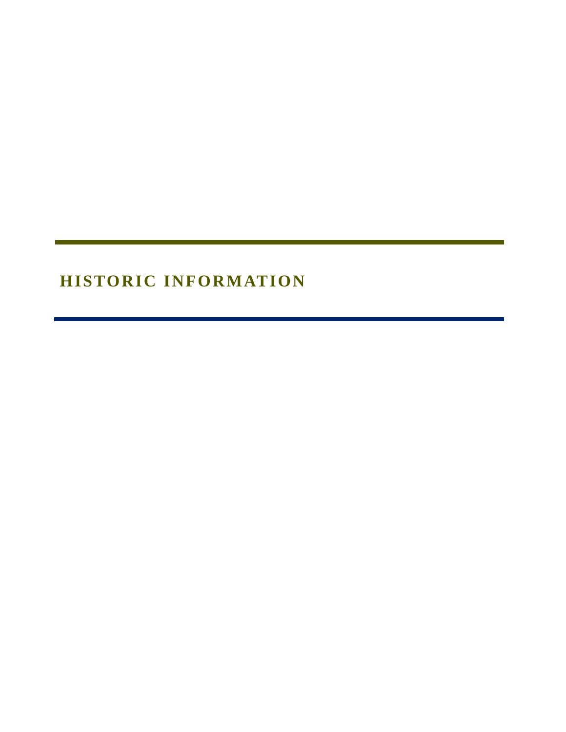# HISTORIC INFORMATION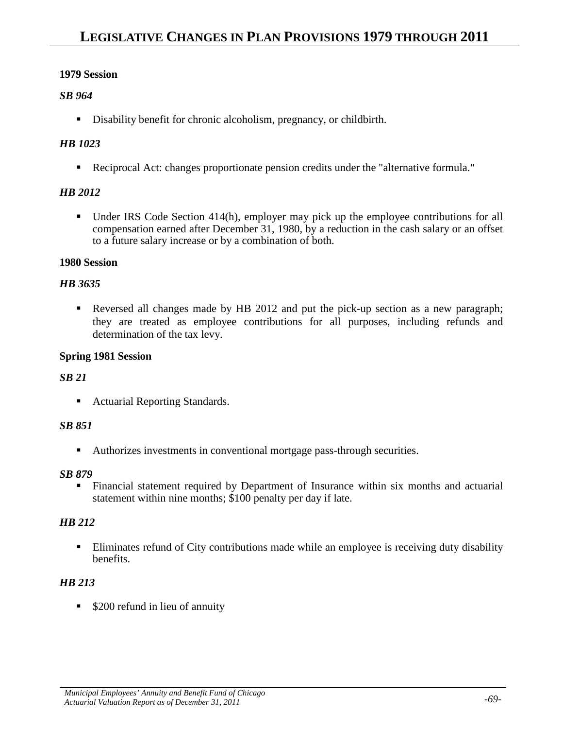# LEGISLATIVE CHANGES IN PLAN PROVISIONS 1979 THROUGH 2011

**1979 Session**

*SB 964*

- Disability benefit for chronic alcoholism, pregnancy, or childbirth.

*HB 1023*

- Reciprocal Act: changes proportionate pension credits under the "alternative formula."

*HB 2012*

- Under IRS Code Section 414(h), employer may pick up the employee contributions for all compensation earned after December 31, 1980, by a reduction in the cash salary or an offset to a future salary increase or by a combination of both.

**1980 Session**

*HB 3635*

- Reversed all changes made by HB 2012 and put the pick-up section as a new paragraph; they are treated as employee contributions for all purposes, including refunds and determination of the tax levy.

**Spring 1981 Session**

*SB 21*

- Actuarial Reporting Standards.

*SB 851*

- Authorizes investments in conventional mortgage pass-through securities.

*SB 879*

- Financial statement required by Department of Insurance within six months and actuarial statement within nine months; $100 penalty per day if late.

*HB 212*

- Eliminates refund of City contributions made while an employee is receiving duty disability benefits.

*HB 213*

- $200 refund in lieu of annuity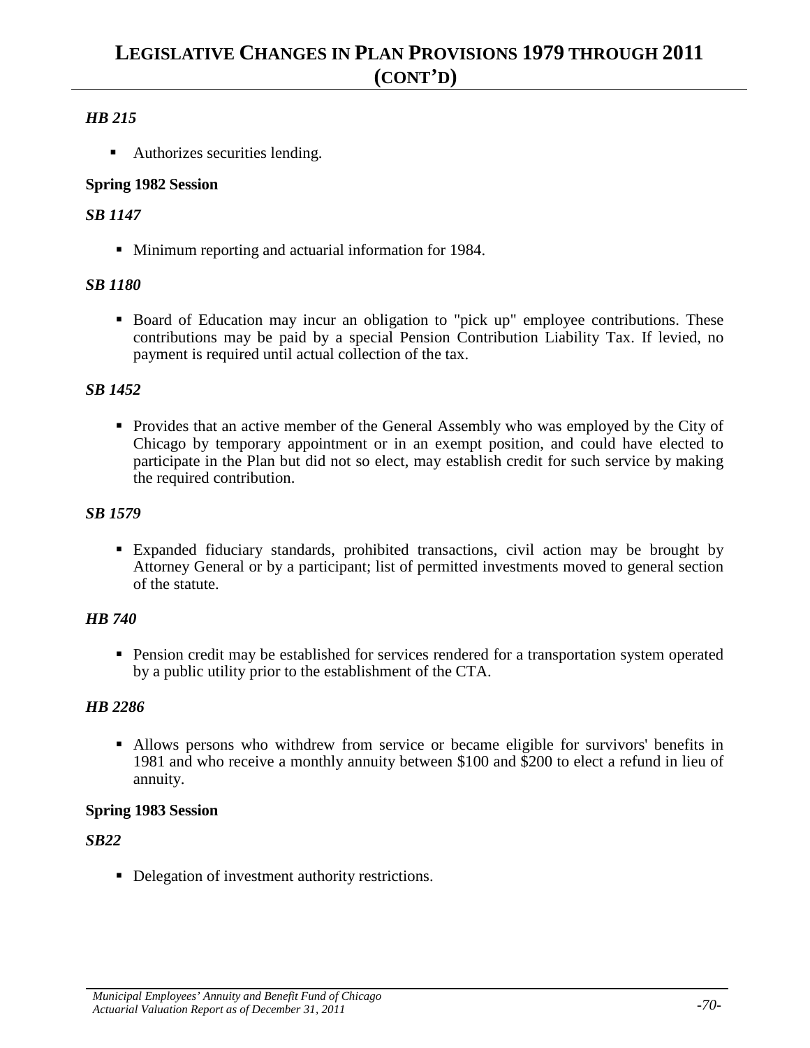# LEGISLATIVE CHANGES IN PLAN PROVISIONS 1979 THROUGH 2011 (CONT'D)

### *HB 215*

- Authorizes securities lending.

**Spring 1982 Session**

### *SB 1147*

- Minimum reporting and actuarial information for 1984.

### *SB 1180*

- Board of Education may incur an obligation to "pick up" employee contributions. These contributions may be paid by a special Pension Contribution Liability Tax. If levied, no payment is required until actual collection of the tax.

### *SB 1452*

- Provides that an active member of the General Assembly who was employed by the City of Chicago by temporary appointment or in an exempt position, and could have elected to participate in the Plan but did not so elect, may establish credit for such service by making the required contribution.

### *SB 1579*

- Expanded fiduciary standards, prohibited transactions, civil action may be brought by Attorney General or by a participant; list of permitted investments moved to general section of the statute.

### *HB 740*

- Pension credit may be established for services rendered for a transportation system operated by a public utility prior to the establishment of the CTA.

### *HB 2286*

- Allows persons who withdrew from service or became eligible for survivors' benefits in 1981 and who receive a monthly annuity between $100 and $200 to elect a refund in lieu of annuity.

**Spring 1983 Session**

### *SB22*

- Delegation of investment authority restrictions.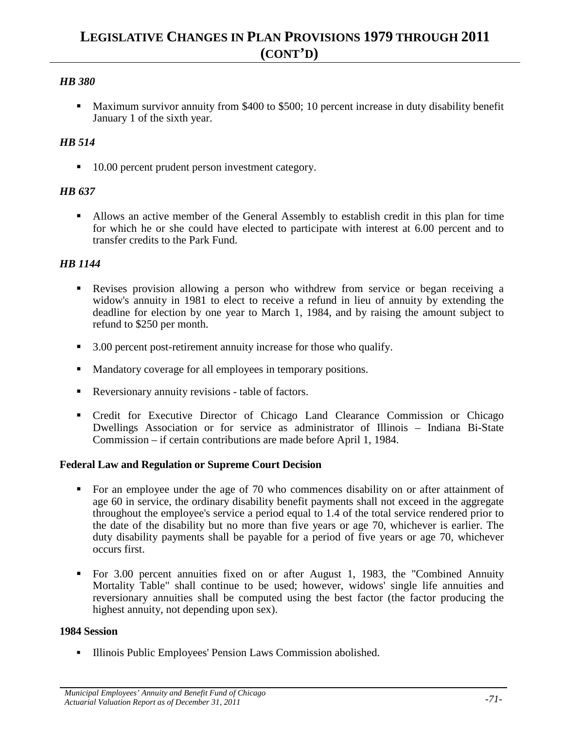# LEGISLATIVE CHANGES IN PLAN PROVISIONS 1979 THROUGH 2011 (CONT'D)

***HB 380***

- Maximum survivor annuity from $400 to $500; 10 percent increase in duty disability benefit January 1 of the sixth year.

***HB 514***

- 10.00 percent prudent person investment category.

***HB 637***

- Allows an active member of the General Assembly to establish credit in this plan for time for which he or she could have elected to participate with interest at 6.00 percent and to transfer credits to the Park Fund.

***HB 1144***

- Revises provision allowing a person who withdrew from service or began receiving a widow's annuity in 1981 to elect to receive a refund in lieu of annuity by extending the deadline for election by one year to March 1, 1984, and by raising the amount subject to refund to $250 per month.
- 3.00 percent post-retirement annuity increase for those who qualify.
- Mandatory coverage for all employees in temporary positions.
- Reversionary annuity revisions - table of factors.
- Credit for Executive Director of Chicago Land Clearance Commission or Chicago Dwellings Association or for service as administrator of Illinois – Indiana Bi-State Commission – if certain contributions are made before April 1, 1984.

**Federal Law and Regulation or Supreme Court Decision**

- For an employee under the age of 70 who commences disability on or after attainment of age 60 in service, the ordinary disability benefit payments shall not exceed in the aggregate throughout the employee's service a period equal to 1.4 of the total service rendered prior to the date of the disability but no more than five years or age 70, whichever is earlier. The duty disability payments shall be payable for a period of five years or age 70, whichever occurs first.
- For 3.00 percent annuities fixed on or after August 1, 1983, the "Combined Annuity Mortality Table" shall continue to be used; however, widows' single life annuities and reversionary annuities shall be computed using the best factor (the factor producing the highest annuity, not depending upon sex).

**1984 Session**

- Illinois Public Employees' Pension Laws Commission abolished.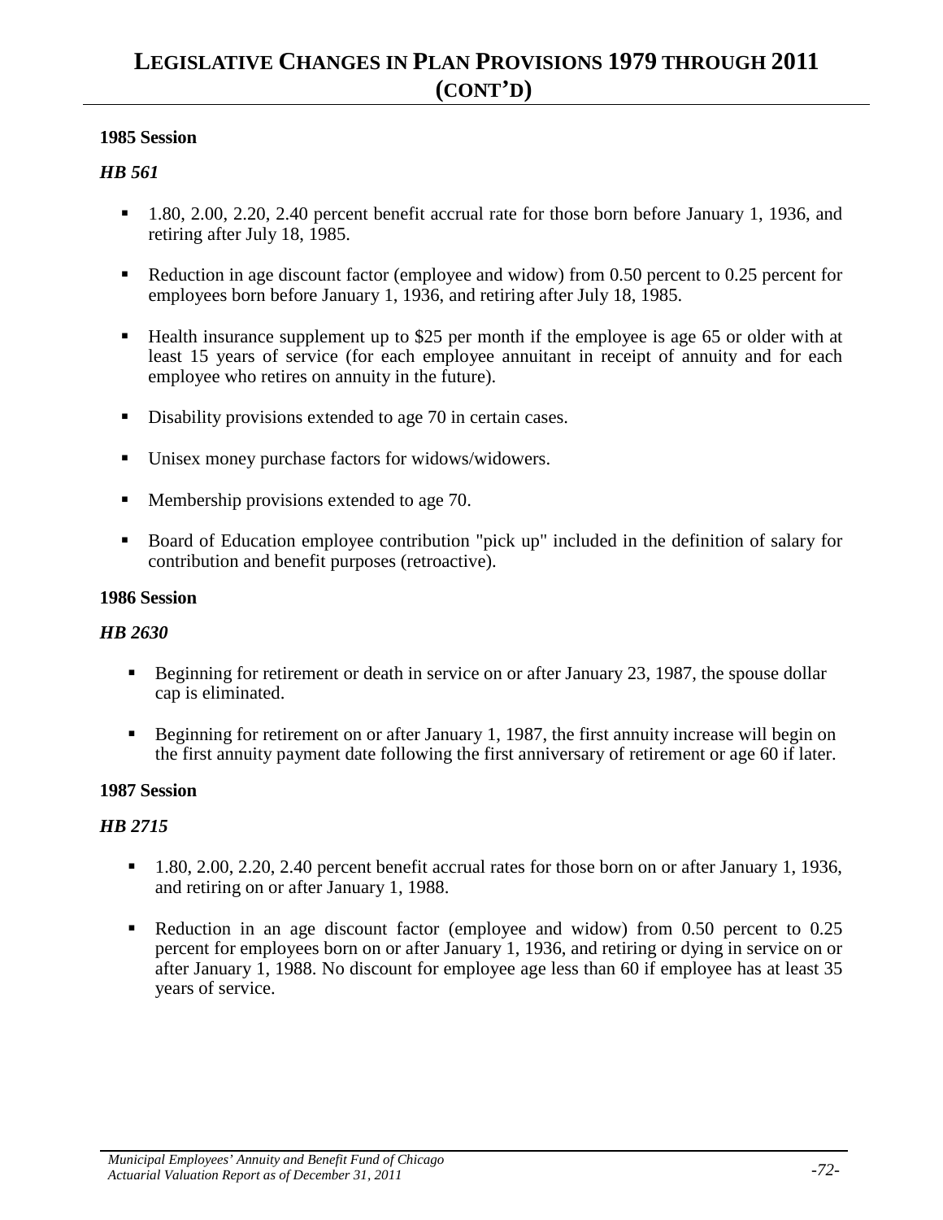## LEGISLATIVE CHANGES IN PLAN PROVISIONS 1979 THROUGH 2011 (CONT'D)

**1985 Session**

***HB 561***

- 1.80, 2.00, 2.20, 2.40 percent benefit accrual rate for those born before January 1, 1936, and retiring after July 18, 1985.
- Reduction in age discount factor (employee and widow) from 0.50 percent to 0.25 percent for employees born before January 1, 1936, and retiring after July 18, 1985.
- Health insurance supplement up to $25 per month if the employee is age 65 or older with at least 15 years of service (for each employee annuitant in receipt of annuity and for each employee who retires on annuity in the future).
- Disability provisions extended to age 70 in certain cases.
- Unisex money purchase factors for widows/widowers.
- Membership provisions extended to age 70.
- Board of Education employee contribution "pick up" included in the definition of salary for contribution and benefit purposes (retroactive).

**1986 Session**

***HB 2630***

- Beginning for retirement or death in service on or after January 23, 1987, the spouse dollar cap is eliminated.
- Beginning for retirement on or after January 1, 1987, the first annuity increase will begin on the first annuity payment date following the first anniversary of retirement or age 60 if later.

**1987 Session**

***HB 2715***

- 1.80, 2.00, 2.20, 2.40 percent benefit accrual rates for those born on or after January 1, 1936, and retiring on or after January 1, 1988.
- Reduction in an age discount factor (employee and widow) from 0.50 percent to 0.25 percent for employees born on or after January 1, 1936, and retiring or dying in service on or after January 1, 1988. No discount for employee age less than 60 if employee has at least 35 years of service.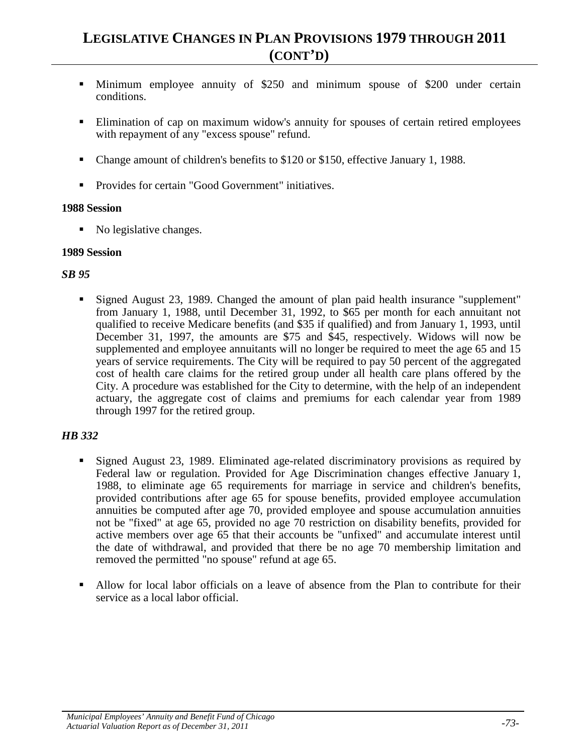## LEGISLATIVE CHANGES IN PLAN PROVISIONS 1979 THROUGH 2011 (CONT'D)

- Minimum employee annuity of $250 and minimum spouse of $200 under certain conditions.
- Elimination of cap on maximum widow's annuity for spouses of certain retired employees with repayment of any "excess spouse" refund.
- Change amount of children's benefits to $120 or $150, effective January 1, 1988.
- Provides for certain "Good Government" initiatives.

**1988 Session**

- No legislative changes.

**1989 Session**

***SB 95***

- Signed August 23, 1989. Changed the amount of plan paid health insurance "supplement" from January 1, 1988, until December 31, 1992, to $65 per month for each annuitant not qualified to receive Medicare benefits (and $35 if qualified) and from January 1, 1993, until December 31, 1997, the amounts are $75 and $45, respectively. Widows will now be supplemented and employee annuitants will no longer be required to meet the age 65 and 15 years of service requirements. The City will be required to pay 50 percent of the aggregated cost of health care claims for the retired group under all health care plans offered by the City. A procedure was established for the City to determine, with the help of an independent actuary, the aggregate cost of claims and premiums for each calendar year from 1989 through 1997 for the retired group.

***HB 332***

- Signed August 23, 1989. Eliminated age-related discriminatory provisions as required by Federal law or regulation. Provided for Age Discrimination changes effective January 1, 1988, to eliminate age 65 requirements for marriage in service and children's benefits, provided contributions after age 65 for spouse benefits, provided employee accumulation annuities be computed after age 70, provided employee and spouse accumulation annuities not be "fixed" at age 65, provided no age 70 restriction on disability benefits, provided for active members over age 65 that their accounts be "unfixed" and accumulate interest until the date of withdrawal, and provided that there be no age 70 membership limitation and removed the permitted "no spouse" refund at age 65.
- Allow for local labor officials on a leave of absence from the Plan to contribute for their service as a local labor official.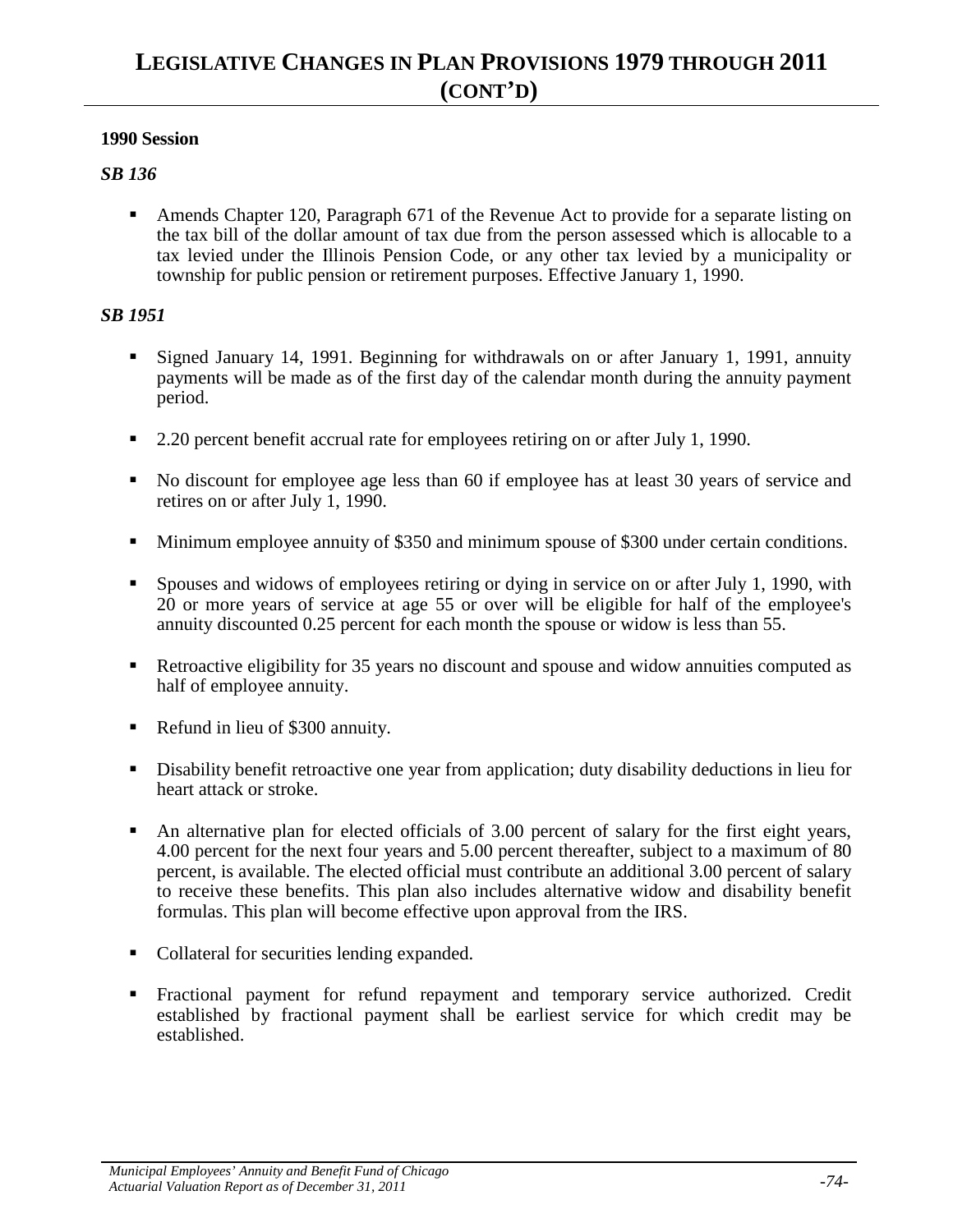# LEGISLATIVE CHANGES IN PLAN PROVISIONS 1979 THROUGH 2011 (CONT'D)

**1990 Session**

***SB 136***

- Amends Chapter 120, Paragraph 671 of the Revenue Act to provide for a separate listing on the tax bill of the dollar amount of tax due from the person assessed which is allocable to a tax levied under the Illinois Pension Code, or any other tax levied by a municipality or township for public pension or retirement purposes. Effective January 1, 1990.

***SB 1951***

- Signed January 14, 1991. Beginning for withdrawals on or after January 1, 1991, annuity payments will be made as of the first day of the calendar month during the annuity payment period.

- 2.20 percent benefit accrual rate for employees retiring on or after July 1, 1990.

- No discount for employee age less than 60 if employee has at least 30 years of service and retires on or after July 1, 1990.

- Minimum employee annuity of $350 and minimum spouse of $300 under certain conditions.

- Spouses and widows of employees retiring or dying in service on or after July 1, 1990, with 20 or more years of service at age 55 or over will be eligible for half of the employee's annuity discounted 0.25 percent for each month the spouse or widow is less than 55.

- Retroactive eligibility for 35 years no discount and spouse and widow annuities computed as half of employee annuity.

- Refund in lieu of $300 annuity.

- Disability benefit retroactive one year from application; duty disability deductions in lieu for heart attack or stroke.

- An alternative plan for elected officials of 3.00 percent of salary for the first eight years, 4.00 percent for the next four years and 5.00 percent thereafter, subject to a maximum of 80 percent, is available. The elected official must contribute an additional 3.00 percent of salary to receive these benefits. This plan also includes alternative widow and disability benefit formulas. This plan will become effective upon approval from the IRS.

- Collateral for securities lending expanded.

- Fractional payment for refund repayment and temporary service authorized. Credit established by fractional payment shall be earliest service for which credit may be established.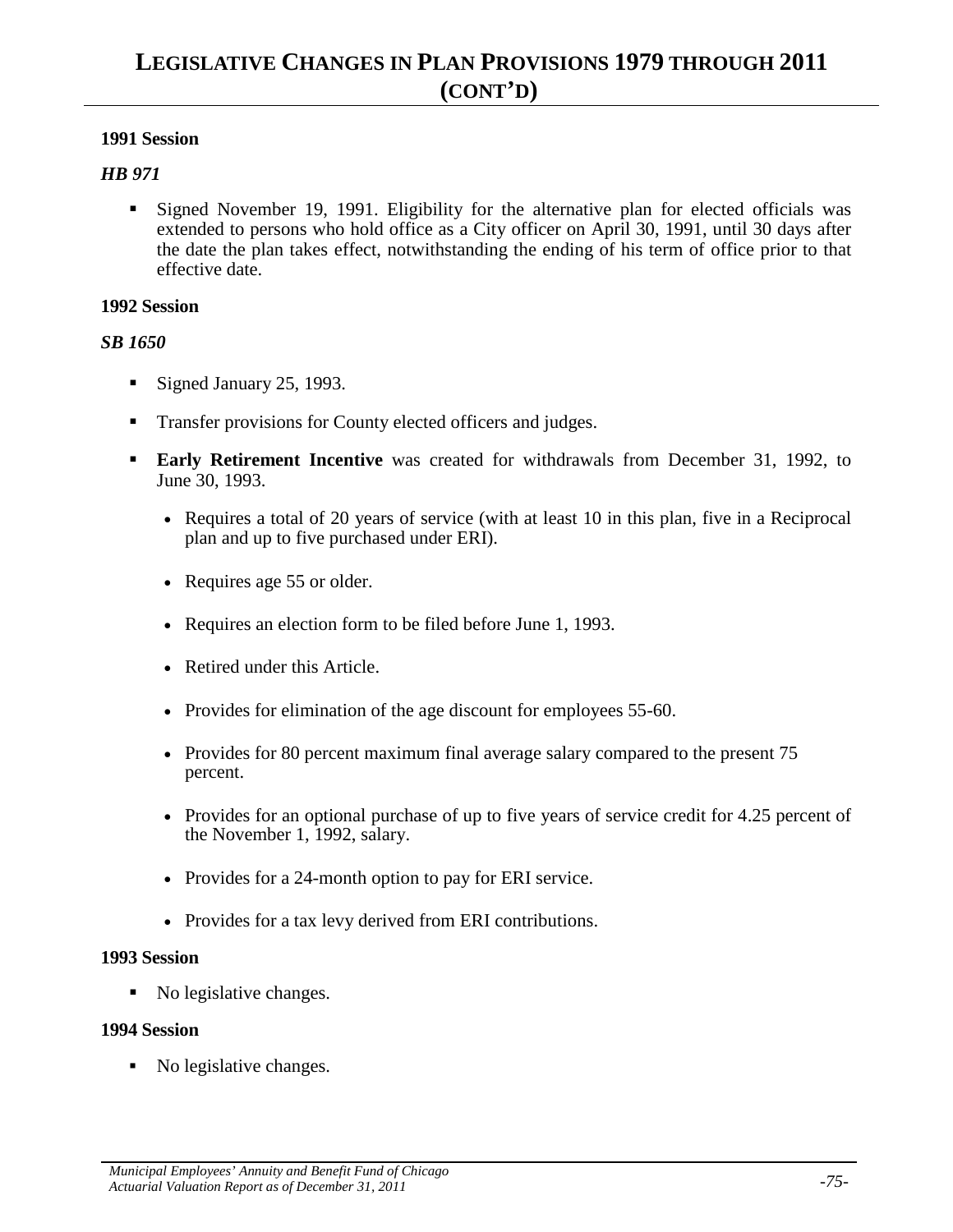# LEGISLATIVE CHANGES IN PLAN PROVISIONS 1979 THROUGH 2011 (CONT'D)

**1991 Session**

***HB 971***

- Signed November 19, 1991. Eligibility for the alternative plan for elected officials was extended to persons who hold office as a City officer on April 30, 1991, until 30 days after the date the plan takes effect, notwithstanding the ending of his term of office prior to that effective date.

**1992 Session**

***SB 1650***

- Signed January 25, 1993.
- Transfer provisions for County elected officers and judges.
- **Early Retirement Incentive** was created for withdrawals from December 31, 1992, to June 30, 1993.
  - Requires a total of 20 years of service (with at least 10 in this plan, five in a Reciprocal plan and up to five purchased under ERI).
  - Requires age 55 or older.
  - Requires an election form to be filed before June 1, 1993.
  - Retired under this Article.
  - Provides for elimination of the age discount for employees 55-60.
  - Provides for 80 percent maximum final average salary compared to the present 75 percent.
  - Provides for an optional purchase of up to five years of service credit for 4.25 percent of the November 1, 1992, salary.
  - Provides for a 24-month option to pay for ERI service.
  - Provides for a tax levy derived from ERI contributions.

**1993 Session**

- No legislative changes.

**1994 Session**

- No legislative changes.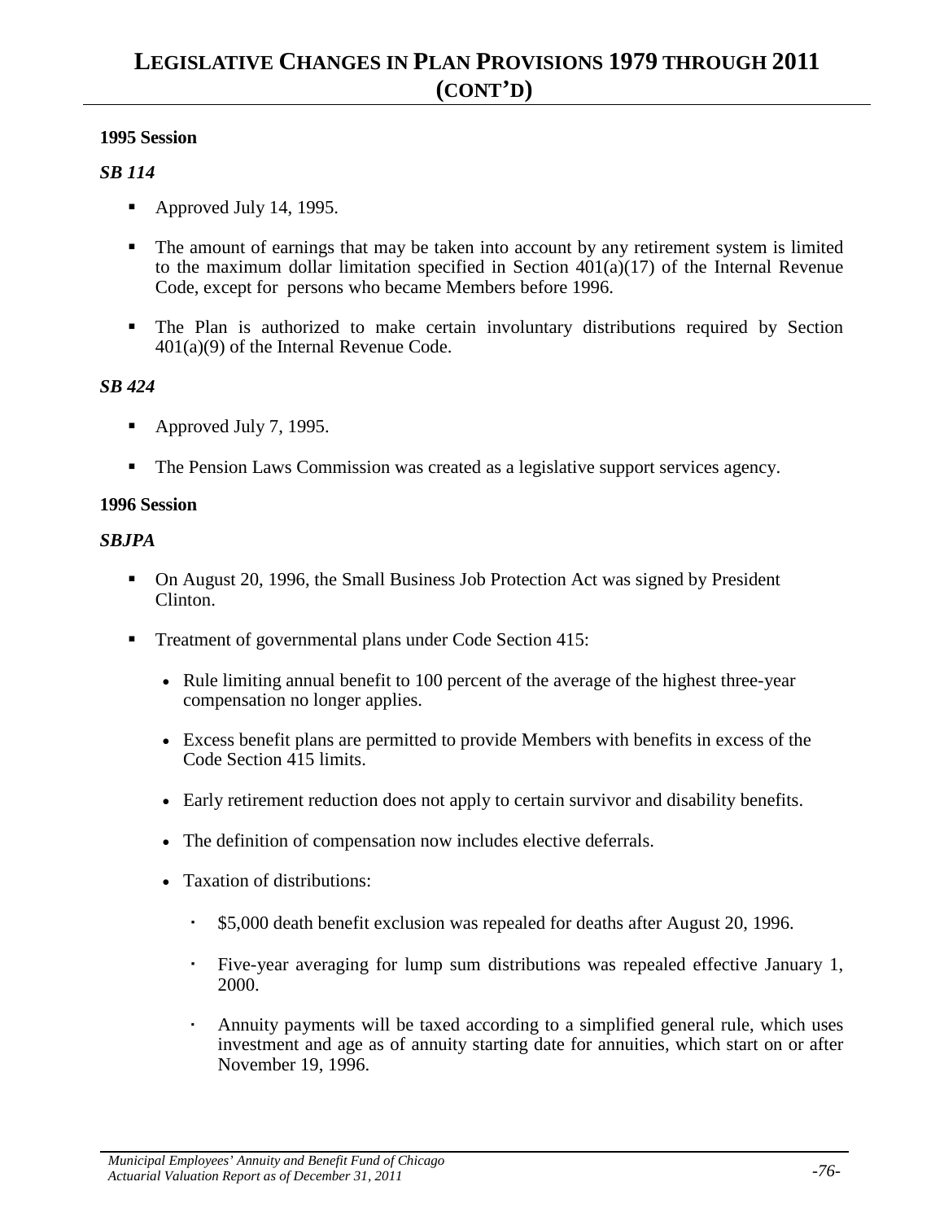# LEGISLATIVE CHANGES IN PLAN PROVISIONS 1979 THROUGH 2011 (CONT'D)

**1995 Session**

***SB 114***

- Approved July 14, 1995.
- The amount of earnings that may be taken into account by any retirement system is limited to the maximum dollar limitation specified in Section 401(a)(17) of the Internal Revenue Code, except for persons who became Members before 1996.
- The Plan is authorized to make certain involuntary distributions required by Section 401(a)(9) of the Internal Revenue Code.

***SB 424***

- Approved July 7, 1995.
- The Pension Laws Commission was created as a legislative support services agency.

**1996 Session**

***SBJPA***

- On August 20, 1996, the Small Business Job Protection Act was signed by President Clinton.
- Treatment of governmental plans under Code Section 415:
  - Rule limiting annual benefit to 100 percent of the average of the highest three-year compensation no longer applies.
  - Excess benefit plans are permitted to provide Members with benefits in excess of the Code Section 415 limits.
  - Early retirement reduction does not apply to certain survivor and disability benefits.
  - The definition of compensation now includes elective deferrals.
  - Taxation of distributions:
    - $5,000 death benefit exclusion was repealed for deaths after August 20, 1996.
    - Five-year averaging for lump sum distributions was repealed effective January 1, 2000.
    - Annuity payments will be taxed according to a simplified general rule, which uses investment and age as of annuity starting date for annuities, which start on or after November 19, 1996.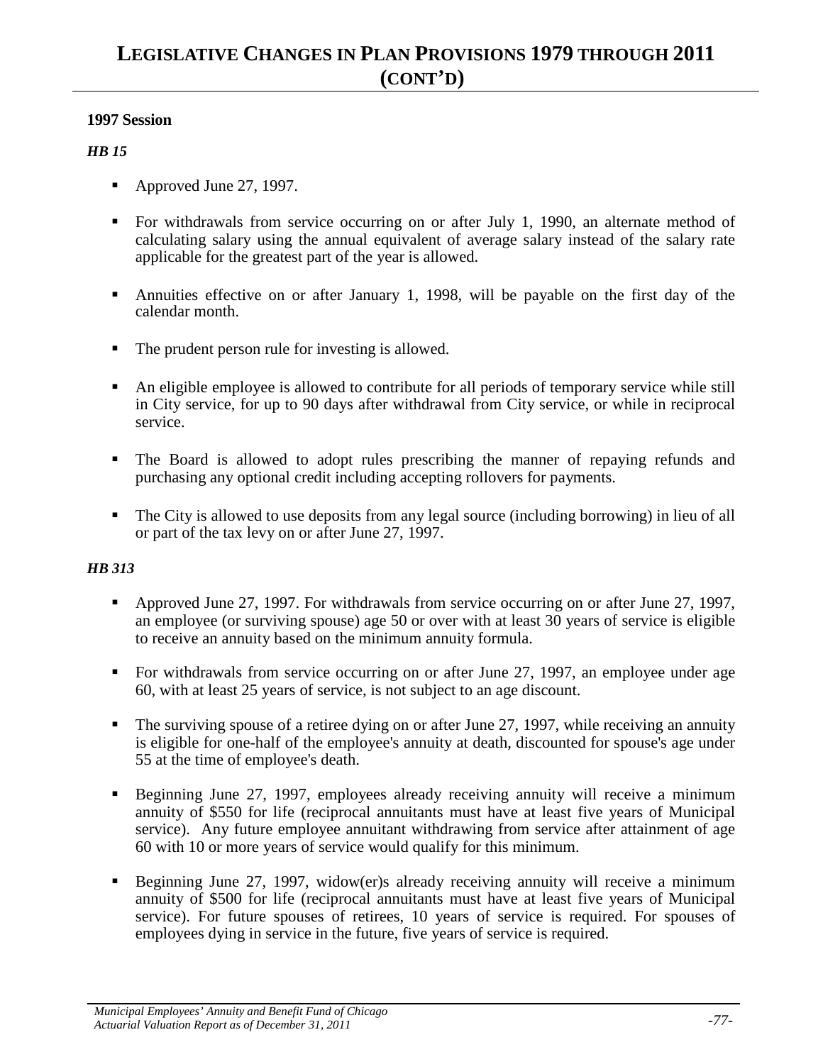# LEGISLATIVE CHANGES IN PLAN PROVISIONS 1979 THROUGH 2011 (CONT'D)

**1997 Session**

***HB 15***

- Approved June 27, 1997.
- For withdrawals from service occurring on or after July 1, 1990, an alternate method of calculating salary using the annual equivalent of average salary instead of the salary rate applicable for the greatest part of the year is allowed.
- Annuities effective on or after January 1, 1998, will be payable on the first day of the calendar month.
- The prudent person rule for investing is allowed.
- An eligible employee is allowed to contribute for all periods of temporary service while still in City service, for up to 90 days after withdrawal from City service, or while in reciprocal service.
- The Board is allowed to adopt rules prescribing the manner of repaying refunds and purchasing any optional credit including accepting rollovers for payments.
- The City is allowed to use deposits from any legal source (including borrowing) in lieu of all or part of the tax levy on or after June 27, 1997.

***HB 313***

- Approved June 27, 1997. For withdrawals from service occurring on or after June 27, 1997, an employee (or surviving spouse) age 50 or over with at least 30 years of service is eligible to receive an annuity based on the minimum annuity formula.
- For withdrawals from service occurring on or after June 27, 1997, an employee under age 60, with at least 25 years of service, is not subject to an age discount.
- The surviving spouse of a retiree dying on or after June 27, 1997, while receiving an annuity is eligible for one-half of the employee's annuity at death, discounted for spouse's age under 55 at the time of employee's death.
- Beginning June 27, 1997, employees already receiving annuity will receive a minimum annuity of $550 for life (reciprocal annuitants must have at least five years of Municipal service). Any future employee annuitant withdrawing from service after attainment of age 60 with 10 or more years of service would qualify for this minimum.
- Beginning June 27, 1997, widow(er)s already receiving annuity will receive a minimum annuity of $500 for life (reciprocal annuitants must have at least five years of Municipal service). For future spouses of retirees, 10 years of service is required. For spouses of employees dying in service in the future, five years of service is required.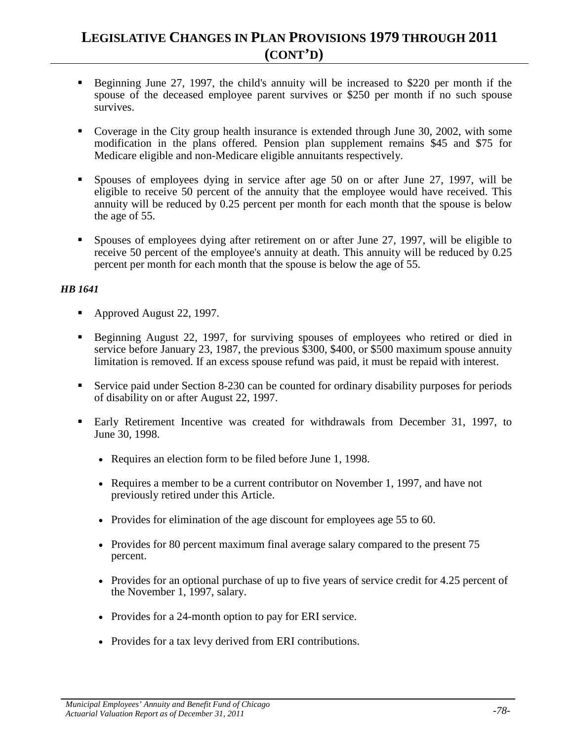# LEGISLATIVE CHANGES IN PLAN PROVISIONS 1979 THROUGH 2011 (CONT'D)

- Beginning June 27, 1997, the child's annuity will be increased to $220 per month if the spouse of the deceased employee parent survives or $250 per month if no such spouse survives.
- Coverage in the City group health insurance is extended through June 30, 2002, with some modification in the plans offered. Pension plan supplement remains $45 and $75 for Medicare eligible and non-Medicare eligible annuitants respectively.
- Spouses of employees dying in service after age 50 on or after June 27, 1997, will be eligible to receive 50 percent of the annuity that the employee would have received. This annuity will be reduced by 0.25 percent per month for each month that the spouse is below the age of 55.
- Spouses of employees dying after retirement on or after June 27, 1997, will be eligible to receive 50 percent of the employee's annuity at death. This annuity will be reduced by 0.25 percent per month for each month that the spouse is below the age of 55.

***HB 1641***

- Approved August 22, 1997.
- Beginning August 22, 1997, for surviving spouses of employees who retired or died in service before January 23, 1987, the previous $300, $400, or $500 maximum spouse annuity limitation is removed. If an excess spouse refund was paid, it must be repaid with interest.
- Service paid under Section 8-230 can be counted for ordinary disability purposes for periods of disability on or after August 22, 1997.
- Early Retirement Incentive was created for withdrawals from December 31, 1997, to June 30, 1998.
  - Requires an election form to be filed before June 1, 1998.
  - Requires a member to be a current contributor on November 1, 1997, and have not previously retired under this Article.
  - Provides for elimination of the age discount for employees age 55 to 60.
  - Provides for 80 percent maximum final average salary compared to the present 75 percent.
  - Provides for an optional purchase of up to five years of service credit for 4.25 percent of the November 1, 1997, salary.
  - Provides for a 24-month option to pay for ERI service.
  - Provides for a tax levy derived from ERI contributions.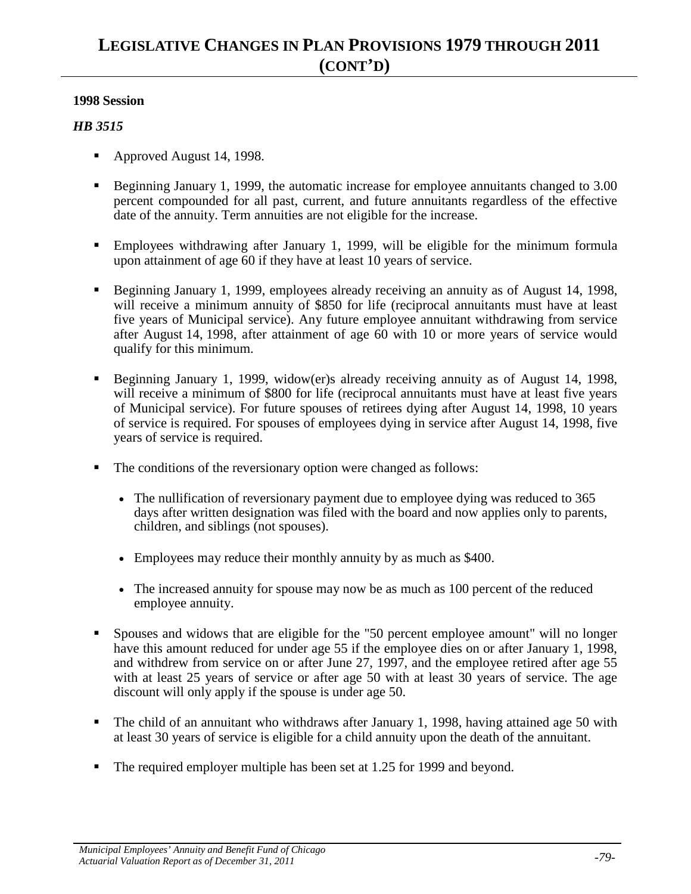# LEGISLATIVE CHANGES IN PLAN PROVISIONS 1979 THROUGH 2011 (CONT'D)

**1998 Session**

***HB 3515***

- Approved August 14, 1998.
- Beginning January 1, 1999, the automatic increase for employee annuitants changed to 3.00 percent compounded for all past, current, and future annuitants regardless of the effective date of the annuity. Term annuities are not eligible for the increase.
- Employees withdrawing after January 1, 1999, will be eligible for the minimum formula upon attainment of age 60 if they have at least 10 years of service.
- Beginning January 1, 1999, employees already receiving an annuity as of August 14, 1998, will receive a minimum annuity of $850 for life (reciprocal annuitants must have at least five years of Municipal service). Any future employee annuitant withdrawing from service after August 14, 1998, after attainment of age 60 with 10 or more years of service would qualify for this minimum.
- Beginning January 1, 1999, widow(er)s already receiving annuity as of August 14, 1998, will receive a minimum of $800 for life (reciprocal annuitants must have at least five years of Municipal service). For future spouses of retirees dying after August 14, 1998, 10 years of service is required. For spouses of employees dying in service after August 14, 1998, five years of service is required.
- The conditions of the reversionary option were changed as follows:
  - The nullification of reversionary payment due to employee dying was reduced to 365 days after written designation was filed with the board and now applies only to parents, children, and siblings (not spouses).
  - Employees may reduce their monthly annuity by as much as $400.
  - The increased annuity for spouse may now be as much as 100 percent of the reduced employee annuity.
- Spouses and widows that are eligible for the "50 percent employee amount" will no longer have this amount reduced for under age 55 if the employee dies on or after January 1, 1998, and withdrew from service on or after June 27, 1997, and the employee retired after age 55 with at least 25 years of service or after age 50 with at least 30 years of service. The age discount will only apply if the spouse is under age 50.
- The child of an annuitant who withdraws after January 1, 1998, having attained age 50 with at least 30 years of service is eligible for a child annuity upon the death of the annuitant.
- The required employer multiple has been set at 1.25 for 1999 and beyond.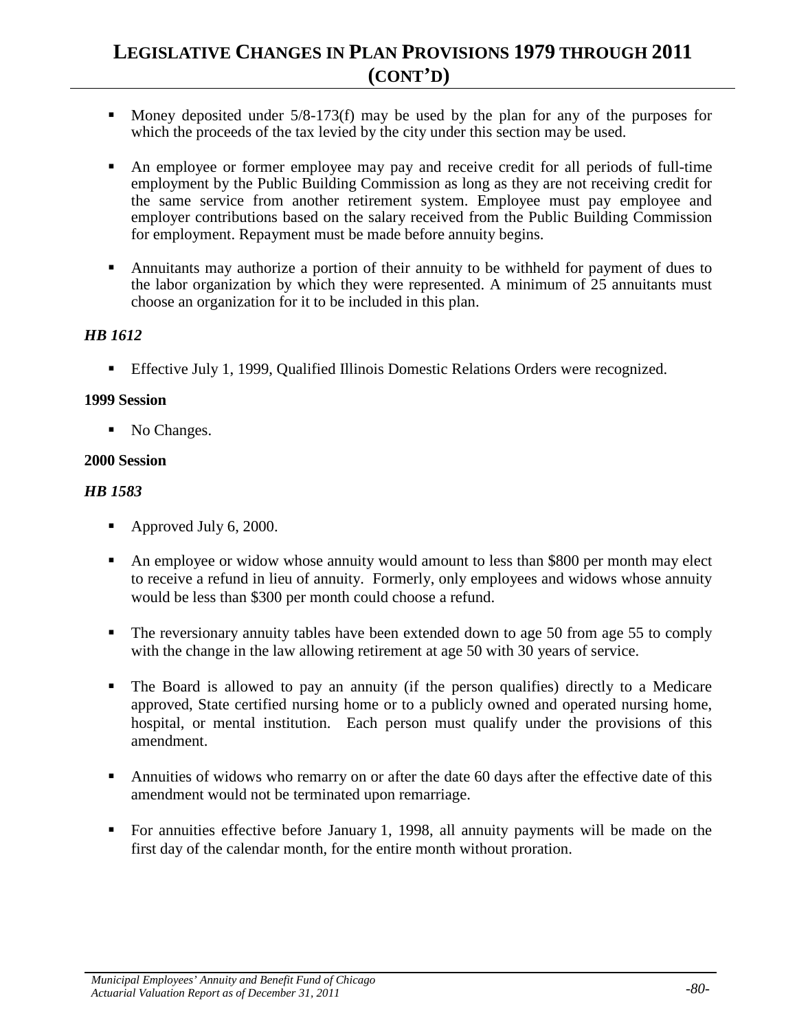# LEGISLATIVE CHANGES IN PLAN PROVISIONS 1979 THROUGH 2011 (CONT'D)

- Money deposited under 5/8-173(f) may be used by the plan for any of the purposes for which the proceeds of the tax levied by the city under this section may be used.
- An employee or former employee may pay and receive credit for all periods of full-time employment by the Public Building Commission as long as they are not receiving credit for the same service from another retirement system. Employee must pay employee and employer contributions based on the salary received from the Public Building Commission for employment. Repayment must be made before annuity begins.
- Annuitants may authorize a portion of their annuity to be withheld for payment of dues to the labor organization by which they were represented. A minimum of 25 annuitants must choose an organization for it to be included in this plan.

***HB 1612***

- Effective July 1, 1999, Qualified Illinois Domestic Relations Orders were recognized.

**1999 Session**

- No Changes.

**2000 Session**

***HB 1583***

- Approved July 6, 2000.
- An employee or widow whose annuity would amount to less than $800 per month may elect to receive a refund in lieu of annuity. Formerly, only employees and widows whose annuity would be less than $300 per month could choose a refund.
- The reversionary annuity tables have been extended down to age 50 from age 55 to comply with the change in the law allowing retirement at age 50 with 30 years of service.
- The Board is allowed to pay an annuity (if the person qualifies) directly to a Medicare approved, State certified nursing home or to a publicly owned and operated nursing home, hospital, or mental institution. Each person must qualify under the provisions of this amendment.
- Annuities of widows who remarry on or after the date 60 days after the effective date of this amendment would not be terminated upon remarriage.
- For annuities effective before January 1, 1998, all annuity payments will be made on the first day of the calendar month, for the entire month without proration.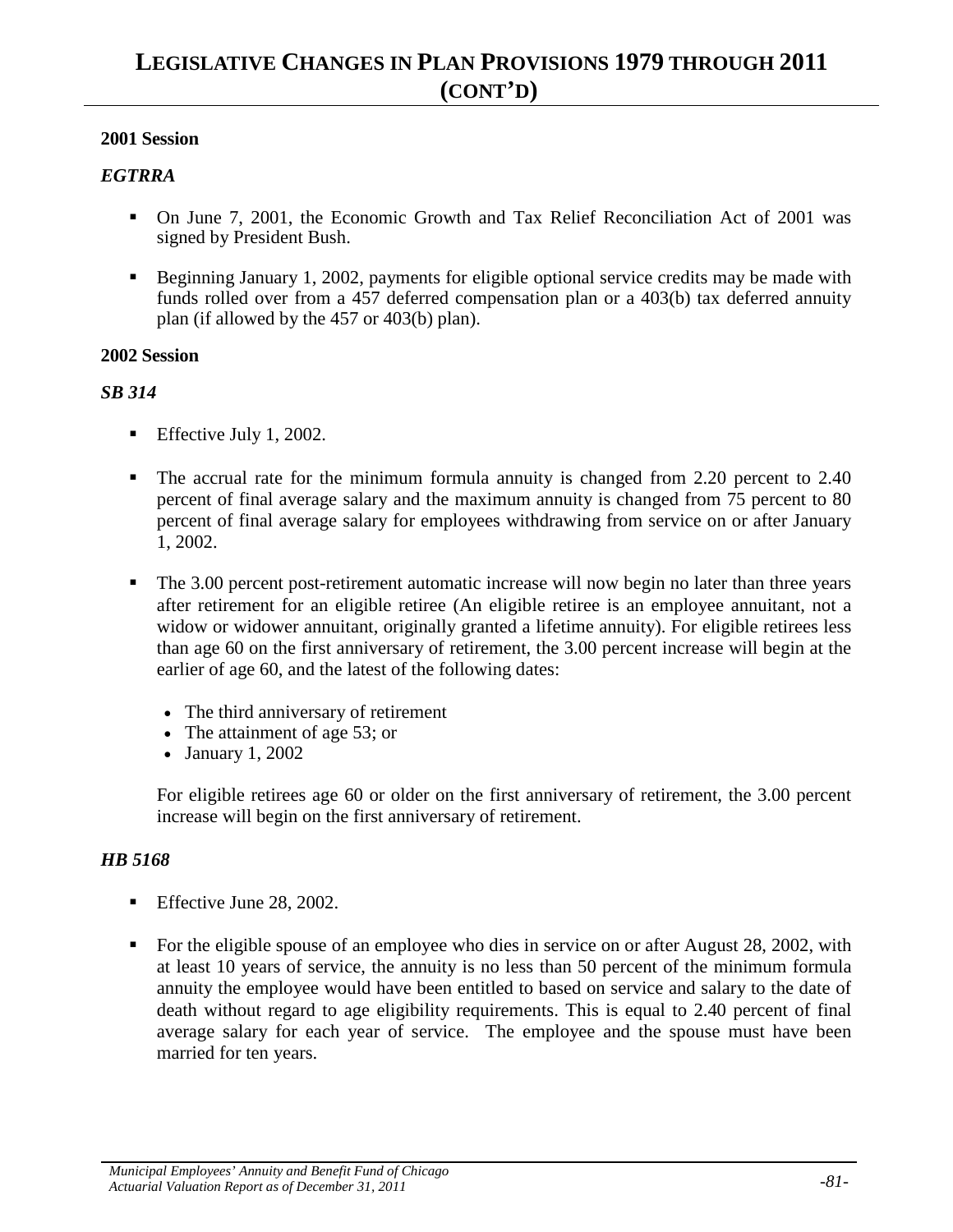# LEGISLATIVE CHANGES IN PLAN PROVISIONS 1979 THROUGH 2011 (CONT'D)

**2001 Session**

***EGTRRA***

- On June 7, 2001, the Economic Growth and Tax Relief Reconciliation Act of 2001 was signed by President Bush.
- Beginning January 1, 2002, payments for eligible optional service credits may be made with funds rolled over from a 457 deferred compensation plan or a 403(b) tax deferred annuity plan (if allowed by the 457 or 403(b) plan).

**2002 Session**

***SB 314***

- Effective July 1, 2002.
- The accrual rate for the minimum formula annuity is changed from 2.20 percent to 2.40 percent of final average salary and the maximum annuity is changed from 75 percent to 80 percent of final average salary for employees withdrawing from service on or after January 1, 2002.
- The 3.00 percent post-retirement automatic increase will now begin no later than three years after retirement for an eligible retiree (An eligible retiree is an employee annuitant, not a widow or widower annuitant, originally granted a lifetime annuity). For eligible retirees less than age 60 on the first anniversary of retirement, the 3.00 percent increase will begin at the earlier of age 60, and the latest of the following dates:
  - The third anniversary of retirement
  - The attainment of age 53; or
  - January 1, 2002

  For eligible retirees age 60 or older on the first anniversary of retirement, the 3.00 percent increase will begin on the first anniversary of retirement.

***HB 5168***

- Effective June 28, 2002.
- For the eligible spouse of an employee who dies in service on or after August 28, 2002, with at least 10 years of service, the annuity is no less than 50 percent of the minimum formula annuity the employee would have been entitled to based on service and salary to the date of death without regard to age eligibility requirements. This is equal to 2.40 percent of final average salary for each year of service. The employee and the spouse must have been married for ten years.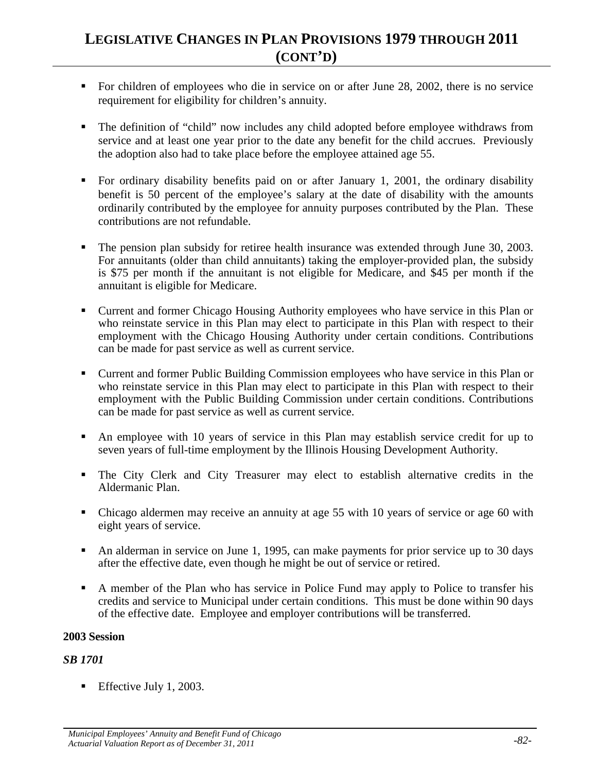# LEGISLATIVE CHANGES IN PLAN PROVISIONS 1979 THROUGH 2011 (CONT'D)

- For children of employees who die in service on or after June 28, 2002, there is no service requirement for eligibility for children's annuity.
- The definition of "child" now includes any child adopted before employee withdraws from service and at least one year prior to the date any benefit for the child accrues. Previously the adoption also had to take place before the employee attained age 55.
- For ordinary disability benefits paid on or after January 1, 2001, the ordinary disability benefit is 50 percent of the employee's salary at the date of disability with the amounts ordinarily contributed by the employee for annuity purposes contributed by the Plan. These contributions are not refundable.
- The pension plan subsidy for retiree health insurance was extended through June 30, 2003. For annuitants (older than child annuitants) taking the employer-provided plan, the subsidy is $75 per month if the annuitant is not eligible for Medicare, and $45 per month if the annuitant is eligible for Medicare.
- Current and former Chicago Housing Authority employees who have service in this Plan or who reinstate service in this Plan may elect to participate in this Plan with respect to their employment with the Chicago Housing Authority under certain conditions. Contributions can be made for past service as well as current service.
- Current and former Public Building Commission employees who have service in this Plan or who reinstate service in this Plan may elect to participate in this Plan with respect to their employment with the Public Building Commission under certain conditions. Contributions can be made for past service as well as current service.
- An employee with 10 years of service in this Plan may establish service credit for up to seven years of full-time employment by the Illinois Housing Development Authority.
- The City Clerk and City Treasurer may elect to establish alternative credits in the Aldermanic Plan.
- Chicago aldermen may receive an annuity at age 55 with 10 years of service or age 60 with eight years of service.
- An alderman in service on June 1, 1995, can make payments for prior service up to 30 days after the effective date, even though he might be out of service or retired.
- A member of the Plan who has service in Police Fund may apply to Police to transfer his credits and service to Municipal under certain conditions. This must be done within 90 days of the effective date. Employee and employer contributions will be transferred.

**2003 Session**

***SB 1701***

- Effective July 1, 2003.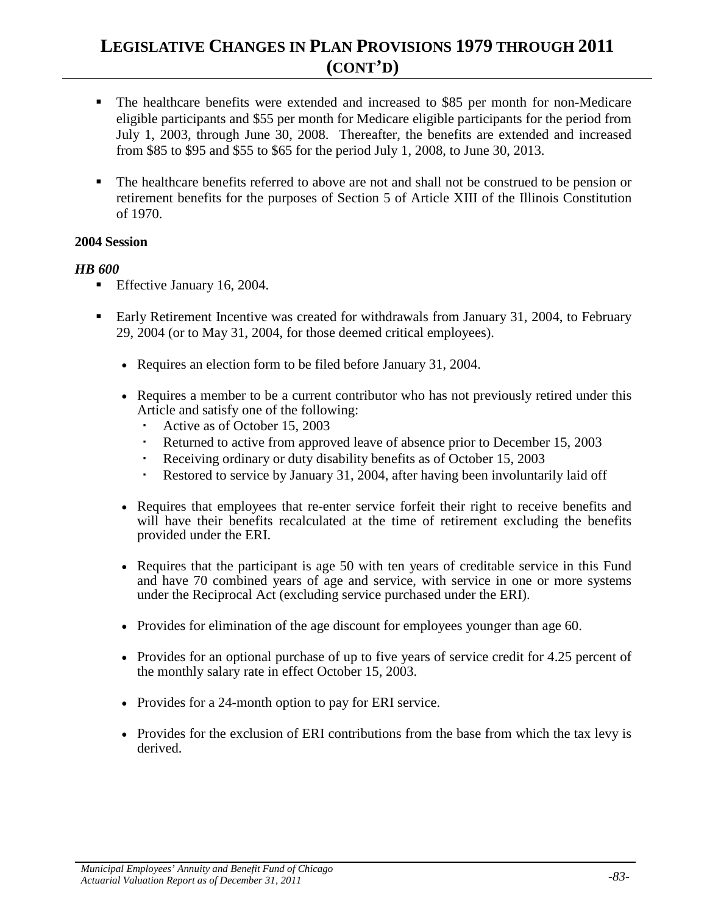# LEGISLATIVE CHANGES IN PLAN PROVISIONS 1979 THROUGH 2011 (CONT'D)

- The healthcare benefits were extended and increased to \$85 per month for non-Medicare eligible participants and \$55 per month for Medicare eligible participants for the period from July 1, 2003, through June 30, 2008. Thereafter, the benefits are extended and increased from \$85 to \$95 and \$55 to \$65 for the period July 1, 2008, to June 30, 2013.

- The healthcare benefits referred to above are not and shall not be construed to be pension or retirement benefits for the purposes of Section 5 of Article XIII of the Illinois Constitution of 1970.

**2004 Session**

***HB 600***

- Effective January 16, 2004.

- Early Retirement Incentive was created for withdrawals from January 31, 2004, to February 29, 2004 (or to May 31, 2004, for those deemed critical employees).
  - Requires an election form to be filed before January 31, 2004.
  - Requires a member to be a current contributor who has not previously retired under this Article and satisfy one of the following:
    - Active as of October 15, 2003
    - Returned to active from approved leave of absence prior to December 15, 2003
    - Receiving ordinary or duty disability benefits as of October 15, 2003
    - Restored to service by January 31, 2004, after having been involuntarily laid off
  - Requires that employees that re-enter service forfeit their right to receive benefits and will have their benefits recalculated at the time of retirement excluding the benefits provided under the ERI.
  - Requires that the participant is age 50 with ten years of creditable service in this Fund and have 70 combined years of age and service, with service in one or more systems under the Reciprocal Act (excluding service purchased under the ERI).
  - Provides for elimination of the age discount for employees younger than age 60.
  - Provides for an optional purchase of up to five years of service credit for 4.25 percent of the monthly salary rate in effect October 15, 2003.
  - Provides for a 24-month option to pay for ERI service.
  - Provides for the exclusion of ERI contributions from the base from which the tax levy is derived.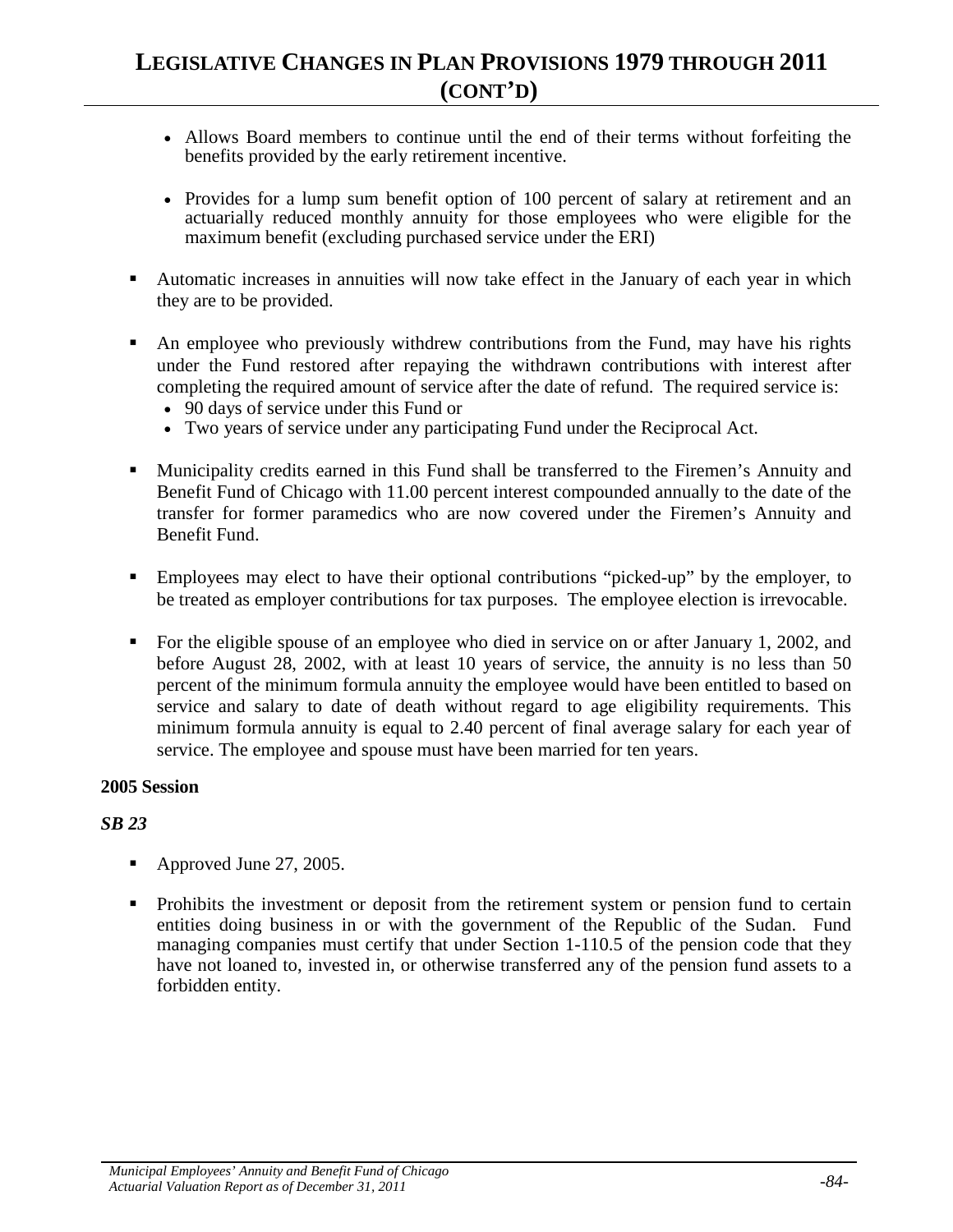- Allows Board members to continue until the end of their terms without forfeiting the benefits provided by the early retirement incentive.

- Provides for a lump sum benefit option of 100 percent of salary at retirement and an actuarially reduced monthly annuity for those employees who were eligible for the maximum benefit (excluding purchased service under the ERI)

- Automatic increases in annuities will now take effect in the January of each year in which they are to be provided.

- An employee who previously withdrew contributions from the Fund, may have his rights under the Fund restored after repaying the withdrawn contributions with interest after completing the required amount of service after the date of refund. The required service is:
  - 90 days of service under this Fund or
  - Two years of service under any participating Fund under the Reciprocal Act.

- Municipality credits earned in this Fund shall be transferred to the Firemen's Annuity and Benefit Fund of Chicago with 11.00 percent interest compounded annually to the date of the transfer for former paramedics who are now covered under the Firemen's Annuity and Benefit Fund.

- Employees may elect to have their optional contributions "picked-up" by the employer, to be treated as employer contributions for tax purposes. The employee election is irrevocable.

- For the eligible spouse of an employee who died in service on or after January 1, 2002, and before August 28, 2002, with at least 10 years of service, the annuity is no less than 50 percent of the minimum formula annuity the employee would have been entitled to based on service and salary to date of death without regard to age eligibility requirements. This minimum formula annuity is equal to 2.40 percent of final average salary for each year of service. The employee and spouse must have been married for ten years.

**2005 Session**

***SB 23***

- Approved June 27, 2005.

- Prohibits the investment or deposit from the retirement system or pension fund to certain entities doing business in or with the government of the Republic of the Sudan. Fund managing companies must certify that under Section 1-110.5 of the pension code that they have not loaned to, invested in, or otherwise transferred any of the pension fund assets to a forbidden entity.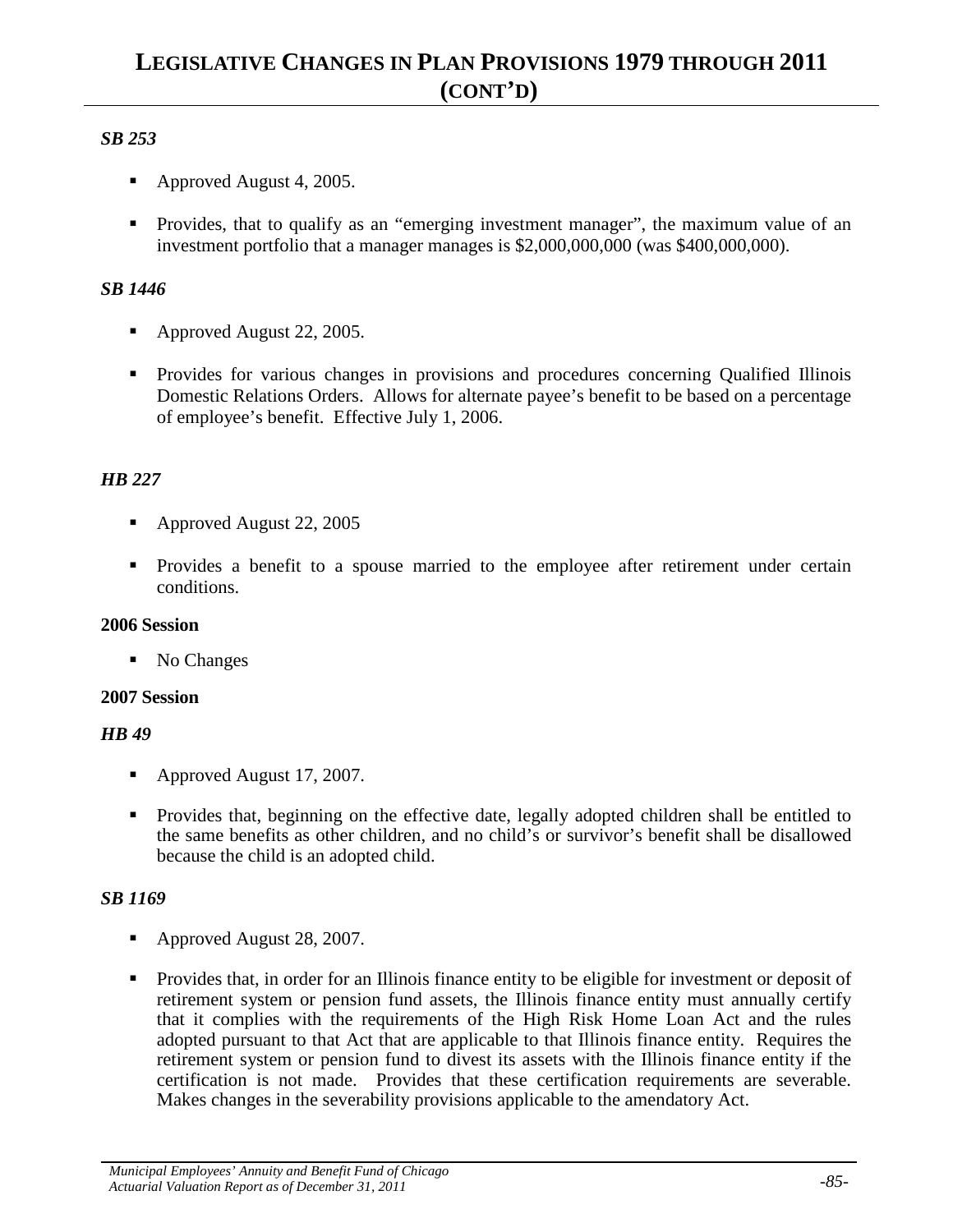# LEGISLATIVE CHANGES IN PLAN PROVISIONS 1979 THROUGH 2011 (CONT'D)

***SB 253***

- Approved August 4, 2005.
- Provides, that to qualify as an "emerging investment manager", the maximum value of an investment portfolio that a manager manages is $2,000,000,000 (was $400,000,000).

***SB 1446***

- Approved August 22, 2005.
- Provides for various changes in provisions and procedures concerning Qualified Illinois Domestic Relations Orders. Allows for alternate payee's benefit to be based on a percentage of employee's benefit. Effective July 1, 2006.

***HB 227***

- Approved August 22, 2005
- Provides a benefit to a spouse married to the employee after retirement under certain conditions.

**2006 Session**

- No Changes

**2007 Session**

***HB 49***

- Approved August 17, 2007.
- Provides that, beginning on the effective date, legally adopted children shall be entitled to the same benefits as other children, and no child's or survivor's benefit shall be disallowed because the child is an adopted child.

***SB 1169***

- Approved August 28, 2007.
- Provides that, in order for an Illinois finance entity to be eligible for investment or deposit of retirement system or pension fund assets, the Illinois finance entity must annually certify that it complies with the requirements of the High Risk Home Loan Act and the rules adopted pursuant to that Act that are applicable to that Illinois finance entity. Requires the retirement system or pension fund to divest its assets with the Illinois finance entity if the certification is not made. Provides that these certification requirements are severable. Makes changes in the severability provisions applicable to the amendatory Act.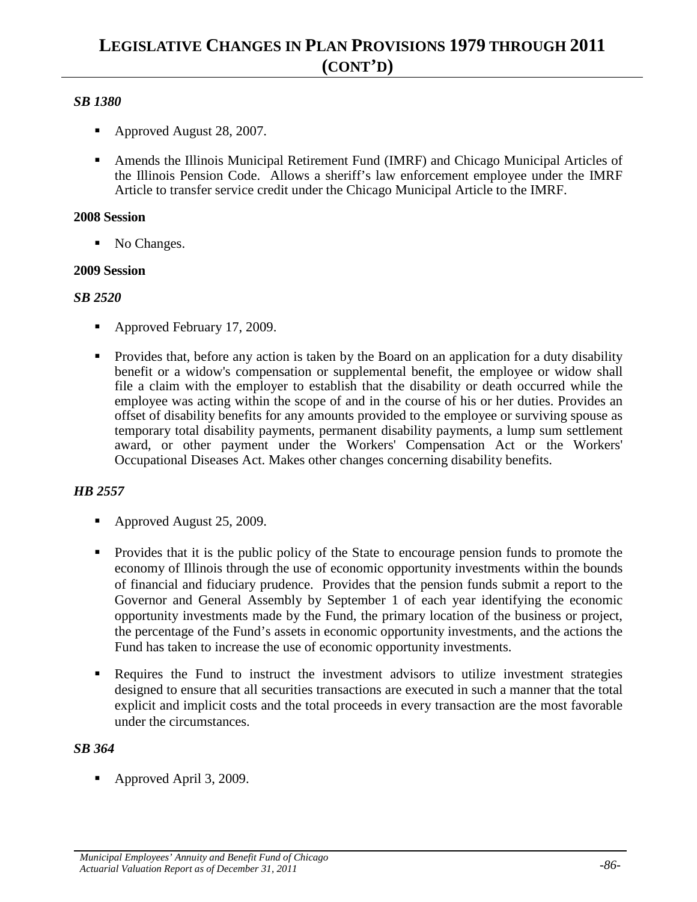### *SB 1380*

- Approved August 28, 2007.
- Amends the Illinois Municipal Retirement Fund (IMRF) and Chicago Municipal Articles of the Illinois Pension Code. Allows a sheriff's law enforcement employee under the IMRF Article to transfer service credit under the Chicago Municipal Article to the IMRF.

**2008 Session**

- No Changes.

**2009 Session**

### *SB 2520*

- Approved February 17, 2009.
- Provides that, before any action is taken by the Board on an application for a duty disability benefit or a widow's compensation or supplemental benefit, the employee or widow shall file a claim with the employer to establish that the disability or death occurred while the employee was acting within the scope of and in the course of his or her duties. Provides an offset of disability benefits for any amounts provided to the employee or surviving spouse as temporary total disability payments, permanent disability payments, a lump sum settlement award, or other payment under the Workers' Compensation Act or the Workers' Occupational Diseases Act. Makes other changes concerning disability benefits.

### *HB 2557*

- Approved August 25, 2009.
- Provides that it is the public policy of the State to encourage pension funds to promote the economy of Illinois through the use of economic opportunity investments within the bounds of financial and fiduciary prudence. Provides that the pension funds submit a report to the Governor and General Assembly by September 1 of each year identifying the economic opportunity investments made by the Fund, the primary location of the business or project, the percentage of the Fund's assets in economic opportunity investments, and the actions the Fund has taken to increase the use of economic opportunity investments.
- Requires the Fund to instruct the investment advisors to utilize investment strategies designed to ensure that all securities transactions are executed in such a manner that the total explicit and implicit costs and the total proceeds in every transaction are the most favorable under the circumstances.

### *SB 364*

- Approved April 3, 2009.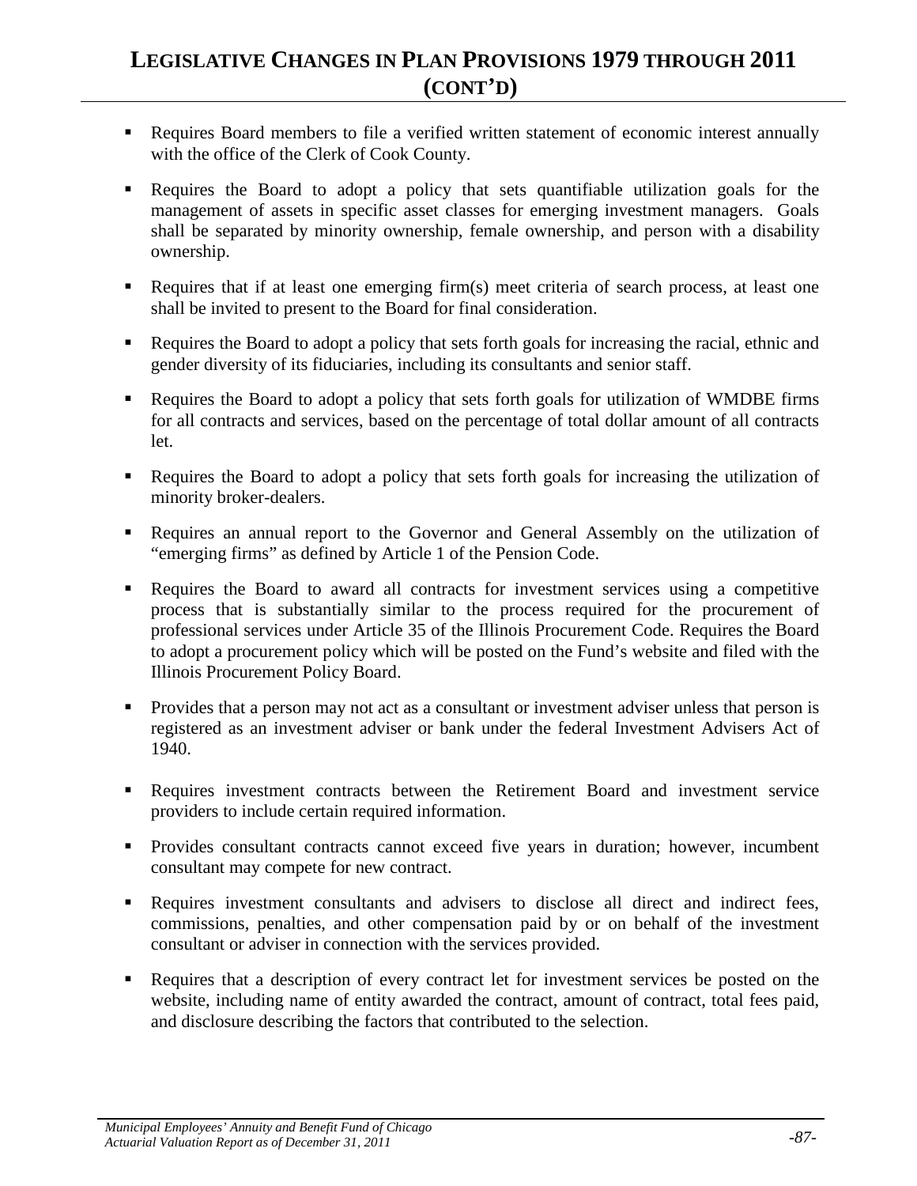# LEGISLATIVE CHANGES IN PLAN PROVISIONS 1979 THROUGH 2011 (CONT'D)

- Requires Board members to file a verified written statement of economic interest annually with the office of the Clerk of Cook County.
- Requires the Board to adopt a policy that sets quantifiable utilization goals for the management of assets in specific asset classes for emerging investment managers. Goals shall be separated by minority ownership, female ownership, and person with a disability ownership.
- Requires that if at least one emerging firm(s) meet criteria of search process, at least one shall be invited to present to the Board for final consideration.
- Requires the Board to adopt a policy that sets forth goals for increasing the racial, ethnic and gender diversity of its fiduciaries, including its consultants and senior staff.
- Requires the Board to adopt a policy that sets forth goals for utilization of WMDBE firms for all contracts and services, based on the percentage of total dollar amount of all contracts let.
- Requires the Board to adopt a policy that sets forth goals for increasing the utilization of minority broker-dealers.
- Requires an annual report to the Governor and General Assembly on the utilization of "emerging firms" as defined by Article 1 of the Pension Code.
- Requires the Board to award all contracts for investment services using a competitive process that is substantially similar to the process required for the procurement of professional services under Article 35 of the Illinois Procurement Code. Requires the Board to adopt a procurement policy which will be posted on the Fund's website and filed with the Illinois Procurement Policy Board.
- Provides that a person may not act as a consultant or investment adviser unless that person is registered as an investment adviser or bank under the federal Investment Advisers Act of 1940.
- Requires investment contracts between the Retirement Board and investment service providers to include certain required information.
- Provides consultant contracts cannot exceed five years in duration; however, incumbent consultant may compete for new contract.
- Requires investment consultants and advisers to disclose all direct and indirect fees, commissions, penalties, and other compensation paid by or on behalf of the investment consultant or adviser in connection with the services provided.
- Requires that a description of every contract let for investment services be posted on the website, including name of entity awarded the contract, amount of contract, total fees paid, and disclosure describing the factors that contributed to the selection.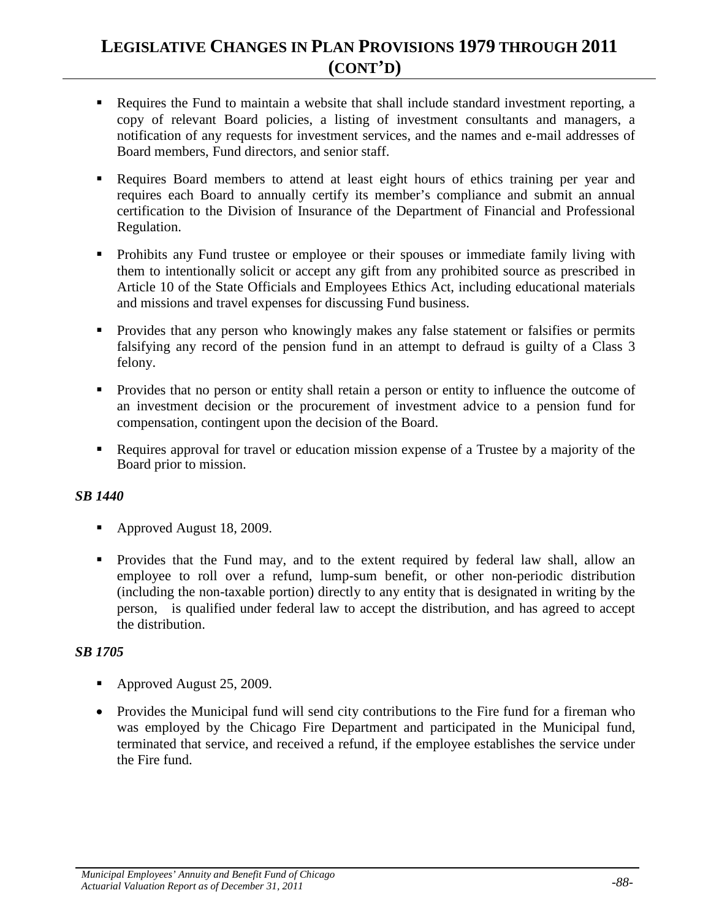# LEGISLATIVE CHANGES IN PLAN PROVISIONS 1979 THROUGH 2011 (CONT'D)

- Requires the Fund to maintain a website that shall include standard investment reporting, a copy of relevant Board policies, a listing of investment consultants and managers, a notification of any requests for investment services, and the names and e-mail addresses of Board members, Fund directors, and senior staff.
- Requires Board members to attend at least eight hours of ethics training per year and requires each Board to annually certify its member's compliance and submit an annual certification to the Division of Insurance of the Department of Financial and Professional Regulation.
- Prohibits any Fund trustee or employee or their spouses or immediate family living with them to intentionally solicit or accept any gift from any prohibited source as prescribed in Article 10 of the State Officials and Employees Ethics Act, including educational materials and missions and travel expenses for discussing Fund business.
- Provides that any person who knowingly makes any false statement or falsifies or permits falsifying any record of the pension fund in an attempt to defraud is guilty of a Class 3 felony.
- Provides that no person or entity shall retain a person or entity to influence the outcome of an investment decision or the procurement of investment advice to a pension fund for compensation, contingent upon the decision of the Board.
- Requires approval for travel or education mission expense of a Trustee by a majority of the Board prior to mission.

***SB 1440***

- Approved August 18, 2009.
- Provides that the Fund may, and to the extent required by federal law shall, allow an employee to roll over a refund, lump-sum benefit, or other non-periodic distribution (including the non-taxable portion) directly to any entity that is designated in writing by the person, is qualified under federal law to accept the distribution, and has agreed to accept the distribution.

***SB 1705***

- Approved August 25, 2009.
- Provides the Municipal fund will send city contributions to the Fire fund for a fireman who was employed by the Chicago Fire Department and participated in the Municipal fund, terminated that service, and received a refund, if the employee establishes the service under the Fire fund.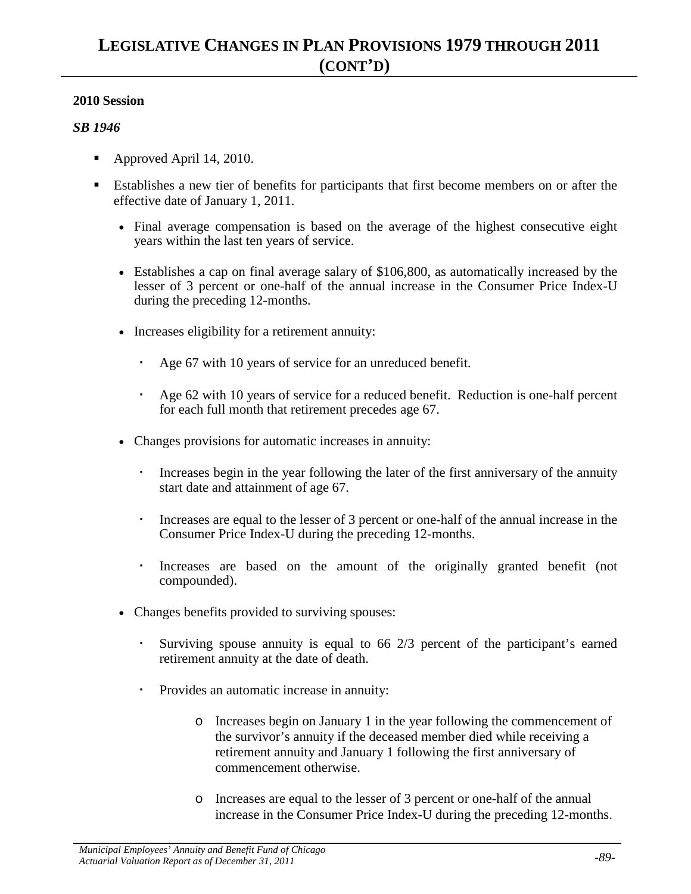# LEGISLATIVE CHANGES IN PLAN PROVISIONS 1979 THROUGH 2011 (CONT'D)

**2010 Session**

***SB 1946***

- Approved April 14, 2010.
- Establishes a new tier of benefits for participants that first become members on or after the effective date of January 1, 2011.
  - Final average compensation is based on the average of the highest consecutive eight years within the last ten years of service.
  - Establishes a cap on final average salary of $106,800, as automatically increased by the lesser of 3 percent or one-half of the annual increase in the Consumer Price Index-U during the preceding 12-months.
  - Increases eligibility for a retirement annuity:
    - Age 67 with 10 years of service for an unreduced benefit.
    - Age 62 with 10 years of service for a reduced benefit. Reduction is one-half percent for each full month that retirement precedes age 67.
  - Changes provisions for automatic increases in annuity:
    - Increases begin in the year following the later of the first anniversary of the annuity start date and attainment of age 67.
    - Increases are equal to the lesser of 3 percent or one-half of the annual increase in the Consumer Price Index-U during the preceding 12-months.
    - Increases are based on the amount of the originally granted benefit (not compounded).
  - Changes benefits provided to surviving spouses:
    - Surviving spouse annuity is equal to 66 2/3 percent of the participant's earned retirement annuity at the date of death.
    - Provides an automatic increase in annuity:
      - Increases begin on January 1 in the year following the commencement of the survivor's annuity if the deceased member died while receiving a retirement annuity and January 1 following the first anniversary of commencement otherwise.
      - Increases are equal to the lesser of 3 percent or one-half of the annual increase in the Consumer Price Index-U during the preceding 12-months.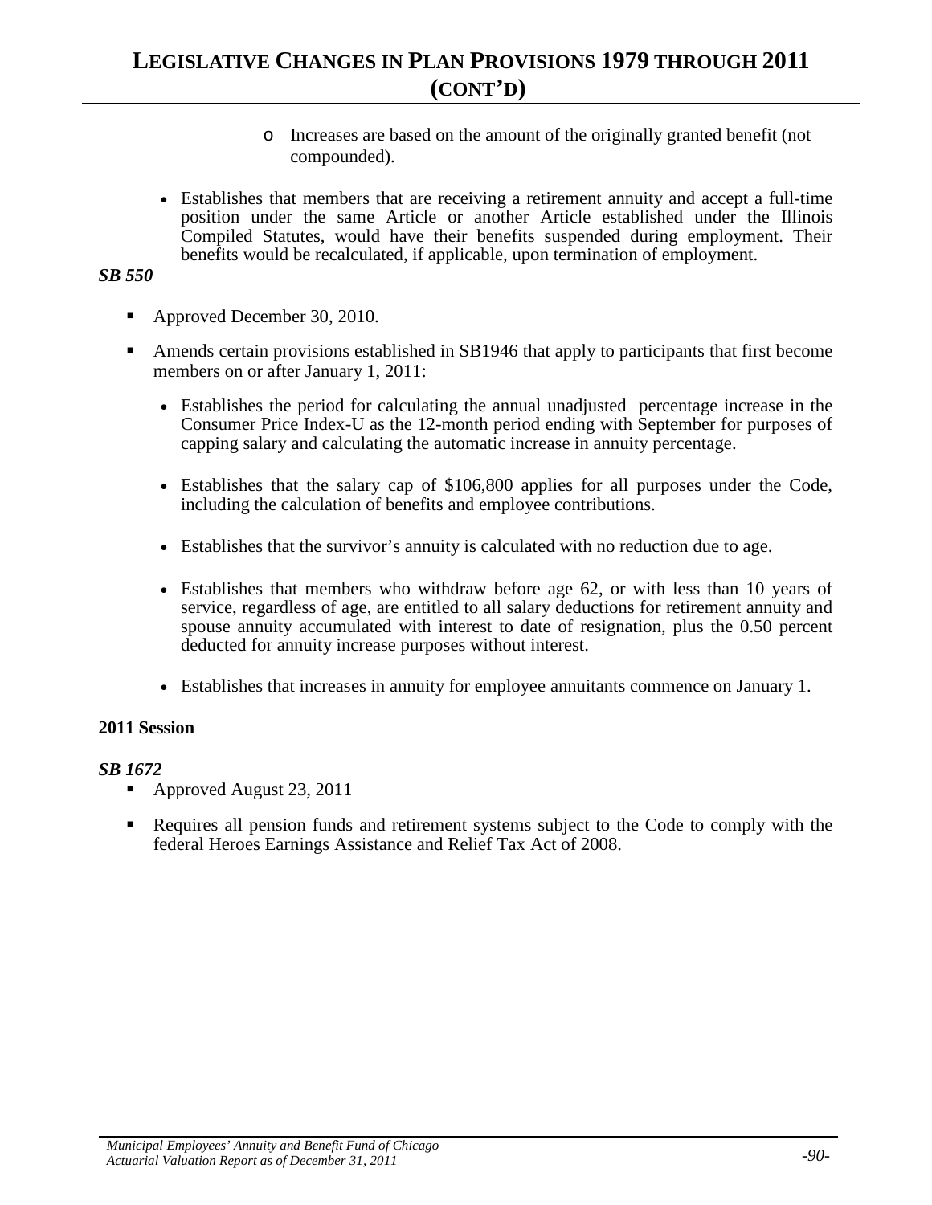- Increases are based on the amount of the originally granted benefit (not compounded).

- Establishes that members that are receiving a retirement annuity and accept a full-time position under the same Article or another Article established under the Illinois Compiled Statutes, would have their benefits suspended during employment. Their benefits would be recalculated, if applicable, upon termination of employment.

***SB 550***

- Approved December 30, 2010.
- Amends certain provisions established in SB1946 that apply to participants that first become members on or after January 1, 2011:
  - Establishes the period for calculating the annual unadjusted percentage increase in the Consumer Price Index-U as the 12-month period ending with September for purposes of capping salary and calculating the automatic increase in annuity percentage.
  - Establishes that the salary cap of $106,800 applies for all purposes under the Code, including the calculation of benefits and employee contributions.
  - Establishes that the survivor's annuity is calculated with no reduction due to age.
  - Establishes that members who withdraw before age 62, or with less than 10 years of service, regardless of age, are entitled to all salary deductions for retirement annuity and spouse annuity accumulated with interest to date of resignation, plus the 0.50 percent deducted for annuity increase purposes without interest.
  - Establishes that increases in annuity for employee annuitants commence on January 1.

**2011 Session**

***SB 1672***

- Approved August 23, 2011
- Requires all pension funds and retirement systems subject to the Code to comply with the federal Heroes Earnings Assistance and Relief Tax Act of 2008.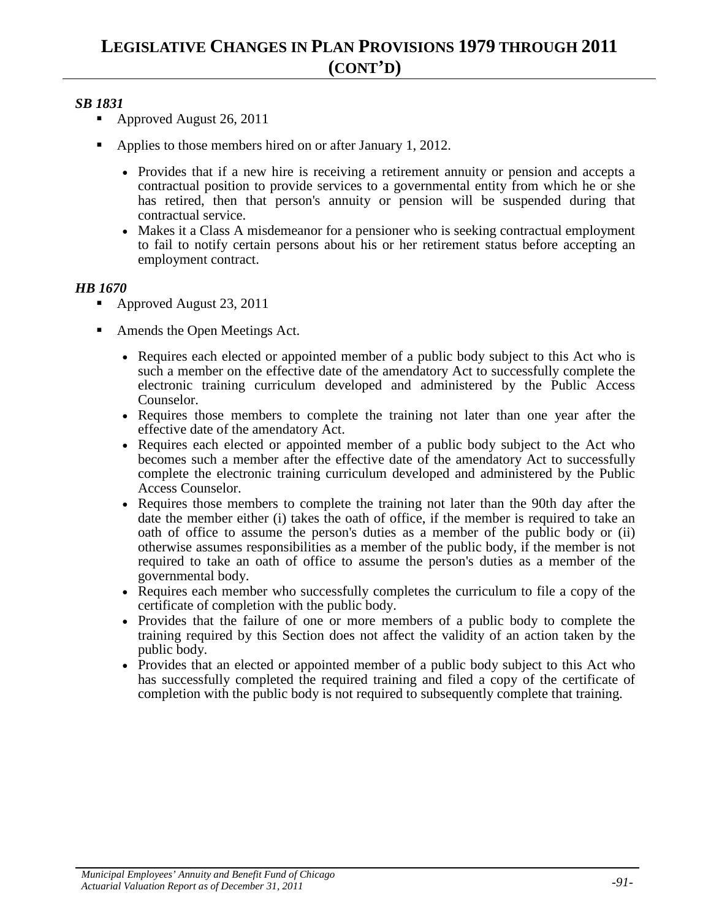# LEGISLATIVE CHANGES IN PLAN PROVISIONS 1979 THROUGH 2011 (CONT'D)

***SB 1831***

- Approved August 26, 2011
- Applies to those members hired on or after January 1, 2012.
  - Provides that if a new hire is receiving a retirement annuity or pension and accepts a contractual position to provide services to a governmental entity from which he or she has retired, then that person's annuity or pension will be suspended during that contractual service.
  - Makes it a Class A misdemeanor for a pensioner who is seeking contractual employment to fail to notify certain persons about his or her retirement status before accepting an employment contract.

***HB 1670***

- Approved August 23, 2011
- Amends the Open Meetings Act.
  - Requires each elected or appointed member of a public body subject to this Act who is such a member on the effective date of the amendatory Act to successfully complete the electronic training curriculum developed and administered by the Public Access Counselor.
  - Requires those members to complete the training not later than one year after the effective date of the amendatory Act.
  - Requires each elected or appointed member of a public body subject to the Act who becomes such a member after the effective date of the amendatory Act to successfully complete the electronic training curriculum developed and administered by the Public Access Counselor.
  - Requires those members to complete the training not later than the 90th day after the date the member either (i) takes the oath of office, if the member is required to take an oath of office to assume the person's duties as a member of the public body or (ii) otherwise assumes responsibilities as a member of the public body, if the member is not required to take an oath of office to assume the person's duties as a member of the governmental body.
  - Requires each member who successfully completes the curriculum to file a copy of the certificate of completion with the public body.
  - Provides that the failure of one or more members of a public body to complete the training required by this Section does not affect the validity of an action taken by the public body.
  - Provides that an elected or appointed member of a public body subject to this Act who has successfully completed the required training and filed a copy of the certificate of completion with the public body is not required to subsequently complete that training.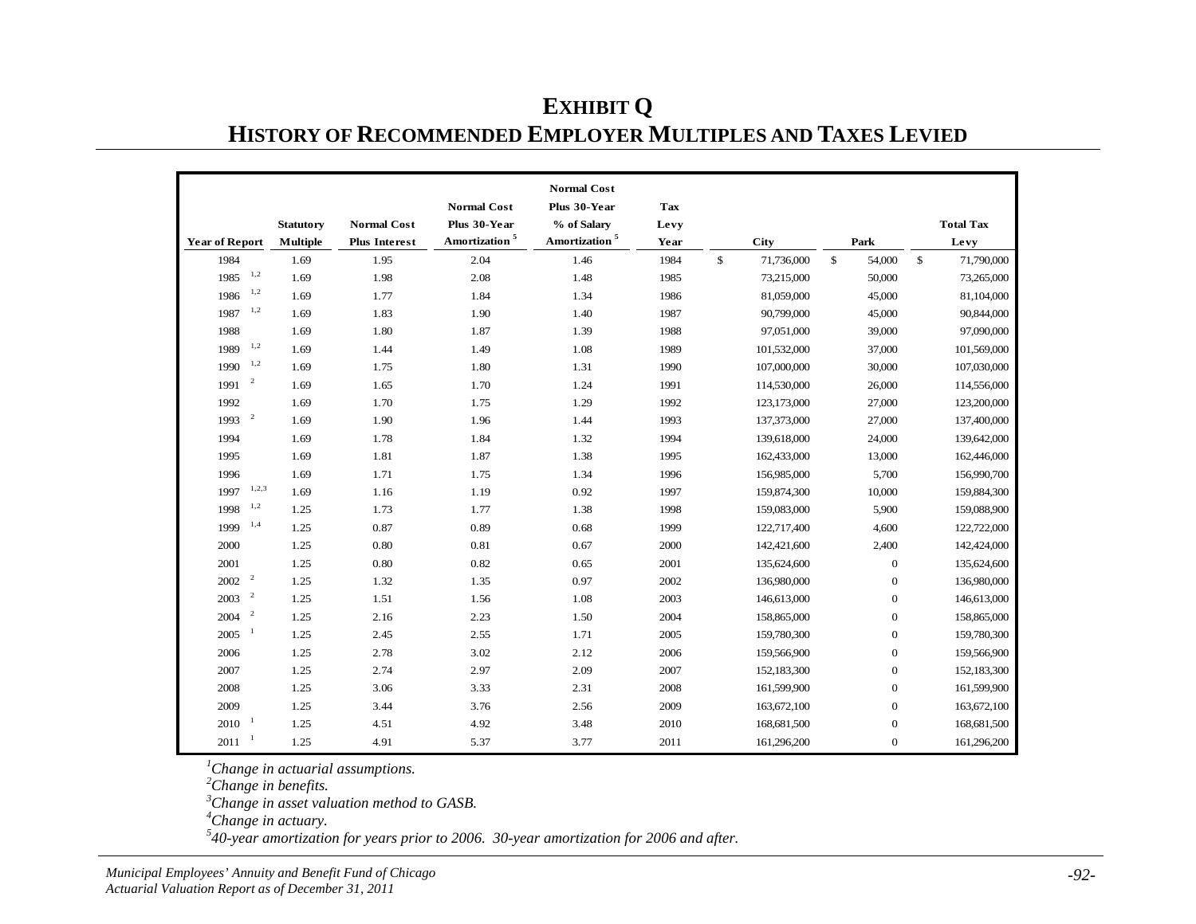# EXHIBIT Q

# HISTORY OF RECOMMENDED EMPLOYER MULTIPLES AND TAXES LEVIED

| Year of Report | Statutory Multiple | Normal Cost Plus Interest | Normal Cost Plus 30-Year Amortization [5] | Normal Cost Plus 30-Year % of Salary Amortization [5] | Tax Levy Year | City | Park | Total Tax Levy |
|---|---|---|---|---|---|---|---|---|
| 1984 | 1.69 | 1.95 | 2.04 | 1.46 | 1984 | $ 71,736,000 | $ 54,000 | $ 71,790,000 |
| 1985 [1,2] | 1.69 | 1.98 | 2.08 | 1.48 | 1985 | 73,215,000 | 50,000 | 73,265,000 |
| 1986 [1,2] | 1.69 | 1.77 | 1.84 | 1.34 | 1986 | 81,059,000 | 45,000 | 81,104,000 |
| 1987 [1,2] | 1.69 | 1.83 | 1.90 | 1.40 | 1987 | 90,799,000 | 45,000 | 90,844,000 |
| 1988 | 1.69 | 1.80 | 1.87 | 1.39 | 1988 | 97,051,000 | 39,000 | 97,090,000 |
| 1989 [1,2] | 1.69 | 1.44 | 1.49 | 1.08 | 1989 | 101,532,000 | 37,000 | 101,569,000 |
| 1990 [1,2] | 1.69 | 1.75 | 1.80 | 1.31 | 1990 | 107,000,000 | 30,000 | 107,030,000 |
| 1991 [2] | 1.69 | 1.65 | 1.70 | 1.24 | 1991 | 114,530,000 | 26,000 | 114,556,000 |
| 1992 | 1.69 | 1.70 | 1.75 | 1.29 | 1992 | 123,173,000 | 27,000 | 123,200,000 |
| 1993 [2] | 1.69 | 1.90 | 1.96 | 1.44 | 1993 | 137,373,000 | 27,000 | 137,400,000 |
| 1994 | 1.69 | 1.78 | 1.84 | 1.32 | 1994 | 139,618,000 | 24,000 | 139,642,000 |
| 1995 | 1.69 | 1.81 | 1.87 | 1.38 | 1995 | 162,433,000 | 13,000 | 162,446,000 |
| 1996 | 1.69 | 1.71 | 1.75 | 1.34 | 1996 | 156,985,000 | 5,700 | 156,990,700 |
| 1997 [1,2,3] | 1.69 | 1.16 | 1.19 | 0.92 | 1997 | 159,874,300 | 10,000 | 159,884,300 |
| 1998 [1,2] | 1.25 | 1.73 | 1.77 | 1.38 | 1998 | 159,083,000 | 5,900 | 159,088,900 |
| 1999 [1,4] | 1.25 | 0.87 | 0.89 | 0.68 | 1999 | 122,717,400 | 4,600 | 122,722,000 |
| 2000 | 1.25 | 0.80 | 0.81 | 0.67 | 2000 | 142,421,600 | 2,400 | 142,424,000 |
| 2001 | 1.25 | 0.80 | 0.82 | 0.65 | 2001 | 135,624,600 | 0 | 135,624,600 |
| 2002 [2] | 1.25 | 1.32 | 1.35 | 0.97 | 2002 | 136,980,000 | 0 | 136,980,000 |
| 2003 [2] | 1.25 | 1.51 | 1.56 | 1.08 | 2003 | 146,613,000 | 0 | 146,613,000 |
| 2004 [2] | 1.25 | 2.16 | 2.23 | 1.50 | 2004 | 158,865,000 | 0 | 158,865,000 |
| 2005 [1] | 1.25 | 2.45 | 2.55 | 1.71 | 2005 | 159,780,300 | 0 | 159,780,300 |
| 2006 | 1.25 | 2.78 | 3.02 | 2.12 | 2006 | 159,566,900 | 0 | 159,566,900 |
| 2007 | 1.25 | 2.74 | 2.97 | 2.09 | 2007 | 152,183,300 | 0 | 152,183,300 |
| 2008 | 1.25 | 3.06 | 3.33 | 2.31 | 2008 | 161,599,900 | 0 | 161,599,900 |
| 2009 | 1.25 | 3.44 | 3.76 | 2.56 | 2009 | 163,672,100 | 0 | 163,672,100 |
| 2010 [1] | 1.25 | 4.51 | 4.92 | 3.48 | 2010 | 168,681,500 | 0 | 168,681,500 |
| 2011 [1] | 1.25 | 4.91 | 5.37 | 3.77 | 2011 | 161,296,200 | 0 | 161,296,200 |

[1] *Change in actuarial assumptions.*
[2] *Change in benefits.*
[3] *Change in asset valuation method to GASB.*
[4] *Change in actuary.*
[5] *40-year amortization for years prior to 2006. 30-year amortization for 2006 and after.*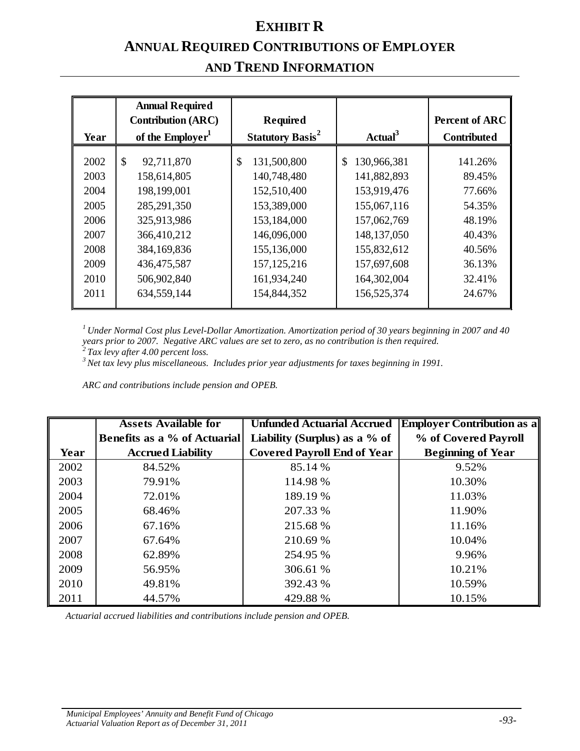# EXHIBIT R

# ANNUAL REQUIRED CONTRIBUTIONS OF EMPLOYER AND TREND INFORMATION

| Year | Annual Required Contribution (ARC) of the Employer[1] | Required Statutory Basis[2] | Actual[3] | Percent of ARC Contributed |
|---|---|---|---|---|
| 2002 | $ 92,711,870 | $ 131,500,800 | $ 130,966,381 | 141.26% |
| 2003 | 158,614,805 | 140,748,480 | 141,882,893 | 89.45% |
| 2004 | 198,199,001 | 152,510,400 | 153,919,476 | 77.66% |
| 2005 | 285,291,350 | 153,389,000 | 155,067,116 | 54.35% |
| 2006 | 325,913,986 | 153,184,000 | 157,062,769 | 48.19% |
| 2007 | 366,410,212 | 146,096,000 | 148,137,050 | 40.43% |
| 2008 | 384,169,836 | 155,136,000 | 155,832,612 | 40.56% |
| 2009 | 436,475,587 | 157,125,216 | 157,697,608 | 36.13% |
| 2010 | 506,902,840 | 161,934,240 | 164,302,004 | 32.41% |
| 2011 | 634,559,144 | 154,844,352 | 156,525,374 | 24.67% |

*[1] Under Normal Cost plus Level-Dollar Amortization. Amortization period of 30 years beginning in 2007 and 40 years prior to 2007. Negative ARC values are set to zero, as no contribution is then required.*
*[2] Tax levy after 4.00 percent loss.*
*[3] Net tax levy plus miscellaneous. Includes prior year adjustments for taxes beginning in 1991.*

*ARC and contributions include pension and OPEB.*

| Year | Assets Available for Benefits as a % of Actuarial Accrued Liability | Unfunded Actuarial Accrued Liability (Surplus) as a % of Covered Payroll End of Year | Employer Contribution as a % of Covered Payroll Beginning of Year |
|---|---|---|---|
| 2002 | 84.52% | 85.14 % | 9.52% |
| 2003 | 79.91% | 114.98 % | 10.30% |
| 2004 | 72.01% | 189.19 % | 11.03% |
| 2005 | 68.46% | 207.33 % | 11.90% |
| 2006 | 67.16% | 215.68 % | 11.16% |
| 2007 | 67.64% | 210.69 % | 10.04% |
| 2008 | 62.89% | 254.95 % | 9.96% |
| 2009 | 56.95% | 306.61 % | 10.21% |
| 2010 | 49.81% | 392.43 % | 10.59% |
| 2011 | 44.57% | 429.88 % | 10.15% |

*Actuarial accrued liabilities and contributions include pension and OPEB.*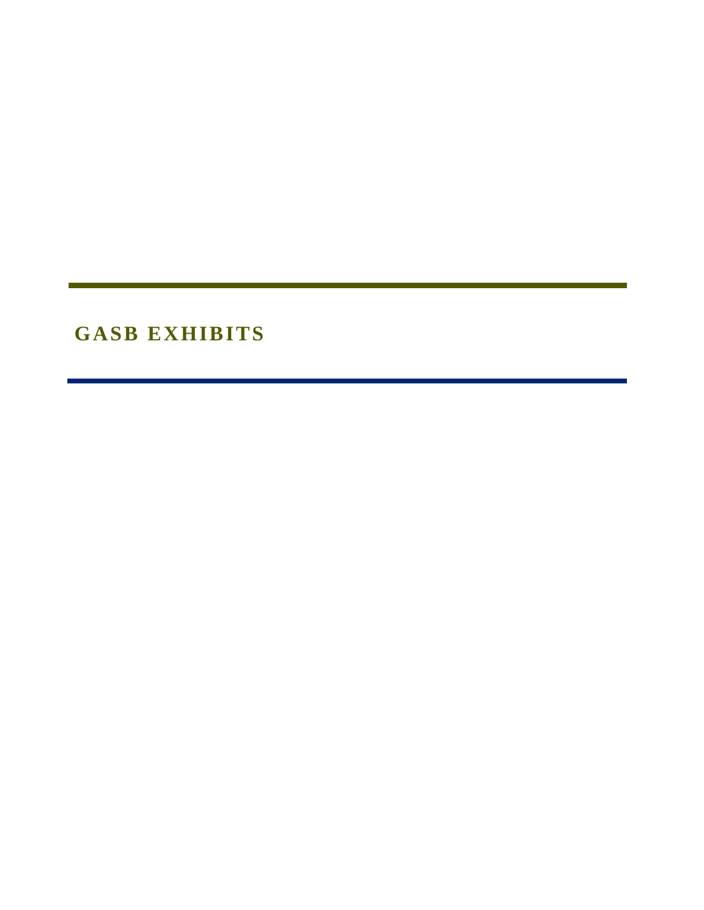# GASB EXHIBITS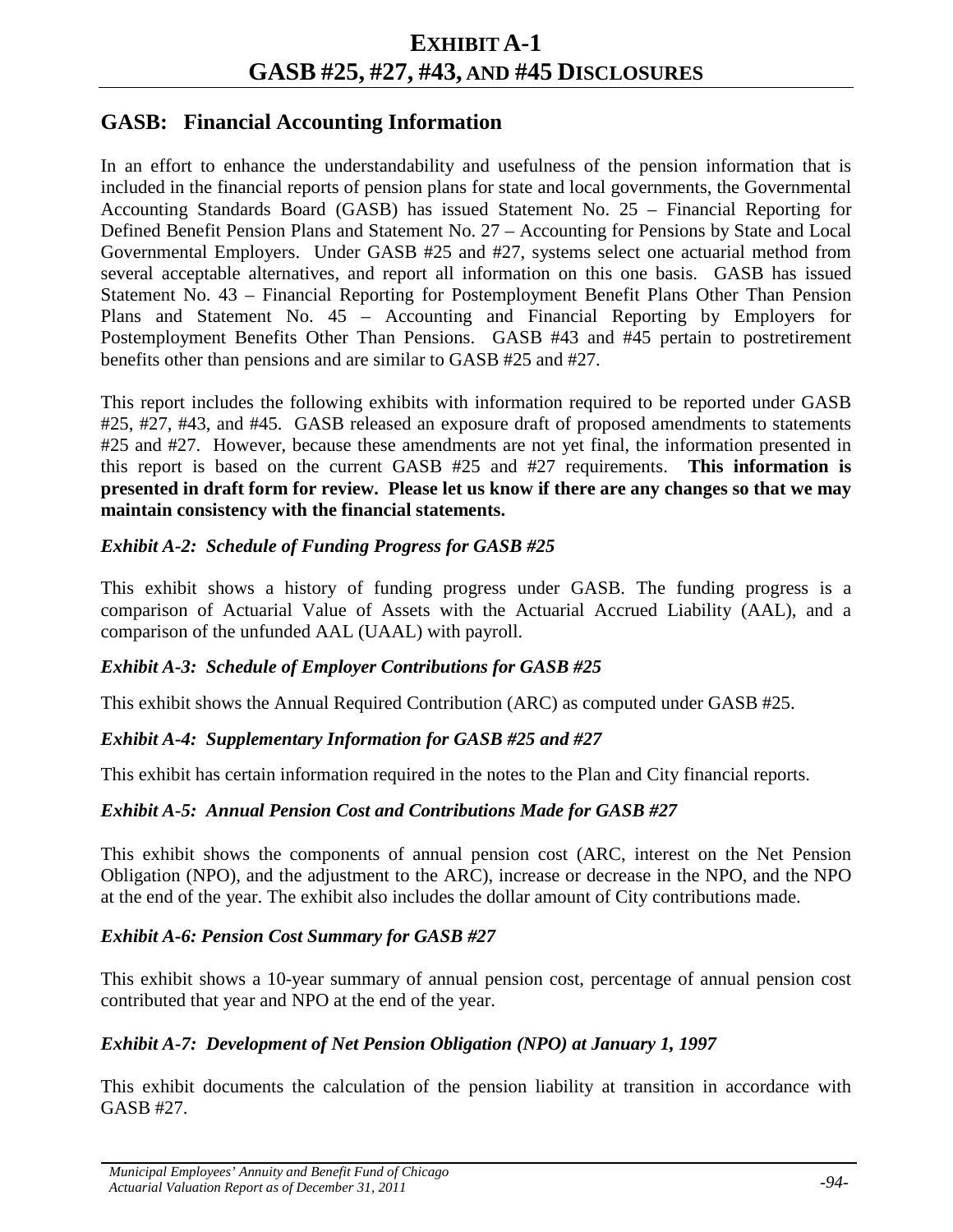# EXHIBIT A-1
# GASB #25, #27, #43, AND #45 DISCLOSURES

## GASB: Financial Accounting Information

In an effort to enhance the understandability and usefulness of the pension information that is included in the financial reports of pension plans for state and local governments, the Governmental Accounting Standards Board (GASB) has issued Statement No. 25 – Financial Reporting for Defined Benefit Pension Plans and Statement No. 27 – Accounting for Pensions by State and Local Governmental Employers. Under GASB #25 and #27, systems select one actuarial method from several acceptable alternatives, and report all information on this one basis. GASB has issued Statement No. 43 – Financial Reporting for Postemployment Benefit Plans Other Than Pension Plans and Statement No. 45 – Accounting and Financial Reporting by Employers for Postemployment Benefits Other Than Pensions. GASB #43 and #45 pertain to postretirement benefits other than pensions and are similar to GASB #25 and #27.

This report includes the following exhibits with information required to be reported under GASB #25, #27, #43, and #45. GASB released an exposure draft of proposed amendments to statements #25 and #27. However, because these amendments are not yet final, the information presented in this report is based on the current GASB #25 and #27 requirements. **This information is presented in draft form for review. Please let us know if there are any changes so that we may maintain consistency with the financial statements.**

### *Exhibit A-2: Schedule of Funding Progress for GASB #25*

This exhibit shows a history of funding progress under GASB. The funding progress is a comparison of Actuarial Value of Assets with the Actuarial Accrued Liability (AAL), and a comparison of the unfunded AAL (UAAL) with payroll.

### *Exhibit A-3: Schedule of Employer Contributions for GASB #25*

This exhibit shows the Annual Required Contribution (ARC) as computed under GASB #25.

### *Exhibit A-4: Supplementary Information for GASB #25 and #27*

This exhibit has certain information required in the notes to the Plan and City financial reports.

### *Exhibit A-5: Annual Pension Cost and Contributions Made for GASB #27*

This exhibit shows the components of annual pension cost (ARC, interest on the Net Pension Obligation (NPO), and the adjustment to the ARC), increase or decrease in the NPO, and the NPO at the end of the year. The exhibit also includes the dollar amount of City contributions made.

### *Exhibit A-6: Pension Cost Summary for GASB #27*

This exhibit shows a 10-year summary of annual pension cost, percentage of annual pension cost contributed that year and NPO at the end of the year.

### *Exhibit A-7: Development of Net Pension Obligation (NPO) at January 1, 1997*

This exhibit documents the calculation of the pension liability at transition in accordance with GASB #27.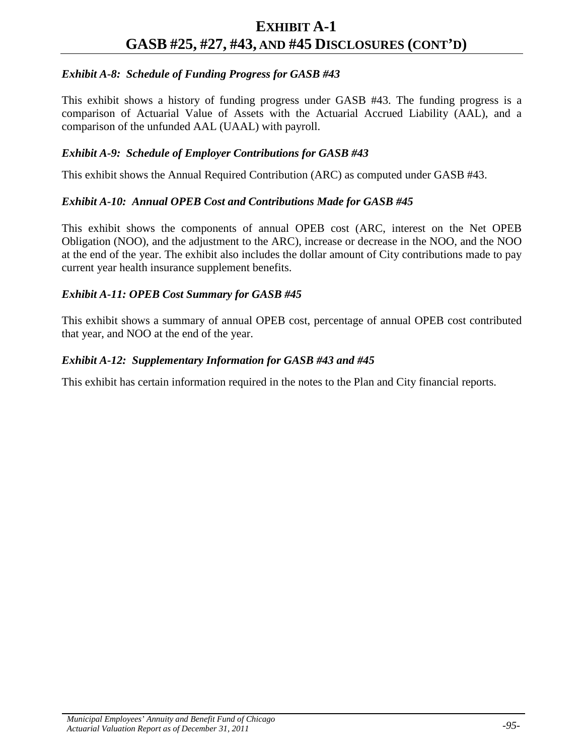# EXHIBIT A-1
# GASB #25, #27, #43, AND #45 DISCLOSURES (CONT'D)

***Exhibit A-8: Schedule of Funding Progress for GASB #43***

This exhibit shows a history of funding progress under GASB #43. The funding progress is a comparison of Actuarial Value of Assets with the Actuarial Accrued Liability (AAL), and a comparison of the unfunded AAL (UAAL) with payroll.

***Exhibit A-9: Schedule of Employer Contributions for GASB #43***

This exhibit shows the Annual Required Contribution (ARC) as computed under GASB #43.

***Exhibit A-10: Annual OPEB Cost and Contributions Made for GASB #45***

This exhibit shows the components of annual OPEB cost (ARC, interest on the Net OPEB Obligation (NOO), and the adjustment to the ARC), increase or decrease in the NOO, and the NOO at the end of the year. The exhibit also includes the dollar amount of City contributions made to pay current year health insurance supplement benefits.

***Exhibit A-11: OPEB Cost Summary for GASB #45***

This exhibit shows a summary of annual OPEB cost, percentage of annual OPEB cost contributed that year, and NOO at the end of the year.

***Exhibit A-12: Supplementary Information for GASB #43 and #45***

This exhibit has certain information required in the notes to the Plan and City financial reports.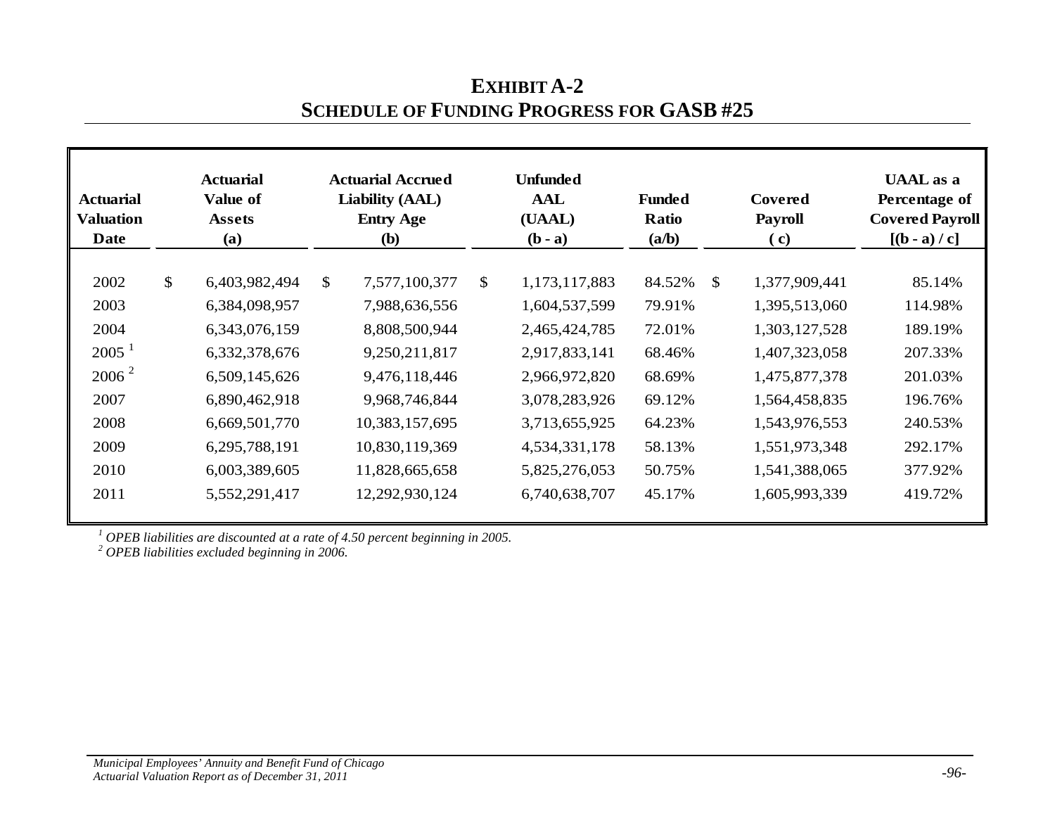# EXHIBIT A-2
## SCHEDULE OF FUNDING PROGRESS FOR GASB #25

| Actuarial Valuation Date | Actuarial Value of Assets (a) | Actuarial Accrued Liability (AAL) Entry Age (b) | Unfunded AAL (UAAL) (b - a) | Funded Ratio (a/b) | Covered Payroll ( c) | UAAL as a Percentage of Covered Payroll [(b - a) / c] |
|---|---|---|---|---|---|---|
| 2002 | $ 6,403,982,494 | $ 7,577,100,377 | $ 1,173,117,883 | 84.52% | $ 1,377,909,441 | 85.14% |
| 2003 | 6,384,098,957 | 7,988,636,556 | 1,604,537,599 | 79.91% | 1,395,513,060 | 114.98% |
| 2004 | 6,343,076,159 | 8,808,500,944 | 2,465,424,785 | 72.01% | 1,303,127,528 | 189.19% |
| 2005 [1] | 6,332,378,676 | 9,250,211,817 | 2,917,833,141 | 68.46% | 1,407,323,058 | 207.33% |
| 2006 [2] | 6,509,145,626 | 9,476,118,446 | 2,966,972,820 | 68.69% | 1,475,877,378 | 201.03% |
| 2007 | 6,890,462,918 | 9,968,746,844 | 3,078,283,926 | 69.12% | 1,564,458,835 | 196.76% |
| 2008 | 6,669,501,770 | 10,383,157,695 | 3,713,655,925 | 64.23% | 1,543,976,553 | 240.53% |
| 2009 | 6,295,788,191 | 10,830,119,369 | 4,534,331,178 | 58.13% | 1,551,973,348 | 292.17% |
| 2010 | 6,003,389,605 | 11,828,665,658 | 5,825,276,053 | 50.75% | 1,541,388,065 | 377.92% |
| 2011 | 5,552,291,417 | 12,292,930,124 | 6,740,638,707 | 45.17% | 1,605,993,339 | 419.72% |

*[1] OPEB liabilities are discounted at a rate of 4.50 percent beginning in 2005.*
*[2] OPEB liabilities excluded beginning in 2006.*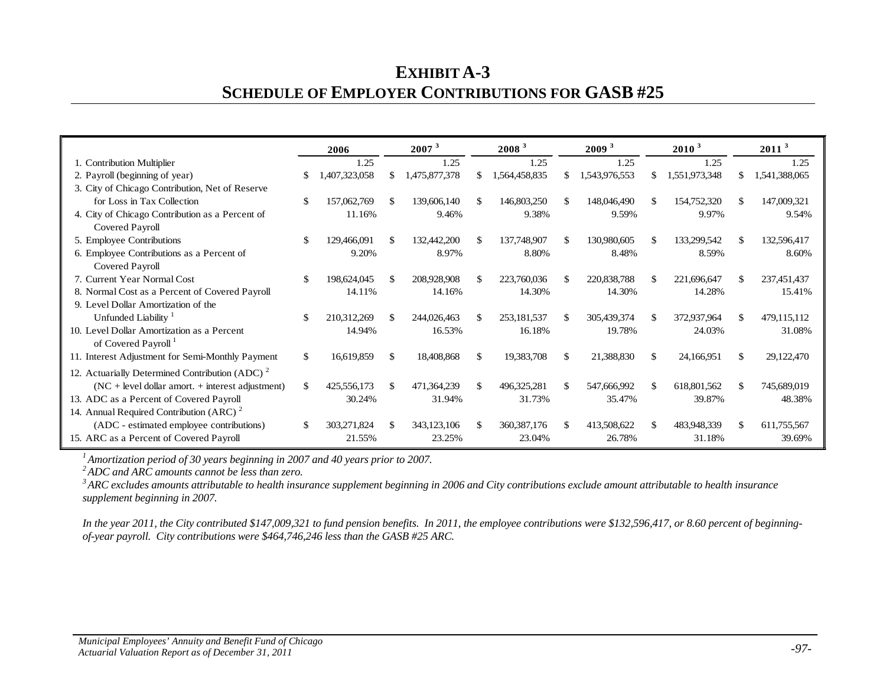# EXHIBIT A-3
# SCHEDULE OF EMPLOYER CONTRIBUTIONS FOR GASB #25

| | 2006 | 2007 [3] | 2008 [3] | 2009 [3] | 2010 [3] | 2011 [3] |
|---|---|---|---|---|---|---|
| 1. Contribution Multiplier | 1.25 | 1.25 | 1.25 | 1.25 | 1.25 | 1.25 |
| 2. Payroll (beginning of year) | $ 1,407,323,058 | $ 1,475,877,378 | $ 1,564,458,835 | $ 1,543,976,553 | $ 1,551,973,348 | $ 1,541,388,065 |
| 3. City of Chicago Contribution, Net of Reserve for Loss in Tax Collection | $ 157,062,769 | $ 139,606,140 | $ 146,803,250 | $ 148,046,490 | $ 154,752,320 | $ 147,009,321 |
| 4. City of Chicago Contribution as a Percent of Covered Payroll | 11.16% | 9.46% | 9.38% | 9.59% | 9.97% | 9.54% |
| 5. Employee Contributions | $ 129,466,091 | $ 132,442,200 | $ 137,748,907 | $ 130,980,605 | $ 133,299,542 | $ 132,596,417 |
| 6. Employee Contributions as a Percent of Covered Payroll | 9.20% | 8.97% | 8.80% | 8.48% | 8.59% | 8.60% |
| 7. Current Year Normal Cost | $ 198,624,045 | $ 208,928,908 | $ 223,760,036 | $ 220,838,788 | $ 221,696,647 | $ 237,451,437 |
| 8. Normal Cost as a Percent of Covered Payroll | 14.11% | 14.16% | 14.30% | 14.30% | 14.28% | 15.41% |
| 9. Level Dollar Amortization of the Unfunded Liability [1] | $ 210,312,269 | $ 244,026,463 | $ 253,181,537 | $ 305,439,374 | $ 372,937,964 | $ 479,115,112 |
| 10. Level Dollar Amortization as a Percent of Covered Payroll [1] | 14.94% | 16.53% | 16.18% | 19.78% | 24.03% | 31.08% |
| 11. Interest Adjustment for Semi-Monthly Payment | $ 16,619,859 | $ 18,408,868 | $ 19,383,708 | $ 21,388,830 | $ 24,166,951 | $ 29,122,470 |
| 12. Actuarially Determined Contribution (ADC) [2] (NC + level dollar amort. + interest adjustment) | $ 425,556,173 | $ 471,364,239 | $ 496,325,281 | $ 547,666,992 | $ 618,801,562 | $ 745,689,019 |
| 13. ADC as a Percent of Covered Payroll | 30.24% | 31.94% | 31.73% | 35.47% | 39.87% | 48.38% |
| 14. Annual Required Contribution (ARC) [2] (ADC - estimated employee contributions) | $ 303,271,824 | $ 343,123,106 | $ 360,387,176 | $ 413,508,622 | $ 483,948,339 | $ 611,755,567 |
| 15. ARC as a Percent of Covered Payroll | 21.55% | 23.25% | 23.04% | 26.78% | 31.18% | 39.69% |

*[1] Amortization period of 30 years beginning in 2007 and 40 years prior to 2007.*

*[2] ADC and ARC amounts cannot be less than zero.*

*[3] ARC excludes amounts attributable to health insurance supplement beginning in 2006 and City contributions exclude amount attributable to health insurance supplement beginning in 2007.*

*In the year 2011, the City contributed $147,009,321 to fund pension benefits. In 2011, the employee contributions were $132,596,417, or 8.60 percent of beginning-of-year payroll. City contributions were $464,746,246 less than the GASB #25 ARC.*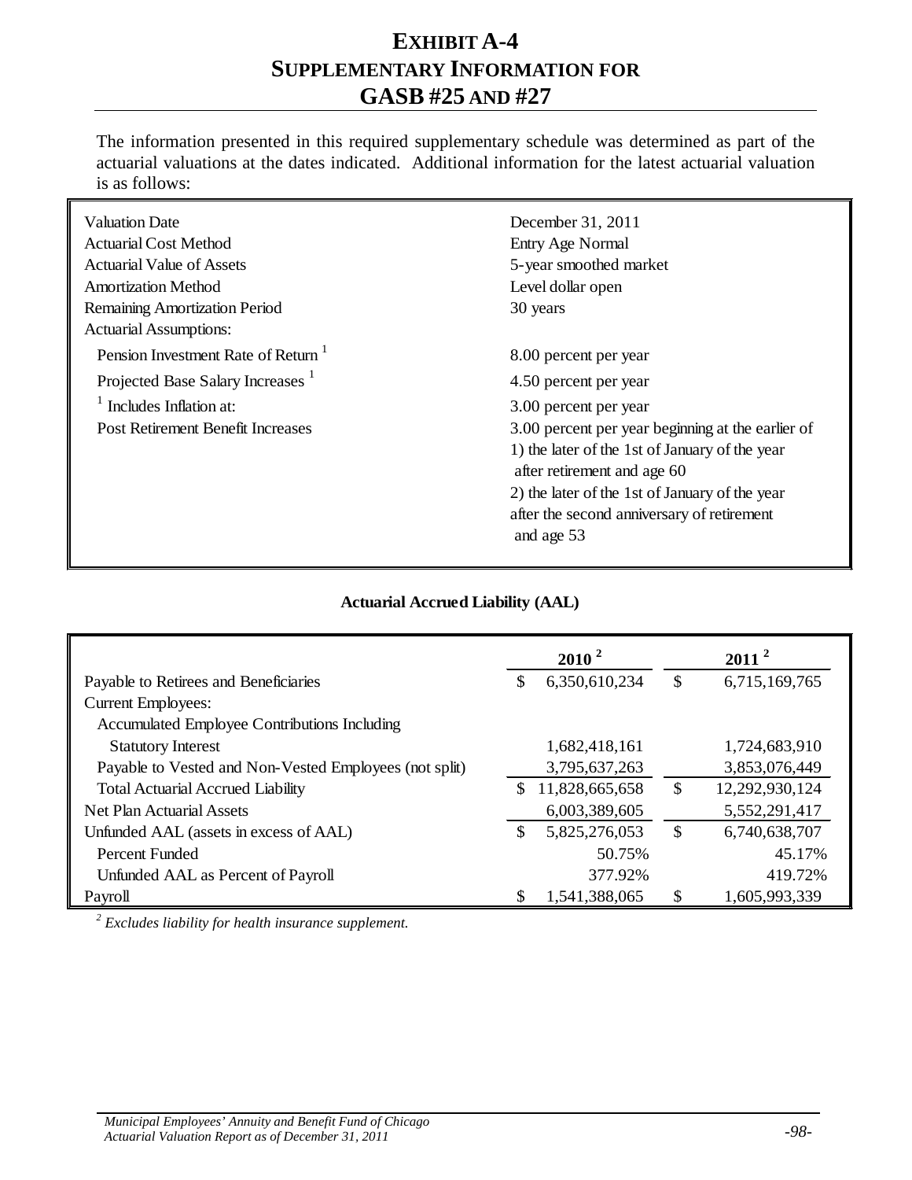# EXHIBIT A-4
# SUPPLEMENTARY INFORMATION FOR GASB #25 AND #27

The information presented in this required supplementary schedule was determined as part of the actuarial valuations at the dates indicated. Additional information for the latest actuarial valuation is as follows:

| | |
|---|---|
| Valuation Date | December 31, 2011 |
| Actuarial Cost Method | Entry Age Normal |
| Actuarial Value of Assets | 5-year smoothed market |
| Amortization Method | Level dollar open |
| Remaining Amortization Period | 30 years |
| Actuarial Assumptions: | |
| Pension Investment Rate of Return [1] | 8.00 percent per year |
| Projected Base Salary Increases [1] | 4.50 percent per year |
| [1] Includes Inflation at: | 3.00 percent per year |
| Post Retirement Benefit Increases | 3.00 percent per year beginning at the earlier of 1) the later of the 1st of January of the year after retirement and age 60 2) the later of the 1st of January of the year after the second anniversary of retirement and age 53 |

**Actuarial Accrued Liability (AAL)**

| | 2010 [2] | 2011 [2] |
|---|---|---|
| Payable to Retirees and Beneficiaries | $ 6,350,610,234 | $ 6,715,169,765 |
| Current Employees: | | |
| Accumulated Employee Contributions Including Statutory Interest | 1,682,418,161 | 1,724,683,910 |
| Payable to Vested and Non-Vested Employees (not split) | 3,795,637,263 | 3,853,076,449 |
| Total Actuarial Accrued Liability | $ 11,828,665,658 | $ 12,292,930,124 |
| Net Plan Actuarial Assets | 6,003,389,605 | 5,552,291,417 |
| Unfunded AAL (assets in excess of AAL) | $ 5,825,276,053 | $ 6,740,638,707 |
| Percent Funded | 50.75% | 45.17% |
| Unfunded AAL as Percent of Payroll | 377.92% | 419.72% |
| Payroll | $ 1,541,388,065 | $ 1,605,993,339 |

*[2] Excludes liability for health insurance supplement.*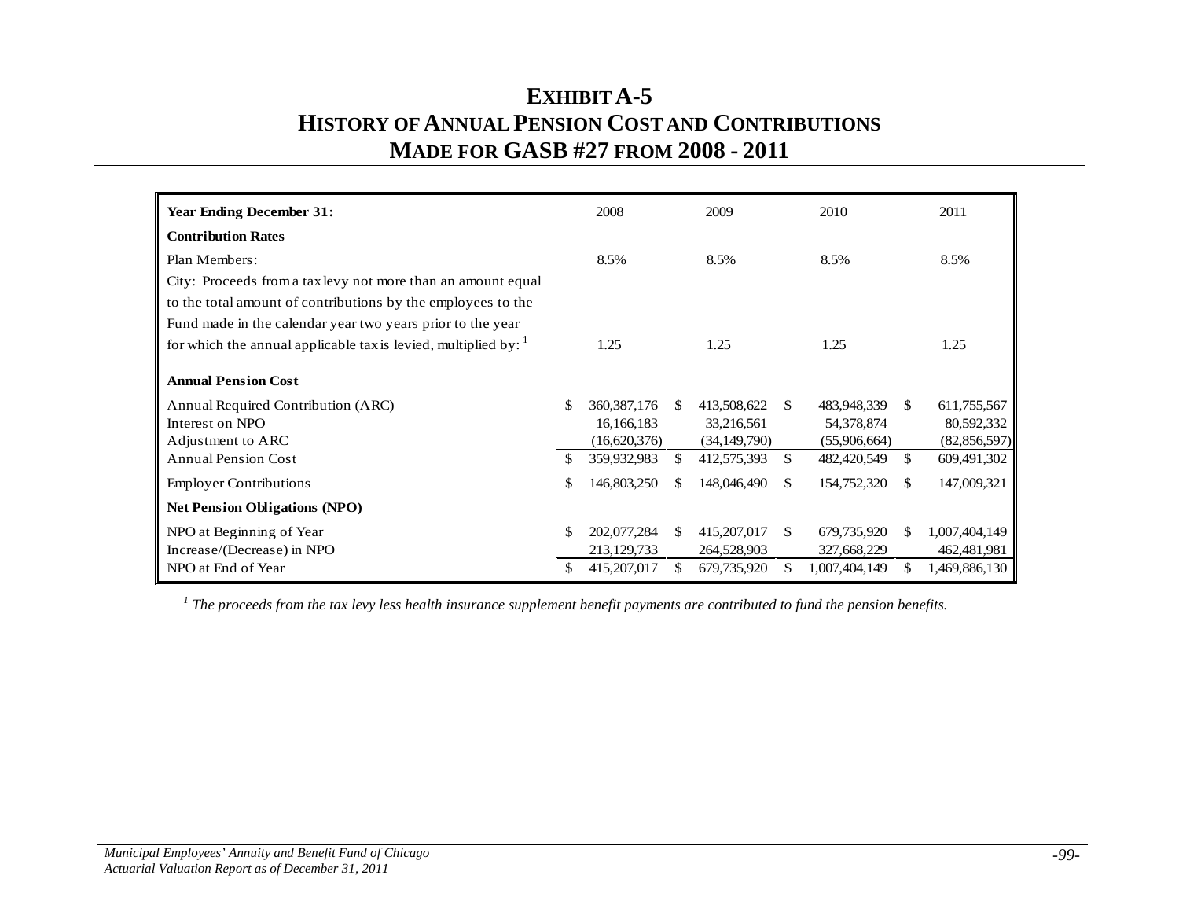# EXHIBIT A-5
# HISTORY OF ANNUAL PENSION COST AND CONTRIBUTIONS MADE FOR GASB #27 FROM 2008 - 2011

| **Year Ending December 31:** | 2008 | 2009 | 2010 | 2011 |
|---|---|---|---|---|
| **Contribution Rates** | | | | |
| Plan Members: | 8.5% | 8.5% | 8.5% | 8.5% |
| City: Proceeds from a tax levy not more than an amount equal to the total amount of contributions by the employees to the Fund made in the calendar year two years prior to the year for which the annual applicable tax is levied, multiplied by: [1] | 1.25 | 1.25 | 1.25 | 1.25 |
| **Annual Pension Cost** | | | | |
| Annual Required Contribution (ARC) | $ 360,387,176 | $ 413,508,622 | $ 483,948,339 | $ 611,755,567 |
| Interest on NPO | 16,166,183 | 33,216,561 | 54,378,874 | 80,592,332 |
| Adjustment to ARC | (16,620,376) | (34,149,790) | (55,906,664) | (82,856,597) |
| Annual Pension Cost | $ 359,932,983 | $ 412,575,393 | $ 482,420,549 | $ 609,491,302 |
| Employer Contributions | $ 146,803,250 | $ 148,046,490 | $ 154,752,320 | $ 147,009,321 |
| **Net Pension Obligations (NPO)** | | | | |
| NPO at Beginning of Year | $ 202,077,284 | $ 415,207,017 | $ 679,735,920 | $ 1,007,404,149 |
| Increase/(Decrease) in NPO | 213,129,733 | 264,528,903 | 327,668,229 | 462,481,981 |
| NPO at End of Year | $ 415,207,017 | $ 679,735,920 | $ 1,007,404,149 | $ 1,469,886,130 |

*[1] The proceeds from the tax levy less health insurance supplement benefit payments are contributed to fund the pension benefits.*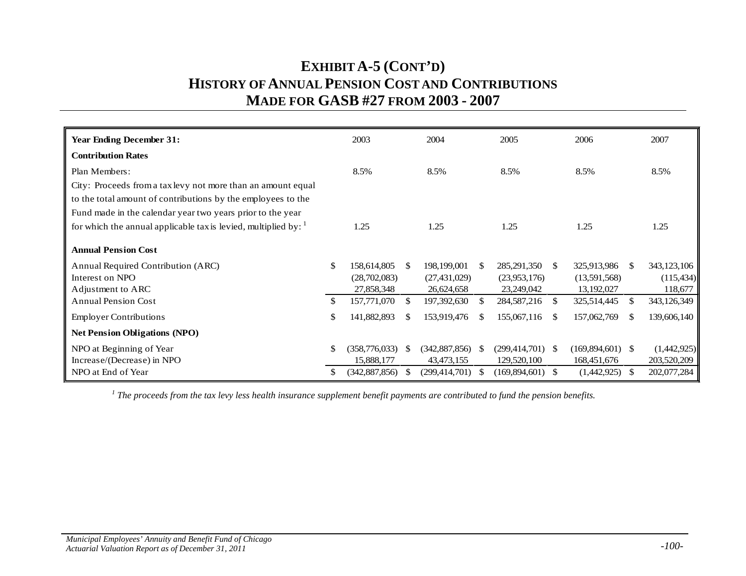# EXHIBIT A-5 (CONT'D)
# HISTORY OF ANNUAL PENSION COST AND CONTRIBUTIONS MADE FOR GASB #27 FROM 2003 - 2007

| **Year Ending December 31:** | 2003 | 2004 | 2005 | 2006 | 2007 |
|---|---|---|---|---|---|
| **Contribution Rates** | | | | | |
| Plan Members: | 8.5% | 8.5% | 8.5% | 8.5% | 8.5% |
| City: Proceeds from a tax levy not more than an amount equal to the total amount of contributions by the employees to the Fund made in the calendar year two years prior to the year for which the annual applicable tax is levied, multiplied by: [1] | 1.25 | 1.25 | 1.25 | 1.25 | 1.25 |
| **Annual Pension Cost** | | | | | |
| Annual Required Contribution (ARC) | $ 158,614,805 | $ 198,199,001 | $ 285,291,350 | $ 325,913,986 | $ 343,123,106 |
| Interest on NPO | (28,702,083) | (27,431,029) | (23,953,176) | (13,591,568) | (115,434) |
| Adjustment to ARC | 27,858,348 | 26,624,658 | 23,249,042 | 13,192,027 | 118,677 |
| Annual Pension Cost | $ 157,771,070 | $ 197,392,630 | $ 284,587,216 | $ 325,514,445 | $ 343,126,349 |
| Employer Contributions | $ 141,882,893 | $ 153,919,476 | $ 155,067,116 | $ 157,062,769 | $ 139,606,140 |
| **Net Pension Obligations (NPO)** | | | | | |
| NPO at Beginning of Year | $ (358,776,033) | $ (342,887,856) | $ (299,414,701) | $ (169,894,601) | $ (1,442,925) |
| Increase/(Decrease) in NPO | 15,888,177 | 43,473,155 | 129,520,100 | 168,451,676 | 203,520,209 |
| NPO at End of Year | $ (342,887,856) | $ (299,414,701) | $ (169,894,601) | $ (1,442,925) | $ 202,077,284 |

*[1] The proceeds from the tax levy less health insurance supplement benefit payments are contributed to fund the pension benefits.*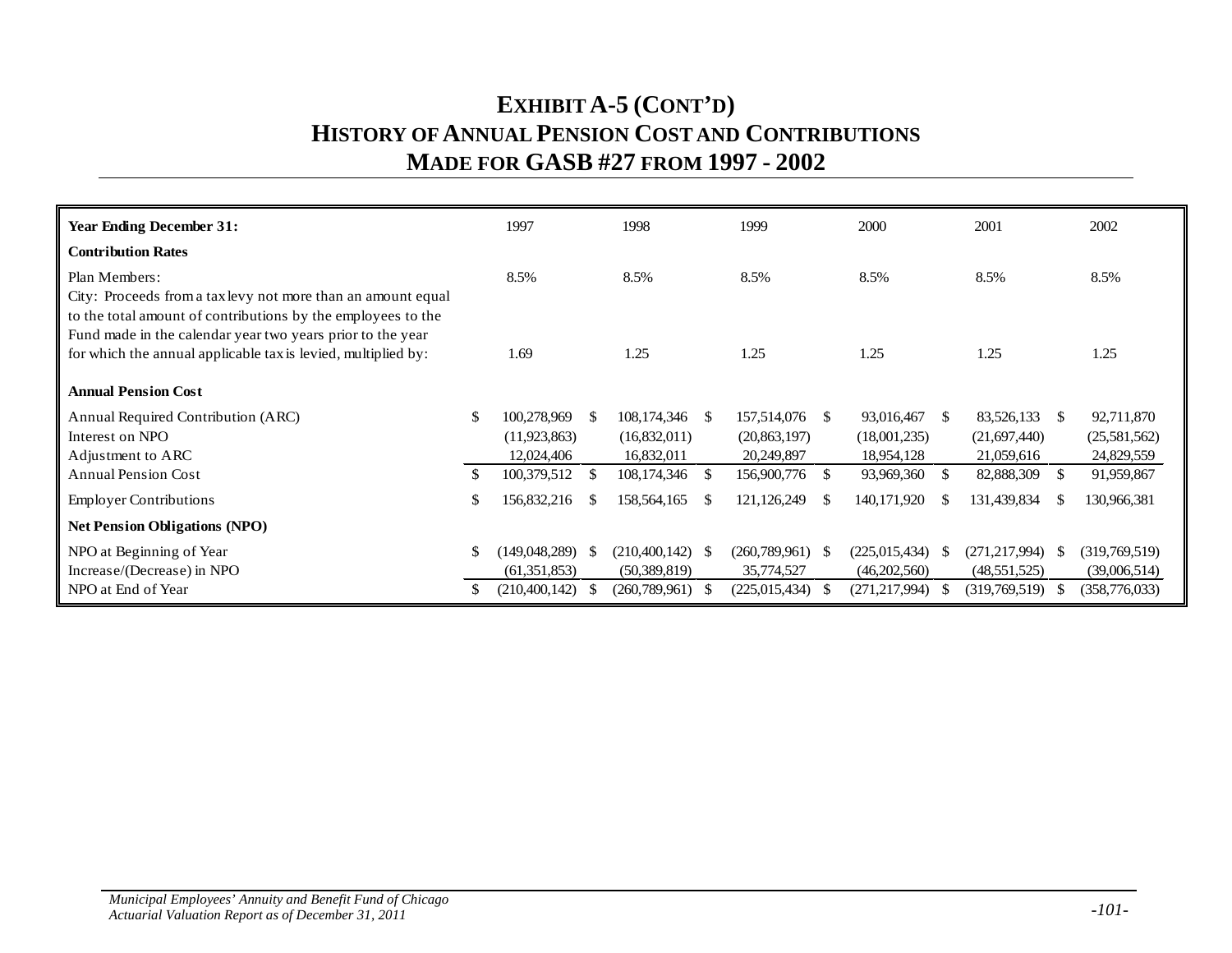# EXHIBIT A-5 (CONT'D)
# HISTORY OF ANNUAL PENSION COST AND CONTRIBUTIONS MADE FOR GASB #27 FROM 1997 - 2002

| **Year Ending December 31:** | 1997 | 1998 | 1999 | 2000 | 2001 | 2002 |
|---|---|---|---|---|---|---|
| **Contribution Rates** | | | | | | |
| Plan Members: | 8.5% | 8.5% | 8.5% | 8.5% | 8.5% | 8.5% |
| City: Proceeds from a tax levy not more than an amount equal to the total amount of contributions by the employees to the Fund made in the calendar year two years prior to the year for which the annual applicable tax is levied, multiplied by: | 1.69 | 1.25 | 1.25 | 1.25 | 1.25 | 1.25 |
| **Annual Pension Cost** | | | | | | |
| Annual Required Contribution (ARC) | $ 100,278,969 | $ 108,174,346 | $ 157,514,076 | $ 93,016,467 | $ 83,526,133 | $ 92,711,870 |
| Interest on NPO | (11,923,863) | (16,832,011) | (20,863,197) | (18,001,235) | (21,697,440) | (25,581,562) |
| Adjustment to ARC | 12,024,406 | 16,832,011 | 20,249,897 | 18,954,128 | 21,059,616 | 24,829,559 |
| Annual Pension Cost | $ 100,379,512 | $ 108,174,346 | $ 156,900,776 | $ 93,969,360 | $ 82,888,309 | $ 91,959,867 |
| Employer Contributions | $ 156,832,216 | $ 158,564,165 | $ 121,126,249 | $ 140,171,920 | $ 131,439,834 | $ 130,966,381 |
| **Net Pension Obligations (NPO)** | | | | | | |
| NPO at Beginning of Year | $ (149,048,289) | $ (210,400,142) | $ (260,789,961) | $ (225,015,434) | $ (271,217,994) | $ (319,769,519) |
| Increase/(Decrease) in NPO | (61,351,853) | (50,389,819) | 35,774,527 | (46,202,560) | (48,551,525) | (39,006,514) |
| NPO at End of Year | $ (210,400,142) | $ (260,789,961) | $ (225,015,434) | $ (271,217,994) | $ (319,769,519) | $ (358,776,033) |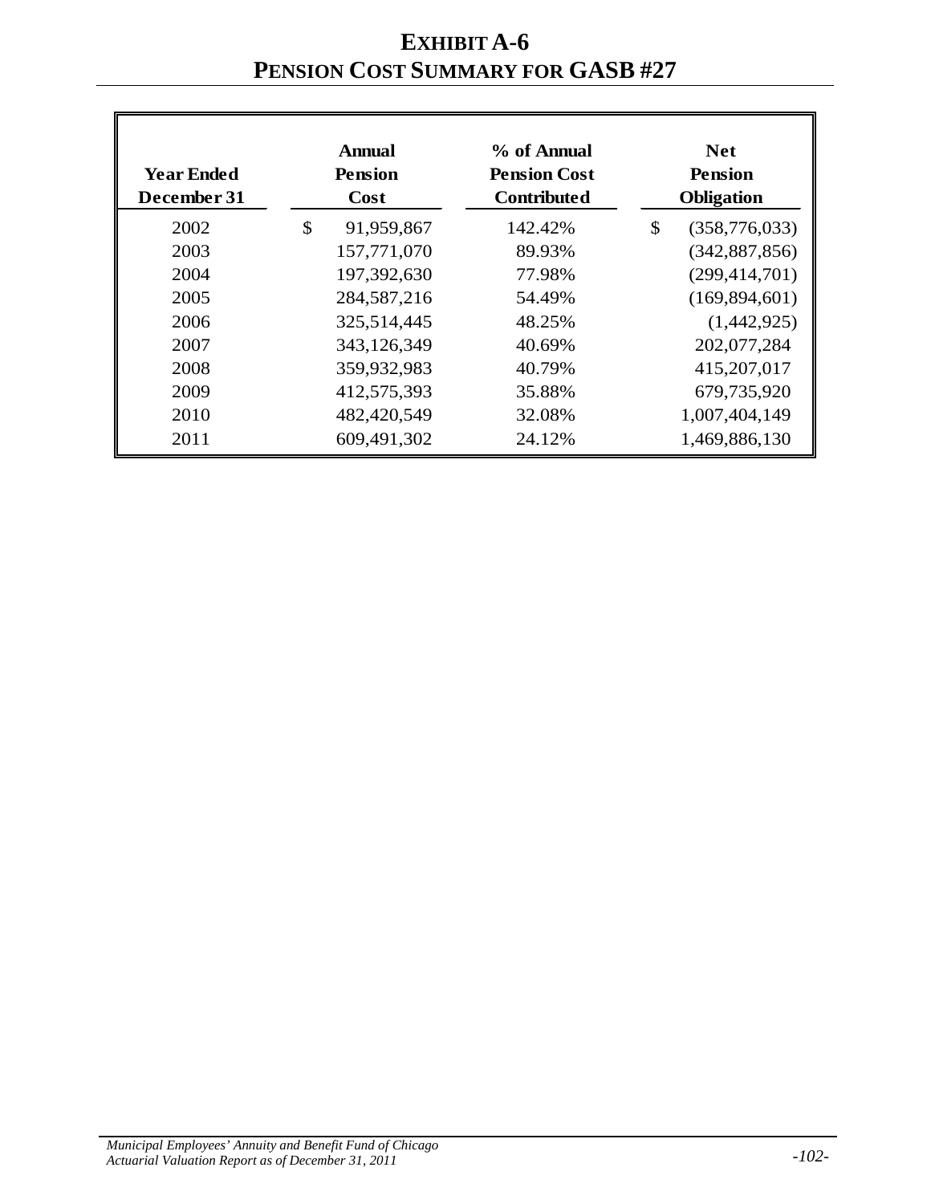# EXHIBIT A-6
# PENSION COST SUMMARY FOR GASB #27

| Year Ended December 31 | Annual Pension Cost | % of Annual Pension Cost Contributed | Net Pension Obligation |
|---|---|---|---|
| 2002 | $ 91,959,867 | 142.42% | $ (358,776,033) |
| 2003 | 157,771,070 | 89.93% | (342,887,856) |
| 2004 | 197,392,630 | 77.98% | (299,414,701) |
| 2005 | 284,587,216 | 54.49% | (169,894,601) |
| 2006 | 325,514,445 | 48.25% | (1,442,925) |
| 2007 | 343,126,349 | 40.69% | 202,077,284 |
| 2008 | 359,932,983 | 40.79% | 415,207,017 |
| 2009 | 412,575,393 | 35.88% | 679,735,920 |
| 2010 | 482,420,549 | 32.08% | 1,007,404,149 |
| 2011 | 609,491,302 | 24.12% | 1,469,886,130 |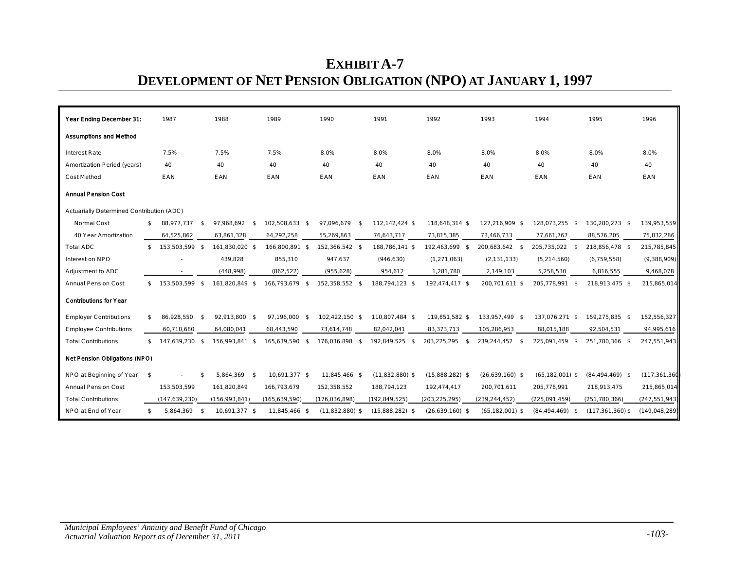# EXHIBIT A-7
# DEVELOPMENT OF NET PENSION OBLIGATION (NPO) AT JANUARY 1, 1997

| Year Ending December 31: | 1987 | 1988 | 1989 | 1990 | 1991 | 1992 | 1993 | 1994 | 1995 | 1996 |
|---|---|---|---|---|---|---|---|---|---|---|
| **Assumptions and Method** | | | | | | | | | | |
| Interest Rate | 7.5% | 7.5% | 7.5% | 8.0% | 8.0% | 8.0% | 8.0% | 8.0% | 8.0% | 8.0% |
| Amortization Period (years) | 40 | 40 | 40 | 40 | 40 | 40 | 40 | 40 | 40 | 40 |
| Cost Method | EAN | EAN | EAN | EAN | EAN | EAN | EAN | EAN | EAN | EAN |
| **Annual Pension Cost** | | | | | | | | | | |
| Actuarially Determined Contribution (ADC) | | | | | | | | | | |
| Normal Cost | $ 88,977,737 | $ 97,968,692 | $ 102,508,633 | $ 97,096,679 | $ 112,142,424 | $ 118,648,314 | $ 127,216,909 | $ 128,073,255 | $ 130,280,273 | $ 139,953,559 |
| 40 Year Amortization | 64,525,862 | 63,861,328 | 64,292,258 | 55,269,863 | 76,643,717 | 73,815,385 | 73,466,733 | 77,661,767 | 88,576,205 | 75,832,286 |
| Total ADC | $ 153,503,599 | $ 161,830,020 | $ 166,800,891 | $ 152,366,542 | $ 188,786,141 | $ 192,463,699 | $ 200,683,642 | $ 205,735,022 | $ 218,856,478 | $ 215,785,845 |
| Interest on NPO | - | 439,828 | 855,310 | 947,637 | (946,630) | (1,271,063) | (2,131,133) | (5,214,560) | (6,759,558) | (9,388,909) |
| Adjustment to ADC | - | (448,998) | (862,522) | (955,628) | 954,612 | 1,281,780 | 2,149,103 | 5,258,530 | 6,816,555 | 9,468,078 |
| Annual Pension Cost | $ 153,503,599 | $ 161,820,849 | $ 166,793,679 | $ 152,358,552 | $ 188,794,123 | $ 192,474,417 | $ 200,701,611 | $ 205,778,991 | $ 218,913,475 | $ 215,865,014 |
| **Contributions for Year** | | | | | | | | | | |
| Employer Contributions | $ 86,928,550 | $ 92,913,800 | $ 97,196,000 | $ 102,422,150 | $ 110,807,484 | $ 119,851,582 | $ 133,957,499 | $ 137,076,271 | $ 159,275,835 | $ 152,556,327 |
| Employee Contributions | 60,710,680 | 64,080,041 | 68,443,590 | 73,614,748 | 82,042,041 | 83,373,713 | 105,286,953 | 88,015,188 | 92,504,531 | 94,995,616 |
| Total Contributions | $ 147,639,230 | $ 156,993,841 | $ 165,639,590 | $ 176,036,898 | $ 192,849,525 | $ 203,225,295 | $ 239,244,452 | $ 225,091,459 | $ 251,780,366 | $ 247,551,943 |
| **Net Pension Obligations (NPO)** | | | | | | | | | | |
| NPO at Beginning of Year | $ - | $ 5,864,369 | $ 10,691,377 | $ 11,845,466 | $ (11,832,880) | $ (15,888,282) | $ (26,639,160) | $ (65,182,001) | $ (84,494,469) | $ (117,361,360) |
| Annual Pension Cost | 153,503,599 | 161,820,849 | 166,793,679 | 152,358,552 | 188,794,123 | 192,474,417 | 200,701,611 | 205,778,991 | 218,913,475 | 215,865,014 |
| Total Contributions | (147,639,230) | (156,993,841) | (165,639,590) | (176,036,898) | (192,849,525) | (203,225,295) | (239,244,452) | (225,091,459) | (251,780,366) | (247,551,943) |
| NPO at End of Year | $ 5,864,369 | $ 10,691,377 | $ 11,845,466 | $ (11,832,880) | $ (15,888,282) | $ (26,639,160) | $ (65,182,001) | $ (84,494,469) | $ (117,361,360) | $ (149,048,289) |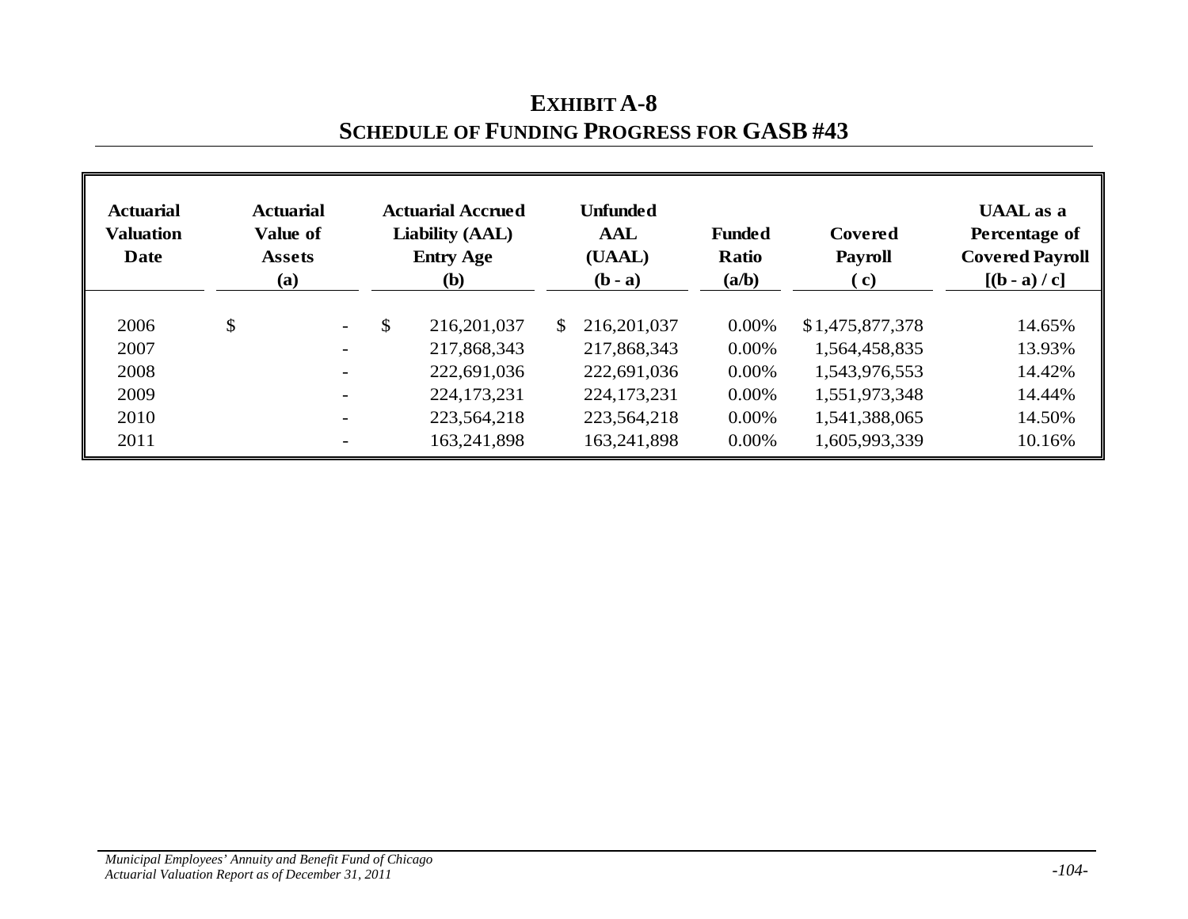# EXHIBIT A-8
## SCHEDULE OF FUNDING PROGRESS FOR GASB #43

| Actuarial Valuation Date | Actuarial Value of Assets (a) | Actuarial Accrued Liability (AAL) Entry Age (b) | Unfunded AAL (UAAL) (b - a) | Funded Ratio (a/b) | Covered Payroll ( c) | UAAL as a Percentage of Covered Payroll [(b - a) / c] |
|---|---|---|---|---|---|---|
| 2006 | $ - | $ 216,201,037 | $ 216,201,037 | 0.00% | $1,475,877,378 | 14.65% |
| 2007 | - | 217,868,343 | 217,868,343 | 0.00% | 1,564,458,835 | 13.93% |
| 2008 | - | 222,691,036 | 222,691,036 | 0.00% | 1,543,976,553 | 14.42% |
| 2009 | - | 224,173,231 | 224,173,231 | 0.00% | 1,551,973,348 | 14.44% |
| 2010 | - | 223,564,218 | 223,564,218 | 0.00% | 1,541,388,065 | 14.50% |
| 2011 | - | 163,241,898 | 163,241,898 | 0.00% | 1,605,993,339 | 10.16% |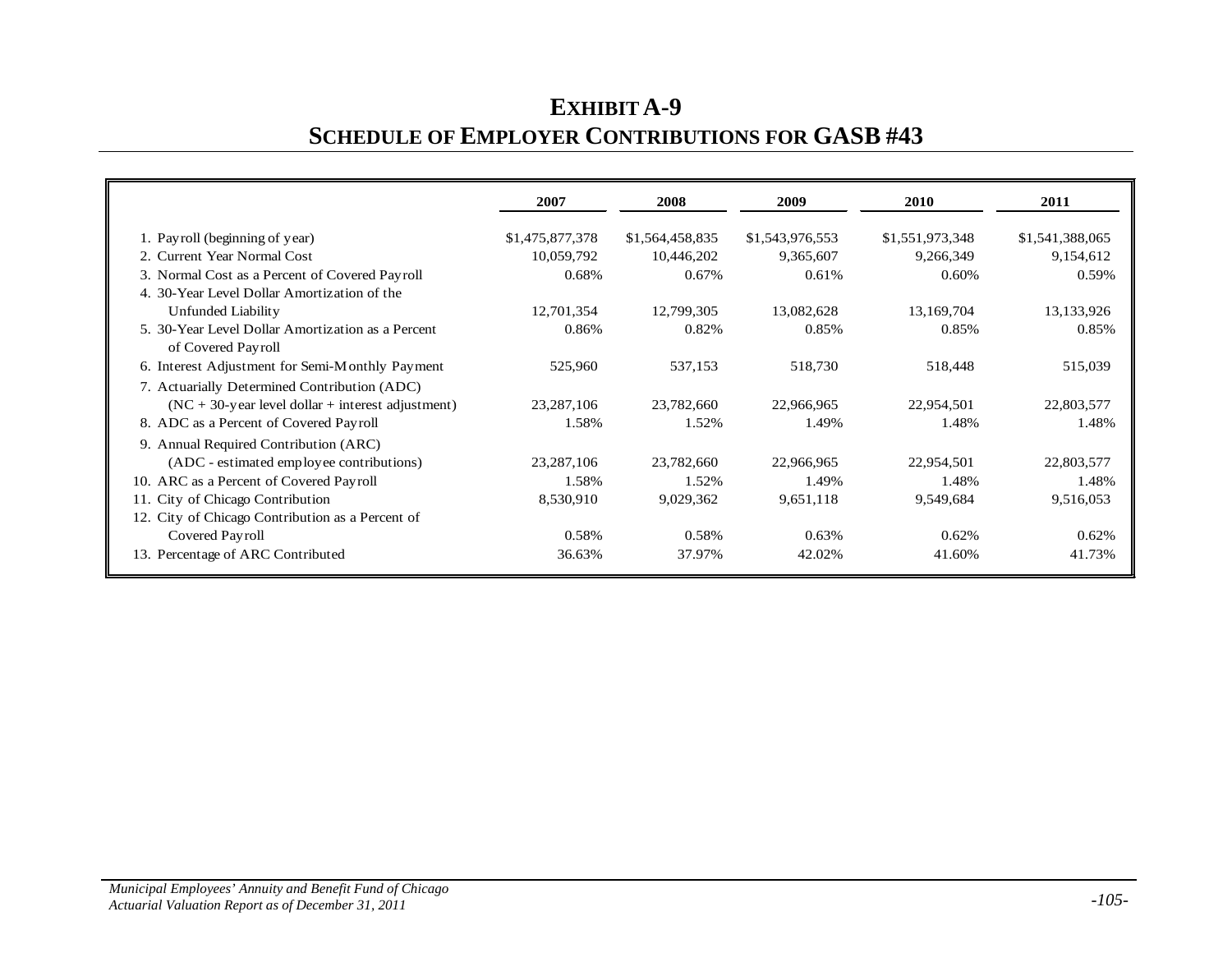# EXHIBIT A-9

## SCHEDULE OF EMPLOYER CONTRIBUTIONS FOR GASB #43

| | 2007 | 2008 | 2009 | 2010 | 2011 |
|---|---|---|---|---|---|
| 1. Payroll (beginning of year) | $1,475,877,378 | $1,564,458,835 | $1,543,976,553 | $1,551,973,348 | $1,541,388,065 |
| 2. Current Year Normal Cost | 10,059,792 | 10,446,202 | 9,365,607 | 9,266,349 | 9,154,612 |
| 3. Normal Cost as a Percent of Covered Payroll | 0.68% | 0.67% | 0.61% | 0.60% | 0.59% |
| 4. 30-Year Level Dollar Amortization of the Unfunded Liability | 12,701,354 | 12,799,305 | 13,082,628 | 13,169,704 | 13,133,926 |
| 5. 30-Year Level Dollar Amortization as a Percent of Covered Payroll | 0.86% | 0.82% | 0.85% | 0.85% | 0.85% |
| 6. Interest Adjustment for Semi-Monthly Payment | 525,960 | 537,153 | 518,730 | 518,448 | 515,039 |
| 7. Actuarially Determined Contribution (ADC) (NC + 30-year level dollar + interest adjustment) | 23,287,106 | 23,782,660 | 22,966,965 | 22,954,501 | 22,803,577 |
| 8. ADC as a Percent of Covered Payroll | 1.58% | 1.52% | 1.49% | 1.48% | 1.48% |
| 9. Annual Required Contribution (ARC) (ADC - estimated employee contributions) | 23,287,106 | 23,782,660 | 22,966,965 | 22,954,501 | 22,803,577 |
| 10. ARC as a Percent of Covered Payroll | 1.58% | 1.52% | 1.49% | 1.48% | 1.48% |
| 11. City of Chicago Contribution | 8,530,910 | 9,029,362 | 9,651,118 | 9,549,684 | 9,516,053 |
| 12. City of Chicago Contribution as a Percent of Covered Payroll | 0.58% | 0.58% | 0.63% | 0.62% | 0.62% |
| 13. Percentage of ARC Contributed | 36.63% | 37.97% | 42.02% | 41.60% | 41.73% |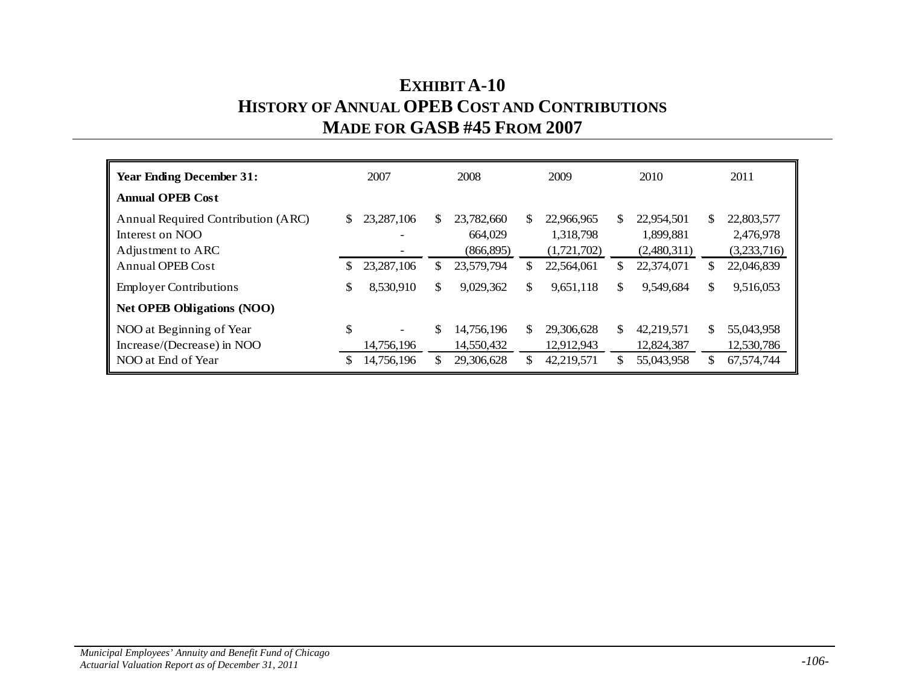# Exhibit A-10
# History of Annual OPEB Cost and Contributions Made for GASB #45 From 2007

| Year Ending December 31: | 2007 | 2008 | 2009 | 2010 | 2011 |
|---|---|---|---|---|---|
| **Annual OPEB Cost** | | | | | |
| Annual Required Contribution (ARC) | $ 23,287,106 | $ 23,782,660 | $ 22,966,965 | $ 22,954,501 | $ 22,803,577 |
| Interest on NOO | - | 664,029 | 1,318,798 | 1,899,881 | 2,476,978 |
| Adjustment to ARC | - | (866,895) | (1,721,702) | (2,480,311) | (3,233,716) |
| Annual OPEB Cost | $ 23,287,106 | $ 23,579,794 | $ 22,564,061 | $ 22,374,071 | $ 22,046,839 |
| Employer Contributions | $ 8,530,910 | $ 9,029,362 | $ 9,651,118 | $ 9,549,684 | $ 9,516,053 |
| **Net OPEB Obligations (NOO)** | | | | | |
| NOO at Beginning of Year | $ - | $ 14,756,196 | $ 29,306,628 | $ 42,219,571 | $ 55,043,958 |
| Increase/(Decrease) in NOO | 14,756,196 | 14,550,432 | 12,912,943 | 12,824,387 | 12,530,786 |
| NOO at End of Year | $ 14,756,196 | $ 29,306,628 | $ 42,219,571 | $ 55,043,958 | $ 67,574,744 |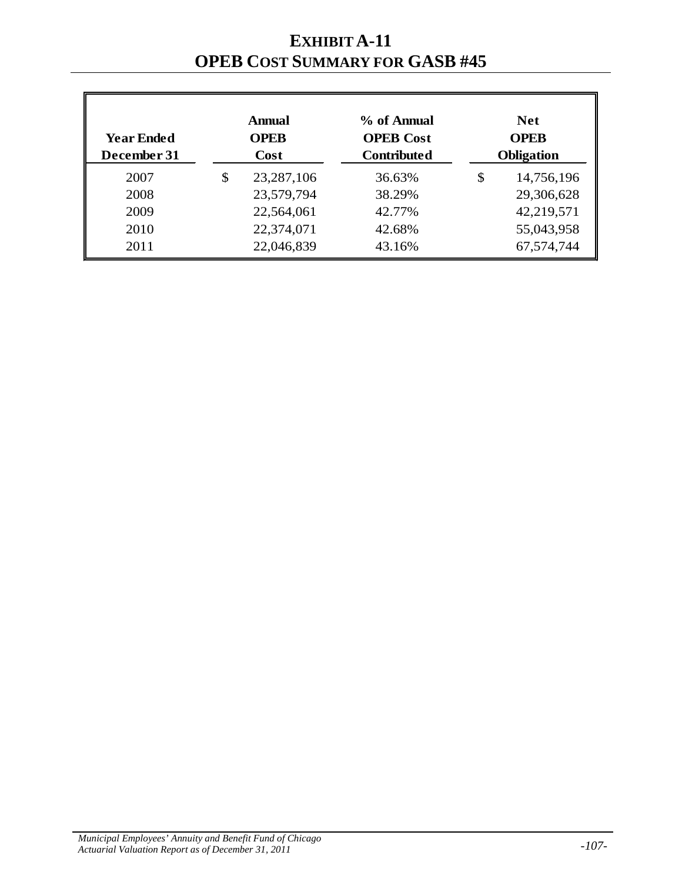# EXHIBIT A-11
# OPEB COST SUMMARY FOR GASB #45

| Year Ended December 31 | Annual OPEB Cost | % of Annual OPEB Cost Contributed | Net OPEB Obligation |
|---|---|---|---|
| 2007 | $ 23,287,106 | 36.63% | $ 14,756,196 |
| 2008 | 23,579,794 | 38.29% | 29,306,628 |
| 2009 | 22,564,061 | 42.77% | 42,219,571 |
| 2010 | 22,374,071 | 42.68% | 55,043,958 |
| 2011 | 22,046,839 | 43.16% | 67,574,744 |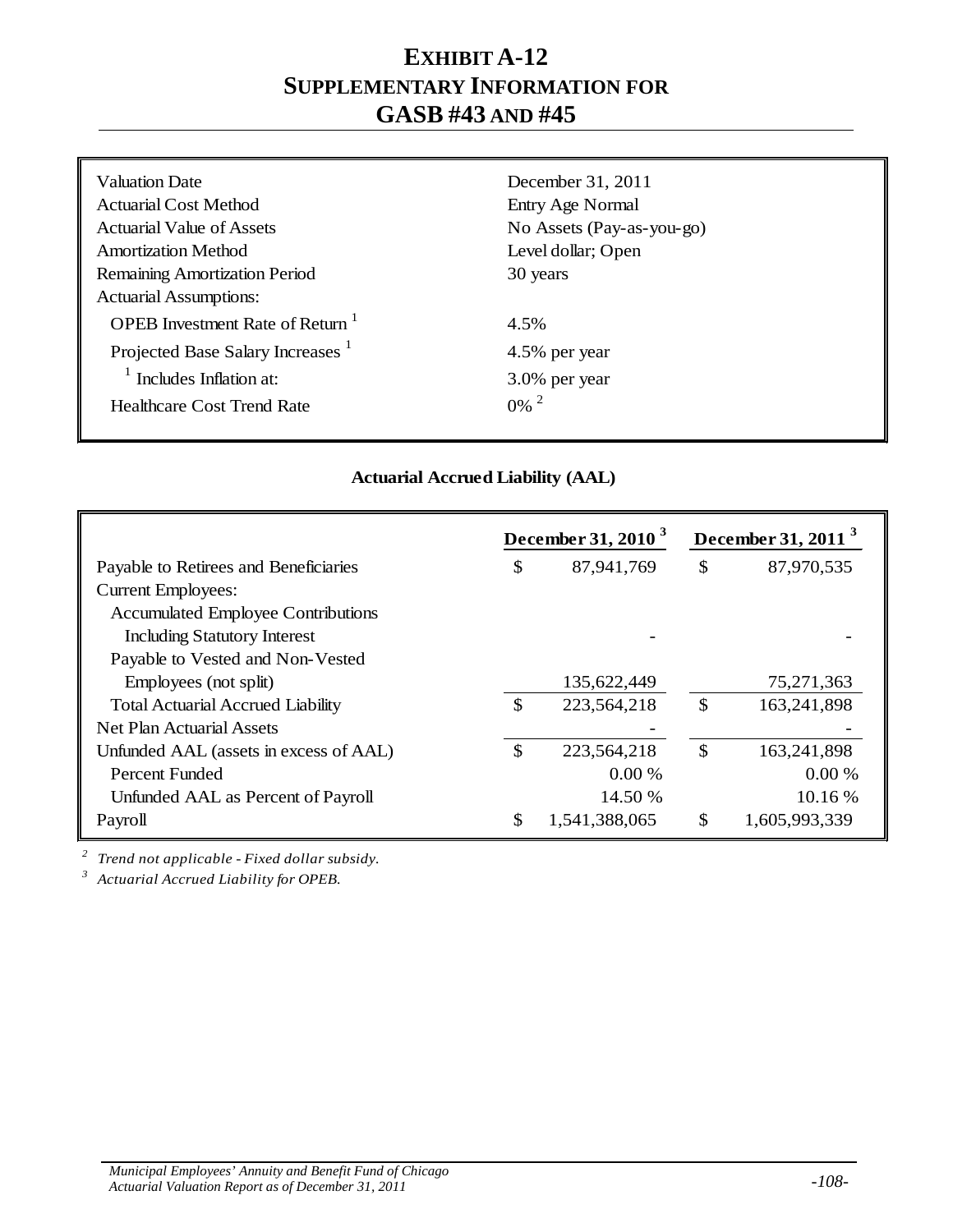# EXHIBIT A-12
# SUPPLEMENTARY INFORMATION FOR GASB #43 AND #45

| | |
|---|---|
| Valuation Date | December 31, 2011 |
| Actuarial Cost Method | Entry Age Normal |
| Actuarial Value of Assets | No Assets (Pay-as-you-go) |
| Amortization Method | Level dollar; Open |
| Remaining Amortization Period | 30 years |
| Actuarial Assumptions: | |
| OPEB Investment Rate of Return [1] | 4.5% |
| Projected Base Salary Increases [1] | 4.5% per year |
| [1] Includes Inflation at: | 3.0% per year |
| Healthcare Cost Trend Rate | 0% [2] |

**Actuarial Accrued Liability (AAL)**

| | December 31, 2010 [3] | December 31, 2011 [3] |
|---|---|---|
| Payable to Retirees and Beneficiaries | $ 87,941,769 | $ 87,970,535 |
| Current Employees: | | |
| Accumulated Employee Contributions Including Statutory Interest | - | - |
| Payable to Vested and Non-Vested Employees (not split) | 135,622,449 | 75,271,363 |
| Total Actuarial Accrued Liability | $ 223,564,218 | $ 163,241,898 |
| Net Plan Actuarial Assets | - | - |
| Unfunded AAL (assets in excess of AAL) | $ 223,564,218 | $ 163,241,898 |
| Percent Funded | 0.00 % | 0.00 % |
| Unfunded AAL as Percent of Payroll | 14.50 % | 10.16 % |
| Payroll | $ 1,541,388,065 | $ 1,605,993,339 |

*[2] Trend not applicable - Fixed dollar subsidy.*

*[3] Actuarial Accrued Liability for OPEB.*